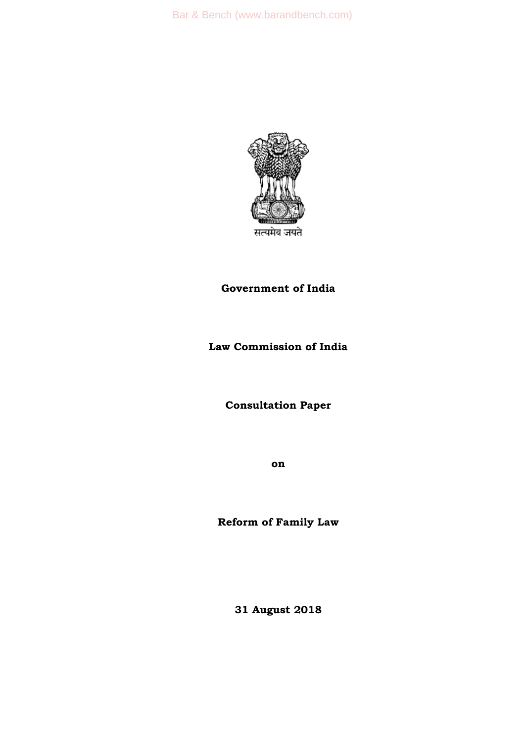सत्यमेव जयते

**Government of India**

**Law Commission of India**

**Consultation Paper**

**on**

**Reform of Family Law**

**31 August 2018**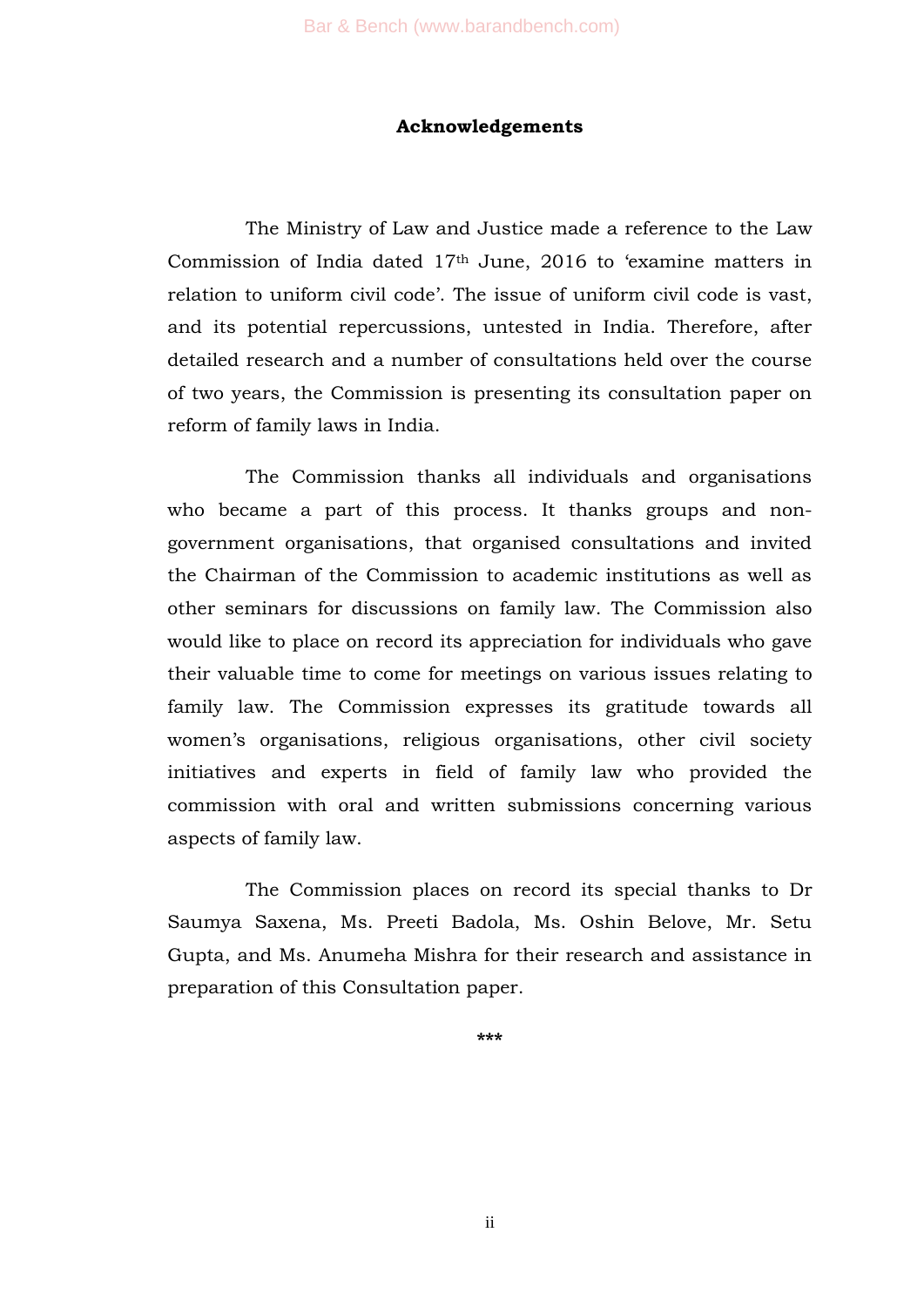## Acknowledgements

The Ministry of Law and Justice made a reference to the Law Commission of India dated 17th June, 2016 to 'examine matters in relation to uniform civil code'. The issue of uniform civil code is vast, and its potential repercussions, untested in India. Therefore, after detailed research and a number of consultations held over the course of two years, the Commission is presenting its consultation paper on reform of family laws in India.

The Commission thanks all individuals and organisations who became a part of this process. It thanks groups and non-government organisations, that organised consultations and invited the Chairman of the Commission to academic institutions as well as other seminars for discussions on family law. The Commission also would like to place on record its appreciation for individuals who gave their valuable time to come for meetings on various issues relating to family law. The Commission expresses its gratitude towards all women's organisations, religious organisations, other civil society initiatives and experts in field of family law who provided the commission with oral and written submissions concerning various aspects of family law.

The Commission places on record its special thanks to Dr Saumya Saxena, Ms. Preeti Badola, Ms. Oshin Belove, Mr. Setu Gupta, and Ms. Anumeha Mishra for their research and assistance in preparation of this Consultation paper.

***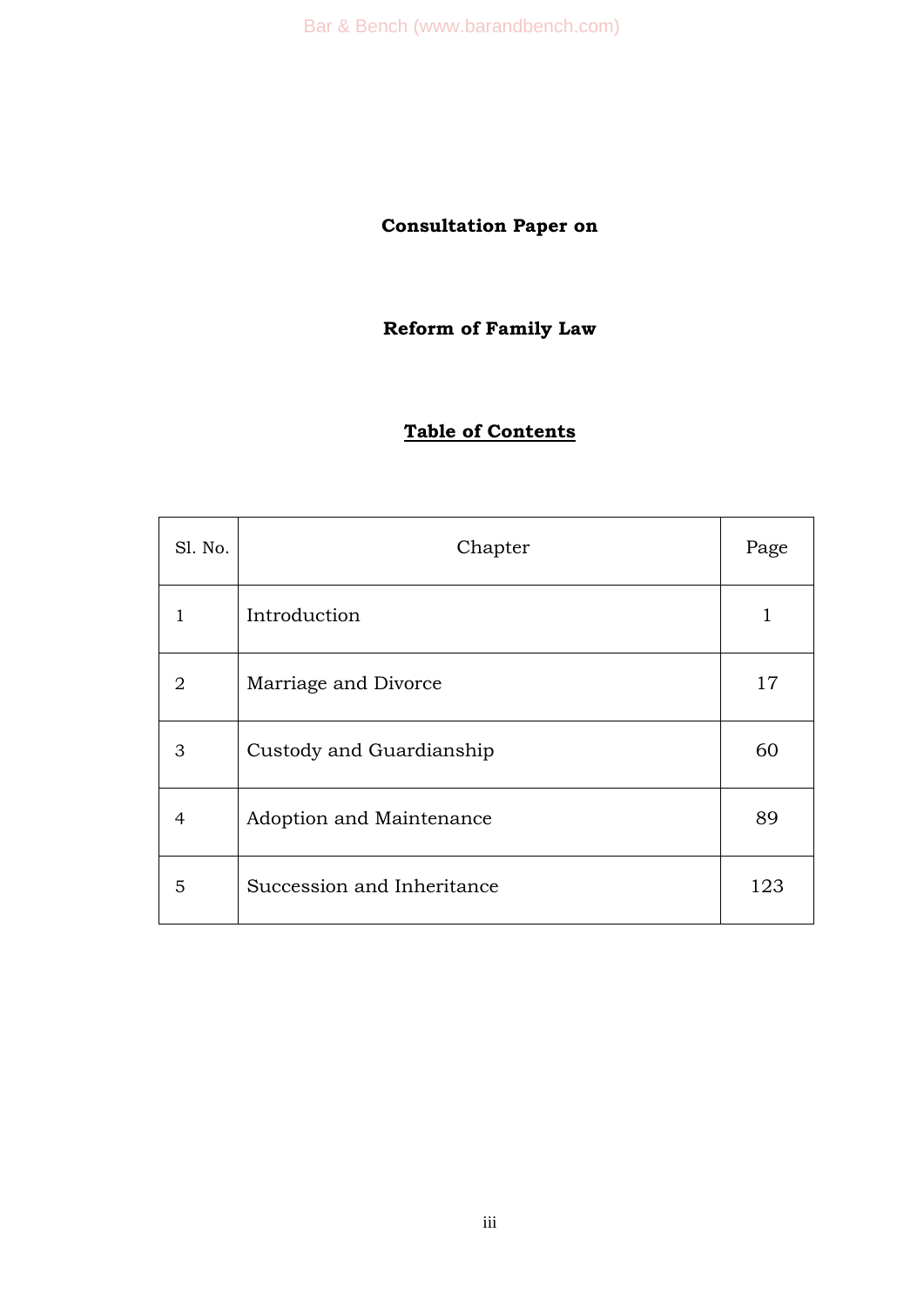**Consultation Paper on**

**Reform of Family Law**

## Table of Contents

| Sl. No. | Chapter | Page |
|---|---|---|
| 1 | Introduction | 1 |
| 2 | Marriage and Divorce | 17 |
| 3 | Custody and Guardianship | 60 |
| 4 | Adoption and Maintenance | 89 |
| 5 | Succession and Inheritance | 123 |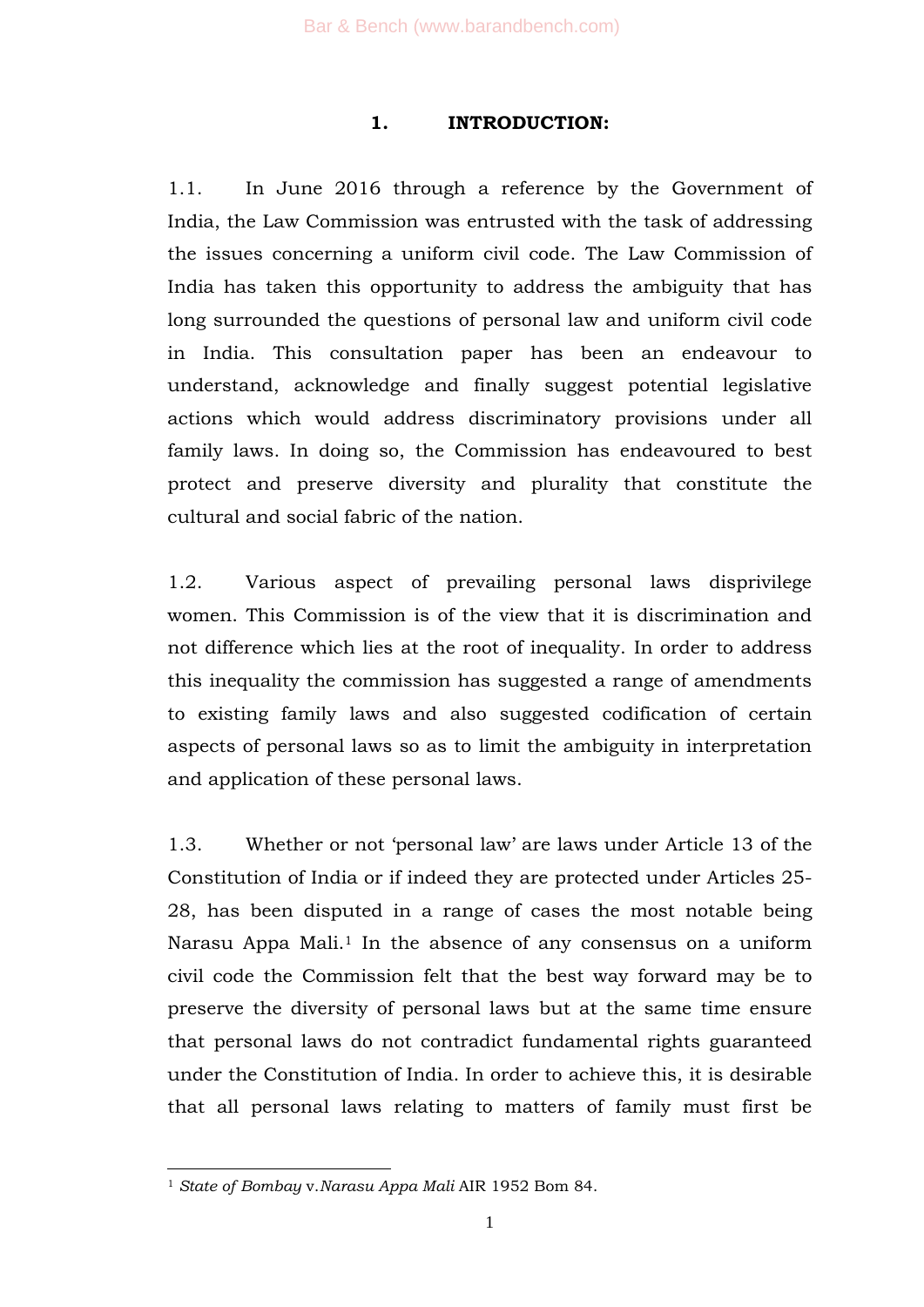## 1. INTRODUCTION:

1.1. In June 2016 through a reference by the Government of India, the Law Commission was entrusted with the task of addressing the issues concerning a uniform civil code. The Law Commission of India has taken this opportunity to address the ambiguity that has long surrounded the questions of personal law and uniform civil code in India. This consultation paper has been an endeavour to understand, acknowledge and finally suggest potential legislative actions which would address discriminatory provisions under all family laws. In doing so, the Commission has endeavoured to best protect and preserve diversity and plurality that constitute the cultural and social fabric of the nation.

1.2. Various aspect of prevailing personal laws disprivilege women. This Commission is of the view that it is discrimination and not difference which lies at the root of inequality. In order to address this inequality the commission has suggested a range of amendments to existing family laws and also suggested codification of certain aspects of personal laws so as to limit the ambiguity in interpretation and application of these personal laws.

1.3. Whether or not 'personal law' are laws under Article 13 of the Constitution of India or if indeed they are protected under Articles 25-28, has been disputed in a range of cases the most notable being Narasu Appa Mali.[1] In the absence of any consensus on a uniform civil code the Commission felt that the best way forward may be to preserve the diversity of personal laws but at the same time ensure that personal laws do not contradict fundamental rights guaranteed under the Constitution of India. In order to achieve this, it is desirable that all personal laws relating to matters of family must first be

---

[1] *State of Bombay* v.*Narasu Appa Mali* AIR 1952 Bom 84.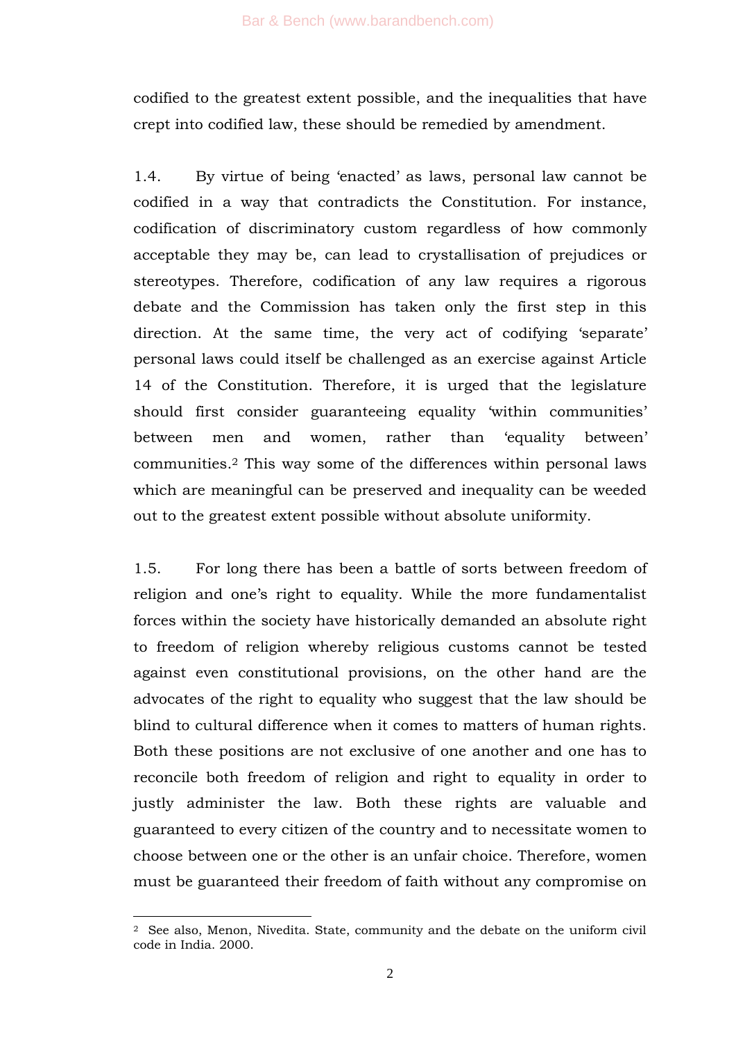codified to the greatest extent possible, and the inequalities that have crept into codified law, these should be remedied by amendment.

1.4. By virtue of being 'enacted' as laws, personal law cannot be codified in a way that contradicts the Constitution. For instance, codification of discriminatory custom regardless of how commonly acceptable they may be, can lead to crystallisation of prejudices or stereotypes. Therefore, codification of any law requires a rigorous debate and the Commission has taken only the first step in this direction. At the same time, the very act of codifying 'separate' personal laws could itself be challenged as an exercise against Article 14 of the Constitution. Therefore, it is urged that the legislature should first consider guaranteeing equality 'within communities' between men and women, rather than 'equality between' communities.[2] This way some of the differences within personal laws which are meaningful can be preserved and inequality can be weeded out to the greatest extent possible without absolute uniformity.

1.5. For long there has been a battle of sorts between freedom of religion and one's right to equality. While the more fundamentalist forces within the society have historically demanded an absolute right to freedom of religion whereby religious customs cannot be tested against even constitutional provisions, on the other hand are the advocates of the right to equality who suggest that the law should be blind to cultural difference when it comes to matters of human rights. Both these positions are not exclusive of one another and one has to reconcile both freedom of religion and right to equality in order to justly administer the law. Both these rights are valuable and guaranteed to every citizen of the country and to necessitate women to choose between one or the other is an unfair choice. Therefore, women must be guaranteed their freedom of faith without any compromise on

---

[2] See also, Menon, Nivedita. State, community and the debate on the uniform civil code in India. 2000.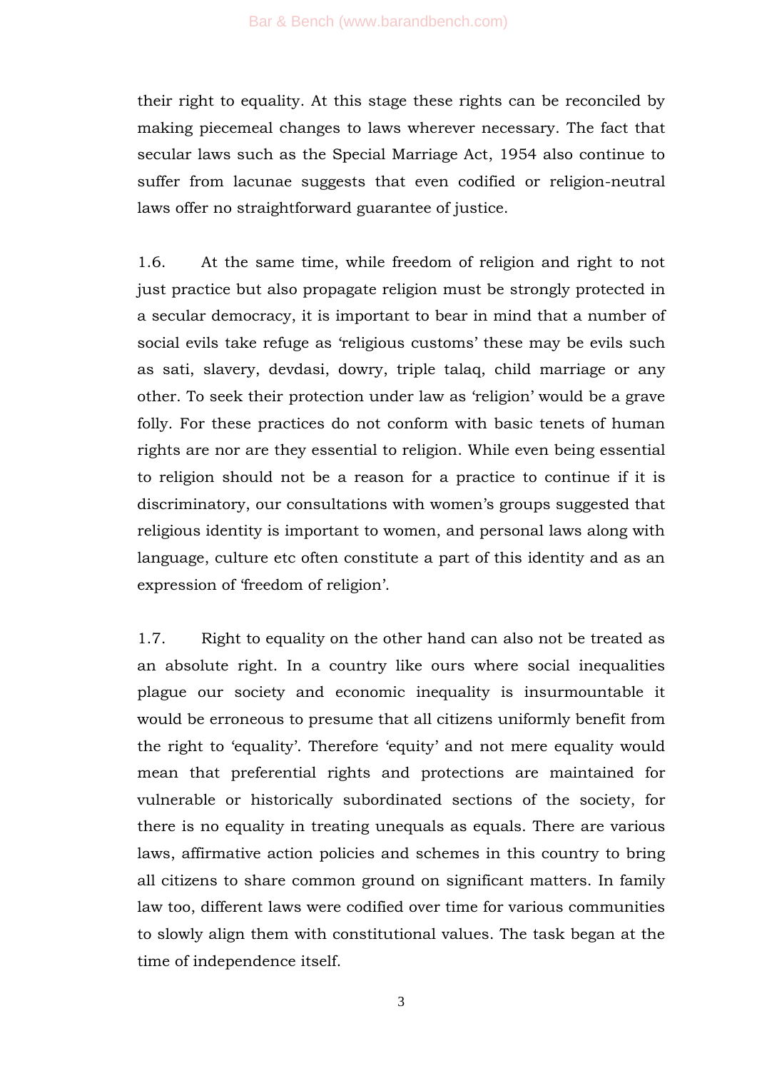their right to equality. At this stage these rights can be reconciled by making piecemeal changes to laws wherever necessary. The fact that secular laws such as the Special Marriage Act, 1954 also continue to suffer from lacunae suggests that even codified or religion-neutral laws offer no straightforward guarantee of justice.

1.6. At the same time, while freedom of religion and right to not just practice but also propagate religion must be strongly protected in a secular democracy, it is important to bear in mind that a number of social evils take refuge as 'religious customs' these may be evils such as sati, slavery, devdasi, dowry, triple talaq, child marriage or any other. To seek their protection under law as 'religion' would be a grave folly. For these practices do not conform with basic tenets of human rights are nor are they essential to religion. While even being essential to religion should not be a reason for a practice to continue if it is discriminatory, our consultations with women's groups suggested that religious identity is important to women, and personal laws along with language, culture etc often constitute a part of this identity and as an expression of 'freedom of religion'.

1.7. Right to equality on the other hand can also not be treated as an absolute right. In a country like ours where social inequalities plague our society and economic inequality is insurmountable it would be erroneous to presume that all citizens uniformly benefit from the right to 'equality'. Therefore 'equity' and not mere equality would mean that preferential rights and protections are maintained for vulnerable or historically subordinated sections of the society, for there is no equality in treating unequals as equals. There are various laws, affirmative action policies and schemes in this country to bring all citizens to share common ground on significant matters. In family law too, different laws were codified over time for various communities to slowly align them with constitutional values. The task began at the time of independence itself.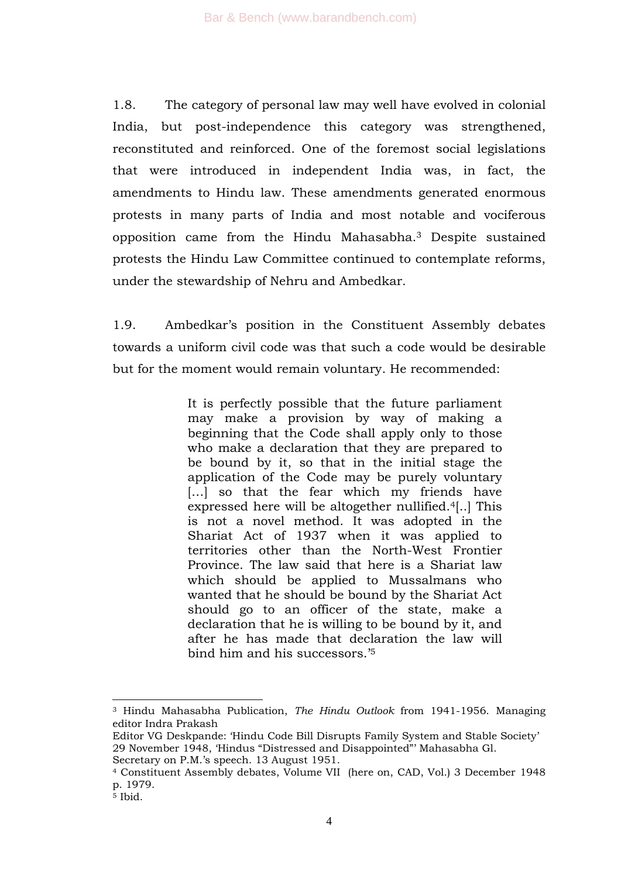1.8. The category of personal law may well have evolved in colonial India, but post-independence this category was strengthened, reconstituted and reinforced. One of the foremost social legislations that were introduced in independent India was, in fact, the amendments to Hindu law. These amendments generated enormous protests in many parts of India and most notable and vociferous opposition came from the Hindu Mahasabha.[3] Despite sustained protests the Hindu Law Committee continued to contemplate reforms, under the stewardship of Nehru and Ambedkar.

1.9. Ambedkar's position in the Constituent Assembly debates towards a uniform civil code was that such a code would be desirable but for the moment would remain voluntary. He recommended:

> It is perfectly possible that the future parliament may make a provision by way of making a beginning that the Code shall apply only to those who make a declaration that they are prepared to be bound by it, so that in the initial stage the application of the Code may be purely voluntary [...] so that the fear which my friends have expressed here will be altogether nullified.[4][..] This is not a novel method. It was adopted in the Shariat Act of 1937 when it was applied to territories other than the North-West Frontier Province. The law said that here is a Shariat law which should be applied to Mussalmans who wanted that he should be bound by the Shariat Act should go to an officer of the state, make a declaration that he is willing to be bound by it, and after he has made that declaration the law will bind him and his successors.'[5]

---

[3] Hindu Mahasabha Publication, *The Hindu Outlook* from 1941-1956. Managing editor Indra Prakash
Editor VG Deskpande: 'Hindu Code Bill Disrupts Family System and Stable Society' 29 November 1948, 'Hindus "Distressed and Disappointed"' Mahasabha Gl. Secretary on P.M.'s speech. 13 August 1951.

[4] Constituent Assembly debates, Volume VII (here on, CAD, Vol.) 3 December 1948 p. 1979.

[5] Ibid.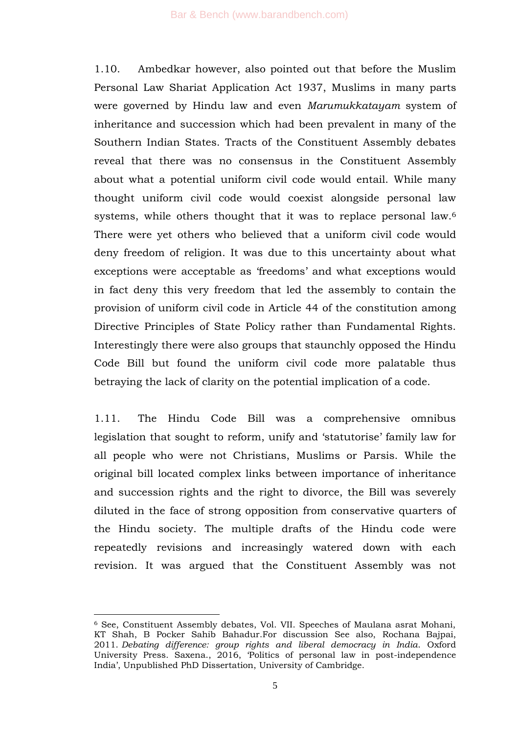1.10. Ambedkar however, also pointed out that before the Muslim Personal Law Shariat Application Act 1937, Muslims in many parts were governed by Hindu law and even *Marumukkatayam* system of inheritance and succession which had been prevalent in many of the Southern Indian States. Tracts of the Constituent Assembly debates reveal that there was no consensus in the Constituent Assembly about what a potential uniform civil code would entail. While many thought uniform civil code would coexist alongside personal law systems, while others thought that it was to replace personal law.[6] There were yet others who believed that a uniform civil code would deny freedom of religion. It was due to this uncertainty about what exceptions were acceptable as 'freedoms' and what exceptions would in fact deny this very freedom that led the assembly to contain the provision of uniform civil code in Article 44 of the constitution among Directive Principles of State Policy rather than Fundamental Rights. Interestingly there were also groups that staunchly opposed the Hindu Code Bill but found the uniform civil code more palatable thus betraying the lack of clarity on the potential implication of a code.

1.11. The Hindu Code Bill was a comprehensive omnibus legislation that sought to reform, unify and 'statutorise' family law for all people who were not Christians, Muslims or Parsis. While the original bill located complex links between importance of inheritance and succession rights and the right to divorce, the Bill was severely diluted in the face of strong opposition from conservative quarters of the Hindu society. The multiple drafts of the Hindu code were repeatedly revisions and increasingly watered down with each revision. It was argued that the Constituent Assembly was not

---

[6] See, Constituent Assembly debates, Vol. VII. Speeches of Maulana asrat Mohani, KT Shah, B Pocker Sahib Bahadur.For discussion See also, Rochana Bajpai, 2011. *Debating difference: group rights and liberal democracy in India*. Oxford University Press. Saxena., 2016, 'Politics of personal law in post-independence India', Unpublished PhD Dissertation, University of Cambridge.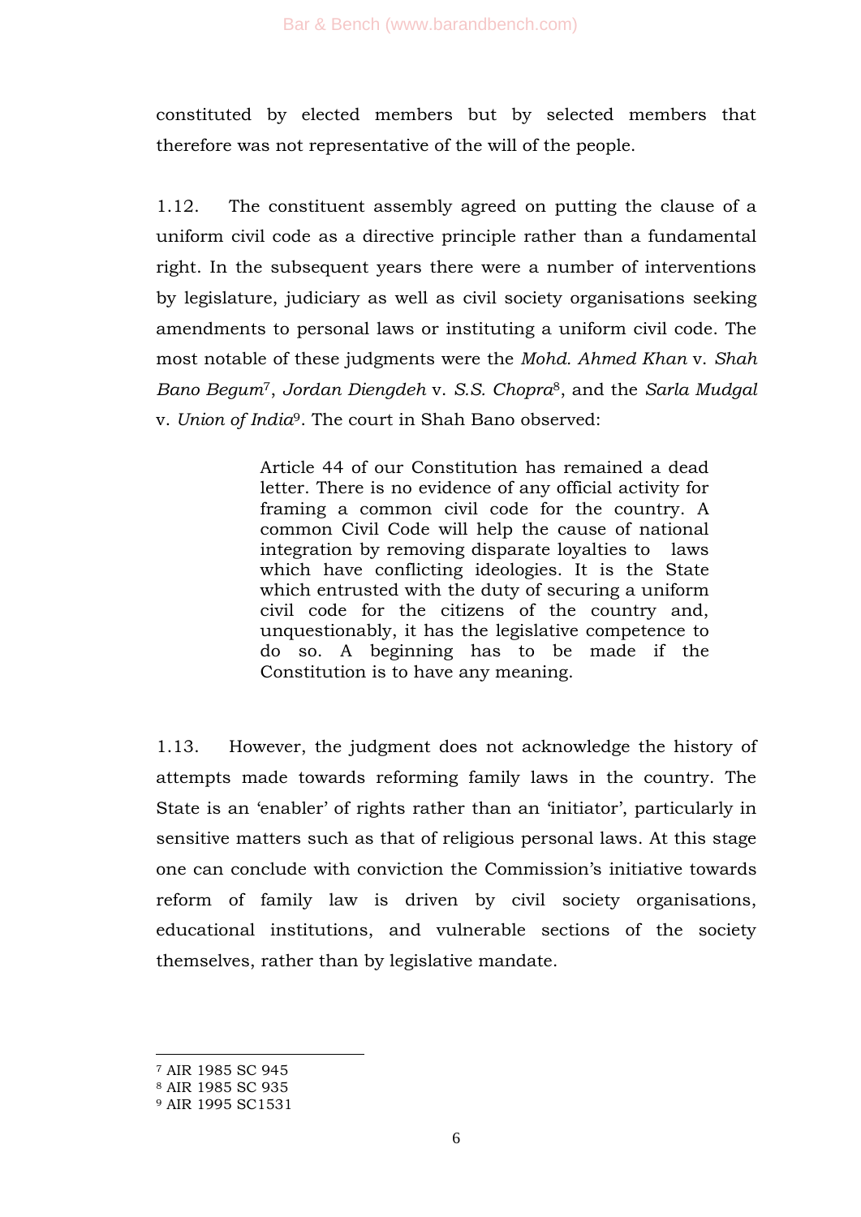constituted by elected members but by selected members that therefore was not representative of the will of the people.

1.12. The constituent assembly agreed on putting the clause of a uniform civil code as a directive principle rather than a fundamental right. In the subsequent years there were a number of interventions by legislature, judiciary as well as civil society organisations seeking amendments to personal laws or instituting a uniform civil code. The most notable of these judgments were the *Mohd. Ahmed Khan* v. *Shah Bano Begum*[7], *Jordan Diengdeh* v. *S.S. Chopra*[8], and the *Sarla Mudgal* v. *Union of India*[9]. The court in Shah Bano observed:

> Article 44 of our Constitution has remained a dead letter. There is no evidence of any official activity for framing a common civil code for the country. A common Civil Code will help the cause of national integration by removing disparate loyalties to laws which have conflicting ideologies. It is the State which entrusted with the duty of securing a uniform civil code for the citizens of the country and, unquestionably, it has the legislative competence to do so. A beginning has to be made if the Constitution is to have any meaning.

1.13. However, the judgment does not acknowledge the history of attempts made towards reforming family laws in the country. The State is an 'enabler' of rights rather than an 'initiator', particularly in sensitive matters such as that of religious personal laws. At this stage one can conclude with conviction the Commission's initiative towards reform of family law is driven by civil society organisations, educational institutions, and vulnerable sections of the society themselves, rather than by legislative mandate.

---

[7] AIR 1985 SC 945

[8] AIR 1985 SC 935

[9] AIR 1995 SC1531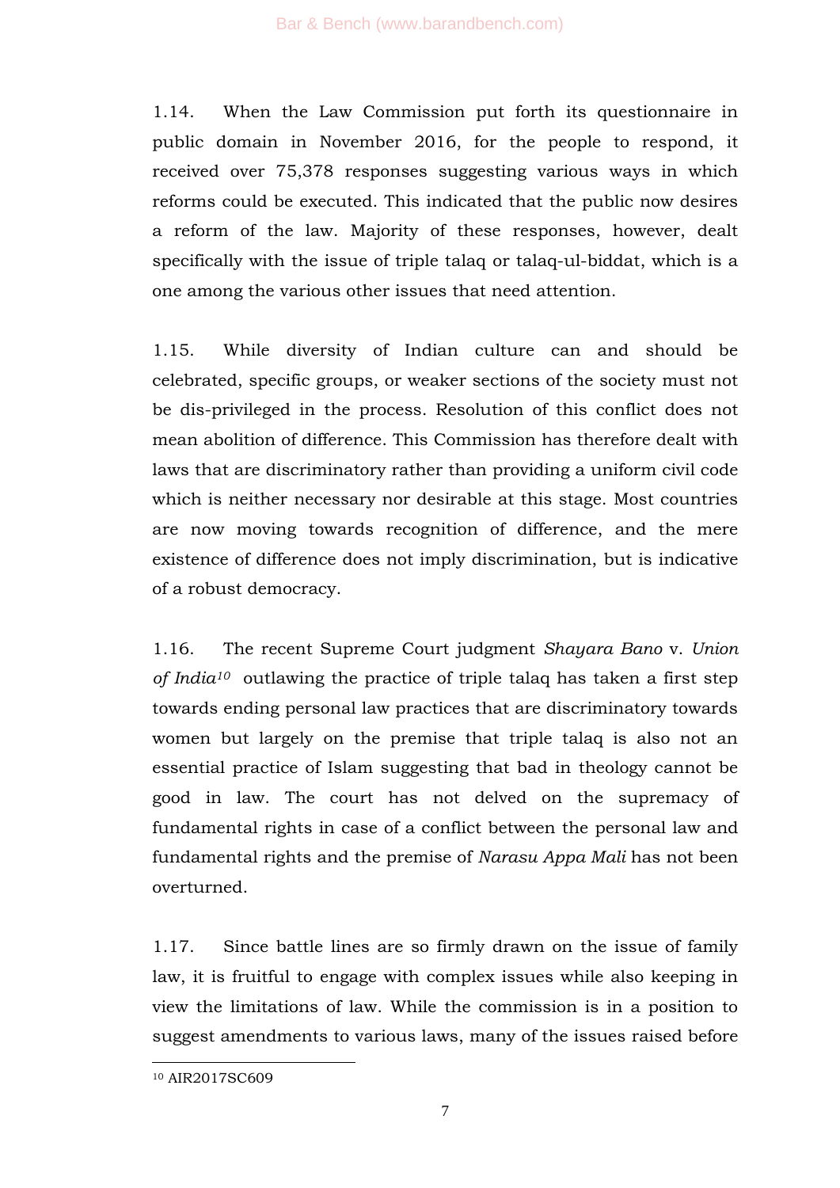1.14. When the Law Commission put forth its questionnaire in public domain in November 2016, for the people to respond, it received over 75,378 responses suggesting various ways in which reforms could be executed. This indicated that the public now desires a reform of the law. Majority of these responses, however, dealt specifically with the issue of triple talaq or talaq-ul-biddat, which is a one among the various other issues that need attention.

1.15. While diversity of Indian culture can and should be celebrated, specific groups, or weaker sections of the society must not be dis-privileged in the process. Resolution of this conflict does not mean abolition of difference. This Commission has therefore dealt with laws that are discriminatory rather than providing a uniform civil code which is neither necessary nor desirable at this stage. Most countries are now moving towards recognition of difference, and the mere existence of difference does not imply discrimination, but is indicative of a robust democracy.

1.16. The recent Supreme Court judgment *Shayara Bano* v. *Union of India*[10] outlawing the practice of triple talaq has taken a first step towards ending personal law practices that are discriminatory towards women but largely on the premise that triple talaq is also not an essential practice of Islam suggesting that bad in theology cannot be good in law. The court has not delved on the supremacy of fundamental rights in case of a conflict between the personal law and fundamental rights and the premise of *Narasu Appa Mali* has not been overturned.

1.17. Since battle lines are so firmly drawn on the issue of family law, it is fruitful to engage with complex issues while also keeping in view the limitations of law. While the commission is in a position to suggest amendments to various laws, many of the issues raised before

---

[10] AIR2017SC609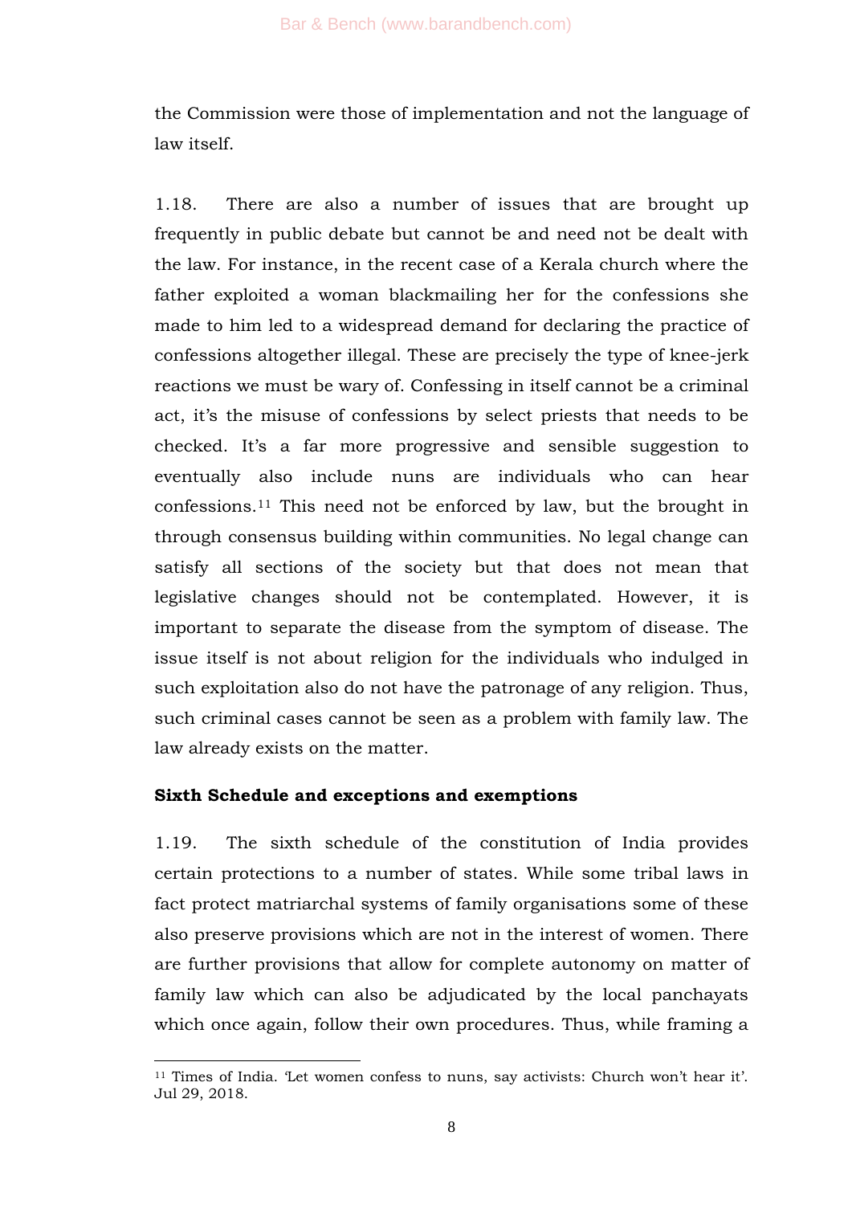the Commission were those of implementation and not the language of law itself.

1.18. There are also a number of issues that are brought up frequently in public debate but cannot be and need not be dealt with the law. For instance, in the recent case of a Kerala church where the father exploited a woman blackmailing her for the confessions she made to him led to a widespread demand for declaring the practice of confessions altogether illegal. These are precisely the type of knee-jerk reactions we must be wary of. Confessing in itself cannot be a criminal act, it's the misuse of confessions by select priests that needs to be checked. It's a far more progressive and sensible suggestion to eventually also include nuns are individuals who can hear confessions.[11] This need not be enforced by law, but the brought in through consensus building within communities. No legal change can satisfy all sections of the society but that does not mean that legislative changes should not be contemplated. However, it is important to separate the disease from the symptom of disease. The issue itself is not about religion for the individuals who indulged in such exploitation also do not have the patronage of any religion. Thus, such criminal cases cannot be seen as a problem with family law. The law already exists on the matter.

**Sixth Schedule and exceptions and exemptions**

1.19. The sixth schedule of the constitution of India provides certain protections to a number of states. While some tribal laws in fact protect matriarchal systems of family organisations some of these also preserve provisions which are not in the interest of women. There are further provisions that allow for complete autonomy on matter of family law which can also be adjudicated by the local panchayats which once again, follow their own procedures. Thus, while framing a

---

[11] Times of India. 'Let women confess to nuns, say activists: Church won't hear it'. Jul 29, 2018.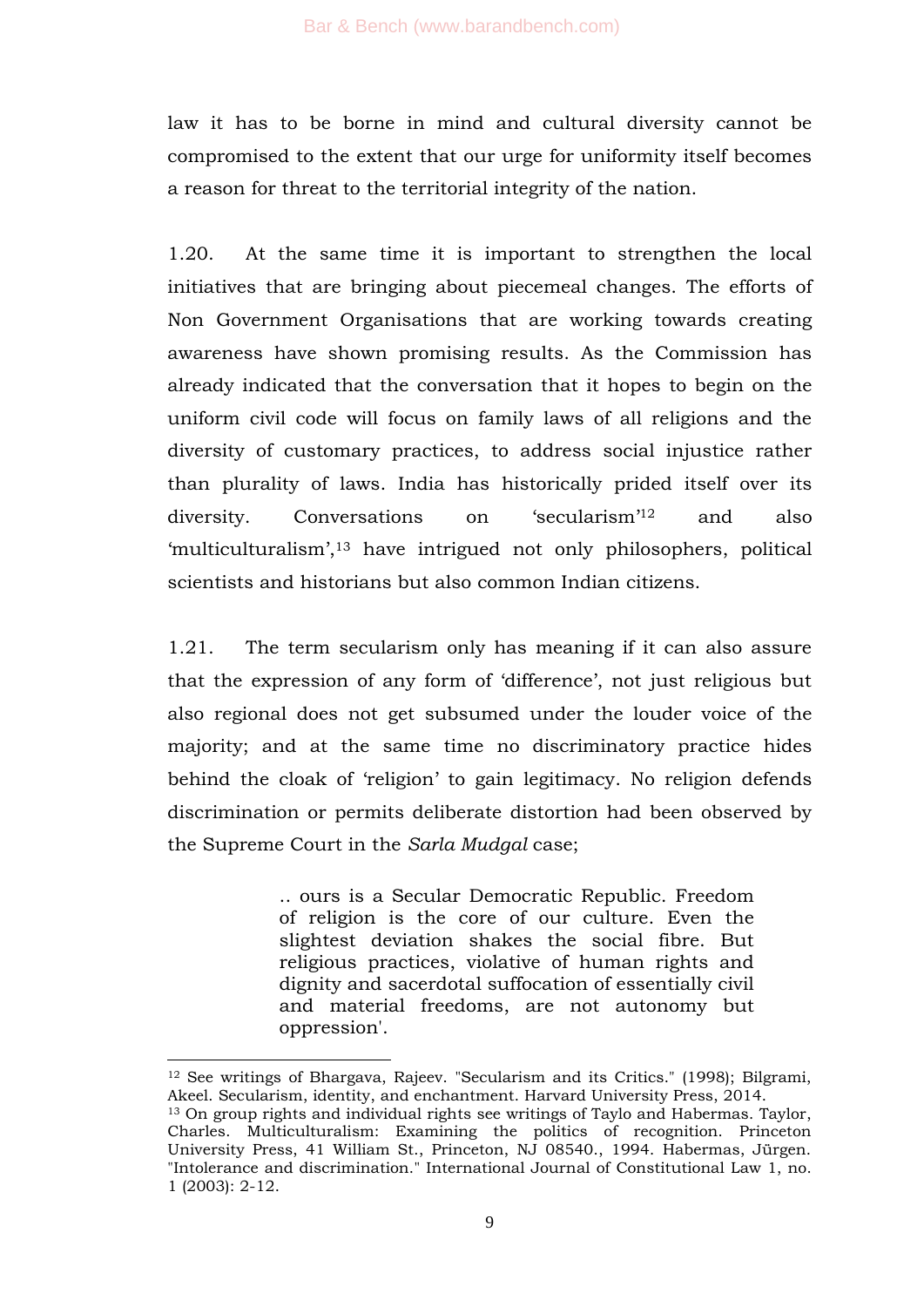law it has to be borne in mind and cultural diversity cannot be compromised to the extent that our urge for uniformity itself becomes a reason for threat to the territorial integrity of the nation.

1.20. At the same time it is important to strengthen the local initiatives that are bringing about piecemeal changes. The efforts of Non Government Organisations that are working towards creating awareness have shown promising results. As the Commission has already indicated that the conversation that it hopes to begin on the uniform civil code will focus on family laws of all religions and the diversity of customary practices, to address social injustice rather than plurality of laws. India has historically prided itself over its diversity. Conversations on 'secularism'[12] and also 'multiculturalism',[13] have intrigued not only philosophers, political scientists and historians but also common Indian citizens.

1.21. The term secularism only has meaning if it can also assure that the expression of any form of 'difference', not just religious but also regional does not get subsumed under the louder voice of the majority; and at the same time no discriminatory practice hides behind the cloak of 'religion' to gain legitimacy. No religion defends discrimination or permits deliberate distortion had been observed by the Supreme Court in the *Sarla Mudgal* case;

> .. ours is a Secular Democratic Republic. Freedom of religion is the core of our culture. Even the slightest deviation shakes the social fibre. But religious practices, violative of human rights and dignity and sacerdotal suffocation of essentially civil and material freedoms, are not autonomy but oppression'.

---

[12] See writings of Bhargava, Rajeev. "Secularism and its Critics." (1998); Bilgrami, Akeel. Secularism, identity, and enchantment. Harvard University Press, 2014.

[13] On group rights and individual rights see writings of Taylo and Habermas. Taylor, Charles. Multiculturalism: Examining the politics of recognition. Princeton University Press, 41 William St., Princeton, NJ 08540., 1994. Habermas, Jürgen. "Intolerance and discrimination." International Journal of Constitutional Law 1, no. 1 (2003): 2-12.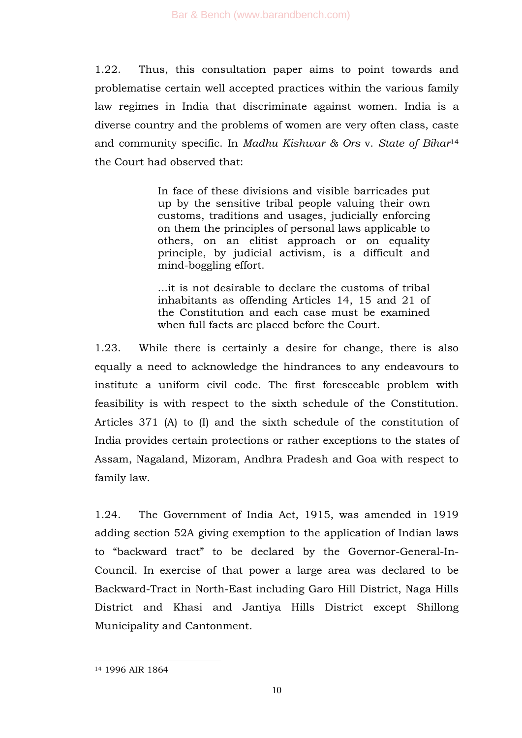1.22. Thus, this consultation paper aims to point towards and problematise certain well accepted practices within the various family law regimes in India that discriminate against women. India is a diverse country and the problems of women are very often class, caste and community specific. In *Madhu Kishwar & Ors* v. *State of Bihar*[14] the Court had observed that:

> In face of these divisions and visible barricades put up by the sensitive tribal people valuing their own customs, traditions and usages, judicially enforcing on them the principles of personal laws applicable to others, on an elitist approach or on equality principle, by judicial activism, is a difficult and mind-boggling effort.
>
> ...it is not desirable to declare the customs of tribal inhabitants as offending Articles 14, 15 and 21 of the Constitution and each case must be examined when full facts are placed before the Court.

1.23. While there is certainly a desire for change, there is also equally a need to acknowledge the hindrances to any endeavours to institute a uniform civil code. The first foreseeable problem with feasibility is with respect to the sixth schedule of the Constitution. Articles 371 (A) to (I) and the sixth schedule of the constitution of India provides certain protections or rather exceptions to the states of Assam, Nagaland, Mizoram, Andhra Pradesh and Goa with respect to family law.

1.24. The Government of India Act, 1915, was amended in 1919 adding section 52A giving exemption to the application of Indian laws to "backward tract" to be declared by the Governor-General-In-Council. In exercise of that power a large area was declared to be Backward-Tract in North-East including Garo Hill District, Naga Hills District and Khasi and Jantiya Hills District except Shillong Municipality and Cantonment.

---

[14] 1996 AIR 1864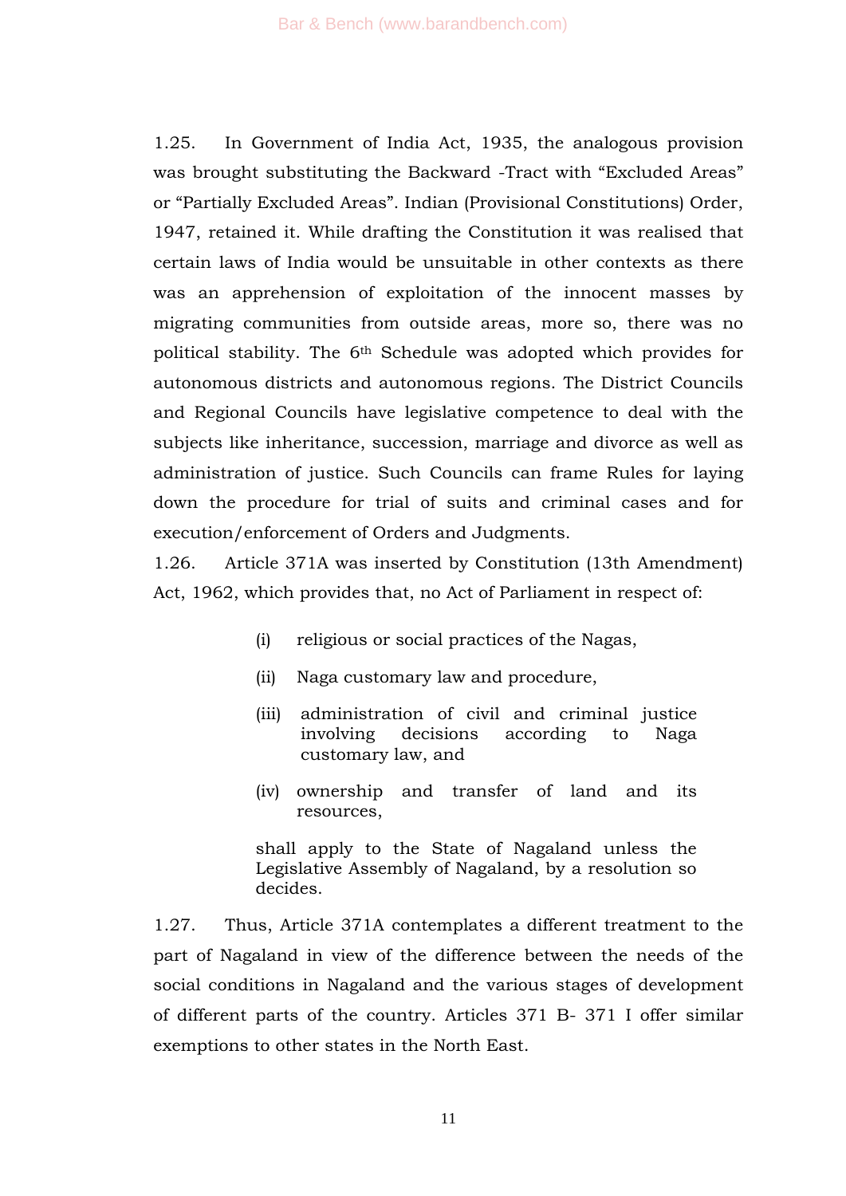1.25. In Government of India Act, 1935, the analogous provision was brought substituting the Backward -Tract with "Excluded Areas" or "Partially Excluded Areas". Indian (Provisional Constitutions) Order, 1947, retained it. While drafting the Constitution it was realised that certain laws of India would be unsuitable in other contexts as there was an apprehension of exploitation of the innocent masses by migrating communities from outside areas, more so, there was no political stability. The 6th Schedule was adopted which provides for autonomous districts and autonomous regions. The District Councils and Regional Councils have legislative competence to deal with the subjects like inheritance, succession, marriage and divorce as well as administration of justice. Such Councils can frame Rules for laying down the procedure for trial of suits and criminal cases and for execution/enforcement of Orders and Judgments.

1.26. Article 371A was inserted by Constitution (13th Amendment) Act, 1962, which provides that, no Act of Parliament in respect of:

> (i) religious or social practices of the Nagas,
>
> (ii) Naga customary law and procedure,
>
> (iii) administration of civil and criminal justice involving decisions according to Naga customary law, and
>
> (iv) ownership and transfer of land and its resources,
>
> shall apply to the State of Nagaland unless the Legislative Assembly of Nagaland, by a resolution so decides.

1.27. Thus, Article 371A contemplates a different treatment to the part of Nagaland in view of the difference between the needs of the social conditions in Nagaland and the various stages of development of different parts of the country. Articles 371 B- 371 I offer similar exemptions to other states in the North East.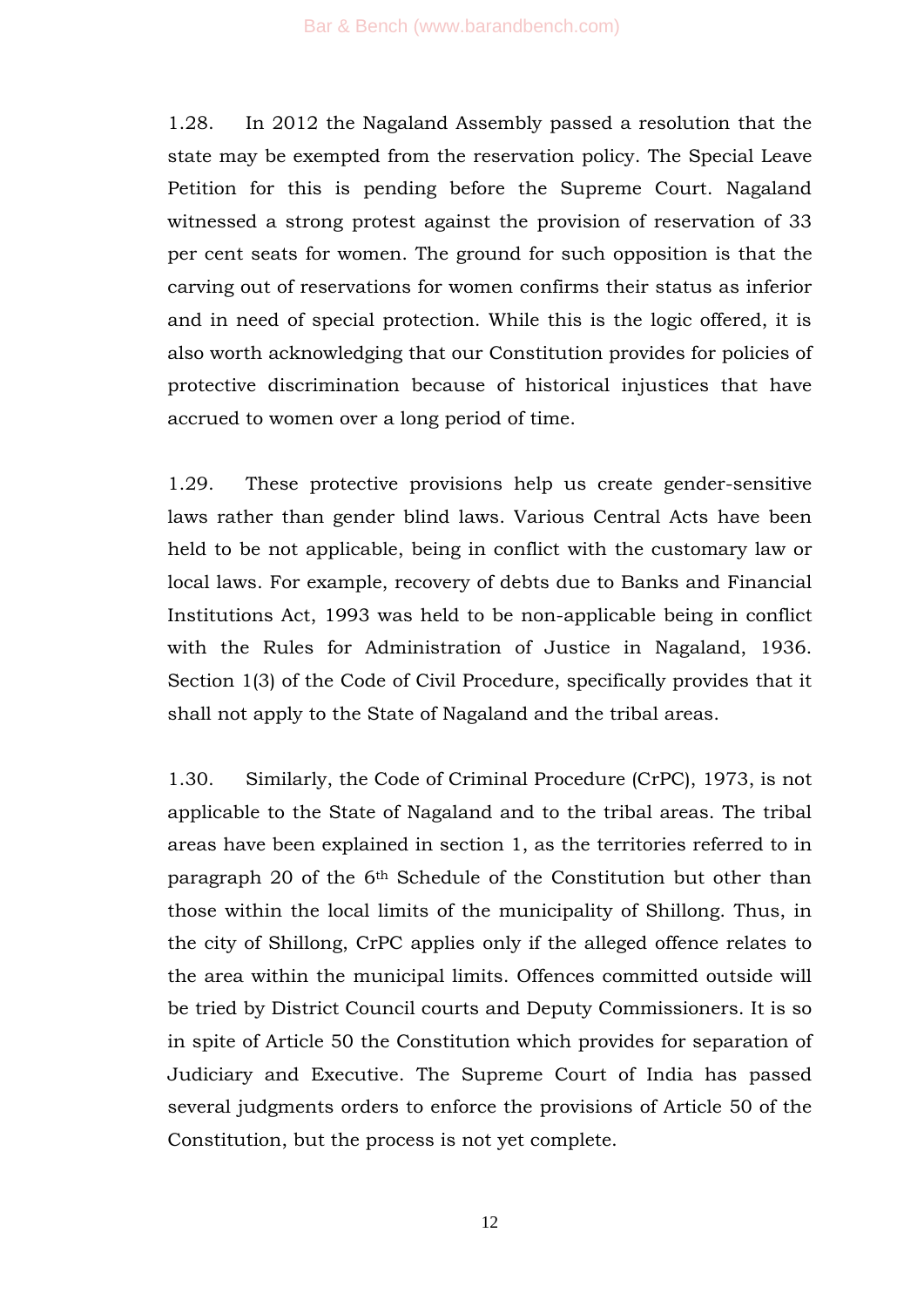1.28. In 2012 the Nagaland Assembly passed a resolution that the state may be exempted from the reservation policy. The Special Leave Petition for this is pending before the Supreme Court. Nagaland witnessed a strong protest against the provision of reservation of 33 per cent seats for women. The ground for such opposition is that the carving out of reservations for women confirms their status as inferior and in need of special protection. While this is the logic offered, it is also worth acknowledging that our Constitution provides for policies of protective discrimination because of historical injustices that have accrued to women over a long period of time.

1.29. These protective provisions help us create gender-sensitive laws rather than gender blind laws. Various Central Acts have been held to be not applicable, being in conflict with the customary law or local laws. For example, recovery of debts due to Banks and Financial Institutions Act, 1993 was held to be non-applicable being in conflict with the Rules for Administration of Justice in Nagaland, 1936. Section 1(3) of the Code of Civil Procedure, specifically provides that it shall not apply to the State of Nagaland and the tribal areas.

1.30. Similarly, the Code of Criminal Procedure (CrPC), 1973, is not applicable to the State of Nagaland and to the tribal areas. The tribal areas have been explained in section 1, as the territories referred to in paragraph 20 of the 6th Schedule of the Constitution but other than those within the local limits of the municipality of Shillong. Thus, in the city of Shillong, CrPC applies only if the alleged offence relates to the area within the municipal limits. Offences committed outside will be tried by District Council courts and Deputy Commissioners. It is so in spite of Article 50 the Constitution which provides for separation of Judiciary and Executive. The Supreme Court of India has passed several judgments orders to enforce the provisions of Article 50 of the Constitution, but the process is not yet complete.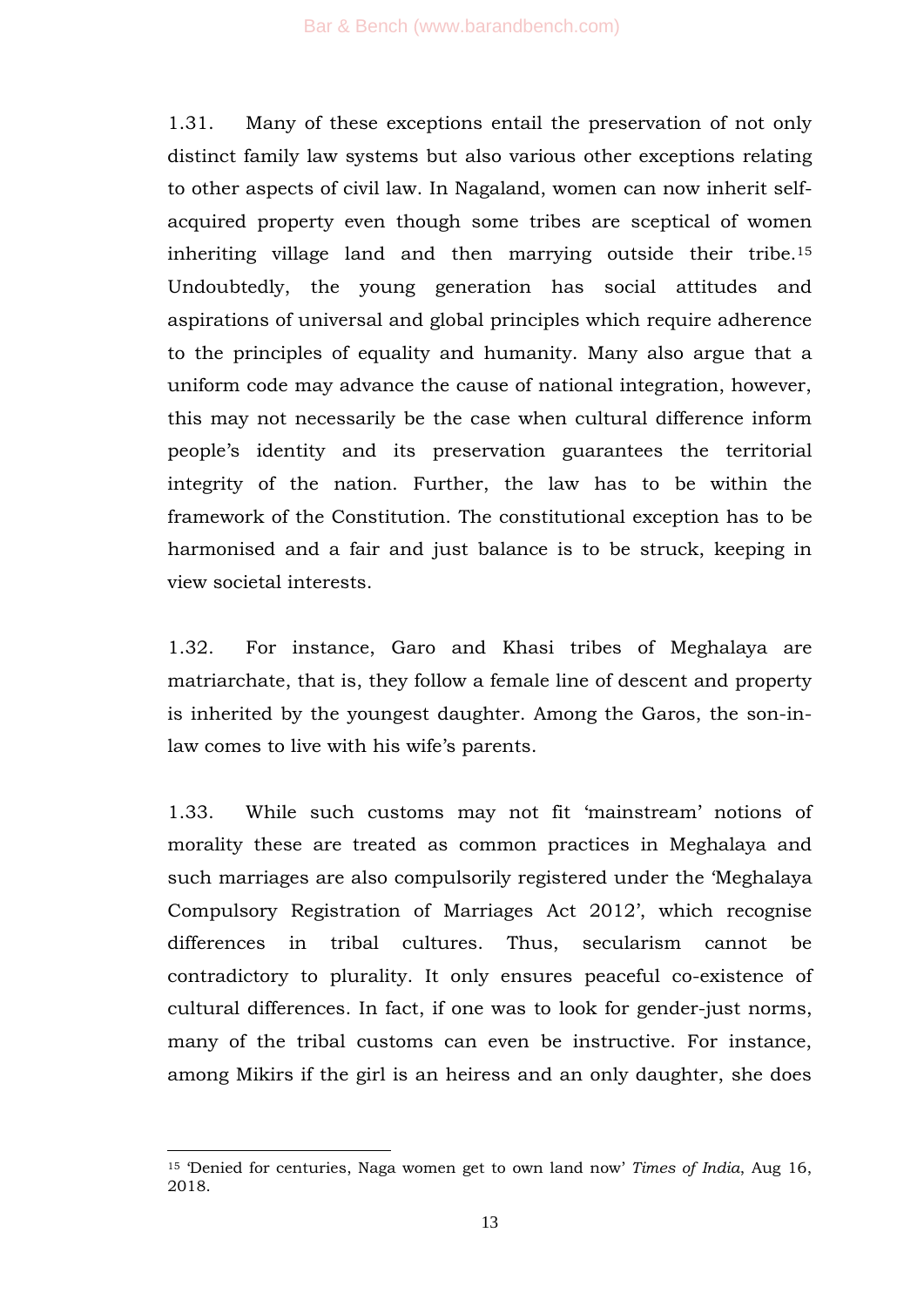1.31. Many of these exceptions entail the preservation of not only distinct family law systems but also various other exceptions relating to other aspects of civil law. In Nagaland, women can now inherit self-acquired property even though some tribes are sceptical of women inheriting village land and then marrying outside their tribe.[15] Undoubtedly, the young generation has social attitudes and aspirations of universal and global principles which require adherence to the principles of equality and humanity. Many also argue that a uniform code may advance the cause of national integration, however, this may not necessarily be the case when cultural difference inform people's identity and its preservation guarantees the territorial integrity of the nation. Further, the law has to be within the framework of the Constitution. The constitutional exception has to be harmonised and a fair and just balance is to be struck, keeping in view societal interests.

1.32. For instance, Garo and Khasi tribes of Meghalaya are matriarchate, that is, they follow a female line of descent and property is inherited by the youngest daughter. Among the Garos, the son-in-law comes to live with his wife's parents.

1.33. While such customs may not fit 'mainstream' notions of morality these are treated as common practices in Meghalaya and such marriages are also compulsorily registered under the 'Meghalaya Compulsory Registration of Marriages Act 2012', which recognise differences in tribal cultures. Thus, secularism cannot be contradictory to plurality. It only ensures peaceful co-existence of cultural differences. In fact, if one was to look for gender-just norms, many of the tribal customs can even be instructive. For instance, among Mikirs if the girl is an heiress and an only daughter, she does

---

[15] 'Denied for centuries, Naga women get to own land now' *Times of India*, Aug 16, 2018.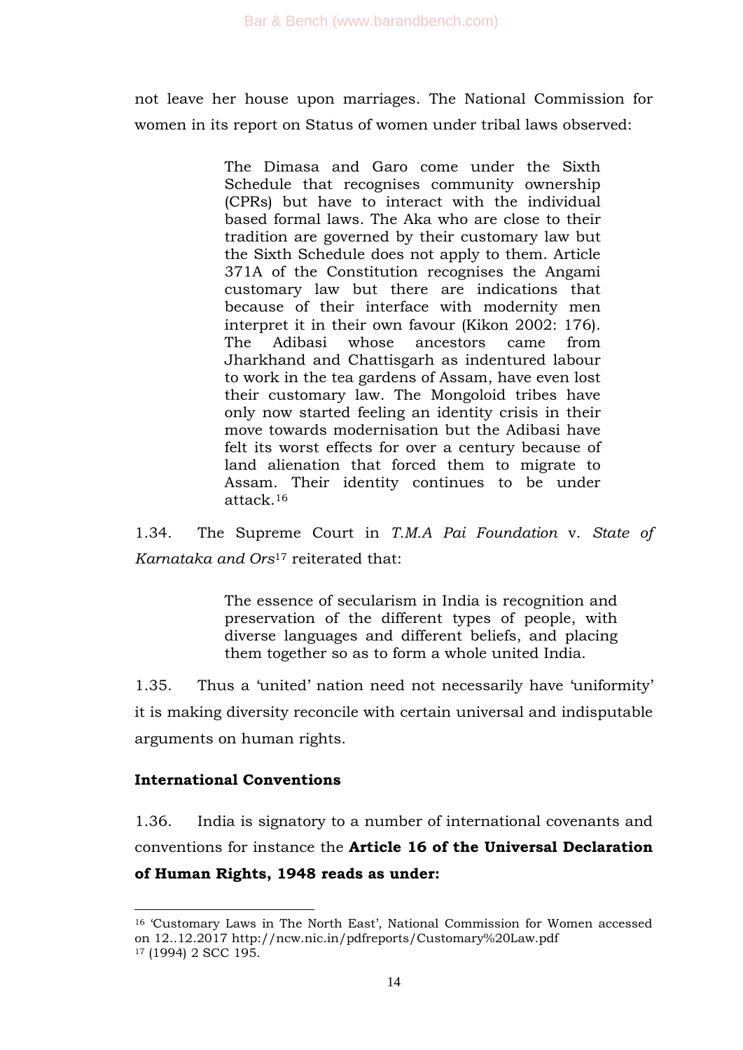not leave her house upon marriages. The National Commission for women in its report on Status of women under tribal laws observed:

> The Dimasa and Garo come under the Sixth Schedule that recognises community ownership (CPRs) but have to interact with the individual based formal laws. The Aka who are close to their tradition are governed by their customary law but the Sixth Schedule does not apply to them. Article 371A of the Constitution recognises the Angami customary law but there are indications that because of their interface with modernity men interpret it in their own favour (Kikon 2002: 176). The Adibasi whose ancestors came from Jharkhand and Chattisgarh as indentured labour to work in the tea gardens of Assam, have even lost their customary law. The Mongoloid tribes have only now started feeling an identity crisis in their move towards modernisation but the Adibasi have felt its worst effects for over a century because of land alienation that forced them to migrate to Assam. Their identity continues to be under attack.[16]

1.34. The Supreme Court in *T.M.A Pai Foundation* v. *State of Karnataka and Ors*[17] reiterated that:

> The essence of secularism in India is recognition and preservation of the different types of people, with diverse languages and different beliefs, and placing them together so as to form a whole united India.

1.35. Thus a 'united' nation need not necessarily have 'uniformity' it is making diversity reconcile with certain universal and indisputable arguments on human rights.

**International Conventions**

1.36. India is signatory to a number of international covenants and conventions for instance the **Article 16 of the Universal Declaration of Human Rights, 1948 reads as under:**

---

[16] 'Customary Laws in The North East', National Commission for Women accessed on 12..12.2017 http://ncw.nic.in/pdfreports/Customary%20Law.pdf

[17] (1994) 2 SCC 195.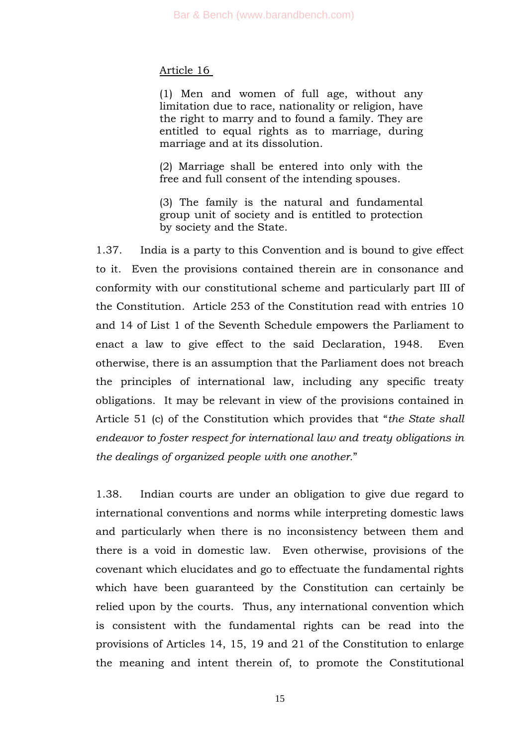Article 16

> (1) Men and women of full age, without any limitation due to race, nationality or religion, have the right to marry and to found a family. They are entitled to equal rights as to marriage, during marriage and at its dissolution.
>
> (2) Marriage shall be entered into only with the free and full consent of the intending spouses.
>
> (3) The family is the natural and fundamental group unit of society and is entitled to protection by society and the State.

1.37. India is a party to this Convention and is bound to give effect to it. Even the provisions contained therein are in consonance and conformity with our constitutional scheme and particularly part III of the Constitution. Article 253 of the Constitution read with entries 10 and 14 of List 1 of the Seventh Schedule empowers the Parliament to enact a law to give effect to the said Declaration, 1948. Even otherwise, there is an assumption that the Parliament does not breach the principles of international law, including any specific treaty obligations. It may be relevant in view of the provisions contained in Article 51 (c) of the Constitution which provides that "*the State shall endeavor to foster respect for international law and treaty obligations in the dealings of organized people with one another.*"

1.38. Indian courts are under an obligation to give due regard to international conventions and norms while interpreting domestic laws and particularly when there is no inconsistency between them and there is a void in domestic law. Even otherwise, provisions of the covenant which elucidates and go to effectuate the fundamental rights which have been guaranteed by the Constitution can certainly be relied upon by the courts. Thus, any international convention which is consistent with the fundamental rights can be read into the provisions of Articles 14, 15, 19 and 21 of the Constitution to enlarge the meaning and intent therein of, to promote the Constitutional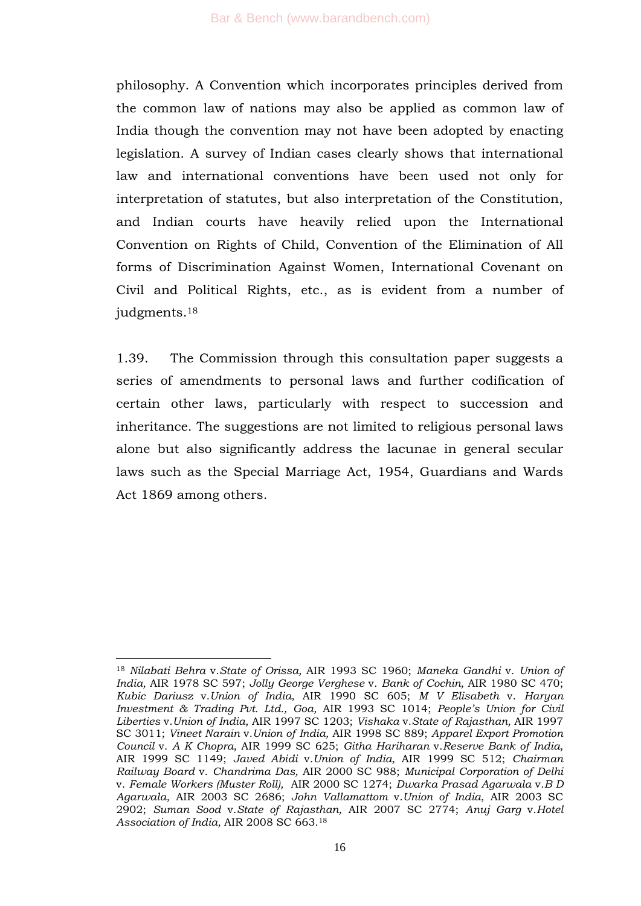philosophy. A Convention which incorporates principles derived from the common law of nations may also be applied as common law of India though the convention may not have been adopted by enacting legislation. A survey of Indian cases clearly shows that international law and international conventions have been used not only for interpretation of statutes, but also interpretation of the Constitution, and Indian courts have heavily relied upon the International Convention on Rights of Child, Convention of the Elimination of All forms of Discrimination Against Women, International Covenant on Civil and Political Rights, etc., as is evident from a number of judgments.[18]

1.39. The Commission through this consultation paper suggests a series of amendments to personal laws and further codification of certain other laws, particularly with respect to succession and inheritance. The suggestions are not limited to religious personal laws alone but also significantly address the lacunae in general secular laws such as the Special Marriage Act, 1954, Guardians and Wards Act 1869 among others.

---

[18] *Nilabati Behra* v.*State of Orissa,* AIR 1993 SC 1960; *Maneka Gandhi* v. *Union of India,* AIR 1978 SC 597; *Jolly George Verghese* v. *Bank of Cochin,* AIR 1980 SC 470; *Kubic Dariusz* v.*Union of India,* AIR 1990 SC 605; *M V Elisabeth* v. *Haryan Investment & Trading Pvt. Ltd., Goa,* AIR 1993 SC 1014; *People's Union for Civil Liberties* v.*Union of India,* AIR 1997 SC 1203; *Vishaka* v.*State of Rajasthan,* AIR 1997 SC 3011; *Vineet Narain* v.*Union of India,* AIR 1998 SC 889; *Apparel Export Promotion Council* v. *A K Chopra,* AIR 1999 SC 625; *Githa Hariharan* v.*Reserve Bank of India,* AIR 1999 SC 1149; *Javed Abidi* v.*Union of India,* AIR 1999 SC 512; *Chairman Railway Board* v. *Chandrima Das,* AIR 2000 SC 988; *Municipal Corporation of Delhi* v. *Female Workers (Muster Roll),* AIR 2000 SC 1274; *Dwarka Prasad Agarwala* v.*B D Agarwala,* AIR 2003 SC 2686; *John Vallamattom* v.*Union of India,* AIR 2003 SC 2902; *Suman Sood* v.*State of Rajasthan,* AIR 2007 SC 2774; *Anuj Garg* v.*Hotel Association of India,* AIR 2008 SC 663.[18]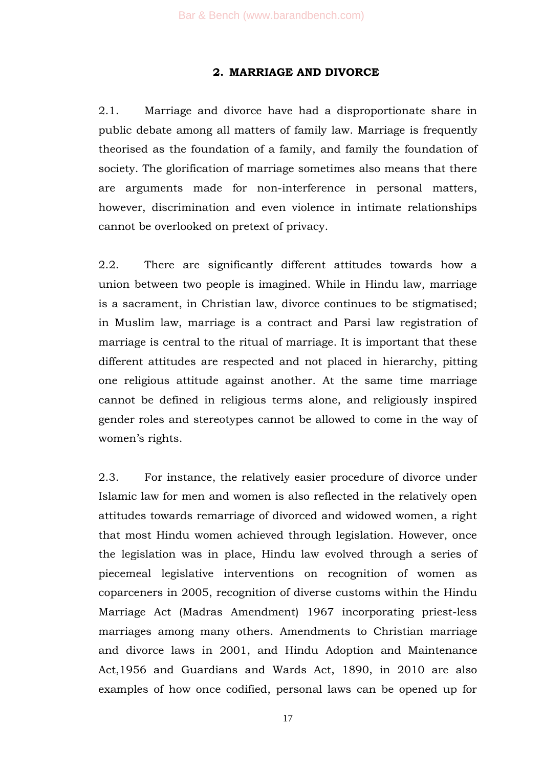## 2. MARRIAGE AND DIVORCE

2.1. Marriage and divorce have had a disproportionate share in public debate among all matters of family law. Marriage is frequently theorised as the foundation of a family, and family the foundation of society. The glorification of marriage sometimes also means that there are arguments made for non-interference in personal matters, however, discrimination and even violence in intimate relationships cannot be overlooked on pretext of privacy.

2.2. There are significantly different attitudes towards how a union between two people is imagined. While in Hindu law, marriage is a sacrament, in Christian law, divorce continues to be stigmatised; in Muslim law, marriage is a contract and Parsi law registration of marriage is central to the ritual of marriage. It is important that these different attitudes are respected and not placed in hierarchy, pitting one religious attitude against another. At the same time marriage cannot be defined in religious terms alone, and religiously inspired gender roles and stereotypes cannot be allowed to come in the way of women's rights.

2.3. For instance, the relatively easier procedure of divorce under Islamic law for men and women is also reflected in the relatively open attitudes towards remarriage of divorced and widowed women, a right that most Hindu women achieved through legislation. However, once the legislation was in place, Hindu law evolved through a series of piecemeal legislative interventions on recognition of women as coparceners in 2005, recognition of diverse customs within the Hindu Marriage Act (Madras Amendment) 1967 incorporating priest-less marriages among many others. Amendments to Christian marriage and divorce laws in 2001, and Hindu Adoption and Maintenance Act,1956 and Guardians and Wards Act, 1890, in 2010 are also examples of how once codified, personal laws can be opened up for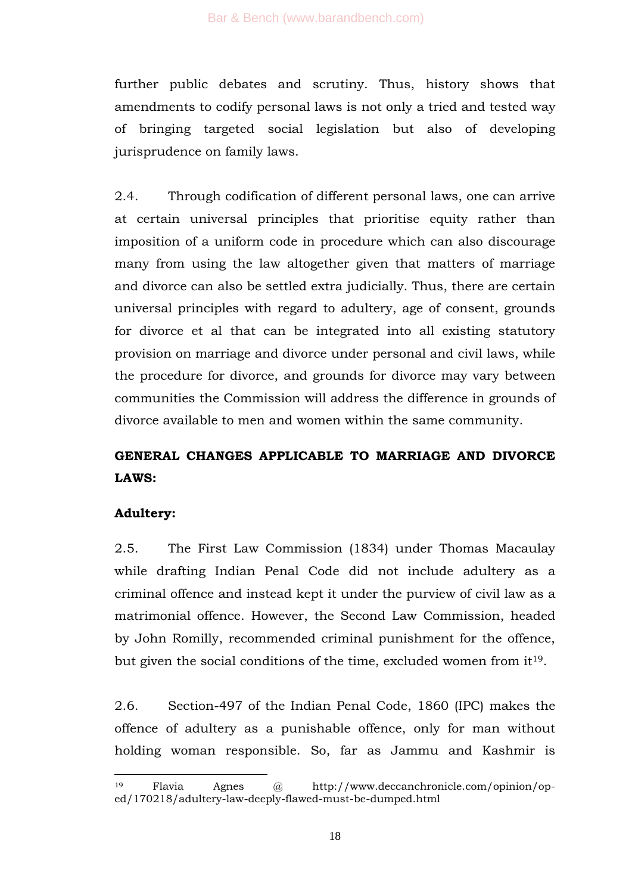further public debates and scrutiny. Thus, history shows that amendments to codify personal laws is not only a tried and tested way of bringing targeted social legislation but also of developing jurisprudence on family laws.

2.4. Through codification of different personal laws, one can arrive at certain universal principles that prioritise equity rather than imposition of a uniform code in procedure which can also discourage many from using the law altogether given that matters of marriage and divorce can also be settled extra judicially. Thus, there are certain universal principles with regard to adultery, age of consent, grounds for divorce et al that can be integrated into all existing statutory provision on marriage and divorce under personal and civil laws, while the procedure for divorce, and grounds for divorce may vary between communities the Commission will address the difference in grounds of divorce available to men and women within the same community.

## GENERAL CHANGES APPLICABLE TO MARRIAGE AND DIVORCE LAWS:

### Adultery:

2.5. The First Law Commission (1834) under Thomas Macaulay while drafting Indian Penal Code did not include adultery as a criminal offence and instead kept it under the purview of civil law as a matrimonial offence. However, the Second Law Commission, headed by John Romilly, recommended criminal punishment for the offence, but given the social conditions of the time, excluded women from it[19].

2.6. Section-497 of the Indian Penal Code, 1860 (IPC) makes the offence of adultery as a punishable offence, only for man without holding woman responsible. So, far as Jammu and Kashmir is

---

[19] Flavia Agnes @ http://www.deccanchronicle.com/opinion/op-ed/170218/adultery-law-deeply-flawed-must-be-dumped.html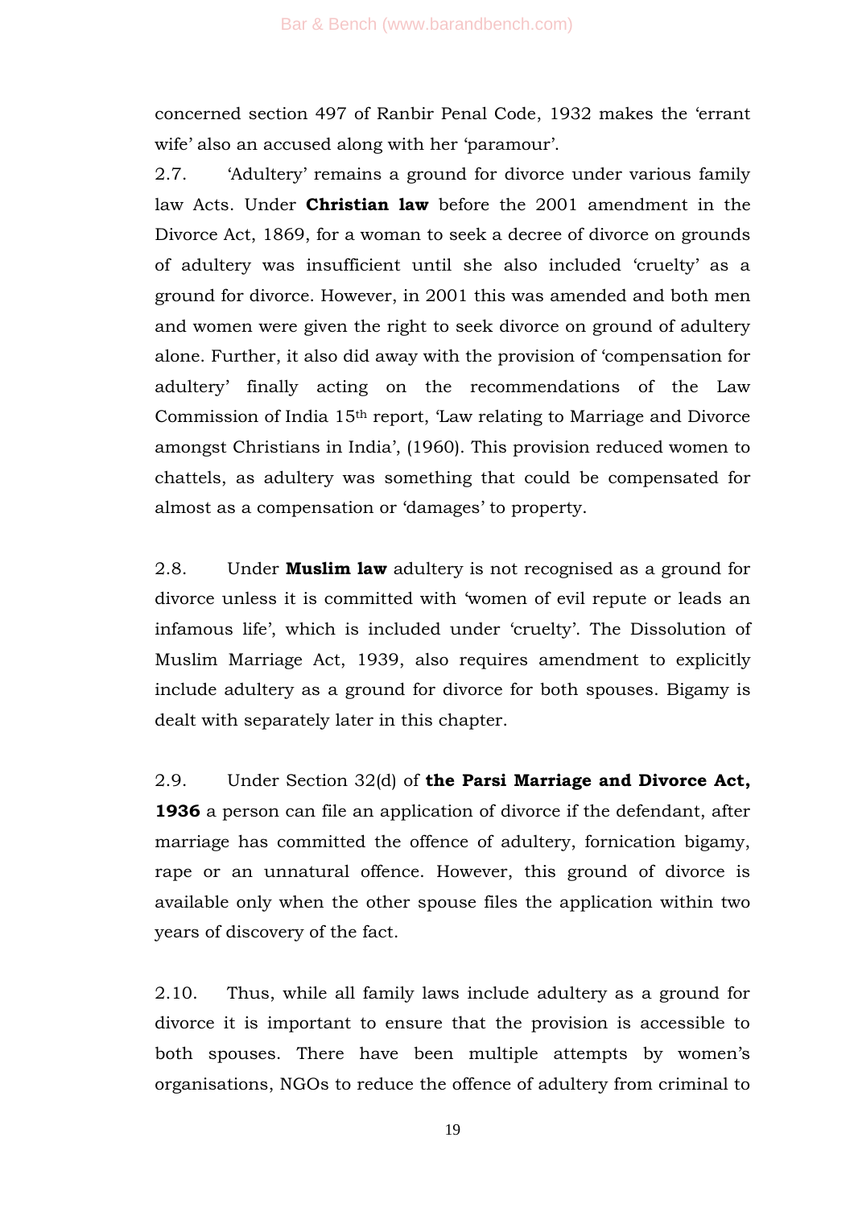concerned section 497 of Ranbir Penal Code, 1932 makes the 'errant wife' also an accused along with her 'paramour'.

2.7. 'Adultery' remains a ground for divorce under various family law Acts. Under **Christian law** before the 2001 amendment in the Divorce Act, 1869, for a woman to seek a decree of divorce on grounds of adultery was insufficient until she also included 'cruelty' as a ground for divorce. However, in 2001 this was amended and both men and women were given the right to seek divorce on ground of adultery alone. Further, it also did away with the provision of 'compensation for adultery' finally acting on the recommendations of the Law Commission of India 15th report, 'Law relating to Marriage and Divorce amongst Christians in India', (1960). This provision reduced women to chattels, as adultery was something that could be compensated for almost as a compensation or 'damages' to property.

2.8. Under **Muslim law** adultery is not recognised as a ground for divorce unless it is committed with 'women of evil repute or leads an infamous life', which is included under 'cruelty'. The Dissolution of Muslim Marriage Act, 1939, also requires amendment to explicitly include adultery as a ground for divorce for both spouses. Bigamy is dealt with separately later in this chapter.

2.9. Under Section 32(d) of **the Parsi Marriage and Divorce Act, 1936** a person can file an application of divorce if the defendant, after marriage has committed the offence of adultery, fornication bigamy, rape or an unnatural offence. However, this ground of divorce is available only when the other spouse files the application within two years of discovery of the fact.

2.10. Thus, while all family laws include adultery as a ground for divorce it is important to ensure that the provision is accessible to both spouses. There have been multiple attempts by women's organisations, NGOs to reduce the offence of adultery from criminal to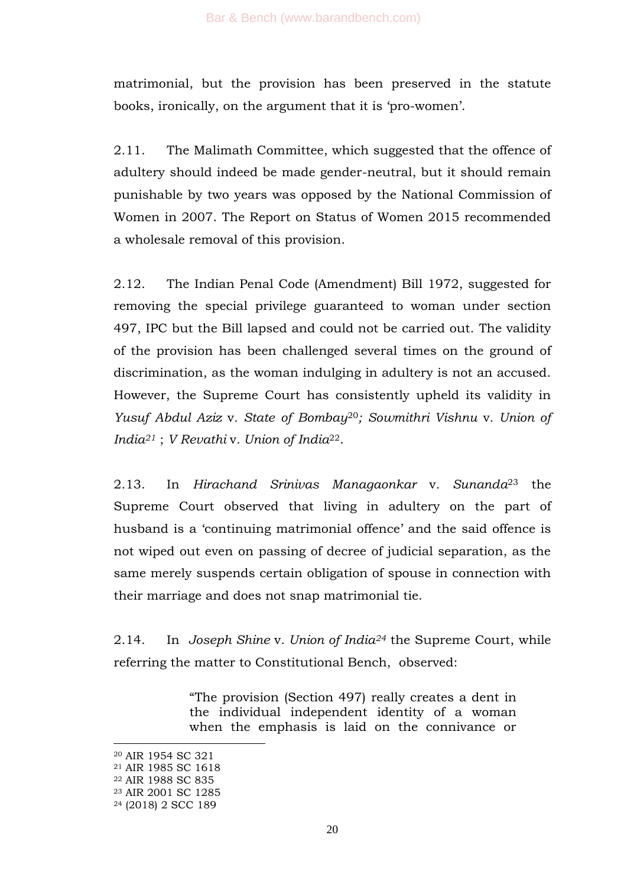matrimonial, but the provision has been preserved in the statute books, ironically, on the argument that it is 'pro-women'.

2.11. The Malimath Committee, which suggested that the offence of adultery should indeed be made gender-neutral, but it should remain punishable by two years was opposed by the National Commission of Women in 2007. The Report on Status of Women 2015 recommended a wholesale removal of this provision.

2.12. The Indian Penal Code (Amendment) Bill 1972, suggested for removing the special privilege guaranteed to woman under section 497, IPC but the Bill lapsed and could not be carried out. The validity of the provision has been challenged several times on the ground of discrimination, as the woman indulging in adultery is not an accused. However, the Supreme Court has consistently upheld its validity in *Yusuf Abdul Aziz* v. *State of Bombay*[20]*; Sowmithri Vishnu* v. *Union of India*[21] ; *V Revathi* v. *Union of India*[22].

2.13. In *Hirachand Srinivas Managaonkar* v. *Sunanda*[23] the Supreme Court observed that living in adultery on the part of husband is a 'continuing matrimonial offence' and the said offence is not wiped out even on passing of decree of judicial separation, as the same merely suspends certain obligation of spouse in connection with their marriage and does not snap matrimonial tie.

2.14. In *Joseph Shine* v. *Union of India*[24] the Supreme Court, while referring the matter to Constitutional Bench, observed:

> "The provision (Section 497) really creates a dent in the individual independent identity of a woman when the emphasis is laid on the connivance or

---

[20] AIR 1954 SC 321
[21] AIR 1985 SC 1618
[22] AIR 1988 SC 835
[23] AIR 2001 SC 1285
[24] (2018) 2 SCC 189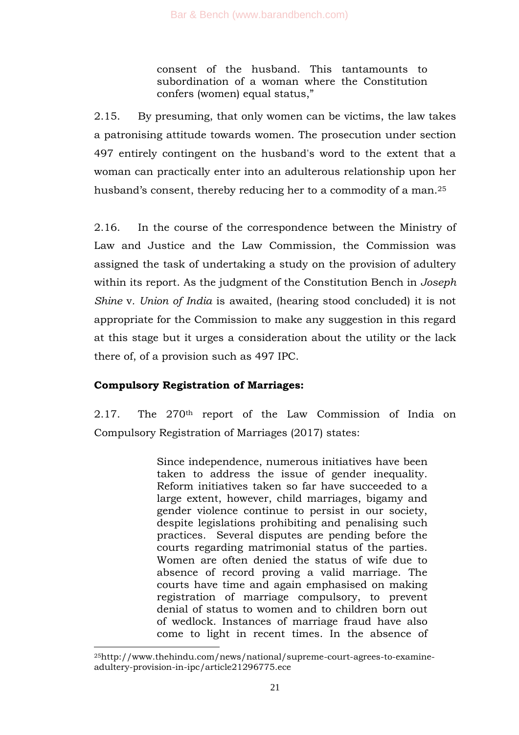> consent of the husband. This tantamounts to subordination of a woman where the Constitution confers (women) equal status,"

2.15. By presuming, that only women can be victims, the law takes a patronising attitude towards women. The prosecution under section 497 entirely contingent on the husband's word to the extent that a woman can practically enter into an adulterous relationship upon her husband's consent, thereby reducing her to a commodity of a man.[25]

2.16. In the course of the correspondence between the Ministry of Law and Justice and the Law Commission, the Commission was assigned the task of undertaking a study on the provision of adultery within its report. As the judgment of the Constitution Bench in *Joseph Shine* v. *Union of India* is awaited, (hearing stood concluded) it is not appropriate for the Commission to make any suggestion in this regard at this stage but it urges a consideration about the utility or the lack there of, of a provision such as 497 IPC.

**Compulsory Registration of Marriages:**

2.17. The 270th report of the Law Commission of India on Compulsory Registration of Marriages (2017) states:

> Since independence, numerous initiatives have been taken to address the issue of gender inequality. Reform initiatives taken so far have succeeded to a large extent, however, child marriages, bigamy and gender violence continue to persist in our society, despite legislations prohibiting and penalising such practices. Several disputes are pending before the courts regarding matrimonial status of the parties. Women are often denied the status of wife due to absence of record proving a valid marriage. The courts have time and again emphasised on making registration of marriage compulsory, to prevent denial of status to women and to children born out of wedlock. Instances of marriage fraud have also come to light in recent times. In the absence of

---

[25] http://www.thehindu.com/news/national/supreme-court-agrees-to-examine-adultery-provision-in-ipc/article21296775.ece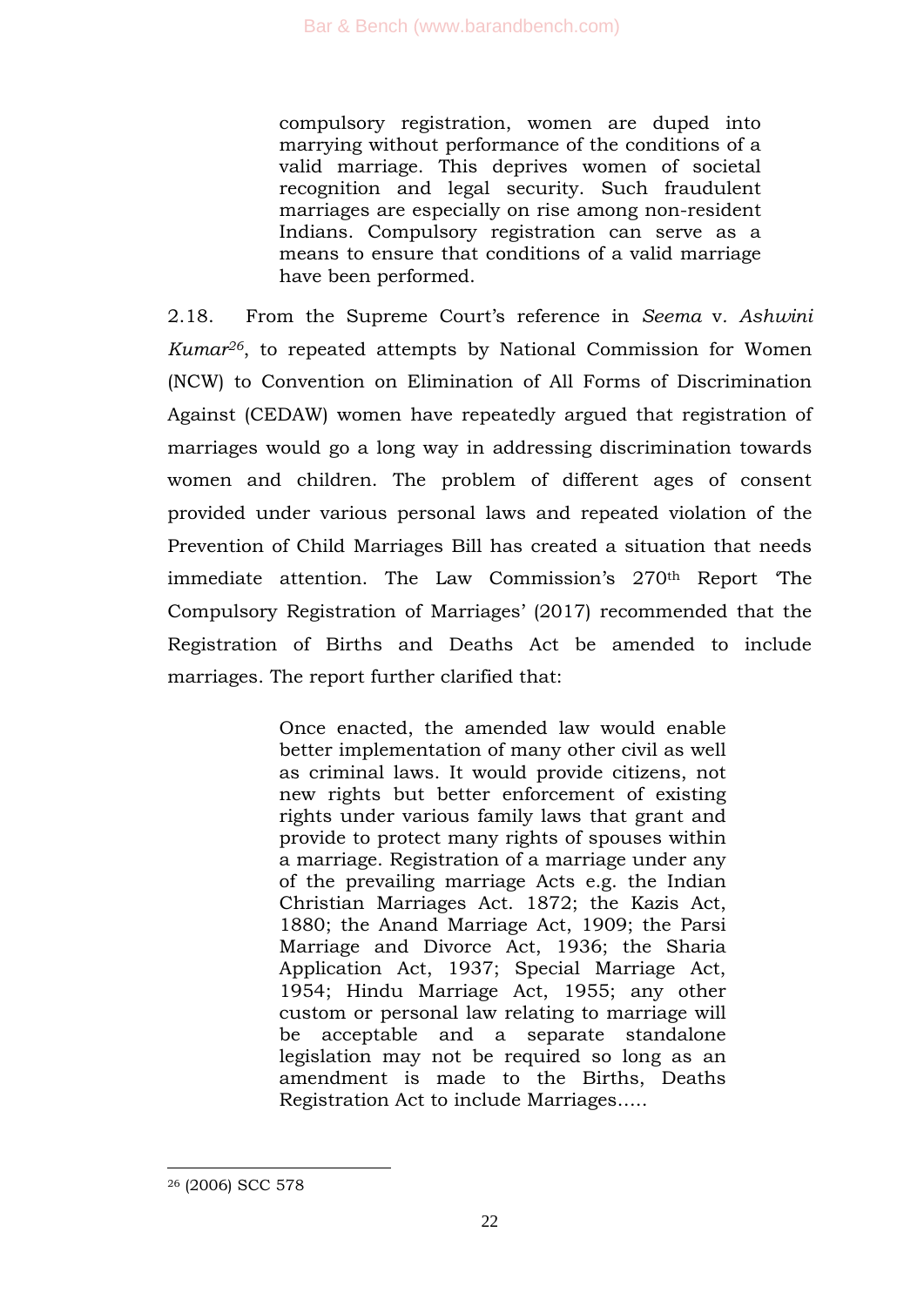> compulsory registration, women are duped into marrying without performance of the conditions of a valid marriage. This deprives women of societal recognition and legal security. Such fraudulent marriages are especially on rise among non-resident Indians. Compulsory registration can serve as a means to ensure that conditions of a valid marriage have been performed.

2.18. From the Supreme Court's reference in *Seema* v. *Ashwini Kumar*[26], to repeated attempts by National Commission for Women (NCW) to Convention on Elimination of All Forms of Discrimination Against (CEDAW) women have repeatedly argued that registration of marriages would go a long way in addressing discrimination towards women and children. The problem of different ages of consent provided under various personal laws and repeated violation of the Prevention of Child Marriages Bill has created a situation that needs immediate attention. The Law Commission's 270th Report 'The Compulsory Registration of Marriages' (2017) recommended that the Registration of Births and Deaths Act be amended to include marriages. The report further clarified that:

> Once enacted, the amended law would enable better implementation of many other civil as well as criminal laws. It would provide citizens, not new rights but better enforcement of existing rights under various family laws that grant and provide to protect many rights of spouses within a marriage. Registration of a marriage under any of the prevailing marriage Acts e.g. the Indian Christian Marriages Act. 1872; the Kazis Act, 1880; the Anand Marriage Act, 1909; the Parsi Marriage and Divorce Act, 1936; the Sharia Application Act, 1937; Special Marriage Act, 1954; Hindu Marriage Act, 1955; any other custom or personal law relating to marriage will be acceptable and a separate standalone legislation may not be required so long as an amendment is made to the Births, Deaths Registration Act to include Marriages.....

---

[26] (2006) SCC 578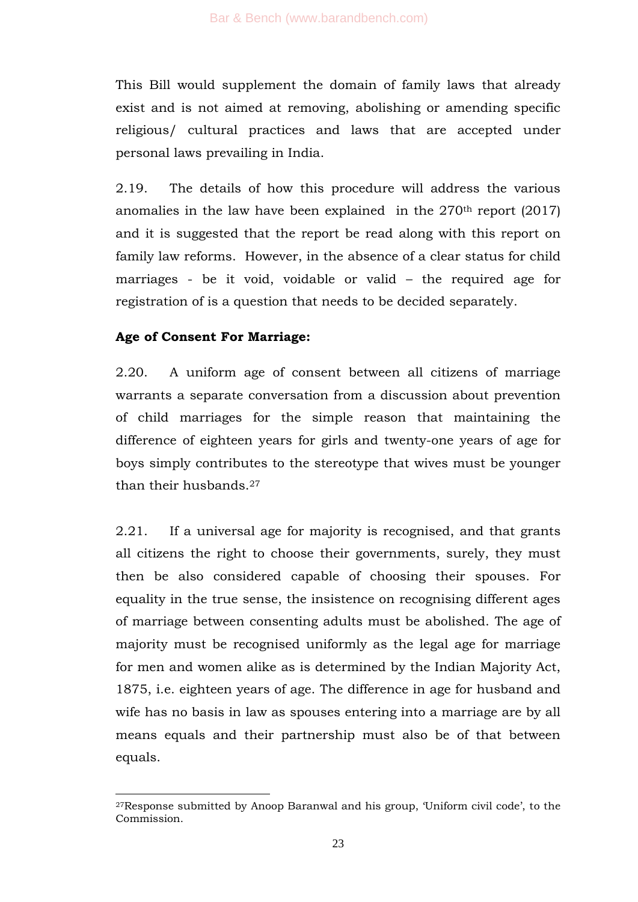This Bill would supplement the domain of family laws that already exist and is not aimed at removing, abolishing or amending specific religious/ cultural practices and laws that are accepted under personal laws prevailing in India.

2.19. The details of how this procedure will address the various anomalies in the law have been explained in the 270th report (2017) and it is suggested that the report be read along with this report on family law reforms. However, in the absence of a clear status for child marriages - be it void, voidable or valid – the required age for registration of is a question that needs to be decided separately.

**Age of Consent For Marriage:**

2.20. A uniform age of consent between all citizens of marriage warrants a separate conversation from a discussion about prevention of child marriages for the simple reason that maintaining the difference of eighteen years for girls and twenty-one years of age for boys simply contributes to the stereotype that wives must be younger than their husbands.[27]

2.21. If a universal age for majority is recognised, and that grants all citizens the right to choose their governments, surely, they must then be also considered capable of choosing their spouses. For equality in the true sense, the insistence on recognising different ages of marriage between consenting adults must be abolished. The age of majority must be recognised uniformly as the legal age for marriage for men and women alike as is determined by the Indian Majority Act, 1875, i.e. eighteen years of age. The difference in age for husband and wife has no basis in law as spouses entering into a marriage are by all means equals and their partnership must also be of that between equals.

---

[27] Response submitted by Anoop Baranwal and his group, 'Uniform civil code', to the Commission.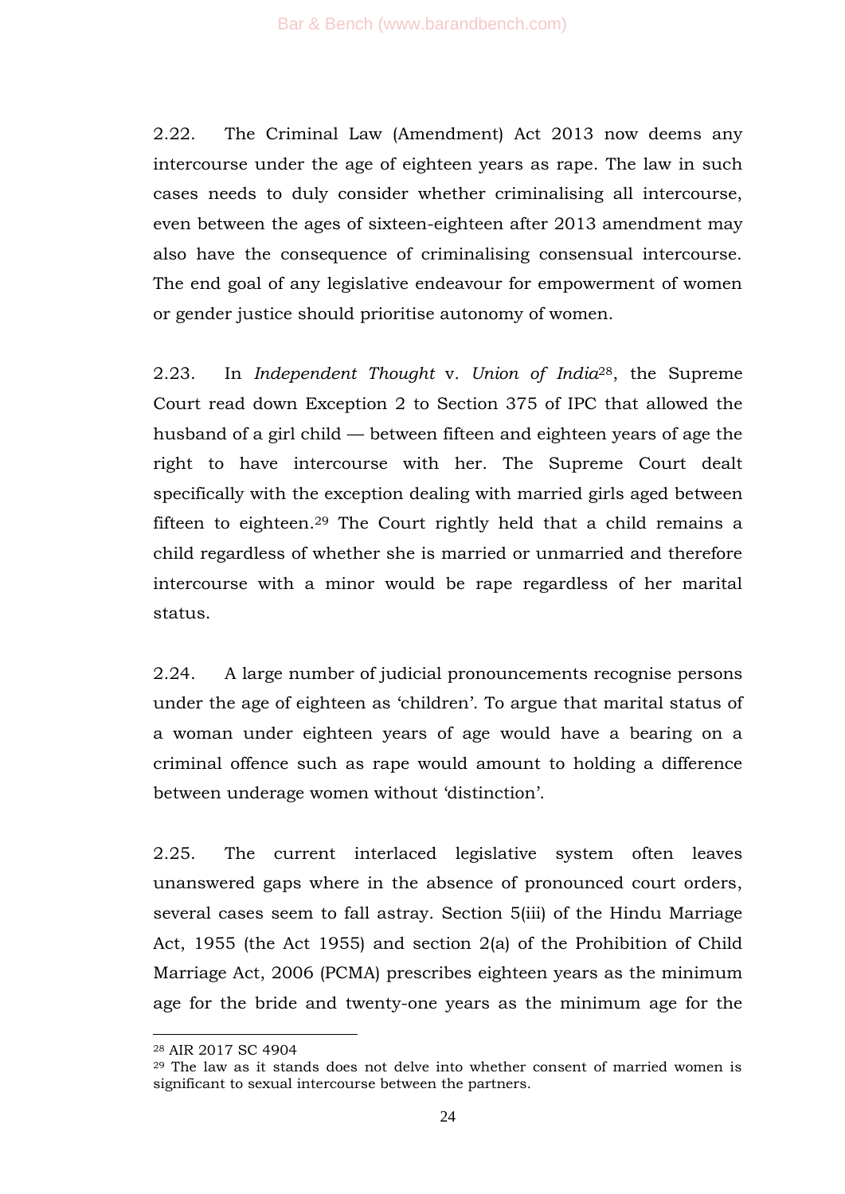2.22. The Criminal Law (Amendment) Act 2013 now deems any intercourse under the age of eighteen years as rape. The law in such cases needs to duly consider whether criminalising all intercourse, even between the ages of sixteen-eighteen after 2013 amendment may also have the consequence of criminalising consensual intercourse. The end goal of any legislative endeavour for empowerment of women or gender justice should prioritise autonomy of women.

2.23. In *Independent Thought* v. *Union of India*[28], the Supreme Court read down Exception 2 to Section 375 of IPC that allowed the husband of a girl child — between fifteen and eighteen years of age the right to have intercourse with her. The Supreme Court dealt specifically with the exception dealing with married girls aged between fifteen to eighteen.[29] The Court rightly held that a child remains a child regardless of whether she is married or unmarried and therefore intercourse with a minor would be rape regardless of her marital status.

2.24. A large number of judicial pronouncements recognise persons under the age of eighteen as 'children'. To argue that marital status of a woman under eighteen years of age would have a bearing on a criminal offence such as rape would amount to holding a difference between underage women without 'distinction'.

2.25. The current interlaced legislative system often leaves unanswered gaps where in the absence of pronounced court orders, several cases seem to fall astray. Section 5(iii) of the Hindu Marriage Act, 1955 (the Act 1955) and section 2(a) of the Prohibition of Child Marriage Act, 2006 (PCMA) prescribes eighteen years as the minimum age for the bride and twenty-one years as the minimum age for the

---

[28] AIR 2017 SC 4904

[29] The law as it stands does not delve into whether consent of married women is significant to sexual intercourse between the partners.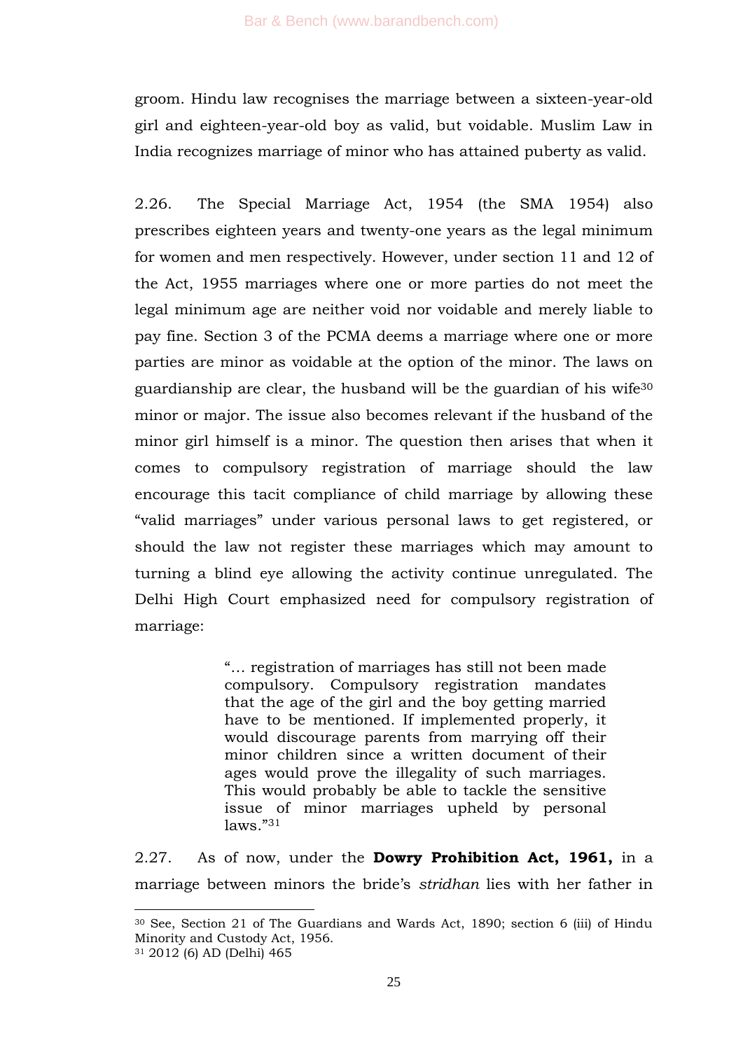groom. Hindu law recognises the marriage between a sixteen-year-old girl and eighteen-year-old boy as valid, but voidable. Muslim Law in India recognizes marriage of minor who has attained puberty as valid.

2.26. The Special Marriage Act, 1954 (the SMA 1954) also prescribes eighteen years and twenty-one years as the legal minimum for women and men respectively. However, under section 11 and 12 of the Act, 1955 marriages where one or more parties do not meet the legal minimum age are neither void nor voidable and merely liable to pay fine. Section 3 of the PCMA deems a marriage where one or more parties are minor as voidable at the option of the minor. The laws on guardianship are clear, the husband will be the guardian of his wife[30] minor or major. The issue also becomes relevant if the husband of the minor girl himself is a minor. The question then arises that when it comes to compulsory registration of marriage should the law encourage this tacit compliance of child marriage by allowing these "valid marriages" under various personal laws to get registered, or should the law not register these marriages which may amount to turning a blind eye allowing the activity continue unregulated. The Delhi High Court emphasized need for compulsory registration of marriage:

> "… registration of marriages has still not been made compulsory. Compulsory registration mandates that the age of the girl and the boy getting married have to be mentioned. If implemented properly, it would discourage parents from marrying off their minor children since a written document of their ages would prove the illegality of such marriages. This would probably be able to tackle the sensitive issue of minor marriages upheld by personal laws."[31]

2.27. As of now, under the **Dowry Prohibition Act, 1961,** in a marriage between minors the bride's *stridhan* lies with her father in

---

[30] See, Section 21 of The Guardians and Wards Act, 1890; section 6 (iii) of Hindu Minority and Custody Act, 1956.

[31] 2012 (6) AD (Delhi) 465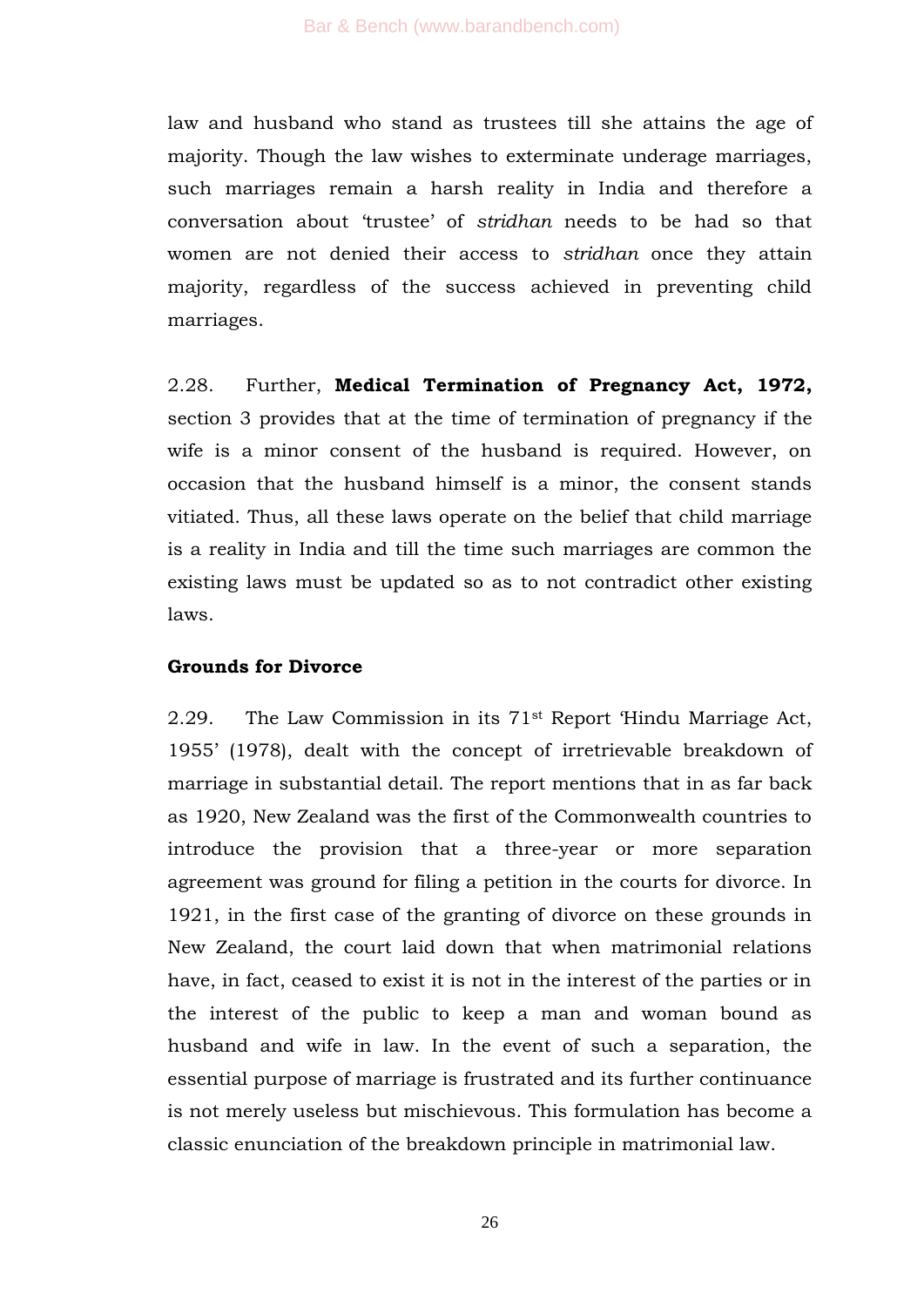law and husband who stand as trustees till she attains the age of majority. Though the law wishes to exterminate underage marriages, such marriages remain a harsh reality in India and therefore a conversation about 'trustee' of *stridhan* needs to be had so that women are not denied their access to *stridhan* once they attain majority, regardless of the success achieved in preventing child marriages.

2.28. Further, **Medical Termination of Pregnancy Act, 1972,** section 3 provides that at the time of termination of pregnancy if the wife is a minor consent of the husband is required. However, on occasion that the husband himself is a minor, the consent stands vitiated. Thus, all these laws operate on the belief that child marriage is a reality in India and till the time such marriages are common the existing laws must be updated so as to not contradict other existing laws.

**Grounds for Divorce**

2.29. The Law Commission in its 71st Report 'Hindu Marriage Act, 1955' (1978), dealt with the concept of irretrievable breakdown of marriage in substantial detail. The report mentions that in as far back as 1920, New Zealand was the first of the Commonwealth countries to introduce the provision that a three-year or more separation agreement was ground for filing a petition in the courts for divorce. In 1921, in the first case of the granting of divorce on these grounds in New Zealand, the court laid down that when matrimonial relations have, in fact, ceased to exist it is not in the interest of the parties or in the interest of the public to keep a man and woman bound as husband and wife in law. In the event of such a separation, the essential purpose of marriage is frustrated and its further continuance is not merely useless but mischievous. This formulation has become a classic enunciation of the breakdown principle in matrimonial law.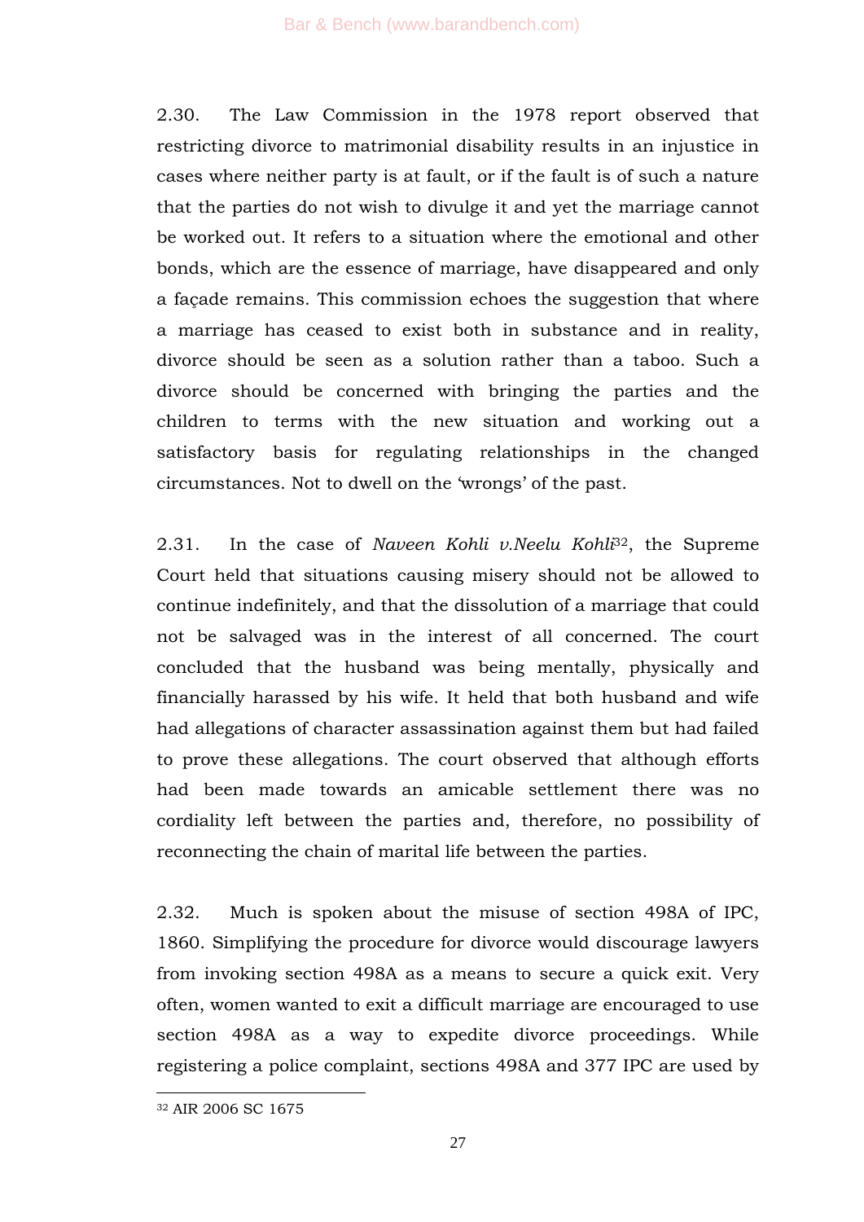2.30. The Law Commission in the 1978 report observed that restricting divorce to matrimonial disability results in an injustice in cases where neither party is at fault, or if the fault is of such a nature that the parties do not wish to divulge it and yet the marriage cannot be worked out. It refers to a situation where the emotional and other bonds, which are the essence of marriage, have disappeared and only a façade remains. This commission echoes the suggestion that where a marriage has ceased to exist both in substance and in reality, divorce should be seen as a solution rather than a taboo. Such a divorce should be concerned with bringing the parties and the children to terms with the new situation and working out a satisfactory basis for regulating relationships in the changed circumstances. Not to dwell on the 'wrongs' of the past.

2.31. In the case of *Naveen Kohli v.Neelu Kohli*[32], the Supreme Court held that situations causing misery should not be allowed to continue indefinitely, and that the dissolution of a marriage that could not be salvaged was in the interest of all concerned. The court concluded that the husband was being mentally, physically and financially harassed by his wife. It held that both husband and wife had allegations of character assassination against them but had failed to prove these allegations. The court observed that although efforts had been made towards an amicable settlement there was no cordiality left between the parties and, therefore, no possibility of reconnecting the chain of marital life between the parties.

2.32. Much is spoken about the misuse of section 498A of IPC, 1860. Simplifying the procedure for divorce would discourage lawyers from invoking section 498A as a means to secure a quick exit. Very often, women wanted to exit a difficult marriage are encouraged to use section 498A as a way to expedite divorce proceedings. While registering a police complaint, sections 498A and 377 IPC are used by

---

[32] AIR 2006 SC 1675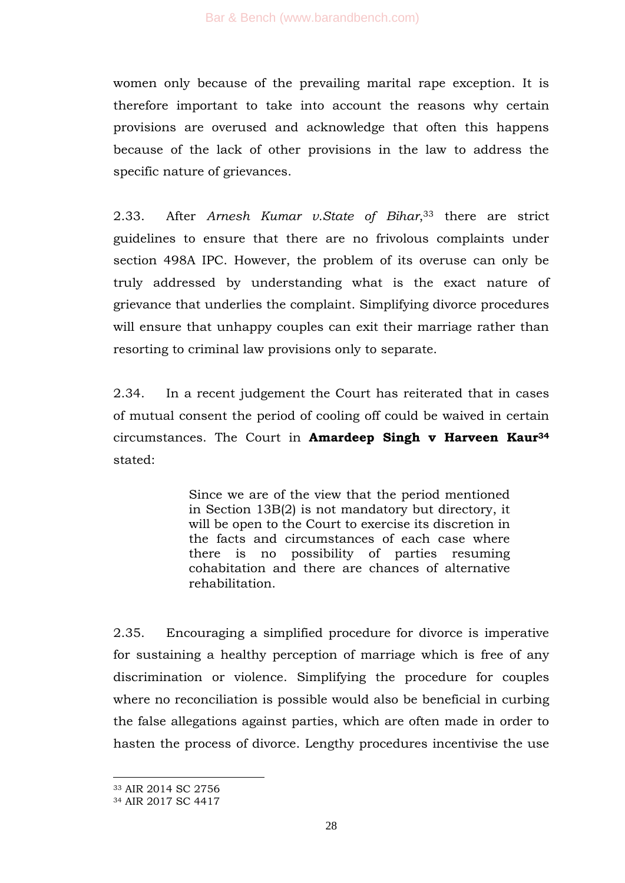women only because of the prevailing marital rape exception. It is therefore important to take into account the reasons why certain provisions are overused and acknowledge that often this happens because of the lack of other provisions in the law to address the specific nature of grievances.

2.33. After *Arnesh Kumar v.State of Bihar*,[33] there are strict guidelines to ensure that there are no frivolous complaints under section 498A IPC. However, the problem of its overuse can only be truly addressed by understanding what is the exact nature of grievance that underlies the complaint. Simplifying divorce procedures will ensure that unhappy couples can exit their marriage rather than resorting to criminal law provisions only to separate.

2.34. In a recent judgement the Court has reiterated that in cases of mutual consent the period of cooling off could be waived in certain circumstances. The Court in **Amardeep Singh v Harveen Kaur**[34] stated:

> Since we are of the view that the period mentioned in Section 13B(2) is not mandatory but directory, it will be open to the Court to exercise its discretion in the facts and circumstances of each case where there is no possibility of parties resuming cohabitation and there are chances of alternative rehabilitation.

2.35. Encouraging a simplified procedure for divorce is imperative for sustaining a healthy perception of marriage which is free of any discrimination or violence. Simplifying the procedure for couples where no reconciliation is possible would also be beneficial in curbing the false allegations against parties, which are often made in order to hasten the process of divorce. Lengthy procedures incentivise the use

[33] AIR 2014 SC 2756

[34] AIR 2017 SC 4417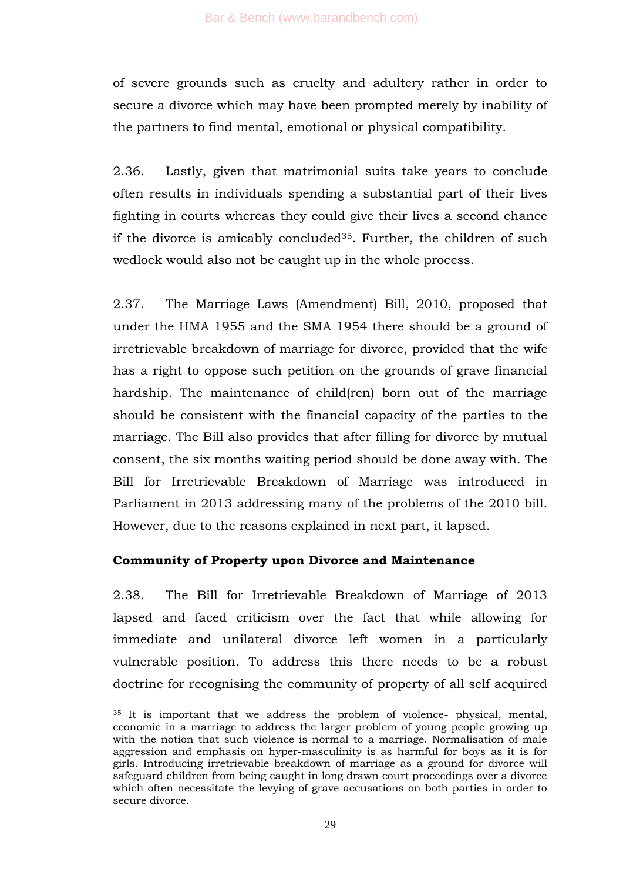of severe grounds such as cruelty and adultery rather in order to secure a divorce which may have been prompted merely by inability of the partners to find mental, emotional or physical compatibility.

2.36. Lastly, given that matrimonial suits take years to conclude often results in individuals spending a substantial part of their lives fighting in courts whereas they could give their lives a second chance if the divorce is amicably concluded[35]. Further, the children of such wedlock would also not be caught up in the whole process.

2.37. The Marriage Laws (Amendment) Bill, 2010, proposed that under the HMA 1955 and the SMA 1954 there should be a ground of irretrievable breakdown of marriage for divorce, provided that the wife has a right to oppose such petition on the grounds of grave financial hardship. The maintenance of child(ren) born out of the marriage should be consistent with the financial capacity of the parties to the marriage. The Bill also provides that after filling for divorce by mutual consent, the six months waiting period should be done away with. The Bill for Irretrievable Breakdown of Marriage was introduced in Parliament in 2013 addressing many of the problems of the 2010 bill. However, due to the reasons explained in next part, it lapsed.

**Community of Property upon Divorce and Maintenance**

2.38. The Bill for Irretrievable Breakdown of Marriage of 2013 lapsed and faced criticism over the fact that while allowing for immediate and unilateral divorce left women in a particularly vulnerable position. To address this there needs to be a robust doctrine for recognising the community of property of all self acquired

---

[35] It is important that we address the problem of violence- physical, mental, economic in a marriage to address the larger problem of young people growing up with the notion that such violence is normal to a marriage. Normalisation of male aggression and emphasis on hyper-masculinity is as harmful for boys as it is for girls. Introducing irretrievable breakdown of marriage as a ground for divorce will safeguard children from being caught in long drawn court proceedings over a divorce which often necessitate the levying of grave accusations on both parties in order to secure divorce.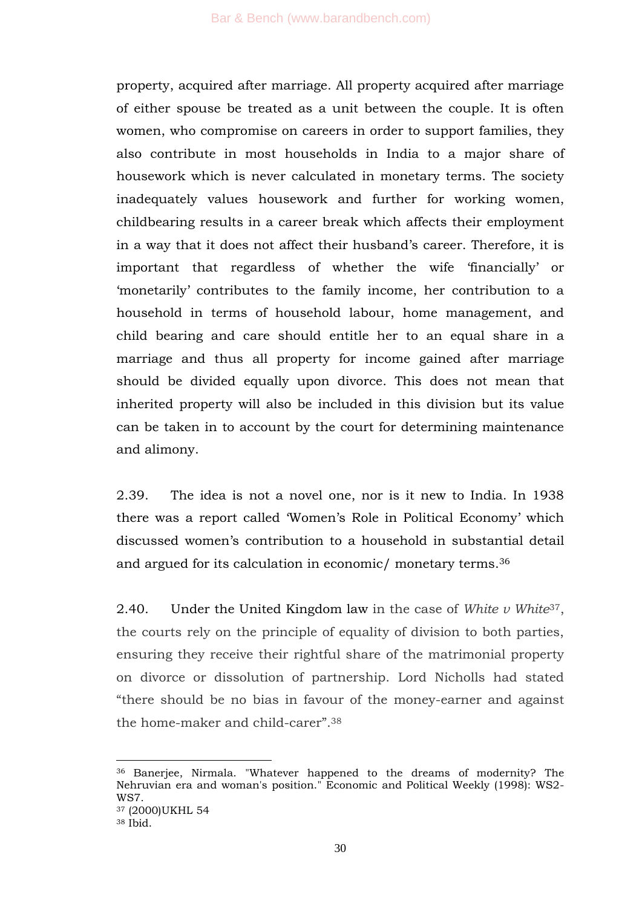property, acquired after marriage. All property acquired after marriage of either spouse be treated as a unit between the couple. It is often women, who compromise on careers in order to support families, they also contribute in most households in India to a major share of housework which is never calculated in monetary terms. The society inadequately values housework and further for working women, childbearing results in a career break which affects their employment in a way that it does not affect their husband's career. Therefore, it is important that regardless of whether the wife 'financially' or 'monetarily' contributes to the family income, her contribution to a household in terms of household labour, home management, and child bearing and care should entitle her to an equal share in a marriage and thus all property for income gained after marriage should be divided equally upon divorce. This does not mean that inherited property will also be included in this division but its value can be taken in to account by the court for determining maintenance and alimony.

2.39. The idea is not a novel one, nor is it new to India. In 1938 there was a report called 'Women's Role in Political Economy' which discussed women's contribution to a household in substantial detail and argued for its calculation in economic/ monetary terms.[36]

2.40. Under the United Kingdom law in the case of *White v White*[37], the courts rely on the principle of equality of division to both parties, ensuring they receive their rightful share of the matrimonial property on divorce or dissolution of partnership. Lord Nicholls had stated "there should be no bias in favour of the money-earner and against the home-maker and child-carer".[38]

---

[36] Banerjee, Nirmala. "Whatever happened to the dreams of modernity? The Nehruvian era and woman's position." Economic and Political Weekly (1998): WS2-WS7.

[37] (2000)UKHL 54

[38] Ibid.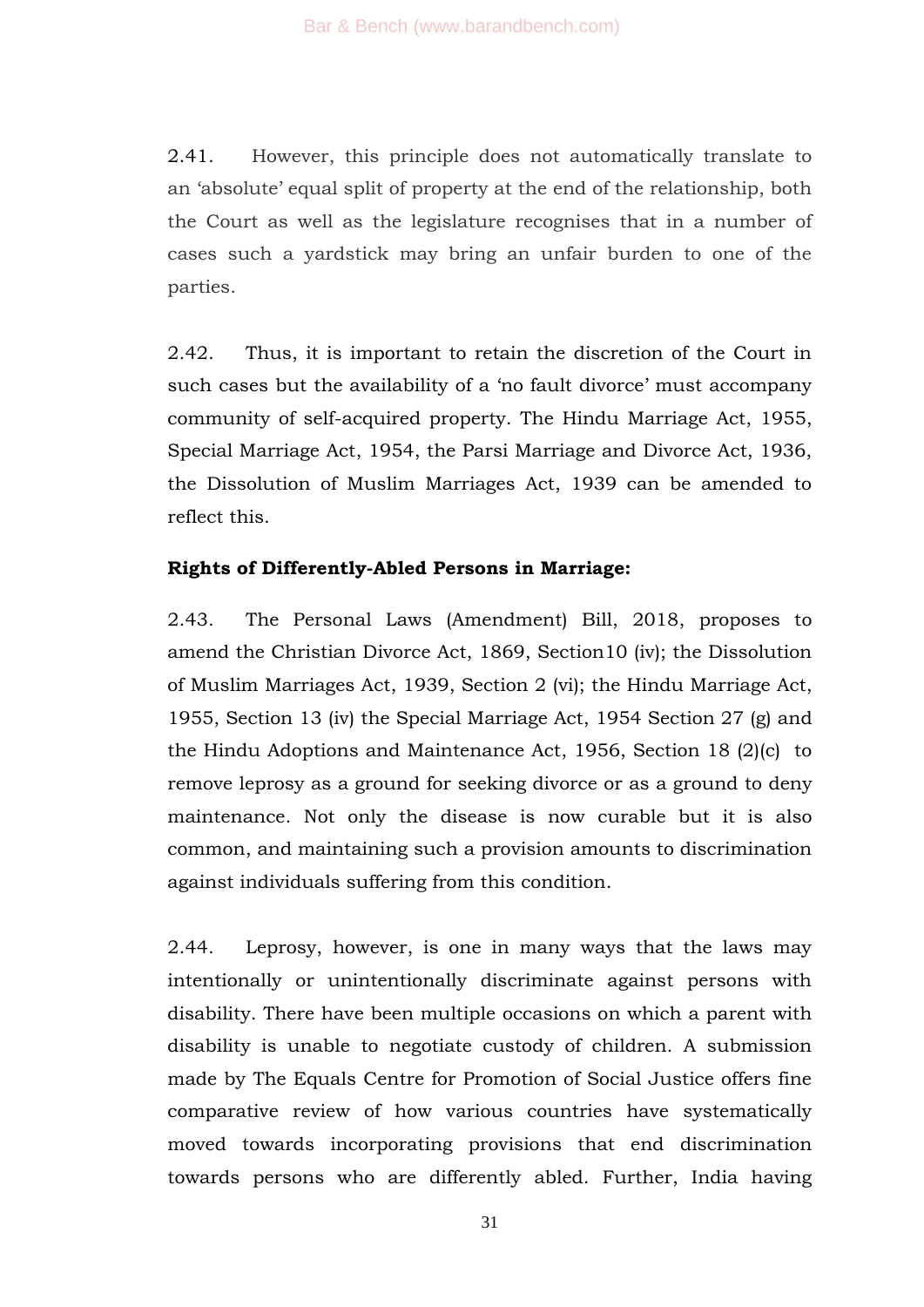2.41. However, this principle does not automatically translate to an 'absolute' equal split of property at the end of the relationship, both the Court as well as the legislature recognises that in a number of cases such a yardstick may bring an unfair burden to one of the parties.

2.42. Thus, it is important to retain the discretion of the Court in such cases but the availability of a 'no fault divorce' must accompany community of self-acquired property. The Hindu Marriage Act, 1955, Special Marriage Act, 1954, the Parsi Marriage and Divorce Act, 1936, the Dissolution of Muslim Marriages Act, 1939 can be amended to reflect this.

**Rights of Differently-Abled Persons in Marriage:**

2.43. The Personal Laws (Amendment) Bill, 2018, proposes to amend the Christian Divorce Act, 1869, Section10 (iv); the Dissolution of Muslim Marriages Act, 1939, Section 2 (vi); the Hindu Marriage Act, 1955, Section 13 (iv) the Special Marriage Act, 1954 Section 27 (g) and the Hindu Adoptions and Maintenance Act, 1956, Section 18 (2)(c) to remove leprosy as a ground for seeking divorce or as a ground to deny maintenance. Not only the disease is now curable but it is also common, and maintaining such a provision amounts to discrimination against individuals suffering from this condition.

2.44. Leprosy, however, is one in many ways that the laws may intentionally or unintentionally discriminate against persons with disability. There have been multiple occasions on which a parent with disability is unable to negotiate custody of children. A submission made by The Equals Centre for Promotion of Social Justice offers fine comparative review of how various countries have systematically moved towards incorporating provisions that end discrimination towards persons who are differently abled. Further, India having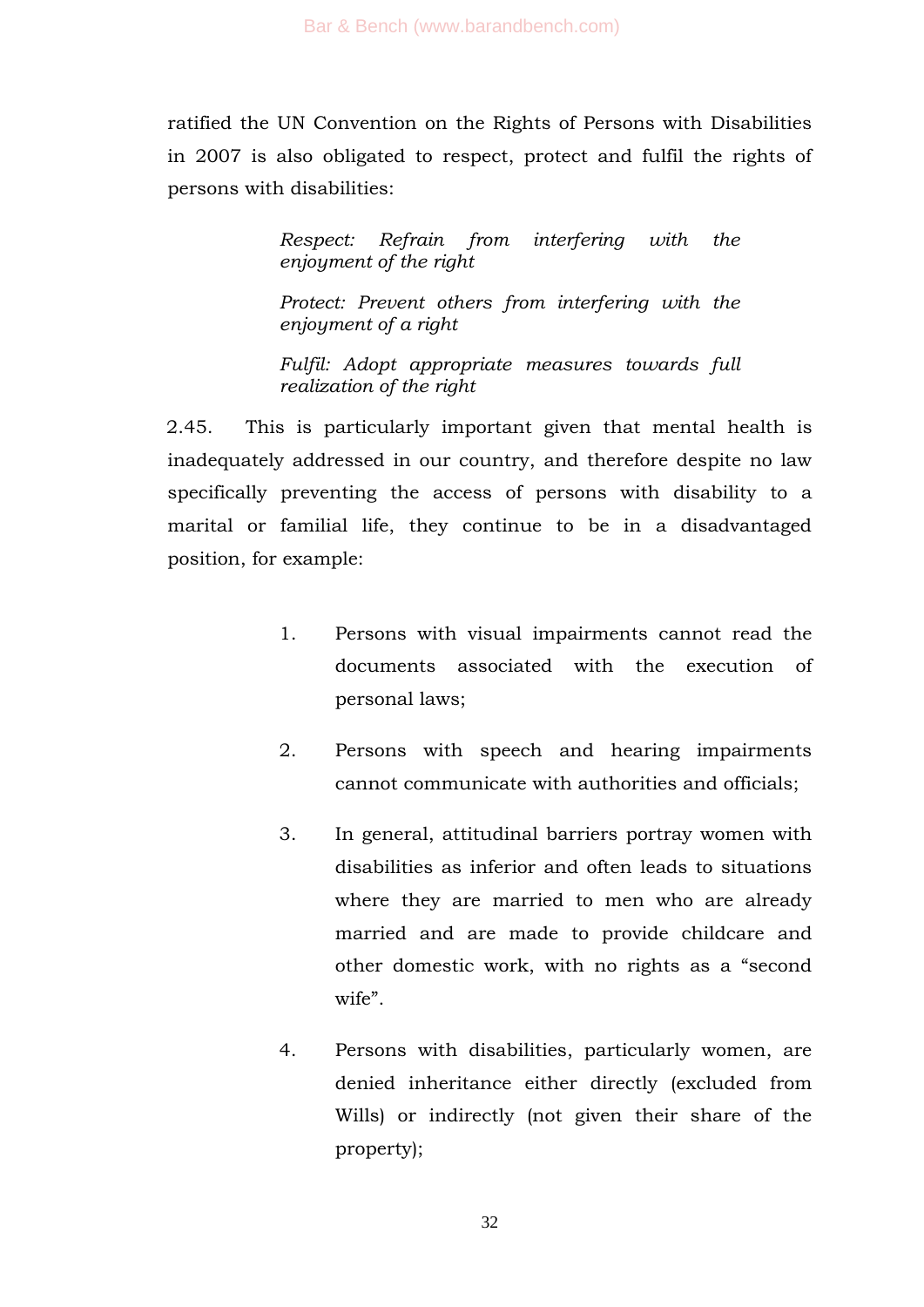ratified the UN Convention on the Rights of Persons with Disabilities in 2007 is also obligated to respect, protect and fulfil the rights of persons with disabilities:

> *Respect: Refrain from interfering with the enjoyment of the right*
>
> *Protect: Prevent others from interfering with the enjoyment of a right*
>
> *Fulfil: Adopt appropriate measures towards full realization of the right*

2.45. This is particularly important given that mental health is inadequately addressed in our country, and therefore despite no law specifically preventing the access of persons with disability to a marital or familial life, they continue to be in a disadvantaged position, for example:

1. Persons with visual impairments cannot read the documents associated with the execution of personal laws;

2. Persons with speech and hearing impairments cannot communicate with authorities and officials;

3. In general, attitudinal barriers portray women with disabilities as inferior and often leads to situations where they are married to men who are already married and are made to provide childcare and other domestic work, with no rights as a "second wife".

4. Persons with disabilities, particularly women, are denied inheritance either directly (excluded from Wills) or indirectly (not given their share of the property);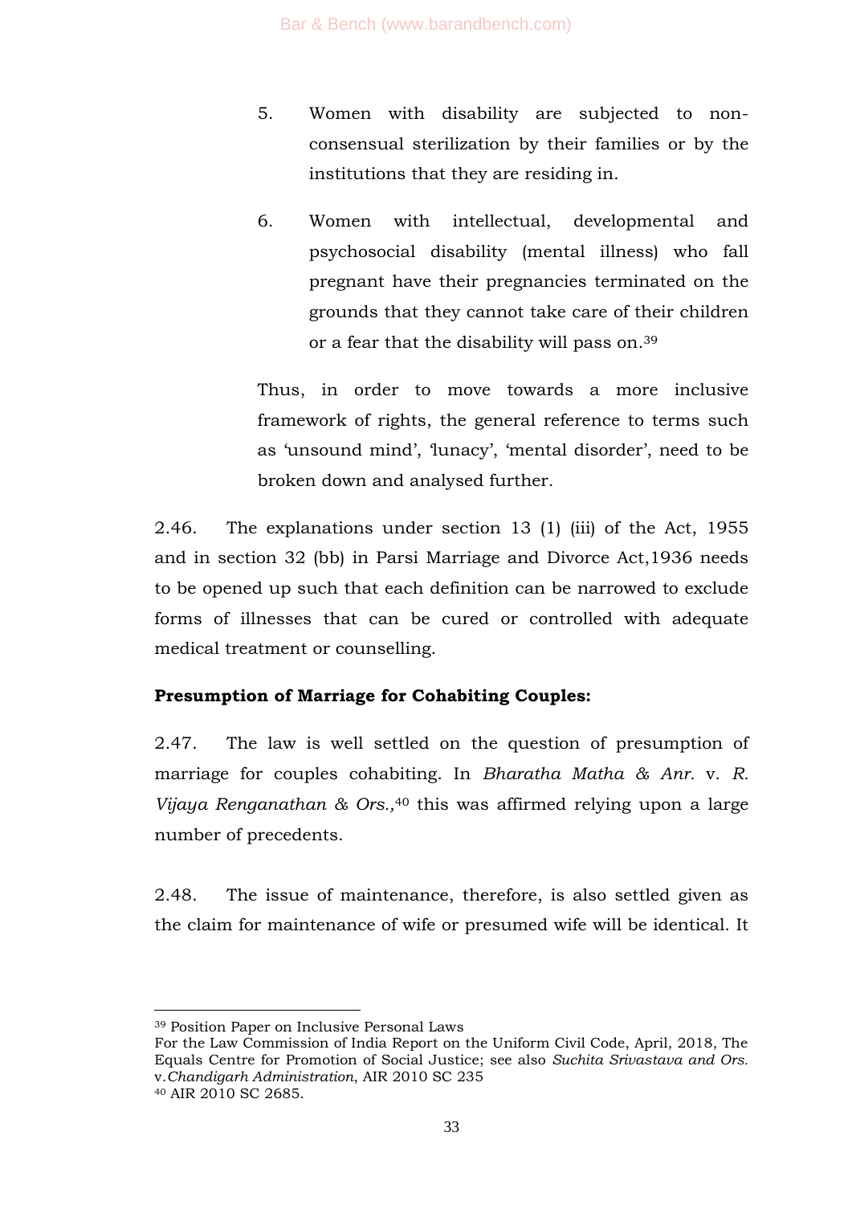5. Women with disability are subjected to non-consensual sterilization by their families or by the institutions that they are residing in.

6. Women with intellectual, developmental and psychosocial disability (mental illness) who fall pregnant have their pregnancies terminated on the grounds that they cannot take care of their children or a fear that the disability will pass on.[39]

Thus, in order to move towards a more inclusive framework of rights, the general reference to terms such as 'unsound mind', 'lunacy', 'mental disorder', need to be broken down and analysed further.

2.46. The explanations under section 13 (1) (iii) of the Act, 1955 and in section 32 (bb) in Parsi Marriage and Divorce Act,1936 needs to be opened up such that each definition can be narrowed to exclude forms of illnesses that can be cured or controlled with adequate medical treatment or counselling.

**Presumption of Marriage for Cohabiting Couples:**

2.47. The law is well settled on the question of presumption of marriage for couples cohabiting. In *Bharatha Matha & Anr.* v. *R. Vijaya Renganathan & Ors.,*[40] this was affirmed relying upon a large number of precedents.

2.48. The issue of maintenance, therefore, is also settled given as the claim for maintenance of wife or presumed wife will be identical. It

---

[39] Position Paper on Inclusive Personal Laws
For the Law Commission of India Report on the Uniform Civil Code, April, 2018, The Equals Centre for Promotion of Social Justice; see also *Suchita Srivastava and Ors.* v.*Chandigarh Administration*, AIR 2010 SC 235

[40] AIR 2010 SC 2685.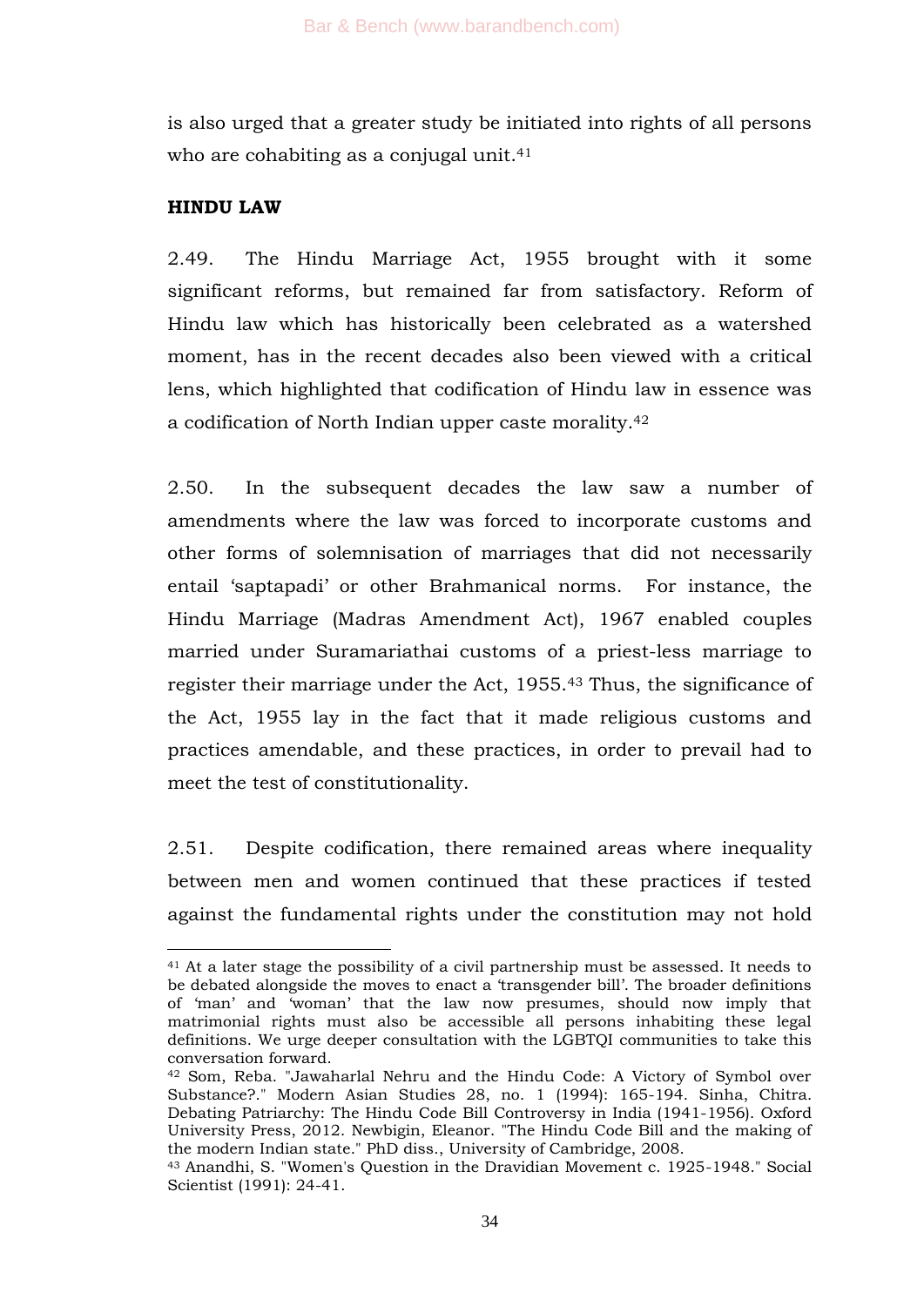is also urged that a greater study be initiated into rights of all persons who are cohabiting as a conjugal unit.[41]

**HINDU LAW**

2.49. The Hindu Marriage Act, 1955 brought with it some significant reforms, but remained far from satisfactory. Reform of Hindu law which has historically been celebrated as a watershed moment, has in the recent decades also been viewed with a critical lens, which highlighted that codification of Hindu law in essence was a codification of North Indian upper caste morality.[42]

2.50. In the subsequent decades the law saw a number of amendments where the law was forced to incorporate customs and other forms of solemnisation of marriages that did not necessarily entail 'saptapadi' or other Brahmanical norms. For instance, the Hindu Marriage (Madras Amendment Act), 1967 enabled couples married under Suramariathai customs of a priest-less marriage to register their marriage under the Act, 1955.[43] Thus, the significance of the Act, 1955 lay in the fact that it made religious customs and practices amendable, and these practices, in order to prevail had to meet the test of constitutionality.

2.51. Despite codification, there remained areas where inequality between men and women continued that these practices if tested against the fundamental rights under the constitution may not hold

---

[41] At a later stage the possibility of a civil partnership must be assessed. It needs to be debated alongside the moves to enact a 'transgender bill'. The broader definitions of 'man' and 'woman' that the law now presumes, should now imply that matrimonial rights must also be accessible all persons inhabiting these legal definitions. We urge deeper consultation with the LGBTQI communities to take this conversation forward.

[42] Som, Reba. "Jawaharlal Nehru and the Hindu Code: A Victory of Symbol over Substance?." Modern Asian Studies 28, no. 1 (1994): 165-194. Sinha, Chitra. Debating Patriarchy: The Hindu Code Bill Controversy in India (1941-1956). Oxford University Press, 2012. Newbigin, Eleanor. "The Hindu Code Bill and the making of the modern Indian state." PhD diss., University of Cambridge, 2008.

[43] Anandhi, S. "Women's Question in the Dravidian Movement c. 1925-1948." Social Scientist (1991): 24-41.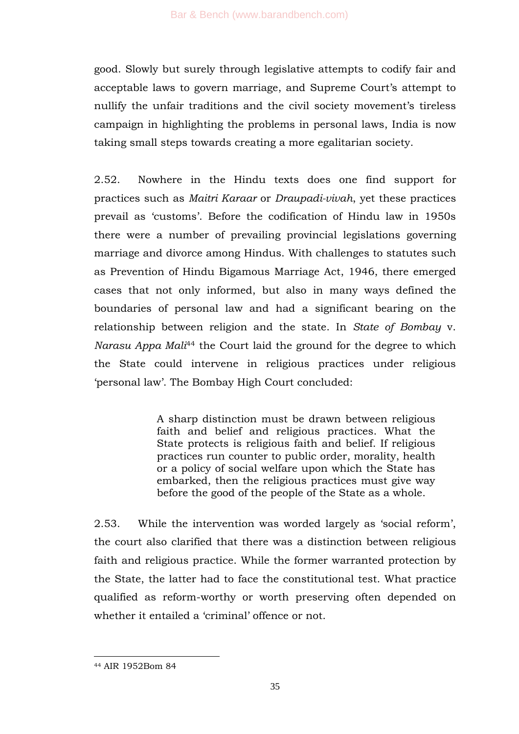good. Slowly but surely through legislative attempts to codify fair and acceptable laws to govern marriage, and Supreme Court's attempt to nullify the unfair traditions and the civil society movement's tireless campaign in highlighting the problems in personal laws, India is now taking small steps towards creating a more egalitarian society.

2.52. Nowhere in the Hindu texts does one find support for practices such as *Maitri Karaar* or *Draupadi-vivah*, yet these practices prevail as 'customs'. Before the codification of Hindu law in 1950s there were a number of prevailing provincial legislations governing marriage and divorce among Hindus. With challenges to statutes such as Prevention of Hindu Bigamous Marriage Act, 1946, there emerged cases that not only informed, but also in many ways defined the boundaries of personal law and had a significant bearing on the relationship between religion and the state. In *State of Bombay* v. *Narasu Appa Mali*[44] the Court laid the ground for the degree to which the State could intervene in religious practices under religious 'personal law'. The Bombay High Court concluded:

> A sharp distinction must be drawn between religious faith and belief and religious practices. What the State protects is religious faith and belief. If religious practices run counter to public order, morality, health or a policy of social welfare upon which the State has embarked, then the religious practices must give way before the good of the people of the State as a whole.

2.53. While the intervention was worded largely as 'social reform', the court also clarified that there was a distinction between religious faith and religious practice. While the former warranted protection by the State, the latter had to face the constitutional test. What practice qualified as reform-worthy or worth preserving often depended on whether it entailed a 'criminal' offence or not.

---

[44] AIR 1952Bom 84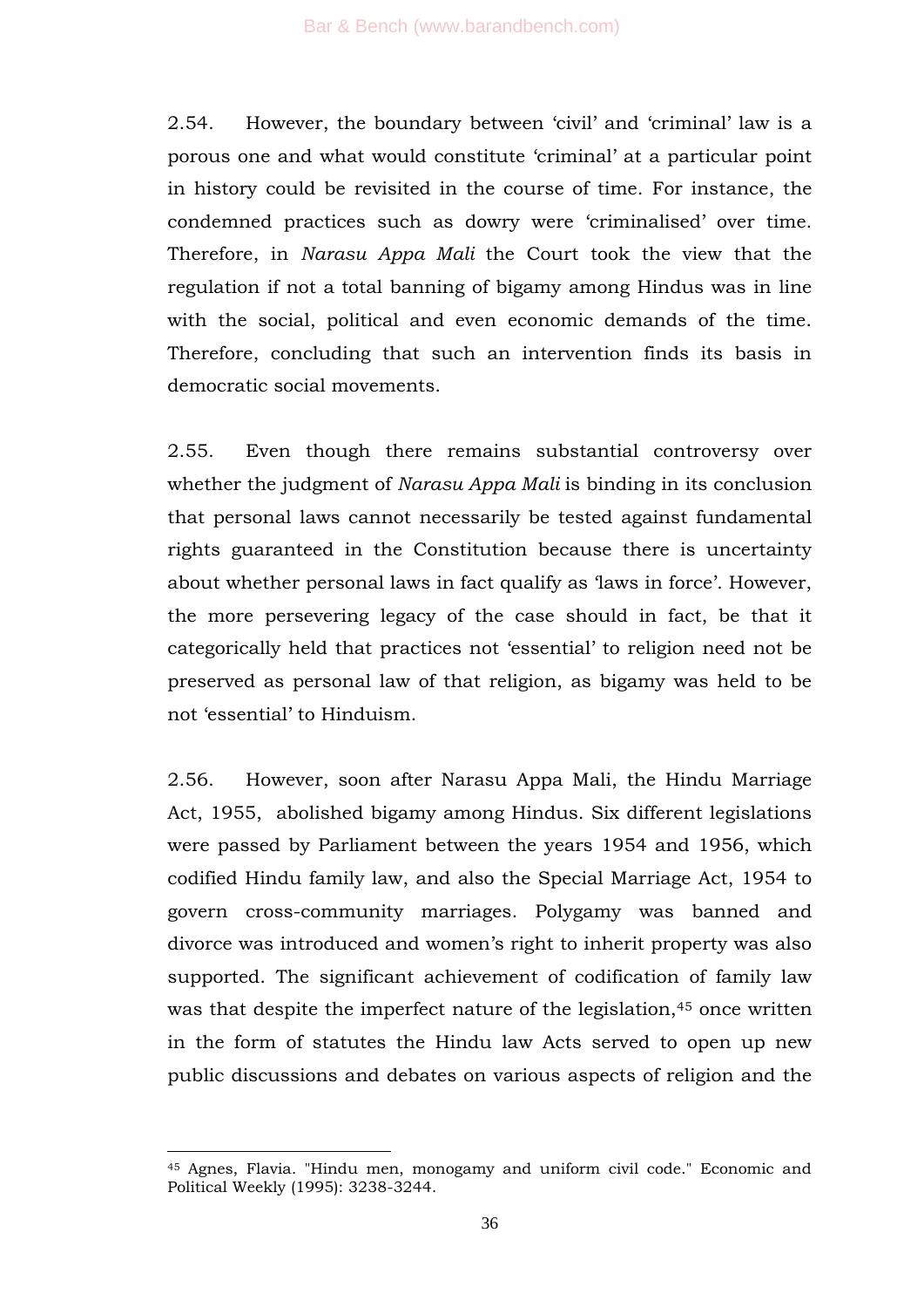2.54. However, the boundary between 'civil' and 'criminal' law is a porous one and what would constitute 'criminal' at a particular point in history could be revisited in the course of time. For instance, the condemned practices such as dowry were 'criminalised' over time. Therefore, in *Narasu Appa Mali* the Court took the view that the regulation if not a total banning of bigamy among Hindus was in line with the social, political and even economic demands of the time. Therefore, concluding that such an intervention finds its basis in democratic social movements.

2.55. Even though there remains substantial controversy over whether the judgment of *Narasu Appa Mali* is binding in its conclusion that personal laws cannot necessarily be tested against fundamental rights guaranteed in the Constitution because there is uncertainty about whether personal laws in fact qualify as 'laws in force'. However, the more persevering legacy of the case should in fact, be that it categorically held that practices not 'essential' to religion need not be preserved as personal law of that religion, as bigamy was held to be not 'essential' to Hinduism.

2.56. However, soon after Narasu Appa Mali, the Hindu Marriage Act, 1955, abolished bigamy among Hindus. Six different legislations were passed by Parliament between the years 1954 and 1956, which codified Hindu family law, and also the Special Marriage Act, 1954 to govern cross-community marriages. Polygamy was banned and divorce was introduced and women's right to inherit property was also supported. The significant achievement of codification of family law was that despite the imperfect nature of the legislation,[45] once written in the form of statutes the Hindu law Acts served to open up new public discussions and debates on various aspects of religion and the

---

[45] Agnes, Flavia. "Hindu men, monogamy and uniform civil code." Economic and Political Weekly (1995): 3238-3244.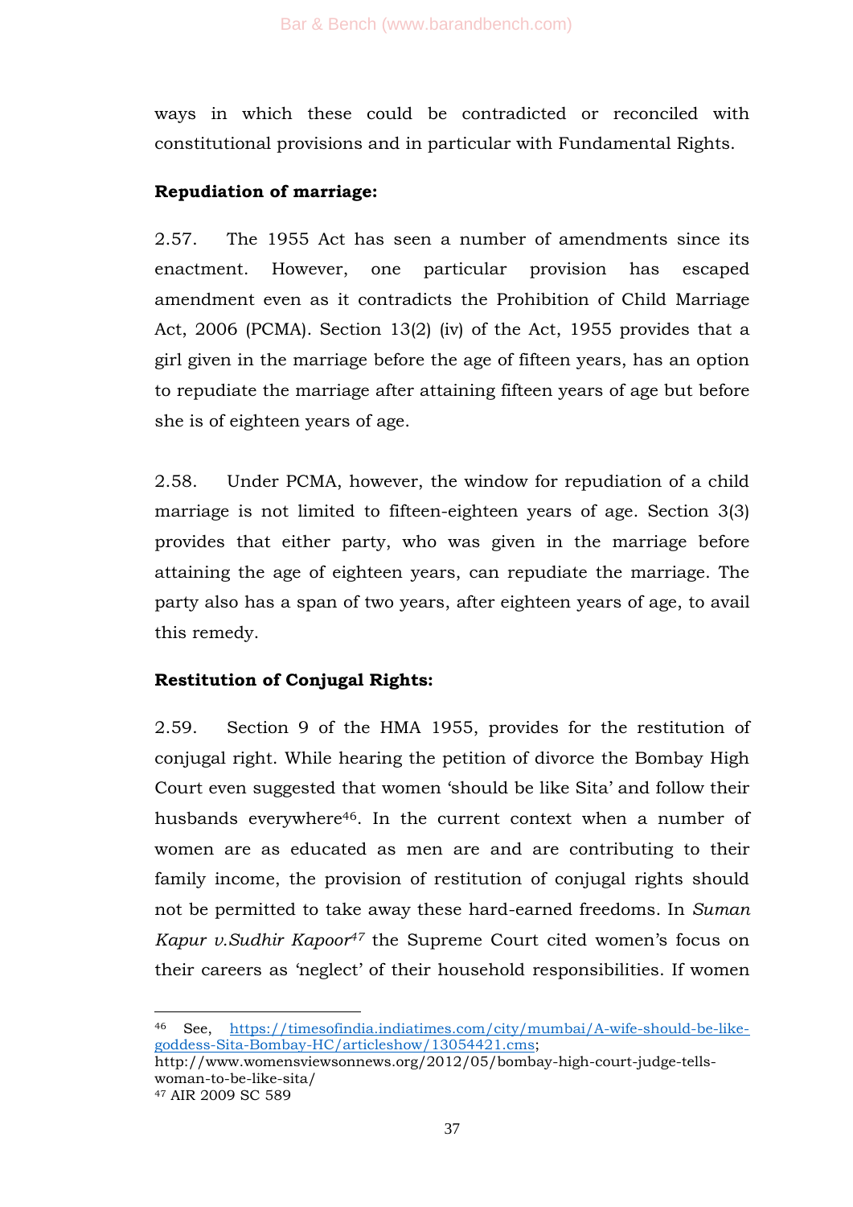ways in which these could be contradicted or reconciled with constitutional provisions and in particular with Fundamental Rights.

**Repudiation of marriage:**

2.57. The 1955 Act has seen a number of amendments since its enactment. However, one particular provision has escaped amendment even as it contradicts the Prohibition of Child Marriage Act, 2006 (PCMA). Section 13(2) (iv) of the Act, 1955 provides that a girl given in the marriage before the age of fifteen years, has an option to repudiate the marriage after attaining fifteen years of age but before she is of eighteen years of age.

2.58. Under PCMA, however, the window for repudiation of a child marriage is not limited to fifteen-eighteen years of age. Section 3(3) provides that either party, who was given in the marriage before attaining the age of eighteen years, can repudiate the marriage. The party also has a span of two years, after eighteen years of age, to avail this remedy.

**Restitution of Conjugal Rights:**

2.59. Section 9 of the HMA 1955, provides for the restitution of conjugal right. While hearing the petition of divorce the Bombay High Court even suggested that women 'should be like Sita' and follow their husbands everywhere[46]. In the current context when a number of women are as educated as men are and are contributing to their family income, the provision of restitution of conjugal rights should not be permitted to take away these hard-earned freedoms. In *Suman Kapur v.Sudhir Kapoor*[47] the Supreme Court cited women's focus on their careers as 'neglect' of their household responsibilities. If women

---

[46] See, https://timesofindia.indiatimes.com/city/mumbai/A-wife-should-be-like-goddess-Sita-Bombay-HC/articleshow/13054421.cms; http://www.womensviewsonnews.org/2012/05/bombay-high-court-judge-tells-woman-to-be-like-sita/

[47] AIR 2009 SC 589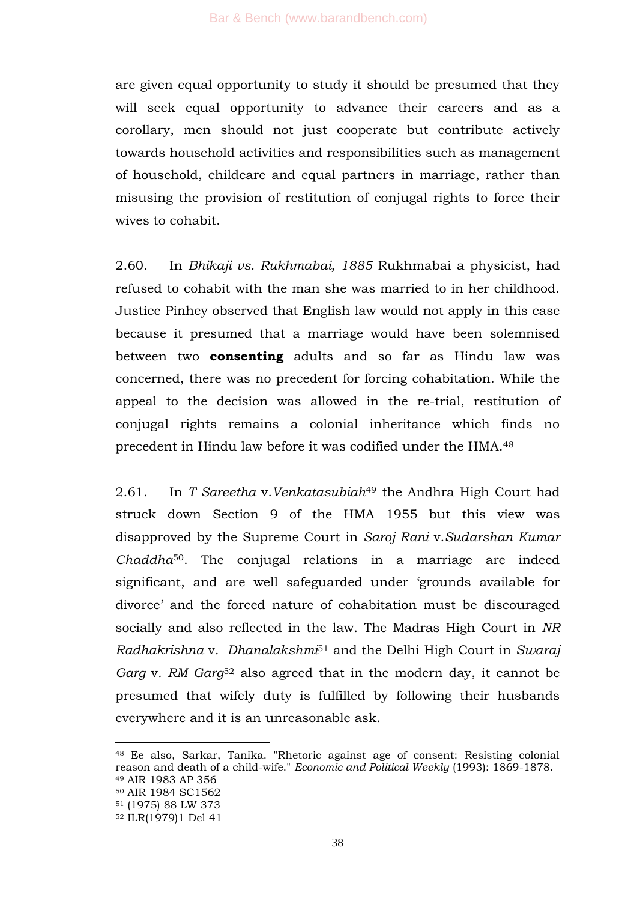are given equal opportunity to study it should be presumed that they will seek equal opportunity to advance their careers and as a corollary, men should not just cooperate but contribute actively towards household activities and responsibilities such as management of household, childcare and equal partners in marriage, rather than misusing the provision of restitution of conjugal rights to force their wives to cohabit.

2.60. In *Bhikaji vs. Rukhmabai, 1885* Rukhmabai a physicist, had refused to cohabit with the man she was married to in her childhood. Justice Pinhey observed that English law would not apply in this case because it presumed that a marriage would have been solemnised between two **consenting** adults and so far as Hindu law was concerned, there was no precedent for forcing cohabitation. While the appeal to the decision was allowed in the re-trial, restitution of conjugal rights remains a colonial inheritance which finds no precedent in Hindu law before it was codified under the HMA.[48]

2.61. In *T Sareetha* v.*Venkatasubiah*[49] the Andhra High Court had struck down Section 9 of the HMA 1955 but this view was disapproved by the Supreme Court in *Saroj Rani* v.*Sudarshan Kumar Chaddha*[50]. The conjugal relations in a marriage are indeed significant, and are well safeguarded under 'grounds available for divorce' and the forced nature of cohabitation must be discouraged socially and also reflected in the law. The Madras High Court in *NR Radhakrishna* v. *Dhanalakshmi*[51] and the Delhi High Court in *Swaraj Garg* v. *RM Garg*[52] also agreed that in the modern day, it cannot be presumed that wifely duty is fulfilled by following their husbands everywhere and it is an unreasonable ask.

---

[48] Ee also, Sarkar, Tanika. "Rhetoric against age of consent: Resisting colonial reason and death of a child-wife." *Economic and Political Weekly* (1993): 1869-1878.

[49] AIR 1983 AP 356

[50] AIR 1984 SC1562

[51] (1975) 88 LW 373

[52] ILR(1979)1 Del 41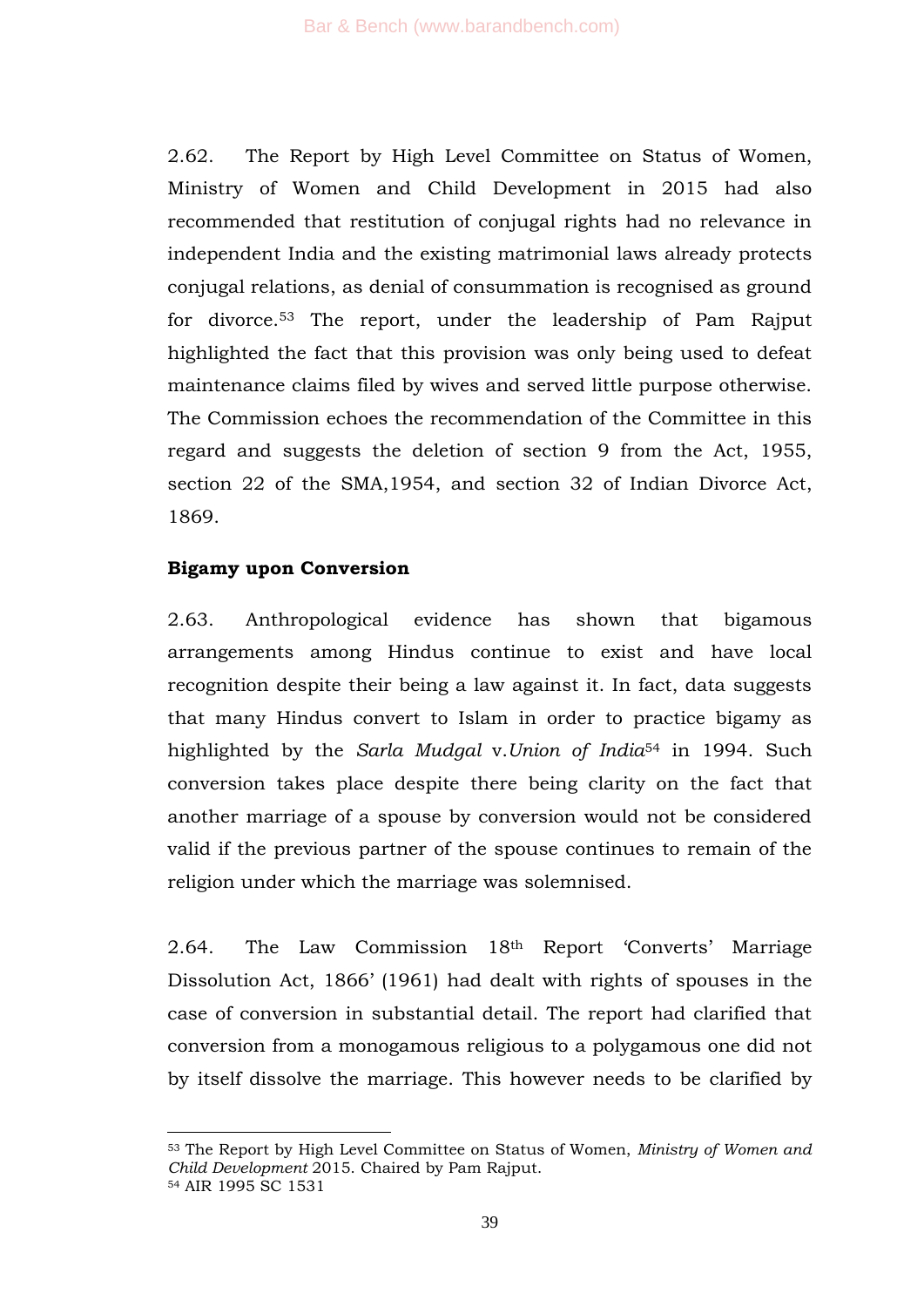2.62. The Report by High Level Committee on Status of Women, Ministry of Women and Child Development in 2015 had also recommended that restitution of conjugal rights had no relevance in independent India and the existing matrimonial laws already protects conjugal relations, as denial of consummation is recognised as ground for divorce.[53] The report, under the leadership of Pam Rajput highlighted the fact that this provision was only being used to defeat maintenance claims filed by wives and served little purpose otherwise. The Commission echoes the recommendation of the Committee in this regard and suggests the deletion of section 9 from the Act, 1955, section 22 of the SMA,1954, and section 32 of Indian Divorce Act, 1869.

**Bigamy upon Conversion**

2.63. Anthropological evidence has shown that bigamous arrangements among Hindus continue to exist and have local recognition despite their being a law against it. In fact, data suggests that many Hindus convert to Islam in order to practice bigamy as highlighted by the *Sarla Mudgal* v.*Union of India*[54] in 1994. Such conversion takes place despite there being clarity on the fact that another marriage of a spouse by conversion would not be considered valid if the previous partner of the spouse continues to remain of the religion under which the marriage was solemnised.

2.64. The Law Commission 18th Report 'Converts' Marriage Dissolution Act, 1866' (1961) had dealt with rights of spouses in the case of conversion in substantial detail. The report had clarified that conversion from a monogamous religious to a polygamous one did not by itself dissolve the marriage. This however needs to be clarified by

---

[53] The Report by High Level Committee on Status of Women, *Ministry of Women and Child Development* 2015. Chaired by Pam Rajput.

[54] AIR 1995 SC 1531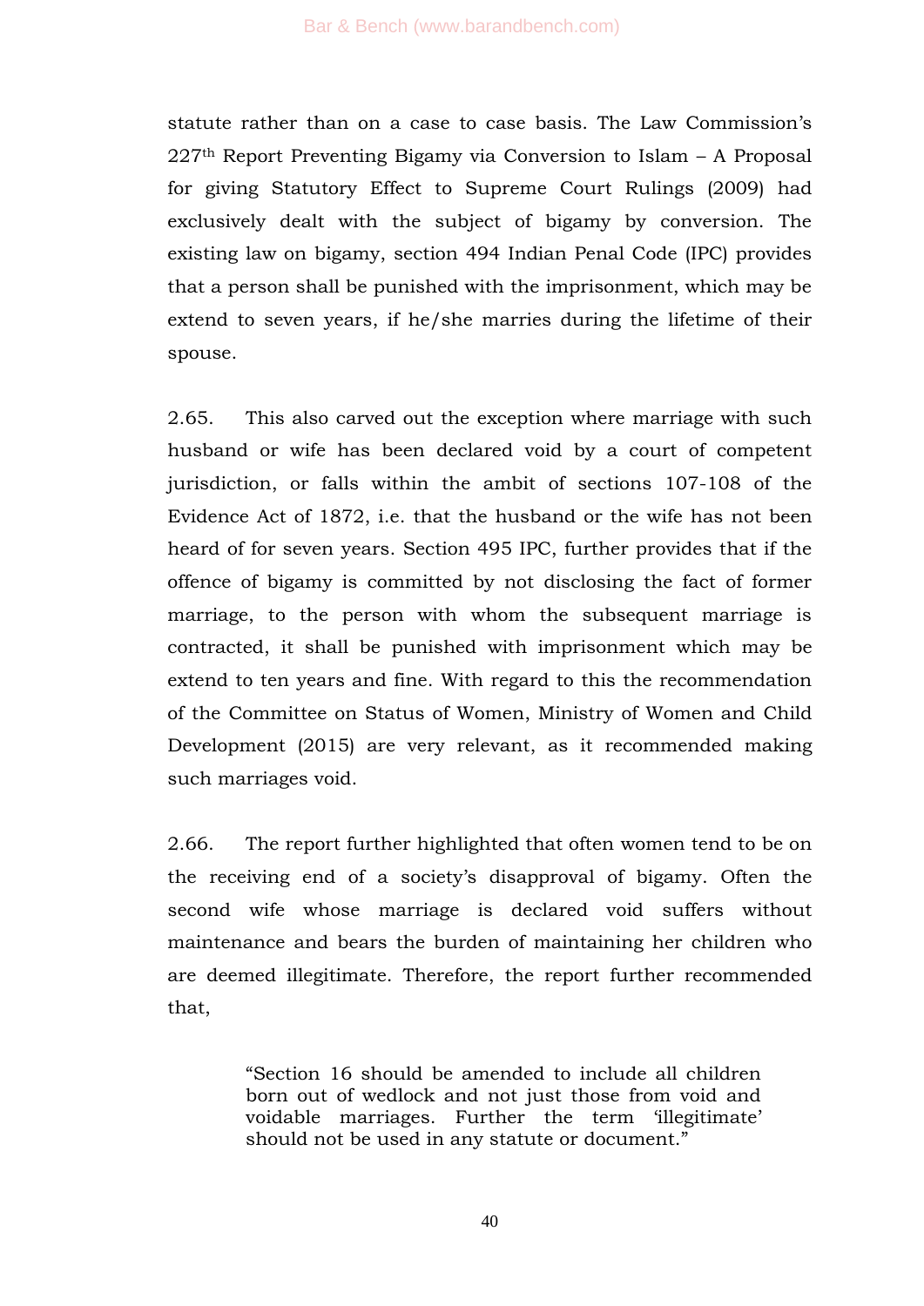statute rather than on a case to case basis. The Law Commission's 227th Report Preventing Bigamy via Conversion to Islam – A Proposal for giving Statutory Effect to Supreme Court Rulings (2009) had exclusively dealt with the subject of bigamy by conversion. The existing law on bigamy, section 494 Indian Penal Code (IPC) provides that a person shall be punished with the imprisonment, which may be extend to seven years, if he/she marries during the lifetime of their spouse.

2.65. This also carved out the exception where marriage with such husband or wife has been declared void by a court of competent jurisdiction, or falls within the ambit of sections 107-108 of the Evidence Act of 1872, i.e. that the husband or the wife has not been heard of for seven years. Section 495 IPC, further provides that if the offence of bigamy is committed by not disclosing the fact of former marriage, to the person with whom the subsequent marriage is contracted, it shall be punished with imprisonment which may be extend to ten years and fine. With regard to this the recommendation of the Committee on Status of Women, Ministry of Women and Child Development (2015) are very relevant, as it recommended making such marriages void.

2.66. The report further highlighted that often women tend to be on the receiving end of a society's disapproval of bigamy. Often the second wife whose marriage is declared void suffers without maintenance and bears the burden of maintaining her children who are deemed illegitimate. Therefore, the report further recommended that,

> "Section 16 should be amended to include all children born out of wedlock and not just those from void and voidable marriages. Further the term 'illegitimate' should not be used in any statute or document."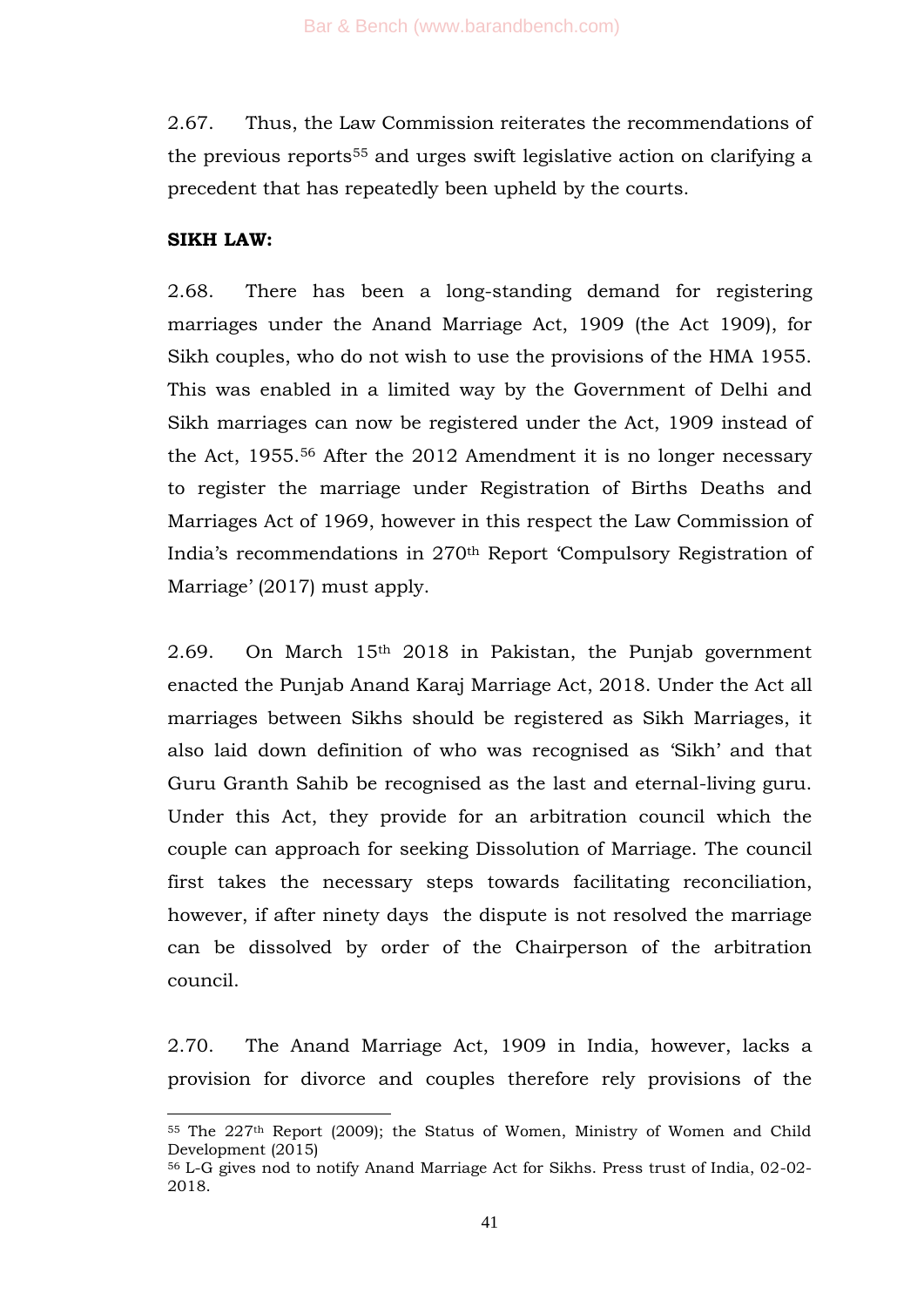2.67. Thus, the Law Commission reiterates the recommendations of the previous reports[55] and urges swift legislative action on clarifying a precedent that has repeatedly been upheld by the courts.

**SIKH LAW:**

2.68. There has been a long-standing demand for registering marriages under the Anand Marriage Act, 1909 (the Act 1909), for Sikh couples, who do not wish to use the provisions of the HMA 1955. This was enabled in a limited way by the Government of Delhi and Sikh marriages can now be registered under the Act, 1909 instead of the Act, 1955.[56] After the 2012 Amendment it is no longer necessary to register the marriage under Registration of Births Deaths and Marriages Act of 1969, however in this respect the Law Commission of India's recommendations in 270th Report 'Compulsory Registration of Marriage' (2017) must apply.

2.69. On March 15th 2018 in Pakistan, the Punjab government enacted the Punjab Anand Karaj Marriage Act, 2018. Under the Act all marriages between Sikhs should be registered as Sikh Marriages, it also laid down definition of who was recognised as 'Sikh' and that Guru Granth Sahib be recognised as the last and eternal-living guru. Under this Act, they provide for an arbitration council which the couple can approach for seeking Dissolution of Marriage. The council first takes the necessary steps towards facilitating reconciliation, however, if after ninety days the dispute is not resolved the marriage can be dissolved by order of the Chairperson of the arbitration council.

2.70. The Anand Marriage Act, 1909 in India, however, lacks a provision for divorce and couples therefore rely provisions of the

---

[55] The 227th Report (2009); the Status of Women, Ministry of Women and Child Development (2015)

[56] L-G gives nod to notify Anand Marriage Act for Sikhs. Press trust of India, 02-02-2018.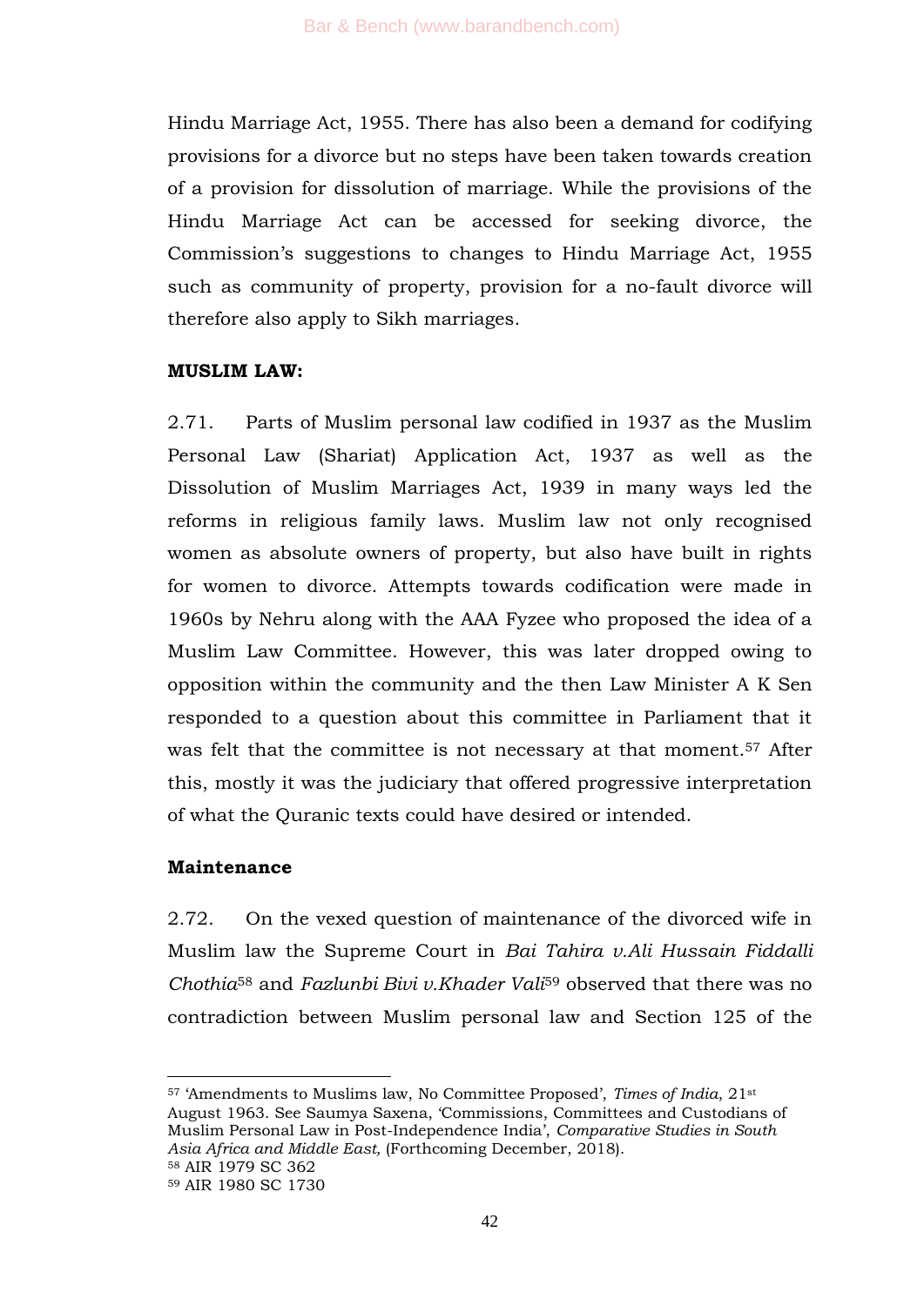Hindu Marriage Act, 1955. There has also been a demand for codifying provisions for a divorce but no steps have been taken towards creation of a provision for dissolution of marriage. While the provisions of the Hindu Marriage Act can be accessed for seeking divorce, the Commission's suggestions to changes to Hindu Marriage Act, 1955 such as community of property, provision for a no-fault divorce will therefore also apply to Sikh marriages.

**MUSLIM LAW:**

2.71. Parts of Muslim personal law codified in 1937 as the Muslim Personal Law (Shariat) Application Act, 1937 as well as the Dissolution of Muslim Marriages Act, 1939 in many ways led the reforms in religious family laws. Muslim law not only recognised women as absolute owners of property, but also have built in rights for women to divorce. Attempts towards codification were made in 1960s by Nehru along with the AAA Fyzee who proposed the idea of a Muslim Law Committee. However, this was later dropped owing to opposition within the community and the then Law Minister A K Sen responded to a question about this committee in Parliament that it was felt that the committee is not necessary at that moment.[57] After this, mostly it was the judiciary that offered progressive interpretation of what the Quranic texts could have desired or intended.

**Maintenance**

2.72. On the vexed question of maintenance of the divorced wife in Muslim law the Supreme Court in *Bai Tahira v.Ali Hussain Fiddalli Chothia*[58] and *Fazlunbi Bivi v.Khader Vali*[59] observed that there was no contradiction between Muslim personal law and Section 125 of the

---

[57] 'Amendments to Muslims law, No Committee Proposed', *Times of India*, 21st August 1963. See Saumya Saxena, 'Commissions, Committees and Custodians of Muslim Personal Law in Post-Independence India', *Comparative Studies in South Asia Africa and Middle East,* (Forthcoming December, 2018).

[58] AIR 1979 SC 362

[59] AIR 1980 SC 1730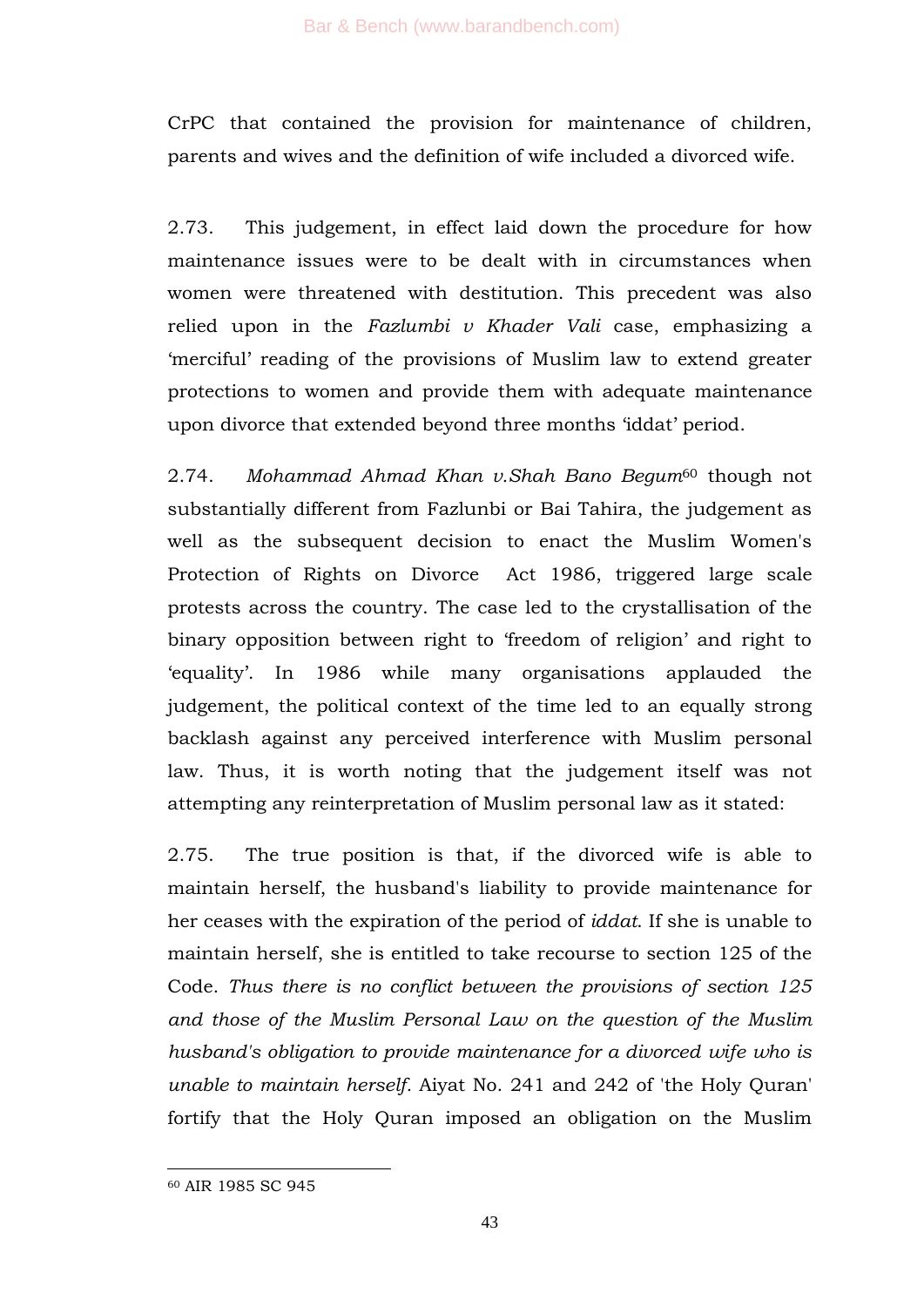CrPC that contained the provision for maintenance of children, parents and wives and the definition of wife included a divorced wife.

2.73. This judgement, in effect laid down the procedure for how maintenance issues were to be dealt with in circumstances when women were threatened with destitution. This precedent was also relied upon in the *Fazlumbi v Khader Vali* case, emphasizing a 'merciful' reading of the provisions of Muslim law to extend greater protections to women and provide them with adequate maintenance upon divorce that extended beyond three months 'iddat' period.

2.74. *Mohammad Ahmad Khan v.Shah Bano Begum*[60] though not substantially different from Fazlunbi or Bai Tahira, the judgement as well as the subsequent decision to enact the Muslim Women's Protection of Rights on Divorce Act 1986, triggered large scale protests across the country. The case led to the crystallisation of the binary opposition between right to 'freedom of religion' and right to 'equality'. In 1986 while many organisations applauded the judgement, the political context of the time led to an equally strong backlash against any perceived interference with Muslim personal law. Thus, it is worth noting that the judgement itself was not attempting any reinterpretation of Muslim personal law as it stated:

2.75. The true position is that, if the divorced wife is able to maintain herself, the husband's liability to provide maintenance for her ceases with the expiration of the period of *iddat*. If she is unable to maintain herself, she is entitled to take recourse to section 125 of the Code. *Thus there is no conflict between the provisions of section 125 and those of the Muslim Personal Law on the question of the Muslim husband's obligation to provide maintenance for a divorced wife who is unable to maintain herself.* Aiyat No. 241 and 242 of 'the Holy Quran' fortify that the Holy Quran imposed an obligation on the Muslim

---

[60] AIR 1985 SC 945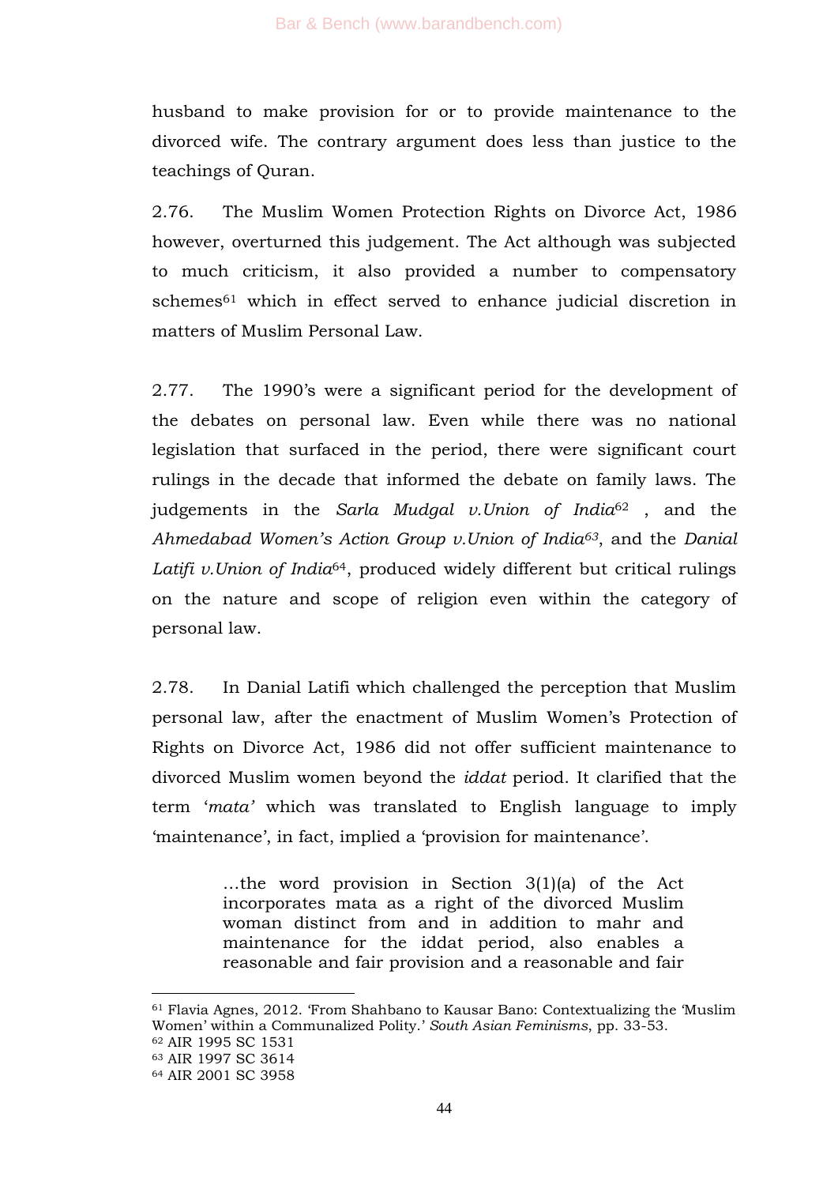husband to make provision for or to provide maintenance to the divorced wife. The contrary argument does less than justice to the teachings of Quran.

2.76. The Muslim Women Protection Rights on Divorce Act, 1986 however, overturned this judgement. The Act although was subjected to much criticism, it also provided a number to compensatory schemes[61] which in effect served to enhance judicial discretion in matters of Muslim Personal Law.

2.77. The 1990's were a significant period for the development of the debates on personal law. Even while there was no national legislation that surfaced in the period, there were significant court rulings in the decade that informed the debate on family laws. The judgements in the *Sarla Mudgal v.Union of India*[62] , and the *Ahmedabad Women's Action Group v.Union of India*[63], and the *Danial Latifi v.Union of India*[64], produced widely different but critical rulings on the nature and scope of religion even within the category of personal law.

2.78. In Danial Latifi which challenged the perception that Muslim personal law, after the enactment of Muslim Women's Protection of Rights on Divorce Act, 1986 did not offer sufficient maintenance to divorced Muslim women beyond the *iddat* period. It clarified that the term '*mata'* which was translated to English language to imply 'maintenance', in fact, implied a 'provision for maintenance'.

> …the word provision in Section 3(1)(a) of the Act incorporates mata as a right of the divorced Muslim woman distinct from and in addition to mahr and maintenance for the iddat period, also enables a reasonable and fair provision and a reasonable and fair

---

[61] Flavia Agnes, 2012. 'From Shahbano to Kausar Bano: Contextualizing the 'Muslim Women' within a Communalized Polity.' *South Asian Feminisms*, pp. 33-53.

[62] AIR 1995 SC 1531

[63] AIR 1997 SC 3614

[64] AIR 2001 SC 3958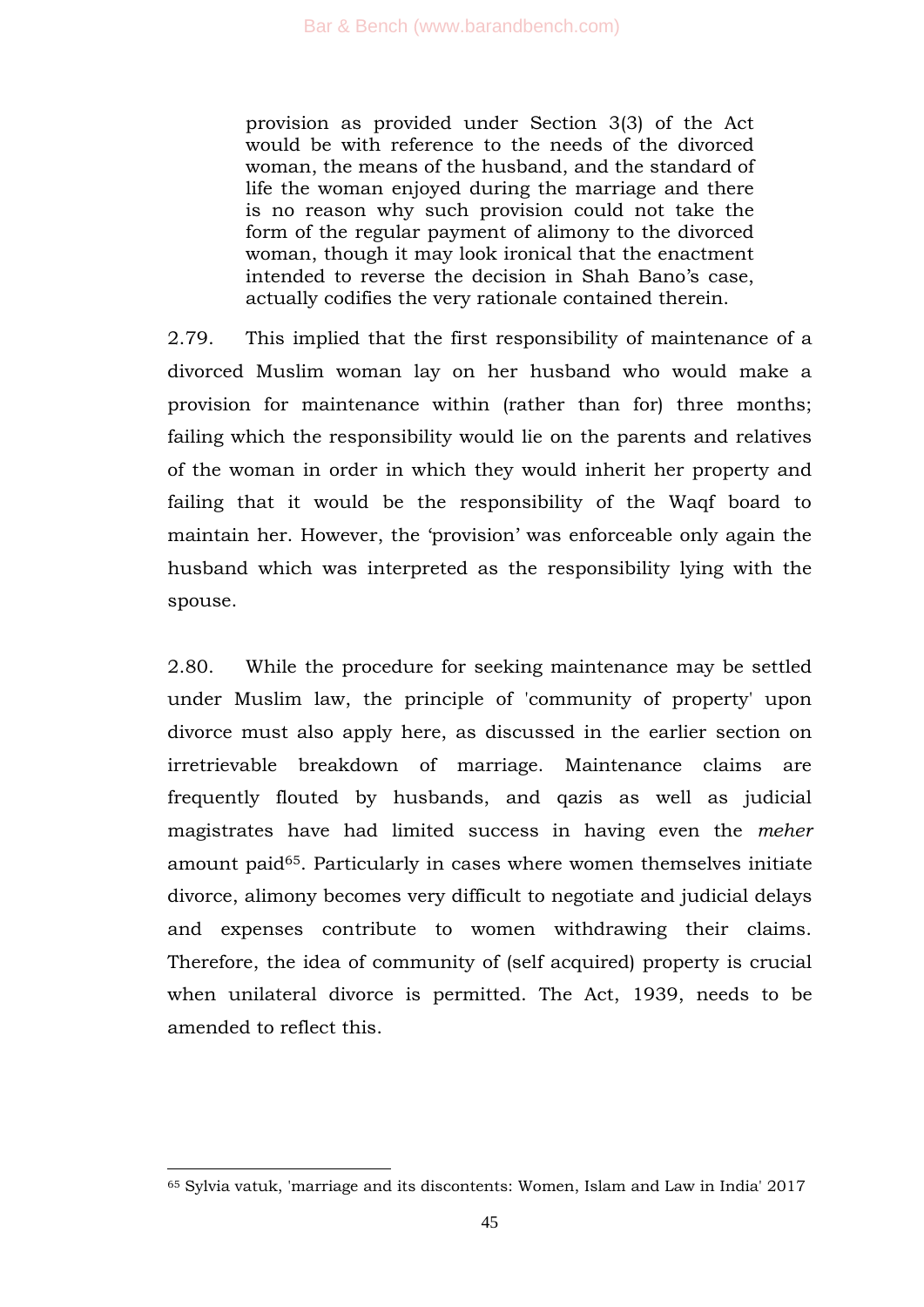> provision as provided under Section 3(3) of the Act would be with reference to the needs of the divorced woman, the means of the husband, and the standard of life the woman enjoyed during the marriage and there is no reason why such provision could not take the form of the regular payment of alimony to the divorced woman, though it may look ironical that the enactment intended to reverse the decision in Shah Bano's case, actually codifies the very rationale contained therein.

2.79. This implied that the first responsibility of maintenance of a divorced Muslim woman lay on her husband who would make a provision for maintenance within (rather than for) three months; failing which the responsibility would lie on the parents and relatives of the woman in order in which they would inherit her property and failing that it would be the responsibility of the Waqf board to maintain her. However, the 'provision' was enforceable only again the husband which was interpreted as the responsibility lying with the spouse.

2.80. While the procedure for seeking maintenance may be settled under Muslim law, the principle of 'community of property' upon divorce must also apply here, as discussed in the earlier section on irretrievable breakdown of marriage. Maintenance claims are frequently flouted by husbands, and qazis as well as judicial magistrates have had limited success in having even the *meher* amount paid[65]. Particularly in cases where women themselves initiate divorce, alimony becomes very difficult to negotiate and judicial delays and expenses contribute to women withdrawing their claims. Therefore, the idea of community of (self acquired) property is crucial when unilateral divorce is permitted. The Act, 1939, needs to be amended to reflect this.

---

[65] Sylvia vatuk, 'marriage and its discontents: Women, Islam and Law in India' 2017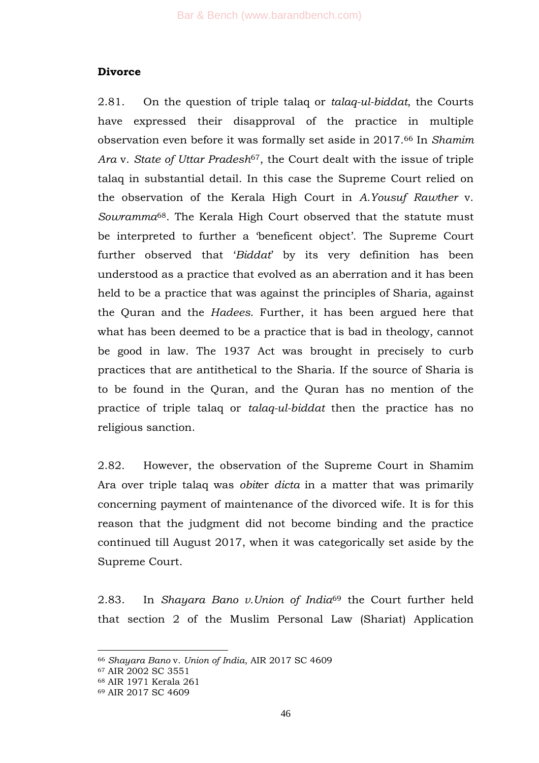**Divorce**

2.81. On the question of triple talaq or *talaq-ul-biddat*, the Courts have expressed their disapproval of the practice in multiple observation even before it was formally set aside in 2017.[66] In *Shamim Ara* v. *State of Uttar Pradesh*[67], the Court dealt with the issue of triple talaq in substantial detail. In this case the Supreme Court relied on the observation of the Kerala High Court in *A.Yousuf Rawther* v. *Sowramma*[68]. The Kerala High Court observed that the statute must be interpreted to further a 'beneficent object'. The Supreme Court further observed that '*Biddat*' by its very definition has been understood as a practice that evolved as an aberration and it has been held to be a practice that was against the principles of Sharia, against the Quran and the *Hadees*. Further, it has been argued here that what has been deemed to be a practice that is bad in theology, cannot be good in law. The 1937 Act was brought in precisely to curb practices that are antithetical to the Sharia. If the source of Sharia is to be found in the Quran, and the Quran has no mention of the practice of triple talaq or *talaq-ul-biddat* then the practice has no religious sanction.

2.82. However, the observation of the Supreme Court in Shamim Ara over triple talaq was *obiter dicta* in a matter that was primarily concerning payment of maintenance of the divorced wife. It is for this reason that the judgment did not become binding and the practice continued till August 2017, when it was categorically set aside by the Supreme Court.

2.83. In *Shayara Bano v.Union of India*[69] the Court further held that section 2 of the Muslim Personal Law (Shariat) Application

---

[66] *Shayara Bano* v. *Union of India*, AIR 2017 SC 4609

[67] AIR 2002 SC 3551

[68] AIR 1971 Kerala 261

[69] AIR 2017 SC 4609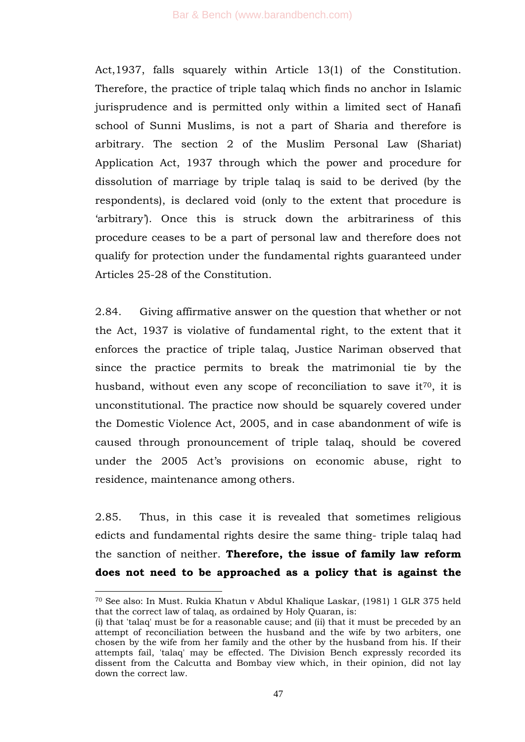Act,1937, falls squarely within Article 13(1) of the Constitution. Therefore, the practice of triple talaq which finds no anchor in Islamic jurisprudence and is permitted only within a limited sect of Hanafi school of Sunni Muslims, is not a part of Sharia and therefore is arbitrary. The section 2 of the Muslim Personal Law (Shariat) Application Act, 1937 through which the power and procedure for dissolution of marriage by triple talaq is said to be derived (by the respondents), is declared void (only to the extent that procedure is 'arbitrary'). Once this is struck down the arbitrariness of this procedure ceases to be a part of personal law and therefore does not qualify for protection under the fundamental rights guaranteed under Articles 25-28 of the Constitution.

2.84. Giving affirmative answer on the question that whether or not the Act, 1937 is violative of fundamental right, to the extent that it enforces the practice of triple talaq, Justice Nariman observed that since the practice permits to break the matrimonial tie by the husband, without even any scope of reconciliation to save it[70], it is unconstitutional. The practice now should be squarely covered under the Domestic Violence Act, 2005, and in case abandonment of wife is caused through pronouncement of triple talaq, should be covered under the 2005 Act's provisions on economic abuse, right to residence, maintenance among others.

2.85. Thus, in this case it is revealed that sometimes religious edicts and fundamental rights desire the same thing- triple talaq had the sanction of neither. **Therefore, the issue of family law reform does not need to be approached as a policy that is against the**

---

[70] See also: In Must. Rukia Khatun v Abdul Khalique Laskar, (1981) 1 GLR 375 held that the correct law of talaq, as ordained by Holy Quaran, is:
(i) that 'talaq' must be for a reasonable cause; and (ii) that it must be preceded by an attempt of reconciliation between the husband and the wife by two arbiters, one chosen by the wife from her family and the other by the husband from his. If their attempts fail, 'talaq' may be effected. The Division Bench expressly recorded its dissent from the Calcutta and Bombay view which, in their opinion, did not lay down the correct law.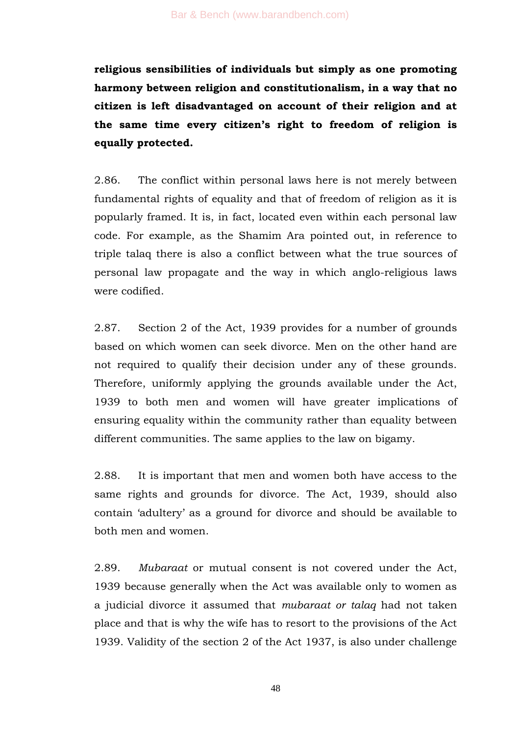**religious sensibilities of individuals but simply as one promoting harmony between religion and constitutionalism, in a way that no citizen is left disadvantaged on account of their religion and at the same time every citizen's right to freedom of religion is equally protected.**

2.86. The conflict within personal laws here is not merely between fundamental rights of equality and that of freedom of religion as it is popularly framed. It is, in fact, located even within each personal law code. For example, as the Shamim Ara pointed out, in reference to triple talaq there is also a conflict between what the true sources of personal law propagate and the way in which anglo-religious laws were codified.

2.87. Section 2 of the Act, 1939 provides for a number of grounds based on which women can seek divorce. Men on the other hand are not required to qualify their decision under any of these grounds. Therefore, uniformly applying the grounds available under the Act, 1939 to both men and women will have greater implications of ensuring equality within the community rather than equality between different communities. The same applies to the law on bigamy.

2.88. It is important that men and women both have access to the same rights and grounds for divorce. The Act, 1939, should also contain 'adultery' as a ground for divorce and should be available to both men and women.

2.89. *Mubaraat* or mutual consent is not covered under the Act, 1939 because generally when the Act was available only to women as a judicial divorce it assumed that *mubaraat or talaq* had not taken place and that is why the wife has to resort to the provisions of the Act 1939. Validity of the section 2 of the Act 1937, is also under challenge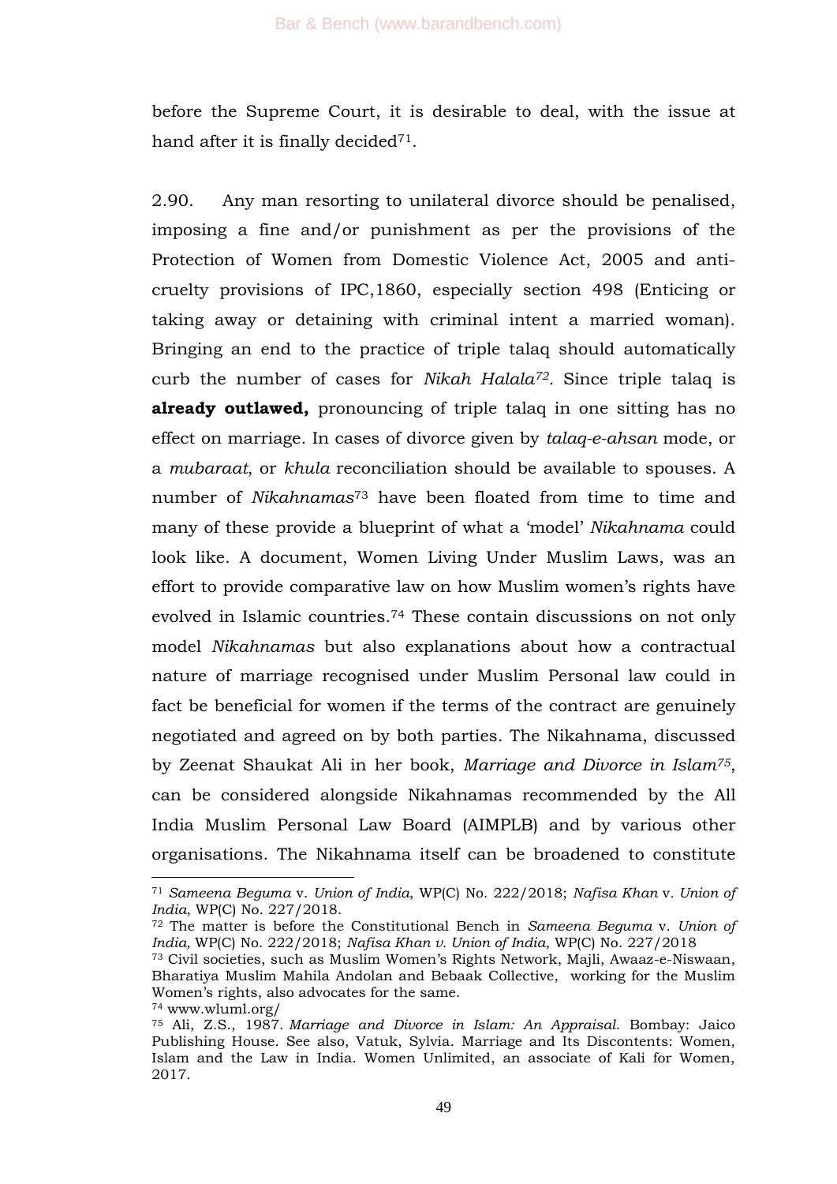before the Supreme Court, it is desirable to deal, with the issue at hand after it is finally decided[71].

2.90. Any man resorting to unilateral divorce should be penalised, imposing a fine and/or punishment as per the provisions of the Protection of Women from Domestic Violence Act, 2005 and anti-cruelty provisions of IPC,1860, especially section 498 (Enticing or taking away or detaining with criminal intent a married woman). Bringing an end to the practice of triple talaq should automatically curb the number of cases for *Nikah Halala*[72]. Since triple talaq is **already outlawed,** pronouncing of triple talaq in one sitting has no effect on marriage. In cases of divorce given by *talaq-e-ahsan* mode, or a *mubaraat*, or *khula* reconciliation should be available to spouses. A number of *Nikahnamas*[73] have been floated from time to time and many of these provide a blueprint of what a 'model' *Nikahnama* could look like. A document, Women Living Under Muslim Laws, was an effort to provide comparative law on how Muslim women's rights have evolved in Islamic countries.[74] These contain discussions on not only model *Nikahnamas* but also explanations about how a contractual nature of marriage recognised under Muslim Personal law could in fact be beneficial for women if the terms of the contract are genuinely negotiated and agreed on by both parties. The Nikahnama, discussed by Zeenat Shaukat Ali in her book, *Marriage and Divorce in Islam*[75], can be considered alongside Nikahnamas recommended by the All India Muslim Personal Law Board (AIMPLB) and by various other organisations. The Nikahnama itself can be broadened to constitute

---

[71] *Sameena Beguma* v. *Union of India*, WP(C) No. 222/2018; *Nafisa Khan* v. *Union of India*, WP(C) No. 227/2018.

[72] The matter is before the Constitutional Bench in *Sameena Beguma* v. *Union of India,* WP(C) No. 222/2018; *Nafisa Khan v. Union of India*, WP(C) No. 227/2018

[73] Civil societies, such as Muslim Women's Rights Network, Majli, Awaaz-e-Niswaan, Bharatiya Muslim Mahila Andolan and Bebaak Collective, working for the Muslim Women's rights, also advocates for the same.

[74] www.wluml.org/

[75] Ali, Z.S., 1987. *Marriage and Divorce in Islam: An Appraisal*. Bombay: Jaico Publishing House. See also, Vatuk, Sylvia. Marriage and Its Discontents: Women, Islam and the Law in India. Women Unlimited, an associate of Kali for Women, 2017.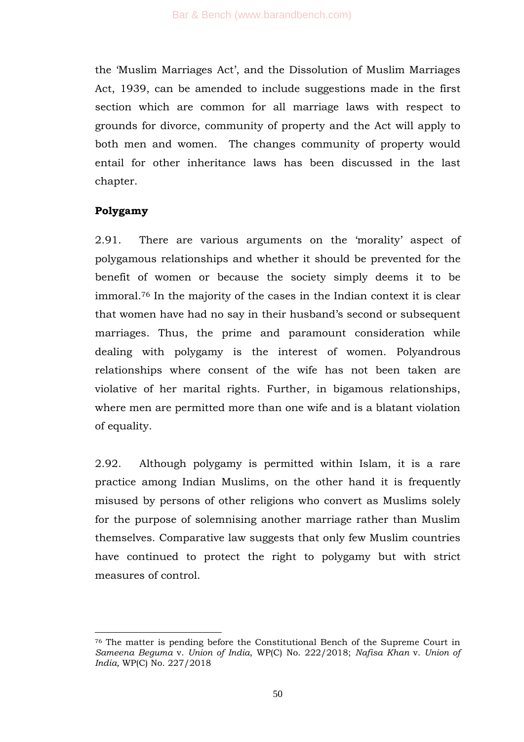the 'Muslim Marriages Act', and the Dissolution of Muslim Marriages Act, 1939, can be amended to include suggestions made in the first section which are common for all marriage laws with respect to grounds for divorce, community of property and the Act will apply to both men and women. The changes community of property would entail for other inheritance laws has been discussed in the last chapter.

**Polygamy**

2.91. There are various arguments on the 'morality' aspect of polygamous relationships and whether it should be prevented for the benefit of women or because the society simply deems it to be immoral.[76] In the majority of the cases in the Indian context it is clear that women have had no say in their husband's second or subsequent marriages. Thus, the prime and paramount consideration while dealing with polygamy is the interest of women. Polyandrous relationships where consent of the wife has not been taken are violative of her marital rights. Further, in bigamous relationships, where men are permitted more than one wife and is a blatant violation of equality.

2.92. Although polygamy is permitted within Islam, it is a rare practice among Indian Muslims, on the other hand it is frequently misused by persons of other religions who convert as Muslims solely for the purpose of solemnising another marriage rather than Muslim themselves. Comparative law suggests that only few Muslim countries have continued to protect the right to polygamy but with strict measures of control.

---

[76] The matter is pending before the Constitutional Bench of the Supreme Court in *Sameena Beguma* v. *Union of India*, WP(C) No. 222/2018; *Nafisa Khan* v. *Union of India,* WP(C) No. 227/2018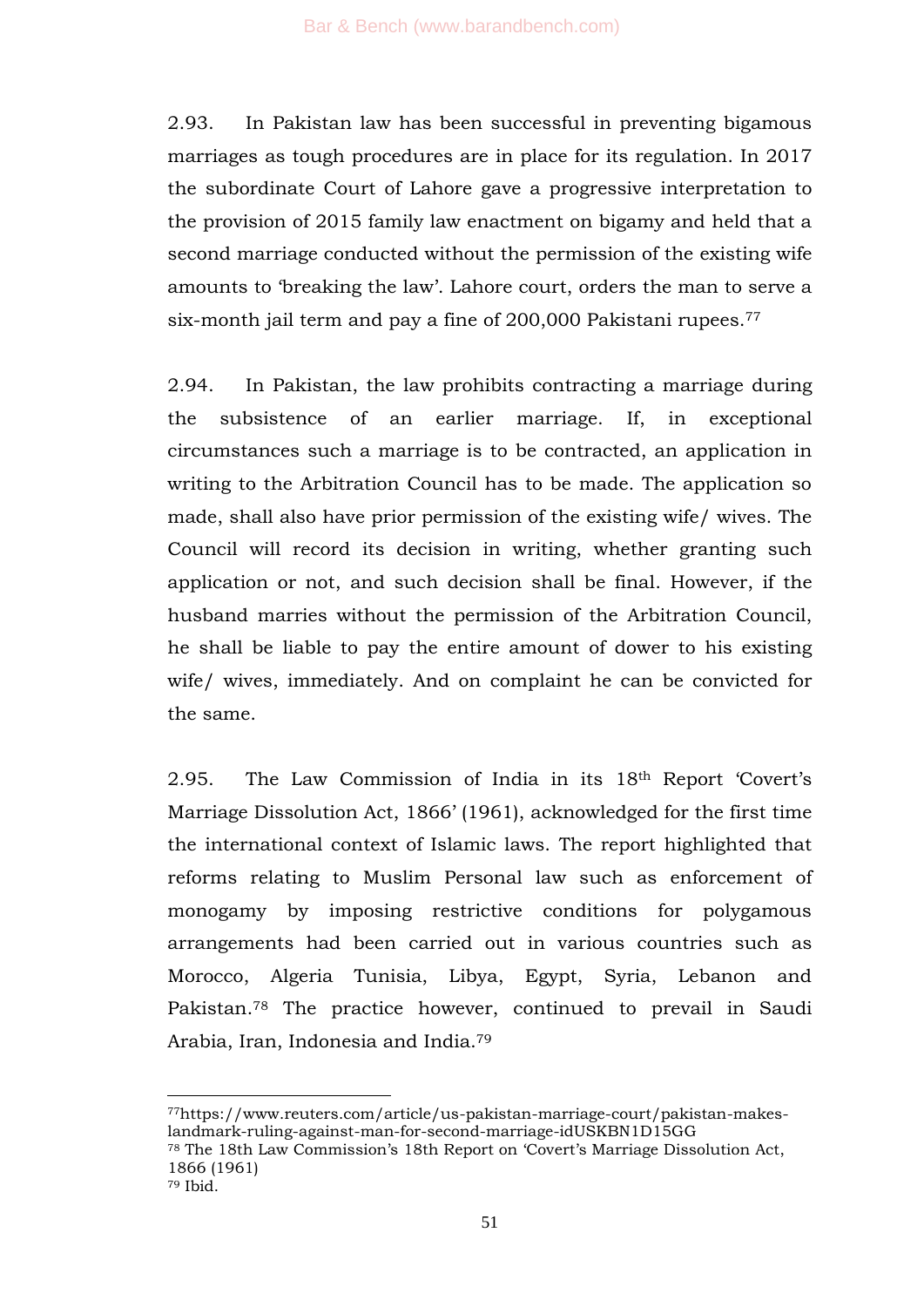2.93. In Pakistan law has been successful in preventing bigamous marriages as tough procedures are in place for its regulation. In 2017 the subordinate Court of Lahore gave a progressive interpretation to the provision of 2015 family law enactment on bigamy and held that a second marriage conducted without the permission of the existing wife amounts to 'breaking the law'. Lahore court, orders the man to serve a six-month jail term and pay a fine of 200,000 Pakistani rupees.[77]

2.94. In Pakistan, the law prohibits contracting a marriage during the subsistence of an earlier marriage. If, in exceptional circumstances such a marriage is to be contracted, an application in writing to the Arbitration Council has to be made. The application so made, shall also have prior permission of the existing wife/ wives. The Council will record its decision in writing, whether granting such application or not, and such decision shall be final. However, if the husband marries without the permission of the Arbitration Council, he shall be liable to pay the entire amount of dower to his existing wife/ wives, immediately. And on complaint he can be convicted for the same.

2.95. The Law Commission of India in its 18th Report 'Covert's Marriage Dissolution Act, 1866' (1961), acknowledged for the first time the international context of Islamic laws. The report highlighted that reforms relating to Muslim Personal law such as enforcement of monogamy by imposing restrictive conditions for polygamous arrangements had been carried out in various countries such as Morocco, Algeria Tunisia, Libya, Egypt, Syria, Lebanon and Pakistan.[78] The practice however, continued to prevail in Saudi Arabia, Iran, Indonesia and India.[79]

---

[77] https://www.reuters.com/article/us-pakistan-marriage-court/pakistan-makes-landmark-ruling-against-man-for-second-marriage-idUSKBN1D15GG

[78] The 18th Law Commission's 18th Report on 'Covert's Marriage Dissolution Act, 1866 (1961)

[79] Ibid.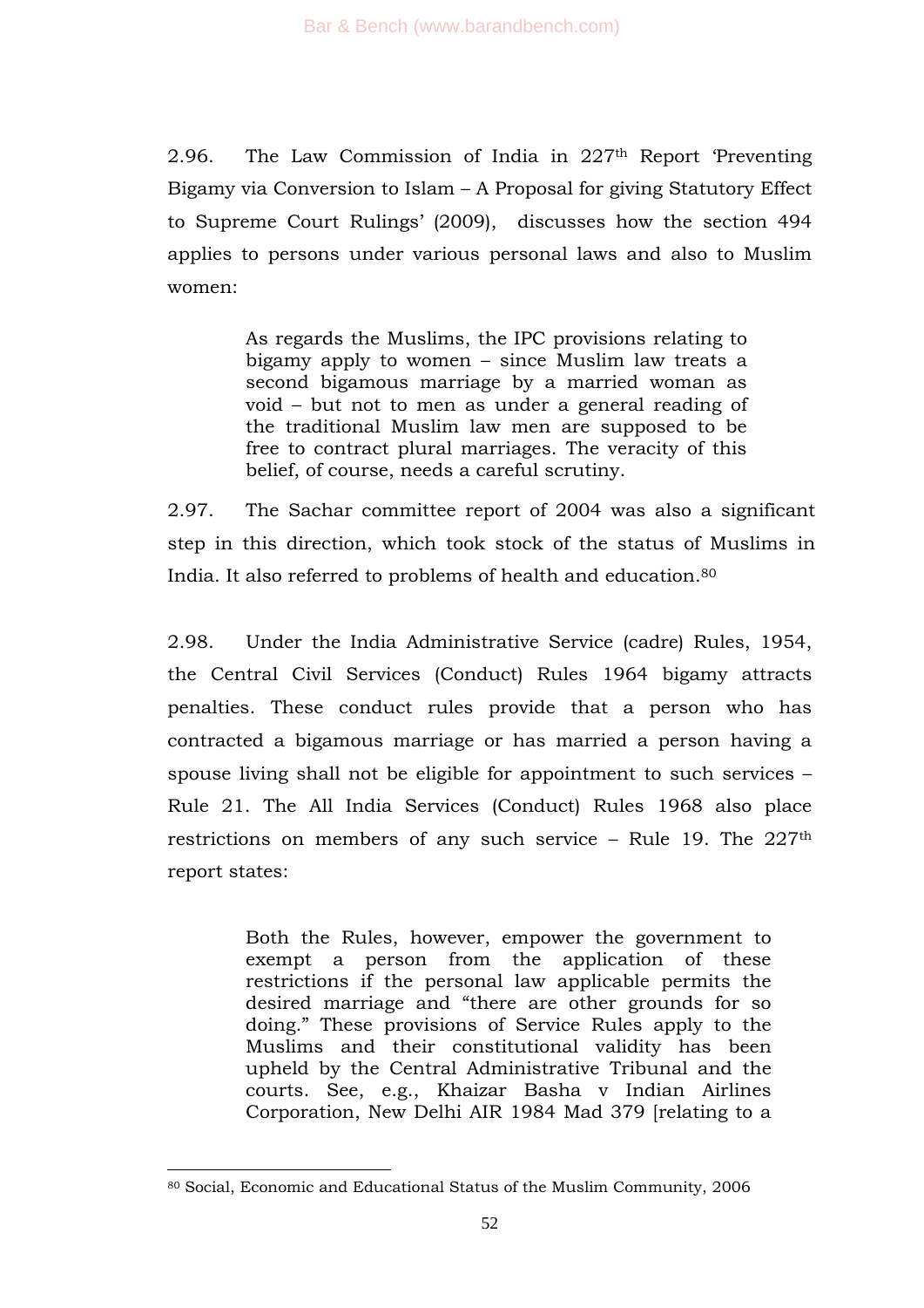2.96. The Law Commission of India in 227th Report 'Preventing Bigamy via Conversion to Islam – A Proposal for giving Statutory Effect to Supreme Court Rulings' (2009), discusses how the section 494 applies to persons under various personal laws and also to Muslim women:

> As regards the Muslims, the IPC provisions relating to bigamy apply to women – since Muslim law treats a second bigamous marriage by a married woman as void – but not to men as under a general reading of the traditional Muslim law men are supposed to be free to contract plural marriages. The veracity of this belief, of course, needs a careful scrutiny.

2.97. The Sachar committee report of 2004 was also a significant step in this direction, which took stock of the status of Muslims in India. It also referred to problems of health and education.[80]

2.98. Under the India Administrative Service (cadre) Rules, 1954, the Central Civil Services (Conduct) Rules 1964 bigamy attracts penalties. These conduct rules provide that a person who has contracted a bigamous marriage or has married a person having a spouse living shall not be eligible for appointment to such services – Rule 21. The All India Services (Conduct) Rules 1968 also place restrictions on members of any such service – Rule 19. The 227th report states:

> Both the Rules, however, empower the government to exempt a person from the application of these restrictions if the personal law applicable permits the desired marriage and "there are other grounds for so doing." These provisions of Service Rules apply to the Muslims and their constitutional validity has been upheld by the Central Administrative Tribunal and the courts. See, e.g., Khaizar Basha v Indian Airlines Corporation, New Delhi AIR 1984 Mad 379 [relating to a

---

[80] Social, Economic and Educational Status of the Muslim Community, 2006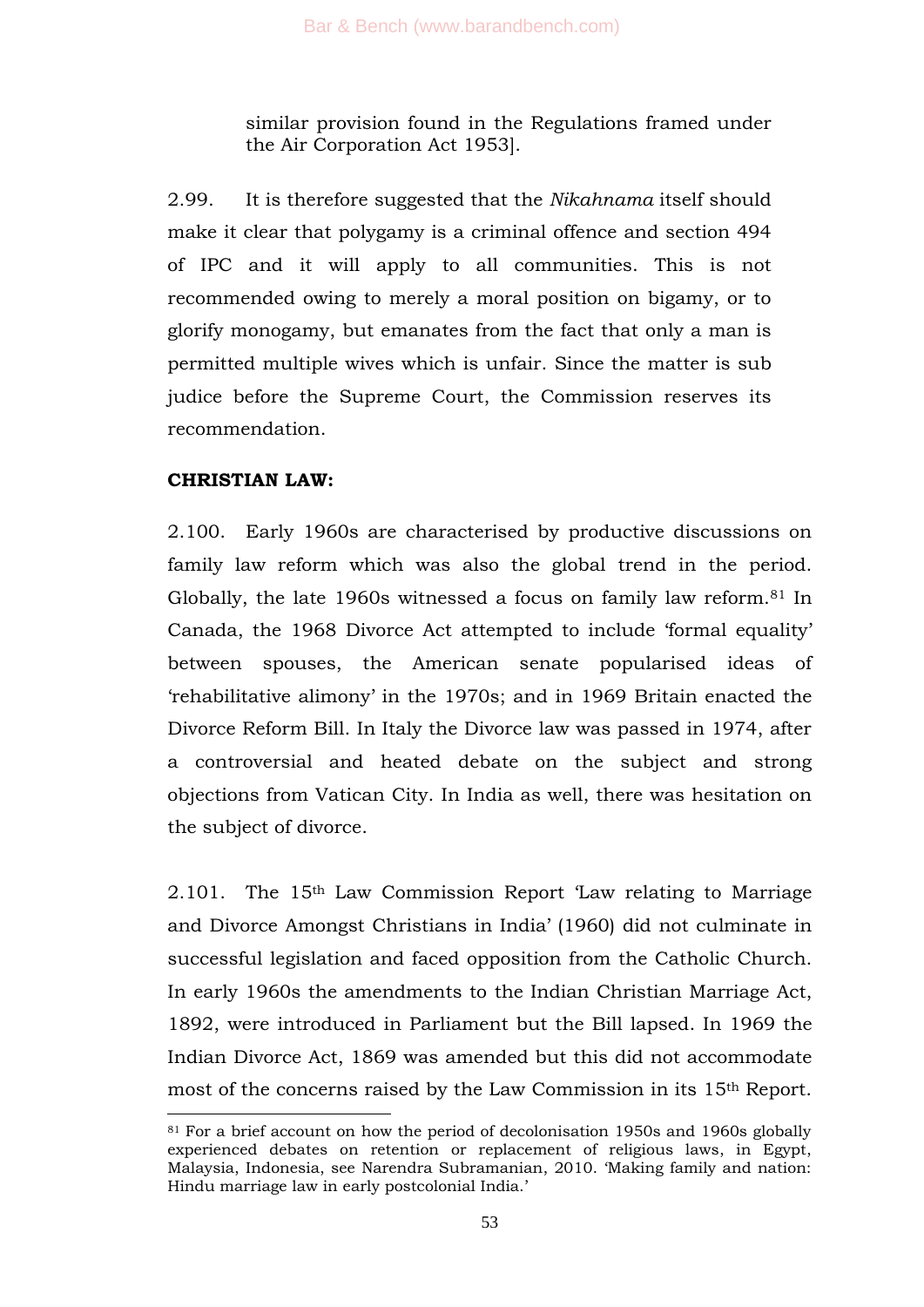similar provision found in the Regulations framed under the Air Corporation Act 1953].

2.99. It is therefore suggested that the *Nikahnama* itself should make it clear that polygamy is a criminal offence and section 494 of IPC and it will apply to all communities. This is not recommended owing to merely a moral position on bigamy, or to glorify monogamy, but emanates from the fact that only a man is permitted multiple wives which is unfair. Since the matter is sub judice before the Supreme Court, the Commission reserves its recommendation.

**CHRISTIAN LAW:**

2.100. Early 1960s are characterised by productive discussions on family law reform which was also the global trend in the period. Globally, the late 1960s witnessed a focus on family law reform.[81] In Canada, the 1968 Divorce Act attempted to include 'formal equality' between spouses, the American senate popularised ideas of 'rehabilitative alimony' in the 1970s; and in 1969 Britain enacted the Divorce Reform Bill. In Italy the Divorce law was passed in 1974, after a controversial and heated debate on the subject and strong objections from Vatican City. In India as well, there was hesitation on the subject of divorce.

2.101. The 15th Law Commission Report 'Law relating to Marriage and Divorce Amongst Christians in India' (1960) did not culminate in successful legislation and faced opposition from the Catholic Church. In early 1960s the amendments to the Indian Christian Marriage Act, 1892, were introduced in Parliament but the Bill lapsed. In 1969 the Indian Divorce Act, 1869 was amended but this did not accommodate most of the concerns raised by the Law Commission in its 15th Report.

---

[81] For a brief account on how the period of decolonisation 1950s and 1960s globally experienced debates on retention or replacement of religious laws, in Egypt, Malaysia, Indonesia, see Narendra Subramanian, 2010. 'Making family and nation: Hindu marriage law in early postcolonial India.'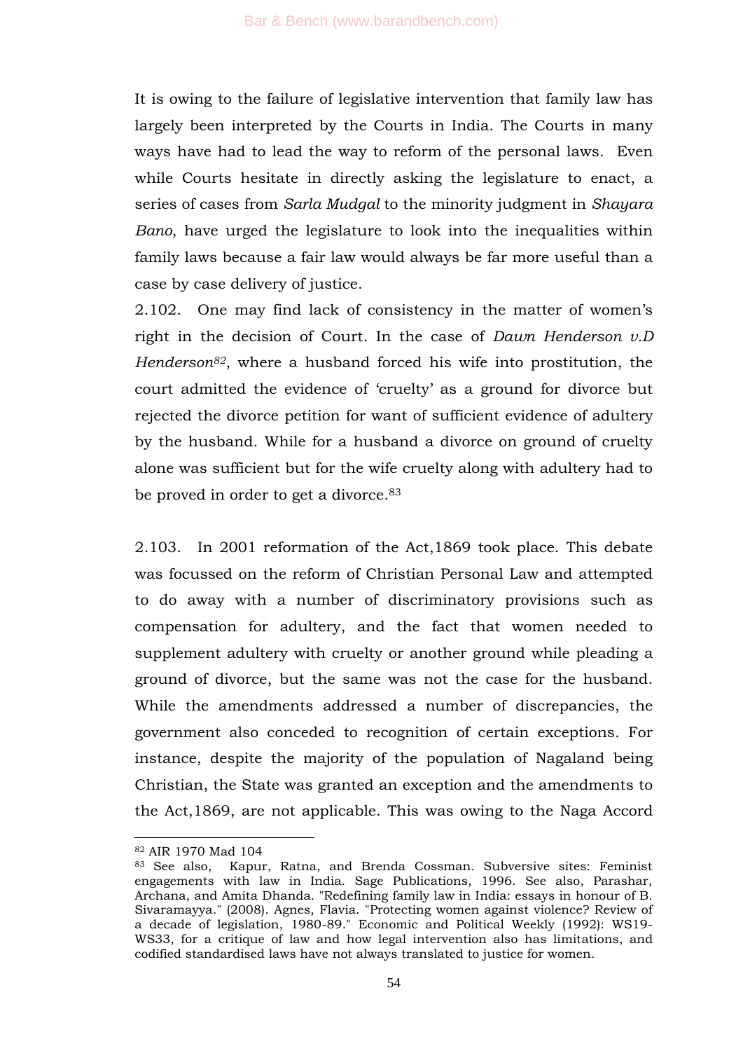It is owing to the failure of legislative intervention that family law has largely been interpreted by the Courts in India. The Courts in many ways have had to lead the way to reform of the personal laws. Even while Courts hesitate in directly asking the legislature to enact, a series of cases from *Sarla Mudgal* to the minority judgment in *Shayara Bano*, have urged the legislature to look into the inequalities within family laws because a fair law would always be far more useful than a case by case delivery of justice.

2.102. One may find lack of consistency in the matter of women's right in the decision of Court. In the case of *Dawn Henderson v.D Henderson*[82], where a husband forced his wife into prostitution, the court admitted the evidence of 'cruelty' as a ground for divorce but rejected the divorce petition for want of sufficient evidence of adultery by the husband. While for a husband a divorce on ground of cruelty alone was sufficient but for the wife cruelty along with adultery had to be proved in order to get a divorce.[83]

2.103. In 2001 reformation of the Act,1869 took place. This debate was focussed on the reform of Christian Personal Law and attempted to do away with a number of discriminatory provisions such as compensation for adultery, and the fact that women needed to supplement adultery with cruelty or another ground while pleading a ground of divorce, but the same was not the case for the husband. While the amendments addressed a number of discrepancies, the government also conceded to recognition of certain exceptions. For instance, despite the majority of the population of Nagaland being Christian, the State was granted an exception and the amendments to the Act,1869, are not applicable. This was owing to the Naga Accord

---

[82] AIR 1970 Mad 104

[83] See also, Kapur, Ratna, and Brenda Cossman. Subversive sites: Feminist engagements with law in India. Sage Publications, 1996. See also, Parashar, Archana, and Amita Dhanda. "Redefining family law in India: essays in honour of B. Sivaramayya." (2008). Agnes, Flavia. "Protecting women against violence? Review of a decade of legislation, 1980-89." Economic and Political Weekly (1992): WS19-WS33, for a critique of law and how legal intervention also has limitations, and codified standardised laws have not always translated to justice for women.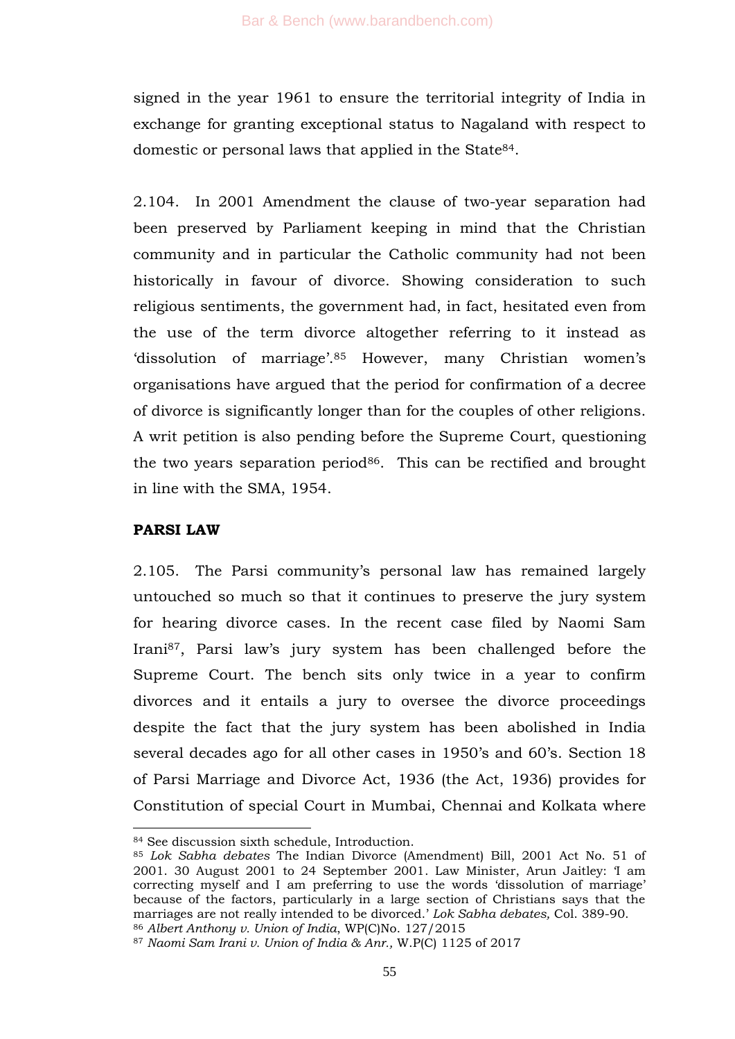signed in the year 1961 to ensure the territorial integrity of India in exchange for granting exceptional status to Nagaland with respect to domestic or personal laws that applied in the State[84].

2.104. In 2001 Amendment the clause of two-year separation had been preserved by Parliament keeping in mind that the Christian community and in particular the Catholic community had not been historically in favour of divorce. Showing consideration to such religious sentiments, the government had, in fact, hesitated even from the use of the term divorce altogether referring to it instead as 'dissolution of marriage'.[85] However, many Christian women's organisations have argued that the period for confirmation of a decree of divorce is significantly longer than for the couples of other religions. A writ petition is also pending before the Supreme Court, questioning the two years separation period[86]. This can be rectified and brought in line with the SMA, 1954.

**PARSI LAW**

2.105. The Parsi community's personal law has remained largely untouched so much so that it continues to preserve the jury system for hearing divorce cases. In the recent case filed by Naomi Sam Irani[87], Parsi law's jury system has been challenged before the Supreme Court. The bench sits only twice in a year to confirm divorces and it entails a jury to oversee the divorce proceedings despite the fact that the jury system has been abolished in India several decades ago for all other cases in 1950's and 60's. Section 18 of Parsi Marriage and Divorce Act, 1936 (the Act, 1936) provides for Constitution of special Court in Mumbai, Chennai and Kolkata where

---

[84] See discussion sixth schedule, Introduction.

[85] *Lok Sabha debates* The Indian Divorce (Amendment) Bill, 2001 Act No. 51 of 2001. 30 August 2001 to 24 September 2001. Law Minister, Arun Jaitley: 'I am correcting myself and I am preferring to use the words 'dissolution of marriage' because of the factors, particularly in a large section of Christians says that the marriages are not really intended to be divorced.' *Lok Sabha debates,* Col. 389-90.

[86] *Albert Anthony v. Union of India*, WP(C)No. 127/2015

[87] *Naomi Sam Irani v. Union of India & Anr.,* W.P(C) 1125 of 2017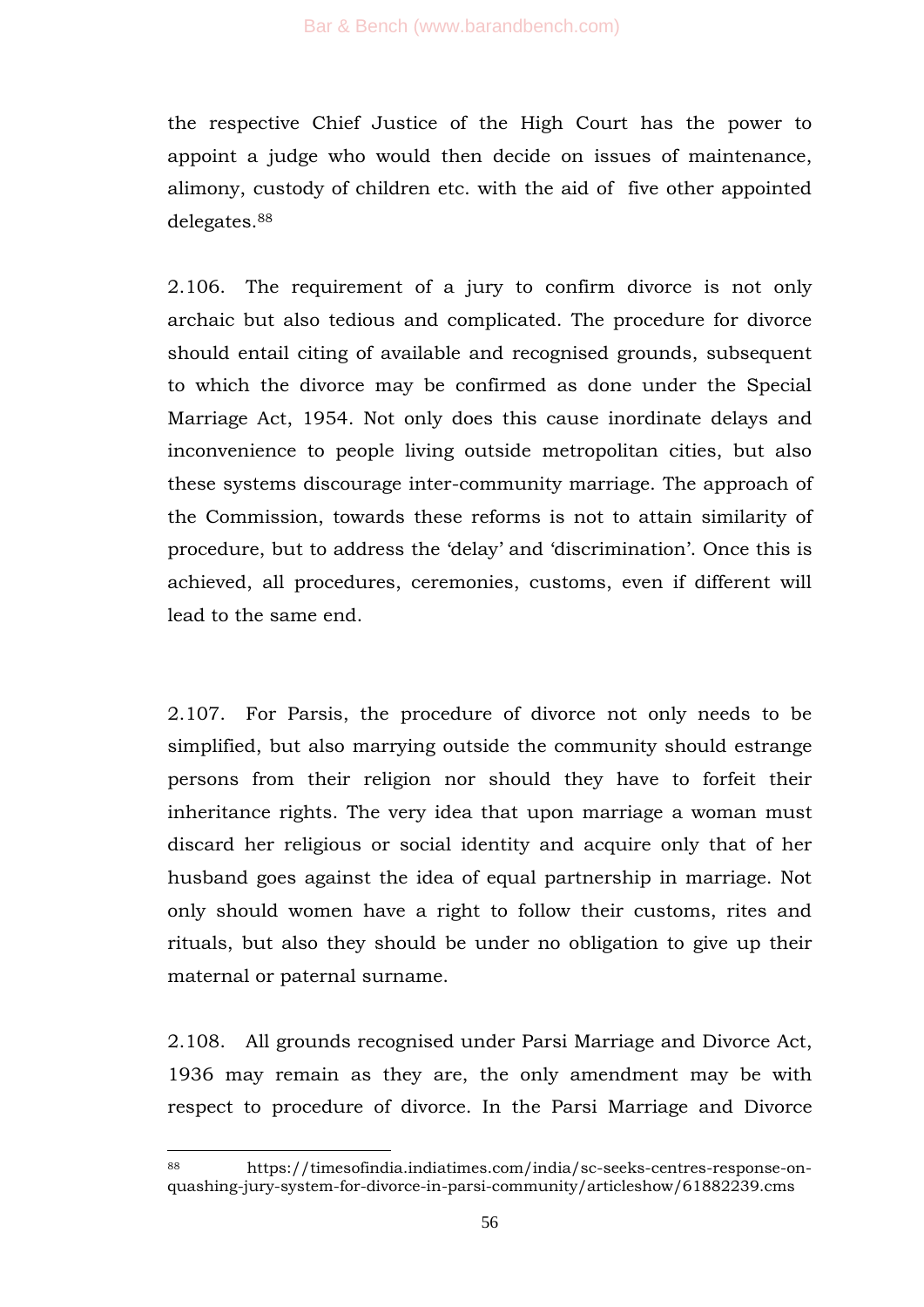the respective Chief Justice of the High Court has the power to appoint a judge who would then decide on issues of maintenance, alimony, custody of children etc. with the aid of five other appointed delegates.[88]

2.106. The requirement of a jury to confirm divorce is not only archaic but also tedious and complicated. The procedure for divorce should entail citing of available and recognised grounds, subsequent to which the divorce may be confirmed as done under the Special Marriage Act, 1954. Not only does this cause inordinate delays and inconvenience to people living outside metropolitan cities, but also these systems discourage inter-community marriage. The approach of the Commission, towards these reforms is not to attain similarity of procedure, but to address the 'delay' and 'discrimination'. Once this is achieved, all procedures, ceremonies, customs, even if different will lead to the same end.

2.107. For Parsis, the procedure of divorce not only needs to be simplified, but also marrying outside the community should estrange persons from their religion nor should they have to forfeit their inheritance rights. The very idea that upon marriage a woman must discard her religious or social identity and acquire only that of her husband goes against the idea of equal partnership in marriage. Not only should women have a right to follow their customs, rites and rituals, but also they should be under no obligation to give up their maternal or paternal surname.

2.108. All grounds recognised under Parsi Marriage and Divorce Act, 1936 may remain as they are, the only amendment may be with respect to procedure of divorce. In the Parsi Marriage and Divorce

---

[88] https://timesofindia.indiatimes.com/india/sc-seeks-centres-response-on-quashing-jury-system-for-divorce-in-parsi-community/articleshow/61882239.cms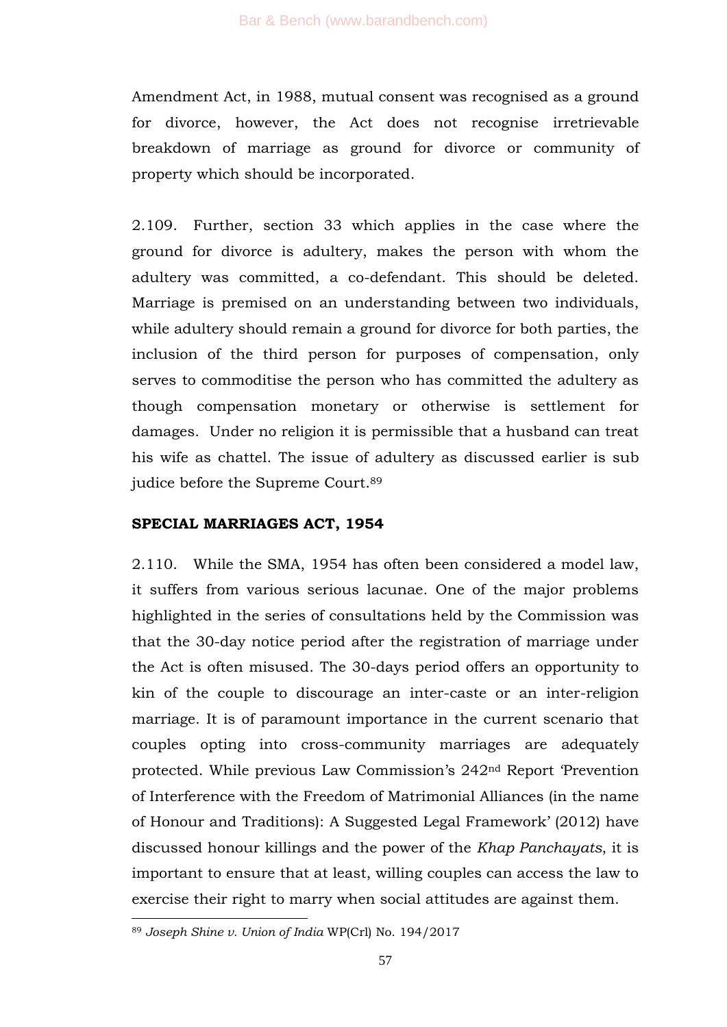Amendment Act, in 1988, mutual consent was recognised as a ground for divorce, however, the Act does not recognise irretrievable breakdown of marriage as ground for divorce or community of property which should be incorporated.

2.109. Further, section 33 which applies in the case where the ground for divorce is adultery, makes the person with whom the adultery was committed, a co-defendant. This should be deleted. Marriage is premised on an understanding between two individuals, while adultery should remain a ground for divorce for both parties, the inclusion of the third person for purposes of compensation, only serves to commoditise the person who has committed the adultery as though compensation monetary or otherwise is settlement for damages. Under no religion it is permissible that a husband can treat his wife as chattel. The issue of adultery as discussed earlier is sub judice before the Supreme Court.[89]

**SPECIAL MARRIAGES ACT, 1954**

2.110. While the SMA, 1954 has often been considered a model law, it suffers from various serious lacunae. One of the major problems highlighted in the series of consultations held by the Commission was that the 30-day notice period after the registration of marriage under the Act is often misused. The 30-days period offers an opportunity to kin of the couple to discourage an inter-caste or an inter-religion marriage. It is of paramount importance in the current scenario that couples opting into cross-community marriages are adequately protected. While previous Law Commission's 242nd Report 'Prevention of Interference with the Freedom of Matrimonial Alliances (in the name of Honour and Traditions): A Suggested Legal Framework' (2012) have discussed honour killings and the power of the *Khap Panchayats*, it is important to ensure that at least, willing couples can access the law to exercise their right to marry when social attitudes are against them.

---

[89] *Joseph Shine v. Union of India* WP(Crl) No. 194/2017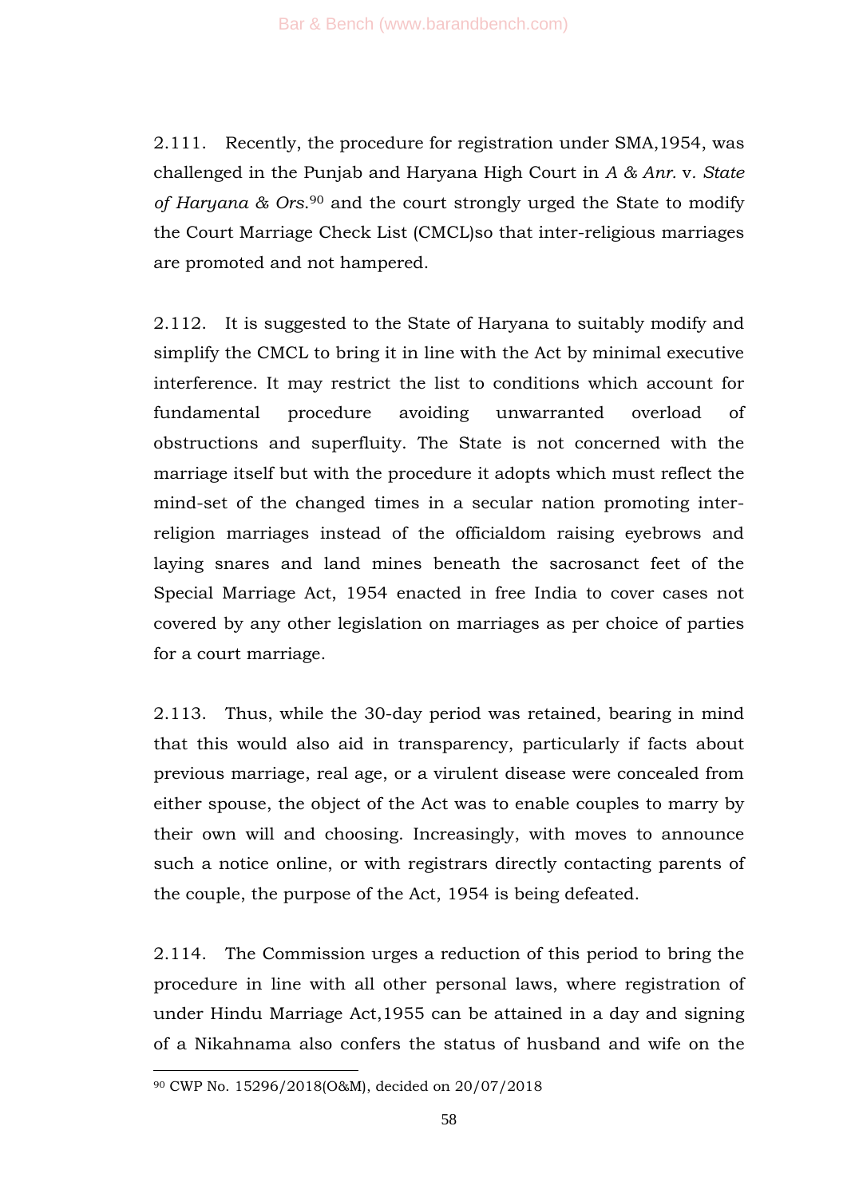2.111. Recently, the procedure for registration under SMA,1954, was challenged in the Punjab and Haryana High Court in *A & Anr.* v. *State of Haryana & Ors.*[90] and the court strongly urged the State to modify the Court Marriage Check List (CMCL)so that inter-religious marriages are promoted and not hampered.

2.112. It is suggested to the State of Haryana to suitably modify and simplify the CMCL to bring it in line with the Act by minimal executive interference. It may restrict the list to conditions which account for fundamental procedure avoiding unwarranted overload of obstructions and superfluity. The State is not concerned with the marriage itself but with the procedure it adopts which must reflect the mind-set of the changed times in a secular nation promoting inter-religion marriages instead of the officialdom raising eyebrows and laying snares and land mines beneath the sacrosanct feet of the Special Marriage Act, 1954 enacted in free India to cover cases not covered by any other legislation on marriages as per choice of parties for a court marriage.

2.113. Thus, while the 30-day period was retained, bearing in mind that this would also aid in transparency, particularly if facts about previous marriage, real age, or a virulent disease were concealed from either spouse, the object of the Act was to enable couples to marry by their own will and choosing. Increasingly, with moves to announce such a notice online, or with registrars directly contacting parents of the couple, the purpose of the Act, 1954 is being defeated.

2.114. The Commission urges a reduction of this period to bring the procedure in line with all other personal laws, where registration of under Hindu Marriage Act,1955 can be attained in a day and signing of a Nikahnama also confers the status of husband and wife on the

[90] CWP No. 15296/2018(O&M), decided on 20/07/2018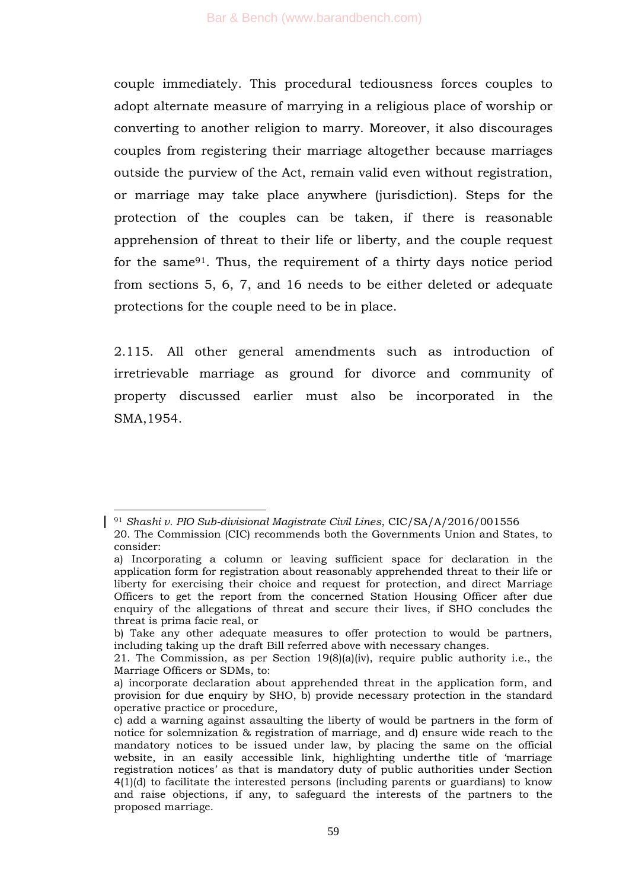couple immediately. This procedural tediousness forces couples to adopt alternate measure of marrying in a religious place of worship or converting to another religion to marry. Moreover, it also discourages couples from registering their marriage altogether because marriages outside the purview of the Act, remain valid even without registration, or marriage may take place anywhere (jurisdiction). Steps for the protection of the couples can be taken, if there is reasonable apprehension of threat to their life or liberty, and the couple request for the same[91]. Thus, the requirement of a thirty days notice period from sections 5, 6, 7, and 16 needs to be either deleted or adequate protections for the couple need to be in place.

2.115. All other general amendments such as introduction of irretrievable marriage as ground for divorce and community of property discussed earlier must also be incorporated in the SMA,1954.

---

[91] *Shashi v. PIO Sub-divisional Magistrate Civil Lines*, CIC/SA/A/2016/001556

20. The Commission (CIC) recommends both the Governments Union and States, to consider:

a) Incorporating a column or leaving sufficient space for declaration in the application form for registration about reasonably apprehended threat to their life or liberty for exercising their choice and request for protection, and direct Marriage Officers to get the report from the concerned Station Housing Officer after due enquiry of the allegations of threat and secure their lives, if SHO concludes the threat is prima facie real, or

b) Take any other adequate measures to offer protection to would be partners, including taking up the draft Bill referred above with necessary changes.

21. The Commission, as per Section 19(8)(a)(iv), require public authority i.e., the Marriage Officers or SDMs, to:

a) incorporate declaration about apprehended threat in the application form, and provision for due enquiry by SHO, b) provide necessary protection in the standard operative practice or procedure,

c) add a warning against assaulting the liberty of would be partners in the form of notice for solemnization & registration of marriage, and d) ensure wide reach to the mandatory notices to be issued under law, by placing the same on the official website, in an easily accessible link, highlighting underthe title of 'marriage registration notices' as that is mandatory duty of public authorities under Section 4(1)(d) to facilitate the interested persons (including parents or guardians) to know and raise objections, if any, to safeguard the interests of the partners to the proposed marriage.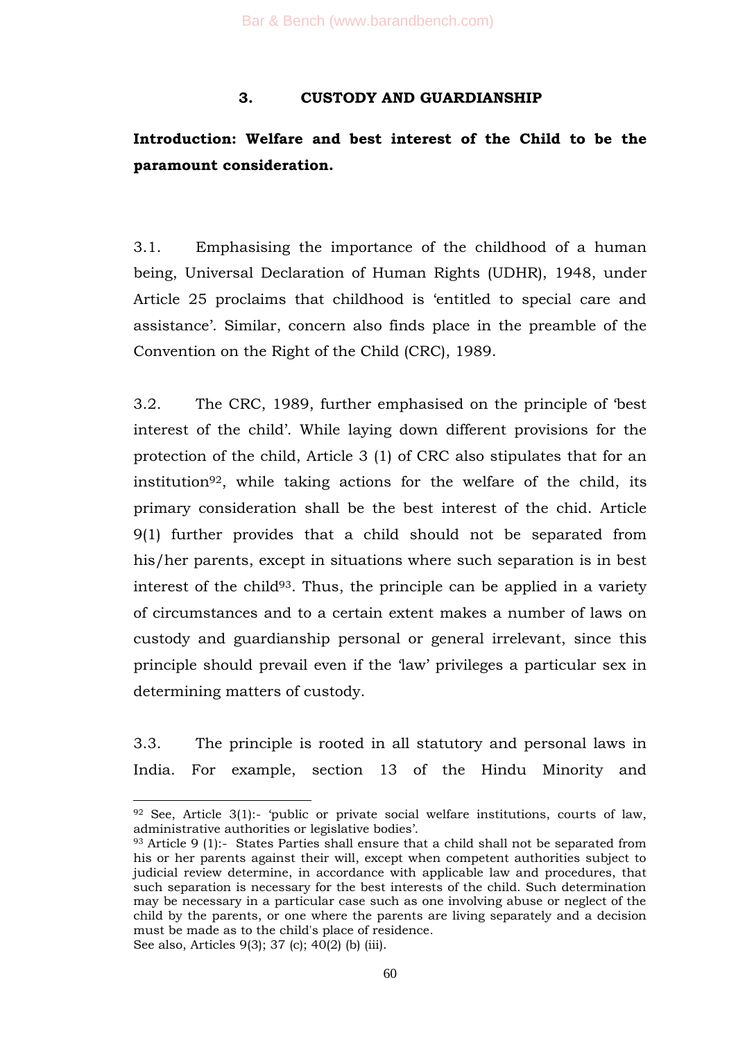## 3. CUSTODY AND GUARDIANSHIP

**Introduction: Welfare and best interest of the Child to be the paramount consideration.**

3.1. Emphasising the importance of the childhood of a human being, Universal Declaration of Human Rights (UDHR), 1948, under Article 25 proclaims that childhood is 'entitled to special care and assistance'. Similar, concern also finds place in the preamble of the Convention on the Right of the Child (CRC), 1989.

3.2. The CRC, 1989, further emphasised on the principle of 'best interest of the child'. While laying down different provisions for the protection of the child, Article 3 (1) of CRC also stipulates that for an institution[92], while taking actions for the welfare of the child, its primary consideration shall be the best interest of the chid. Article 9(1) further provides that a child should not be separated from his/her parents, except in situations where such separation is in best interest of the child[93]. Thus, the principle can be applied in a variety of circumstances and to a certain extent makes a number of laws on custody and guardianship personal or general irrelevant, since this principle should prevail even if the 'law' privileges a particular sex in determining matters of custody.

3.3. The principle is rooted in all statutory and personal laws in India. For example, section 13 of the Hindu Minority and

---

[92] See, Article 3(1):- 'public or private social welfare institutions, courts of law, administrative authorities or legislative bodies'.

[93] Article 9 (1):- States Parties shall ensure that a child shall not be separated from his or her parents against their will, except when competent authorities subject to judicial review determine, in accordance with applicable law and procedures, that such separation is necessary for the best interests of the child. Such determination may be necessary in a particular case such as one involving abuse or neglect of the child by the parents, or one where the parents are living separately and a decision must be made as to the child's place of residence.

See also, Articles 9(3); 37 (c); 40(2) (b) (iii).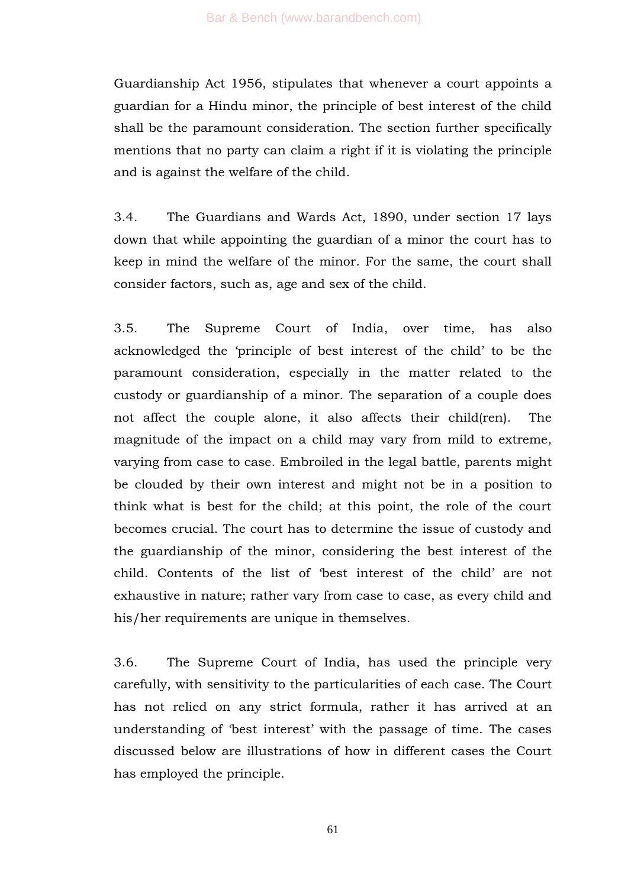Guardianship Act 1956, stipulates that whenever a court appoints a guardian for a Hindu minor, the principle of best interest of the child shall be the paramount consideration. The section further specifically mentions that no party can claim a right if it is violating the principle and is against the welfare of the child.

3.4. The Guardians and Wards Act, 1890, under section 17 lays down that while appointing the guardian of a minor the court has to keep in mind the welfare of the minor. For the same, the court shall consider factors, such as, age and sex of the child.

3.5. The Supreme Court of India, over time, has also acknowledged the 'principle of best interest of the child' to be the paramount consideration, especially in the matter related to the custody or guardianship of a minor. The separation of a couple does not affect the couple alone, it also affects their child(ren). The magnitude of the impact on a child may vary from mild to extreme, varying from case to case. Embroiled in the legal battle, parents might be clouded by their own interest and might not be in a position to think what is best for the child; at this point, the role of the court becomes crucial. The court has to determine the issue of custody and the guardianship of the minor, considering the best interest of the child. Contents of the list of 'best interest of the child' are not exhaustive in nature; rather vary from case to case, as every child and his/her requirements are unique in themselves.

3.6. The Supreme Court of India, has used the principle very carefully, with sensitivity to the particularities of each case. The Court has not relied on any strict formula, rather it has arrived at an understanding of 'best interest' with the passage of time. The cases discussed below are illustrations of how in different cases the Court has employed the principle.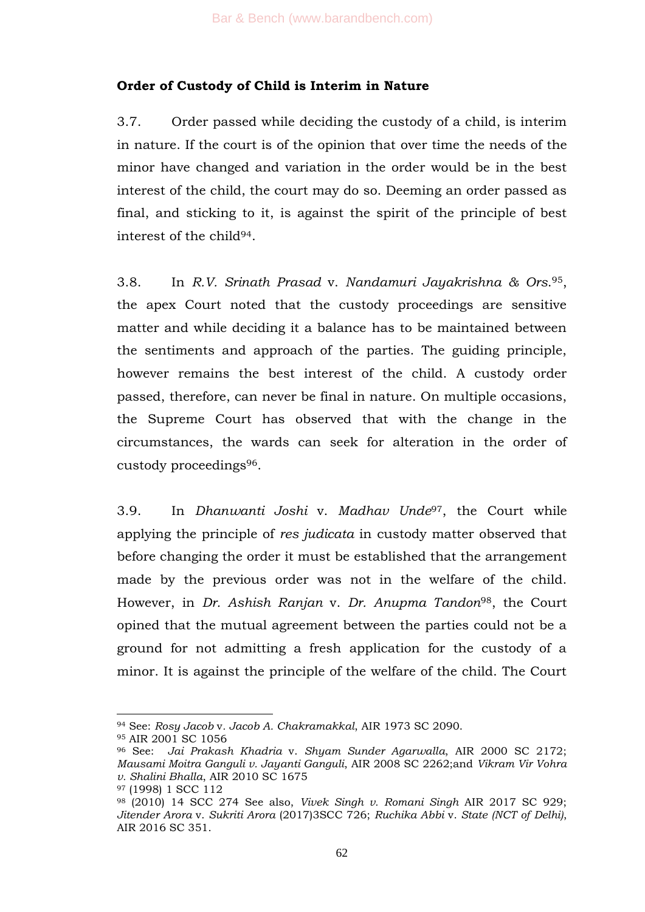**Order of Custody of Child is Interim in Nature**

3.7. Order passed while deciding the custody of a child, is interim in nature. If the court is of the opinion that over time the needs of the minor have changed and variation in the order would be in the best interest of the child, the court may do so. Deeming an order passed as final, and sticking to it, is against the spirit of the principle of best interest of the child[94].

3.8. In *R.V. Srinath Prasad* v. *Nandamuri Jayakrishna & Ors.*[95], the apex Court noted that the custody proceedings are sensitive matter and while deciding it a balance has to be maintained between the sentiments and approach of the parties. The guiding principle, however remains the best interest of the child. A custody order passed, therefore, can never be final in nature. On multiple occasions, the Supreme Court has observed that with the change in the circumstances, the wards can seek for alteration in the order of custody proceedings[96].

3.9. In *Dhanwanti Joshi* v. *Madhav Unde*[97], the Court while applying the principle of *res judicata* in custody matter observed that before changing the order it must be established that the arrangement made by the previous order was not in the welfare of the child. However, in *Dr. Ashish Ranjan* v. *Dr. Anupma Tandon*[98], the Court opined that the mutual agreement between the parties could not be a ground for not admitting a fresh application for the custody of a minor. It is against the principle of the welfare of the child. The Court

---

[94] See: *Rosy Jacob* v. *Jacob A. Chakramakkal*, AIR 1973 SC 2090.

[95] AIR 2001 SC 1056

[96] See: *Jai Prakash Khadria* v. *Shyam Sunder Agarwalla*, AIR 2000 SC 2172; *Mausami Moitra Ganguli v. Jayanti Ganguli*, AIR 2008 SC 2262;and *Vikram Vir Vohra v. Shalini Bhalla*, AIR 2010 SC 1675

[97] (1998) 1 SCC 112

[98] (2010) 14 SCC 274 See also, *Vivek Singh v. Romani Singh* AIR 2017 SC 929; *Jitender Arora* v. *Sukriti Arora* (2017)3SCC 726; *Ruchika Abbi* v. *State (NCT of Delhi)*, AIR 2016 SC 351.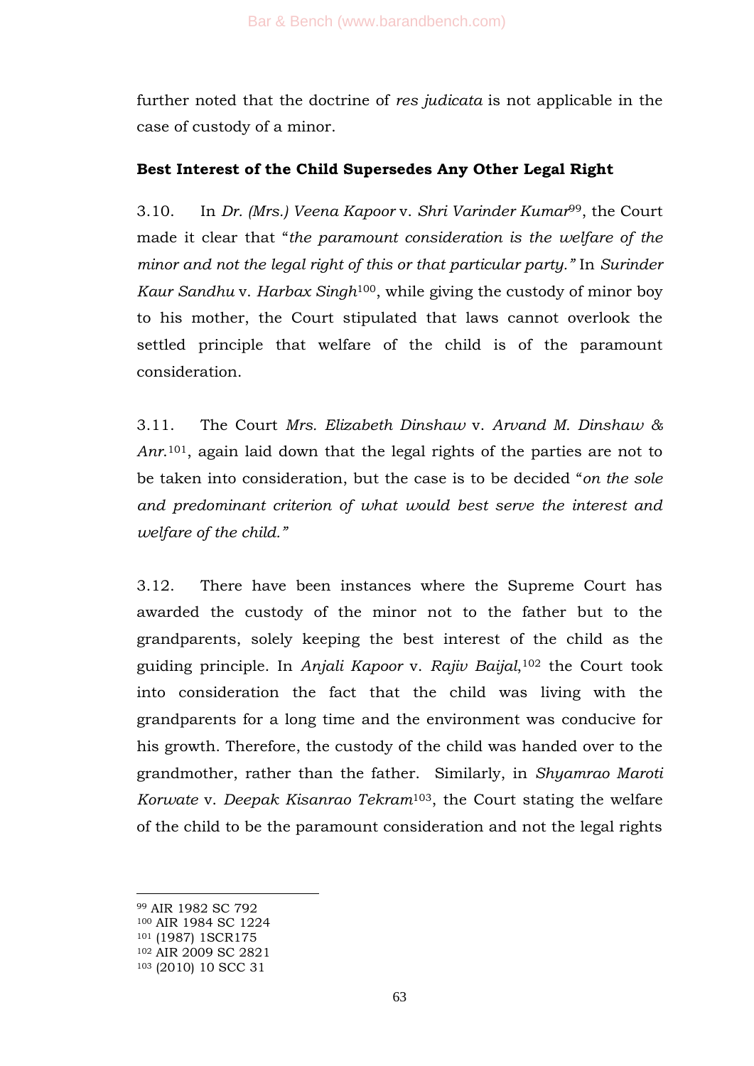further noted that the doctrine of *res judicata* is not applicable in the case of custody of a minor.

**Best Interest of the Child Supersedes Any Other Legal Right**

3.10. In *Dr. (Mrs.) Veena Kapoor* v. *Shri Varinder Kumar*[99], the Court made it clear that "*the paramount consideration is the welfare of the minor and not the legal right of this or that particular party.*" In *Surinder Kaur Sandhu* v. *Harbax Singh*[100], while giving the custody of minor boy to his mother, the Court stipulated that laws cannot overlook the settled principle that welfare of the child is of the paramount consideration.

3.11. The Court *Mrs. Elizabeth Dinshaw* v. *Arvand M. Dinshaw & Anr.*[101], again laid down that the legal rights of the parties are not to be taken into consideration, but the case is to be decided "*on the sole and predominant criterion of what would best serve the interest and welfare of the child.*"

3.12. There have been instances where the Supreme Court has awarded the custody of the minor not to the father but to the grandparents, solely keeping the best interest of the child as the guiding principle. In *Anjali Kapoor* v. *Rajiv Baijal*,[102] the Court took into consideration the fact that the child was living with the grandparents for a long time and the environment was conducive for his growth. Therefore, the custody of the child was handed over to the grandmother, rather than the father. Similarly, in *Shyamrao Maroti Korwate* v. *Deepak Kisanrao Tekram*[103], the Court stating the welfare of the child to be the paramount consideration and not the legal rights

---

[99] AIR 1982 SC 792
[100] AIR 1984 SC 1224
[101] (1987) 1SCR175
[102] AIR 2009 SC 2821
[103] (2010) 10 SCC 31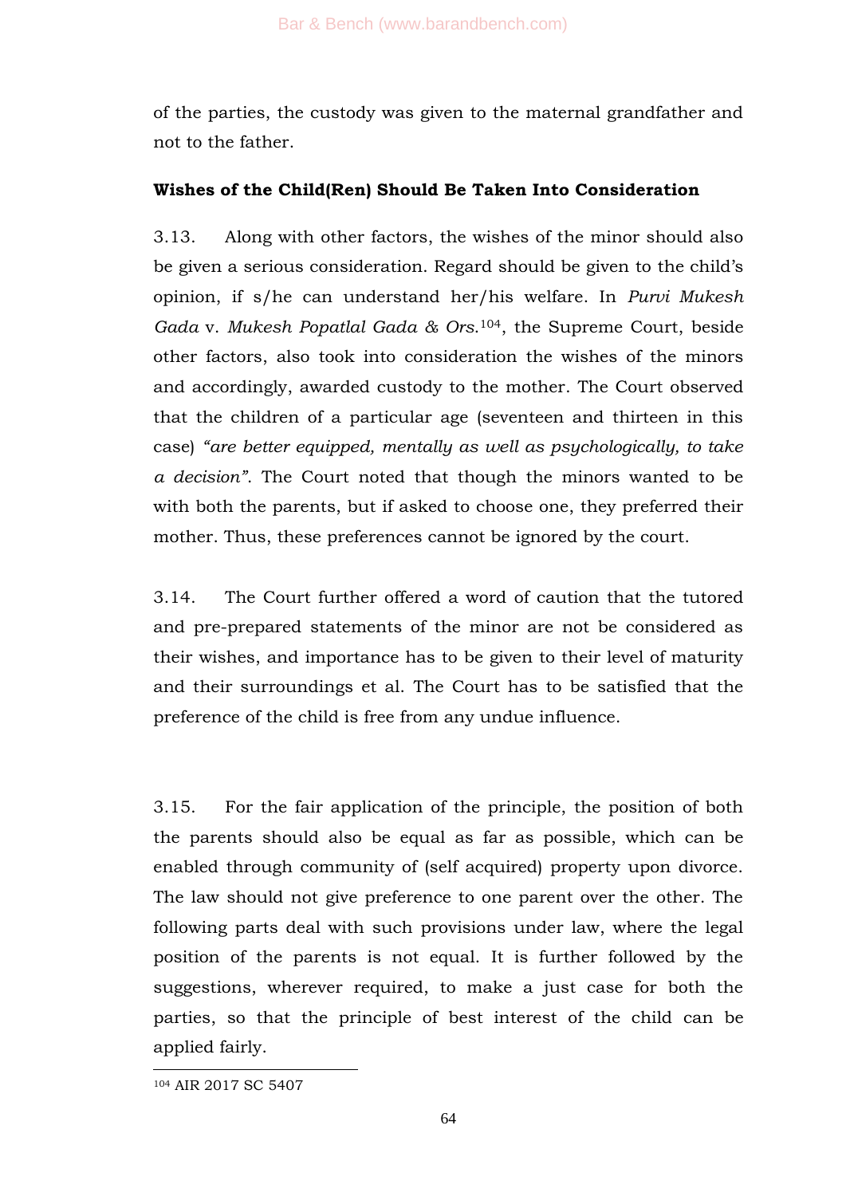of the parties, the custody was given to the maternal grandfather and not to the father.

**Wishes of the Child(Ren) Should Be Taken Into Consideration**

3.13. Along with other factors, the wishes of the minor should also be given a serious consideration. Regard should be given to the child's opinion, if s/he can understand her/his welfare. In *Purvi Mukesh Gada* v. *Mukesh Popatlal Gada & Ors.*[104], the Supreme Court, beside other factors, also took into consideration the wishes of the minors and accordingly, awarded custody to the mother. The Court observed that the children of a particular age (seventeen and thirteen in this case) *"are better equipped, mentally as well as psychologically, to take a decision"*. The Court noted that though the minors wanted to be with both the parents, but if asked to choose one, they preferred their mother. Thus, these preferences cannot be ignored by the court.

3.14. The Court further offered a word of caution that the tutored and pre-prepared statements of the minor are not be considered as their wishes, and importance has to be given to their level of maturity and their surroundings et al. The Court has to be satisfied that the preference of the child is free from any undue influence.

3.15. For the fair application of the principle, the position of both the parents should also be equal as far as possible, which can be enabled through community of (self acquired) property upon divorce. The law should not give preference to one parent over the other. The following parts deal with such provisions under law, where the legal position of the parents is not equal. It is further followed by the suggestions, wherever required, to make a just case for both the parties, so that the principle of best interest of the child can be applied fairly.

[104] AIR 2017 SC 5407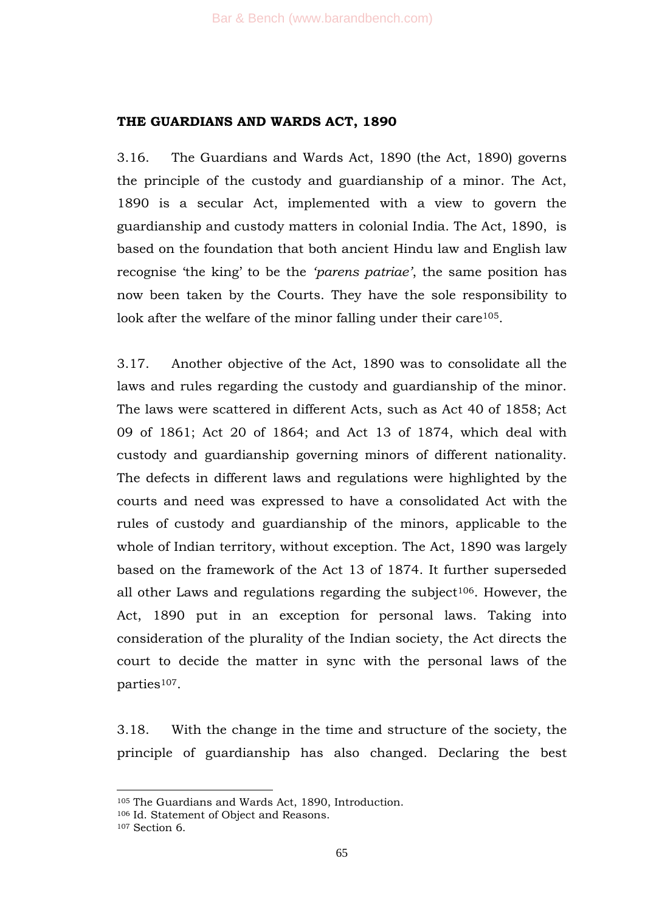**THE GUARDIANS AND WARDS ACT, 1890**

3.16. The Guardians and Wards Act, 1890 (the Act, 1890) governs the principle of the custody and guardianship of a minor. The Act, 1890 is a secular Act, implemented with a view to govern the guardianship and custody matters in colonial India. The Act, 1890, is based on the foundation that both ancient Hindu law and English law recognise 'the king' to be the *'parens patriae'*, the same position has now been taken by the Courts. They have the sole responsibility to look after the welfare of the minor falling under their care[105].

3.17. Another objective of the Act, 1890 was to consolidate all the laws and rules regarding the custody and guardianship of the minor. The laws were scattered in different Acts, such as Act 40 of 1858; Act 09 of 1861; Act 20 of 1864; and Act 13 of 1874, which deal with custody and guardianship governing minors of different nationality. The defects in different laws and regulations were highlighted by the courts and need was expressed to have a consolidated Act with the rules of custody and guardianship of the minors, applicable to the whole of Indian territory, without exception. The Act, 1890 was largely based on the framework of the Act 13 of 1874. It further superseded all other Laws and regulations regarding the subject[106]. However, the Act, 1890 put in an exception for personal laws. Taking into consideration of the plurality of the Indian society, the Act directs the court to decide the matter in sync with the personal laws of the parties[107].

3.18. With the change in the time and structure of the society, the principle of guardianship has also changed. Declaring the best

---

[105] The Guardians and Wards Act, 1890, Introduction.
[106] Id. Statement of Object and Reasons.
[107] Section 6.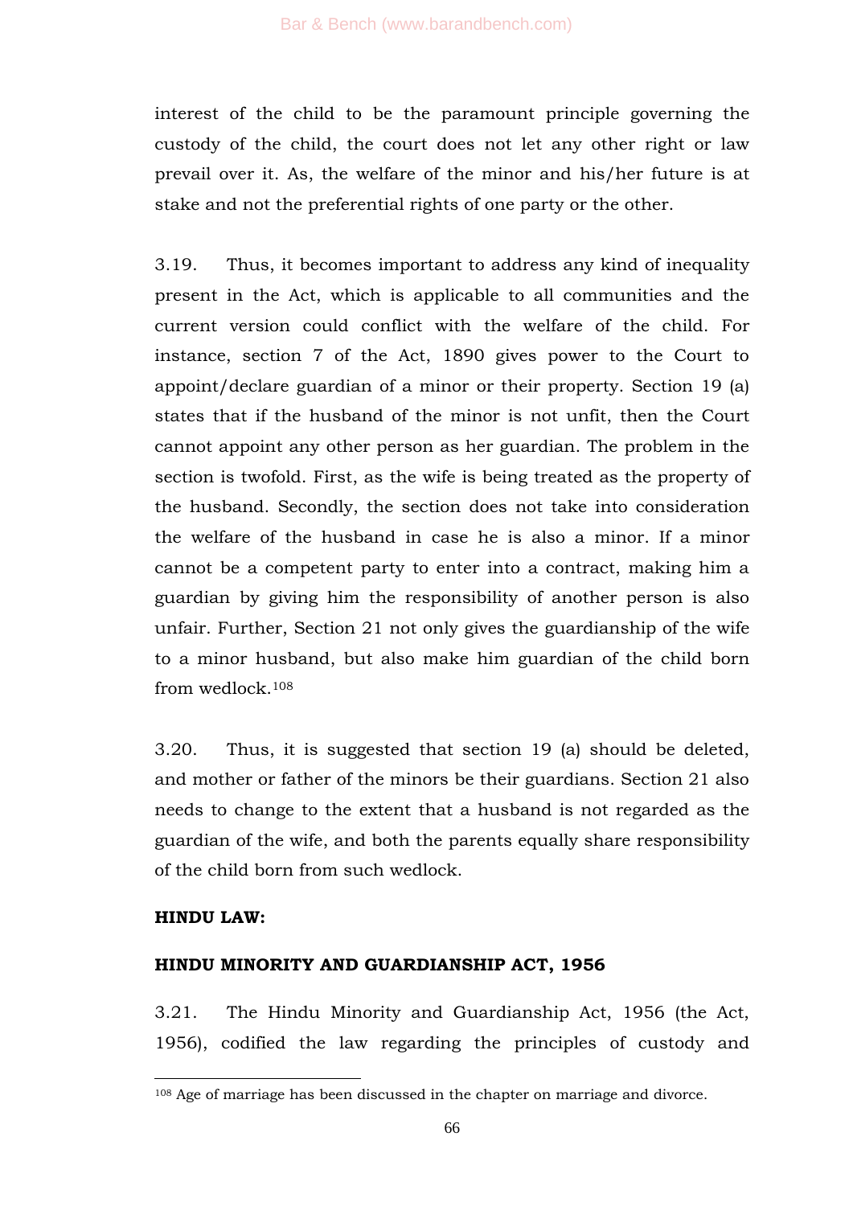interest of the child to be the paramount principle governing the custody of the child, the court does not let any other right or law prevail over it. As, the welfare of the minor and his/her future is at stake and not the preferential rights of one party or the other.

3.19. Thus, it becomes important to address any kind of inequality present in the Act, which is applicable to all communities and the current version could conflict with the welfare of the child. For instance, section 7 of the Act, 1890 gives power to the Court to appoint/declare guardian of a minor or their property. Section 19 (a) states that if the husband of the minor is not unfit, then the Court cannot appoint any other person as her guardian. The problem in the section is twofold. First, as the wife is being treated as the property of the husband. Secondly, the section does not take into consideration the welfare of the husband in case he is also a minor. If a minor cannot be a competent party to enter into a contract, making him a guardian by giving him the responsibility of another person is also unfair. Further, Section 21 not only gives the guardianship of the wife to a minor husband, but also make him guardian of the child born from wedlock.[108]

3.20. Thus, it is suggested that section 19 (a) should be deleted, and mother or father of the minors be their guardians. Section 21 also needs to change to the extent that a husband is not regarded as the guardian of the wife, and both the parents equally share responsibility of the child born from such wedlock.

**HINDU LAW:**

**HINDU MINORITY AND GUARDIANSHIP ACT, 1956**

3.21. The Hindu Minority and Guardianship Act, 1956 (the Act, 1956), codified the law regarding the principles of custody and

---

[108] Age of marriage has been discussed in the chapter on marriage and divorce.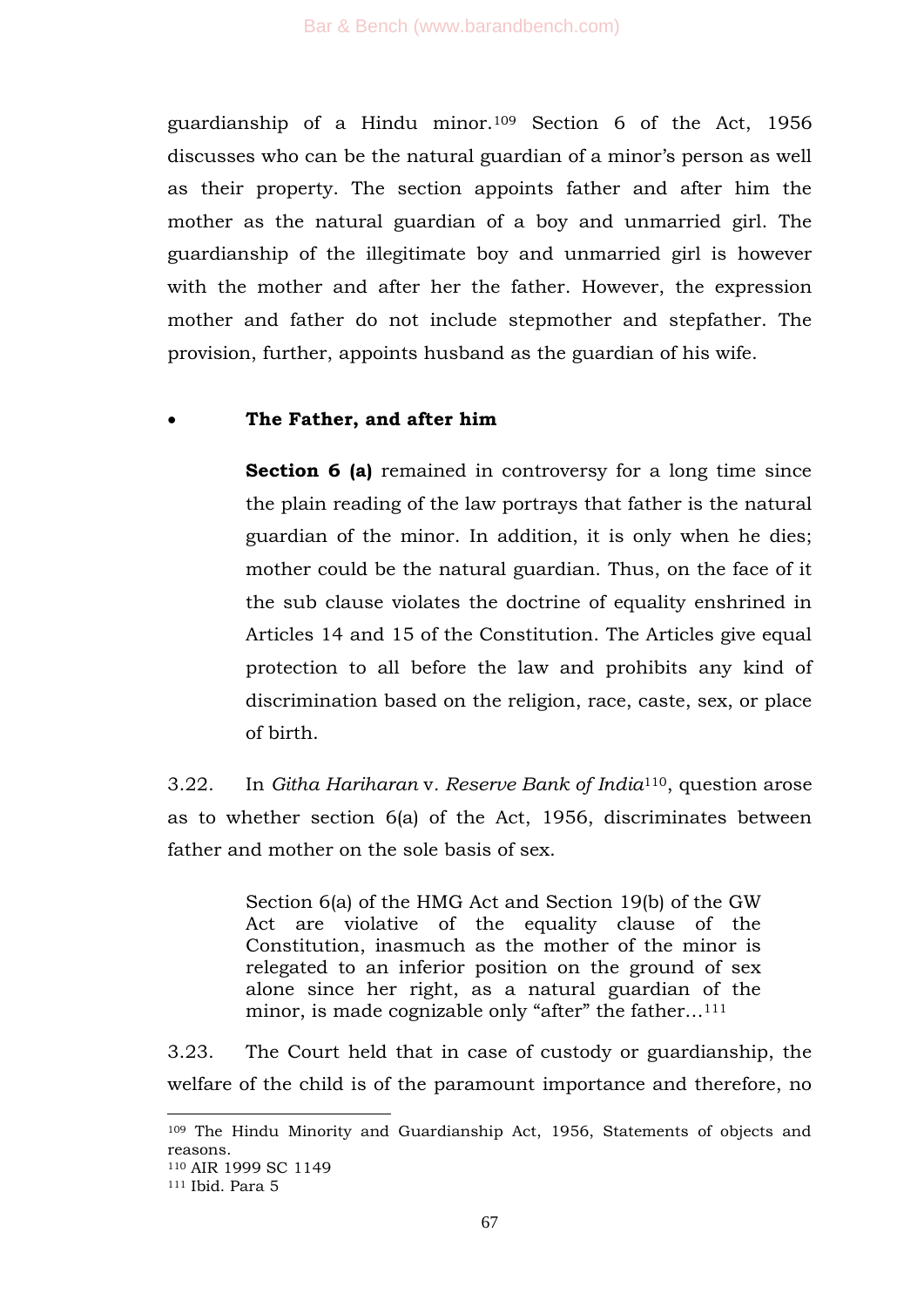guardianship of a Hindu minor.[109] Section 6 of the Act, 1956 discusses who can be the natural guardian of a minor's person as well as their property. The section appoints father and after him the mother as the natural guardian of a boy and unmarried girl. The guardianship of the illegitimate boy and unmarried girl is however with the mother and after her the father. However, the expression mother and father do not include stepmother and stepfather. The provision, further, appoints husband as the guardian of his wife.

- **The Father, and after him**

  **Section 6 (a)** remained in controversy for a long time since the plain reading of the law portrays that father is the natural guardian of the minor. In addition, it is only when he dies; mother could be the natural guardian. Thus, on the face of it the sub clause violates the doctrine of equality enshrined in Articles 14 and 15 of the Constitution. The Articles give equal protection to all before the law and prohibits any kind of discrimination based on the religion, race, caste, sex, or place of birth.

3.22. In *Githa Hariharan* v. *Reserve Bank of India*[110], question arose as to whether section 6(a) of the Act, 1956, discriminates between father and mother on the sole basis of sex.

> Section 6(a) of the HMG Act and Section 19(b) of the GW Act are violative of the equality clause of the Constitution, inasmuch as the mother of the minor is relegated to an inferior position on the ground of sex alone since her right, as a natural guardian of the minor, is made cognizable only "after" the father…[111]

3.23. The Court held that in case of custody or guardianship, the welfare of the child is of the paramount importance and therefore, no

---

[109] The Hindu Minority and Guardianship Act, 1956, Statements of objects and reasons.

[110] AIR 1999 SC 1149

[111] Ibid. Para 5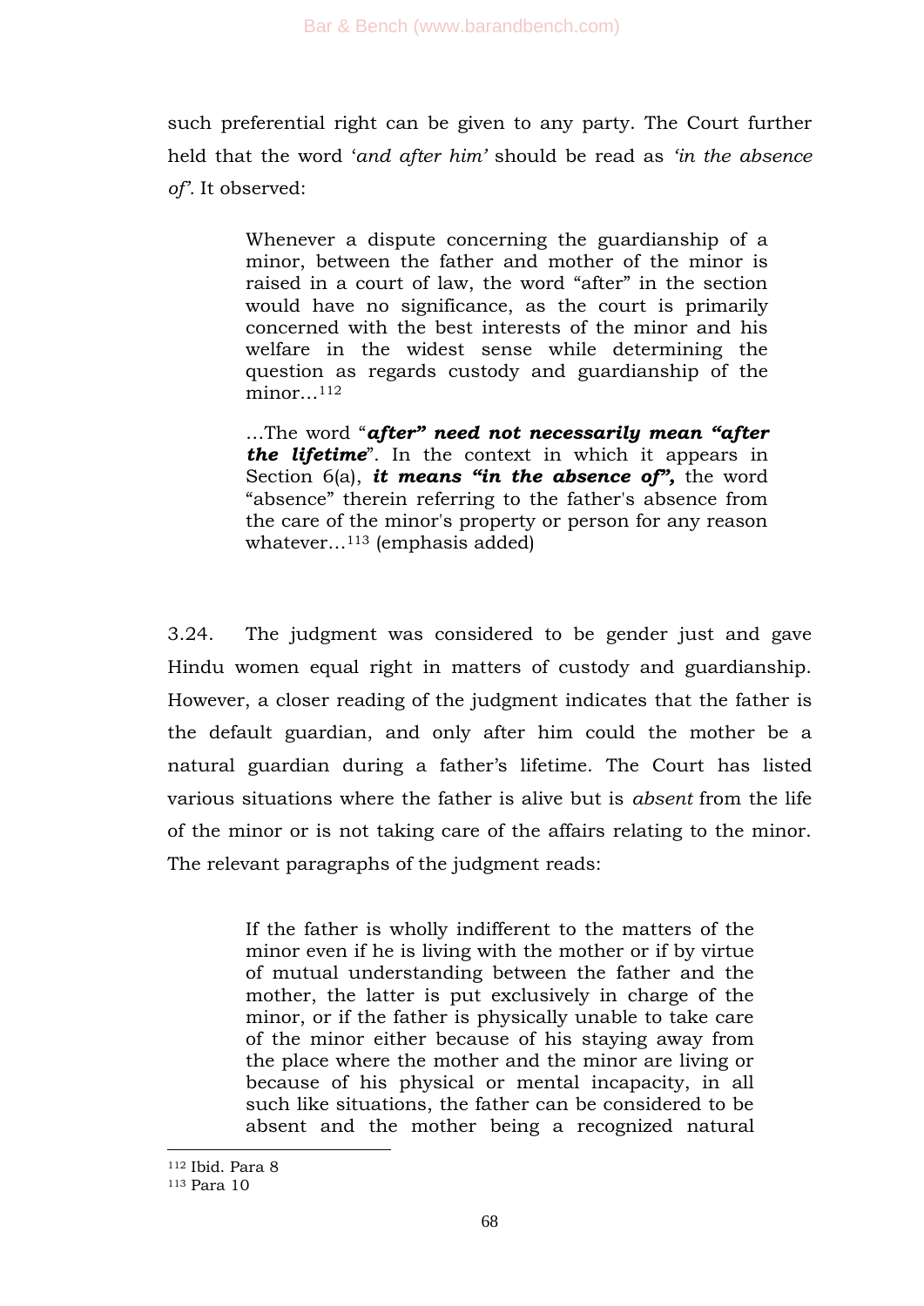such preferential right can be given to any party. The Court further held that the word '*and after him'* should be read as *'in the absence of'.* It observed:

> Whenever a dispute concerning the guardianship of a minor, between the father and mother of the minor is raised in a court of law, the word "after" in the section would have no significance, as the court is primarily concerned with the best interests of the minor and his welfare in the widest sense while determining the question as regards custody and guardianship of the minor…[112]
>
> …The word "***after" need not necessarily mean "after the lifetime***". In the context in which it appears in Section 6(a), ***it means "in the absence of",*** the word "absence" therein referring to the father's absence from the care of the minor's property or person for any reason whatever…[113] (emphasis added)

3.24. The judgment was considered to be gender just and gave Hindu women equal right in matters of custody and guardianship. However, a closer reading of the judgment indicates that the father is the default guardian, and only after him could the mother be a natural guardian during a father's lifetime. The Court has listed various situations where the father is alive but is *absent* from the life of the minor or is not taking care of the affairs relating to the minor. The relevant paragraphs of the judgment reads:

> If the father is wholly indifferent to the matters of the minor even if he is living with the mother or if by virtue of mutual understanding between the father and the mother, the latter is put exclusively in charge of the minor, or if the father is physically unable to take care of the minor either because of his staying away from the place where the mother and the minor are living or because of his physical or mental incapacity, in all such like situations, the father can be considered to be absent and the mother being a recognized natural

---

[112] Ibid. Para 8

[113] Para 10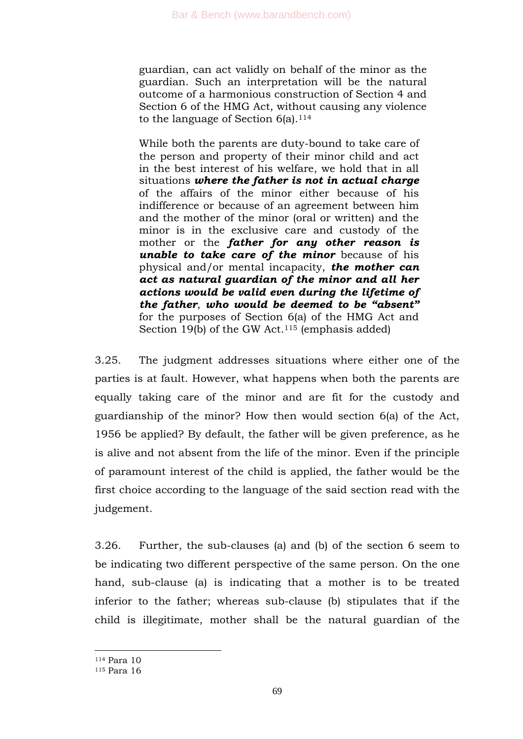> guardian, can act validly on behalf of the minor as the guardian. Such an interpretation will be the natural outcome of a harmonious construction of Section 4 and Section 6 of the HMG Act, without causing any violence to the language of Section 6(a).[114]
>
> While both the parents are duty-bound to take care of the person and property of their minor child and act in the best interest of his welfare, we hold that in all situations ***where the father is not in actual charge*** of the affairs of the minor either because of his indifference or because of an agreement between him and the mother of the minor (oral or written) and the minor is in the exclusive care and custody of the mother or the ***father for any other reason is unable to take care of the minor*** because of his physical and/or mental incapacity, ***the mother can act as natural guardian of the minor and all her actions would be valid even during the lifetime of the father***, ***who would be deemed to be "absent"*** for the purposes of Section 6(a) of the HMG Act and Section 19(b) of the GW Act.[115] (emphasis added)

3.25. The judgment addresses situations where either one of the parties is at fault. However, what happens when both the parents are equally taking care of the minor and are fit for the custody and guardianship of the minor? How then would section 6(a) of the Act, 1956 be applied? By default, the father will be given preference, as he is alive and not absent from the life of the minor. Even if the principle of paramount interest of the child is applied, the father would be the first choice according to the language of the said section read with the judgement.

3.26. Further, the sub-clauses (a) and (b) of the section 6 seem to be indicating two different perspective of the same person. On the one hand, sub-clause (a) is indicating that a mother is to be treated inferior to the father; whereas sub-clause (b) stipulates that if the child is illegitimate, mother shall be the natural guardian of the

---

[114] Para 10

[115] Para 16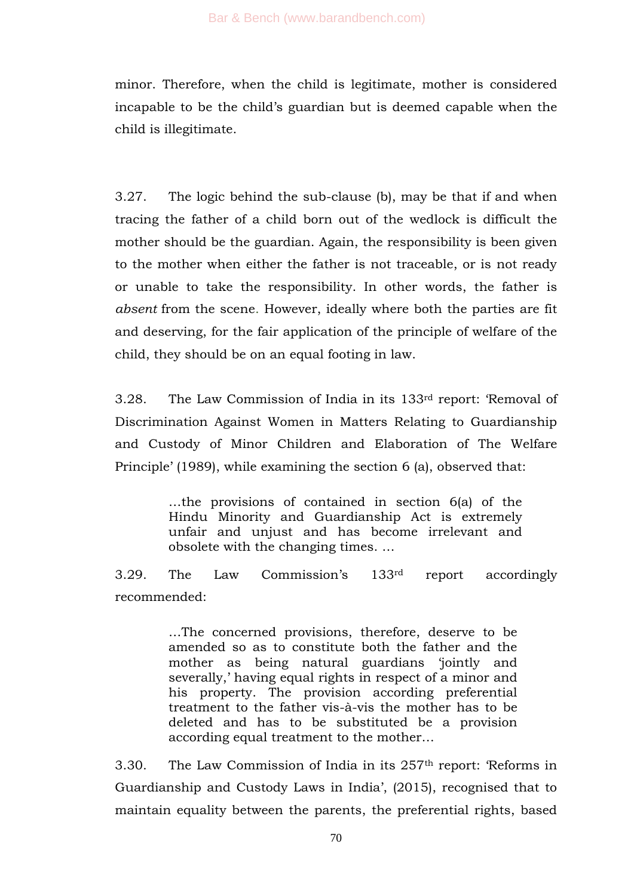minor. Therefore, when the child is legitimate, mother is considered incapable to be the child's guardian but is deemed capable when the child is illegitimate.

3.27. The logic behind the sub-clause (b), may be that if and when tracing the father of a child born out of the wedlock is difficult the mother should be the guardian. Again, the responsibility is been given to the mother when either the father is not traceable, or is not ready or unable to take the responsibility. In other words, the father is *absent* from the scene. However, ideally where both the parties are fit and deserving, for the fair application of the principle of welfare of the child, they should be on an equal footing in law.

3.28. The Law Commission of India in its 133rd report: 'Removal of Discrimination Against Women in Matters Relating to Guardianship and Custody of Minor Children and Elaboration of The Welfare Principle' (1989), while examining the section 6 (a), observed that:

> …the provisions of contained in section 6(a) of the Hindu Minority and Guardianship Act is extremely unfair and unjust and has become irrelevant and obsolete with the changing times. …

3.29. The Law Commission's 133rd report accordingly recommended:

> …The concerned provisions, therefore, deserve to be amended so as to constitute both the father and the mother as being natural guardians 'jointly and severally,' having equal rights in respect of a minor and his property. The provision according preferential treatment to the father vis-à-vis the mother has to be deleted and has to be substituted be a provision according equal treatment to the mother…

3.30. The Law Commission of India in its 257th report: 'Reforms in Guardianship and Custody Laws in India', (2015), recognised that to maintain equality between the parents, the preferential rights, based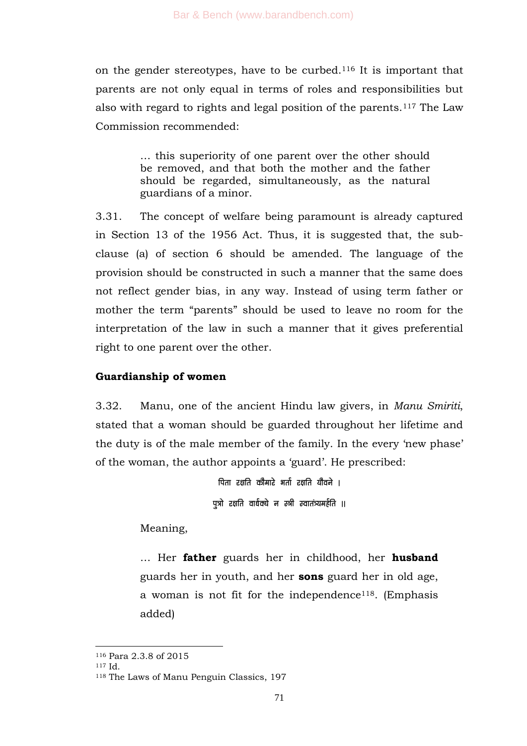on the gender stereotypes, have to be curbed.[116] It is important that parents are not only equal in terms of roles and responsibilities but also with regard to rights and legal position of the parents.[117] The Law Commission recommended:

> … this superiority of one parent over the other should be removed, and that both the mother and the father should be regarded, simultaneously, as the natural guardians of a minor.

3.31. The concept of welfare being paramount is already captured in Section 13 of the 1956 Act. Thus, it is suggested that, the sub-clause (a) of section 6 should be amended. The language of the provision should be constructed in such a manner that the same does not reflect gender bias, in any way. Instead of using term father or mother the term "parents" should be used to leave no room for the interpretation of the law in such a manner that it gives preferential right to one parent over the other.

**Guardianship of women**

3.32. Manu, one of the ancient Hindu law givers, in *Manu Smiriti*, stated that a woman should be guarded throughout her lifetime and the duty is of the male member of the family. In the every 'new phase' of the woman, the author appoints a 'guard'. He prescribed:

पिता रक्षति कौमारे भर्ता रक्षति यौवने ।

पुत्रो रक्षति वार्धक्ये न स्त्री स्वातंत्र्यमर्हति ॥

Meaning,

> … Her **father** guards her in childhood, her **husband** guards her in youth, and her **sons** guard her in old age, a woman is not fit for the independence[118]. (Emphasis added)

---

[116] Para 2.3.8 of 2015

[117] Id.

[118] The Laws of Manu Penguin Classics, 197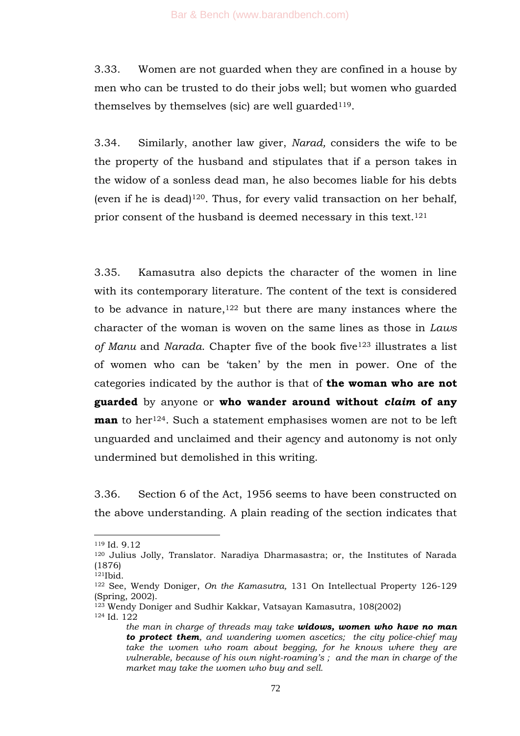3.33. Women are not guarded when they are confined in a house by men who can be trusted to do their jobs well; but women who guarded themselves by themselves (sic) are well guarded[119].

3.34. Similarly, another law giver, *Narad,* considers the wife to be the property of the husband and stipulates that if a person takes in the widow of a sonless dead man, he also becomes liable for his debts (even if he is dead)[120]. Thus, for every valid transaction on her behalf, prior consent of the husband is deemed necessary in this text.[121]

3.35. Kamasutra also depicts the character of the women in line with its contemporary literature. The content of the text is considered to be advance in nature,[122] but there are many instances where the character of the woman is woven on the same lines as those in *Laws of Manu* and *Narada*. Chapter five of the book five[123] illustrates a list of women who can be 'taken' by the men in power. One of the categories indicated by the author is that of **the woman who are not guarded** by anyone or **who wander around without *claim* of any man** to her[124]. Such a statement emphasises women are not to be left unguarded and unclaimed and their agency and autonomy is not only undermined but demolished in this writing.

3.36. Section 6 of the Act, 1956 seems to have been constructed on the above understanding. A plain reading of the section indicates that

---

[119] Id. 9.12

[120] Julius Jolly, Translator. Naradiya Dharmasastra; or, the Institutes of Narada (1876)

[121] Ibid.

[122] See, Wendy Doniger, *On the Kamasutra,* 131 On Intellectual Property 126-129 (Spring, 2002).

[123] Wendy Doniger and Sudhir Kakkar, Vatsayan Kamasutra, 108(2002)

[124] Id. 122

> *the man in charge of threads may take **widows, women who have no man to protect them**, and wandering women ascetics; the city police-chief may take the women who roam about begging, for he knows where they are vulnerable, because of his own night-roaming's ; and the man in charge of the market may take the women who buy and sell.*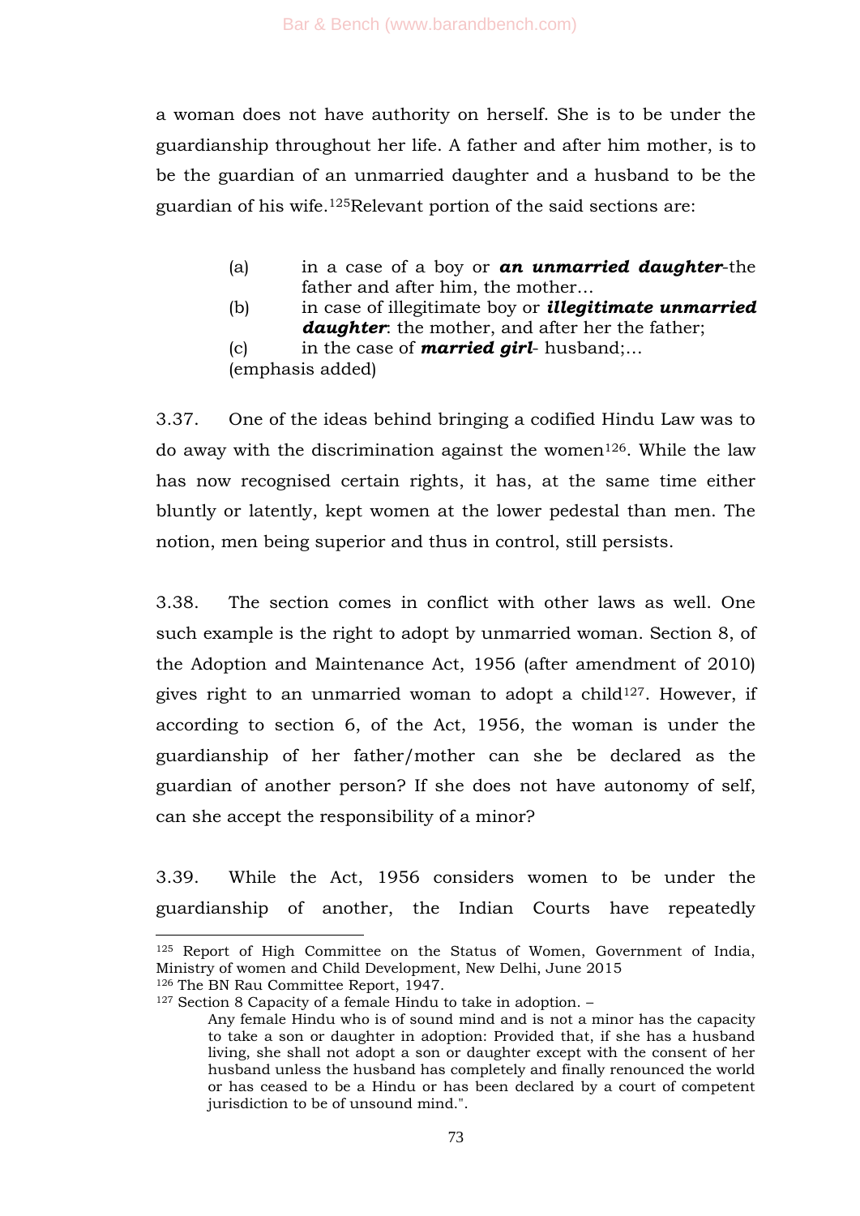a woman does not have authority on herself. She is to be under the guardianship throughout her life. A father and after him mother, is to be the guardian of an unmarried daughter and a husband to be the guardian of his wife.[125]Relevant portion of the said sections are:

> (a) in a case of a boy or ***an unmarried daughter***-the father and after him, the mother…
>
> (b) in case of illegitimate boy or ***illegitimate unmarried daughter***: the mother, and after her the father;
>
> (c) in the case of ***married girl***- husband;…
>
> (emphasis added)

3.37. One of the ideas behind bringing a codified Hindu Law was to do away with the discrimination against the women[126]. While the law has now recognised certain rights, it has, at the same time either bluntly or latently, kept women at the lower pedestal than men. The notion, men being superior and thus in control, still persists.

3.38. The section comes in conflict with other laws as well. One such example is the right to adopt by unmarried woman. Section 8, of the Adoption and Maintenance Act, 1956 (after amendment of 2010) gives right to an unmarried woman to adopt a child[127]. However, if according to section 6, of the Act, 1956, the woman is under the guardianship of her father/mother can she be declared as the guardian of another person? If she does not have autonomy of self, can she accept the responsibility of a minor?

3.39. While the Act, 1956 considers women to be under the guardianship of another, the Indian Courts have repeatedly

---

[125] Report of High Committee on the Status of Women, Government of India, Ministry of women and Child Development, New Delhi, June 2015

[126] The BN Rau Committee Report, 1947.

[127] Section 8 Capacity of a female Hindu to take in adoption. –

Any female Hindu who is of sound mind and is not a minor has the capacity to take a son or daughter in adoption: Provided that, if she has a husband living, she shall not adopt a son or daughter except with the consent of her husband unless the husband has completely and finally renounced the world or has ceased to be a Hindu or has been declared by a court of competent jurisdiction to be of unsound mind.".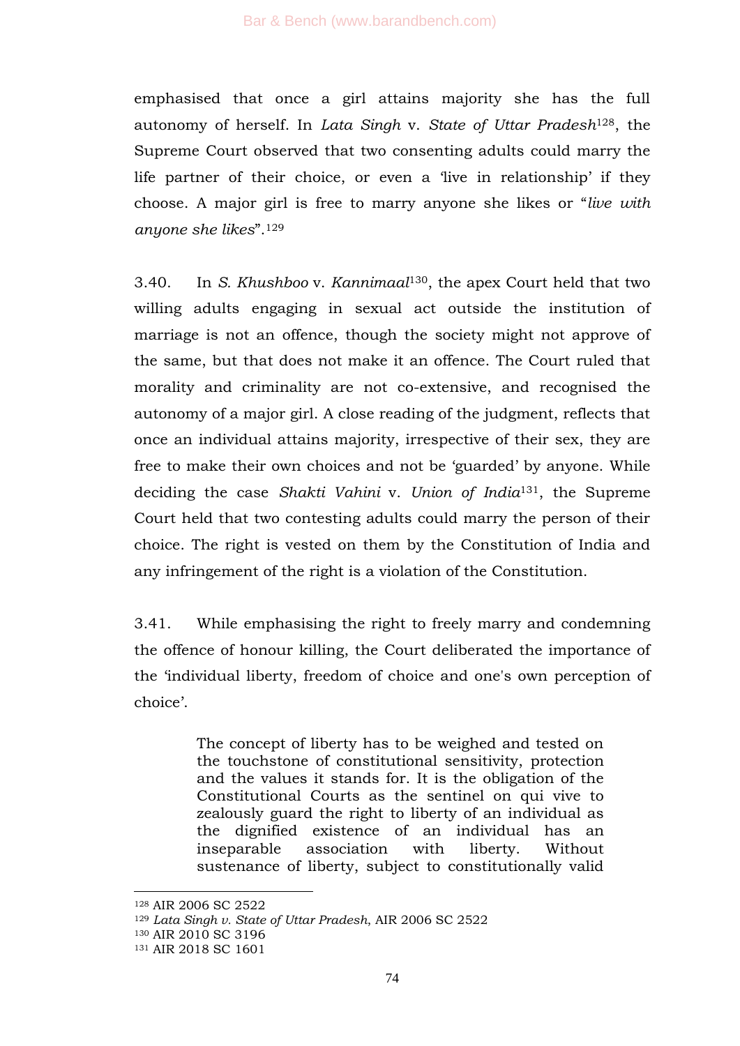emphasised that once a girl attains majority she has the full autonomy of herself. In *Lata Singh* v. *State of Uttar Pradesh*[128], the Supreme Court observed that two consenting adults could marry the life partner of their choice, or even a 'live in relationship' if they choose. A major girl is free to marry anyone she likes or "*live with anyone she likes*".[129]

3.40. In *S. Khushboo* v. *Kannimaal*[130], the apex Court held that two willing adults engaging in sexual act outside the institution of marriage is not an offence, though the society might not approve of the same, but that does not make it an offence. The Court ruled that morality and criminality are not co-extensive, and recognised the autonomy of a major girl. A close reading of the judgment, reflects that once an individual attains majority, irrespective of their sex, they are free to make their own choices and not be 'guarded' by anyone. While deciding the case *Shakti Vahini* v. *Union of India*[131], the Supreme Court held that two contesting adults could marry the person of their choice. The right is vested on them by the Constitution of India and any infringement of the right is a violation of the Constitution.

3.41. While emphasising the right to freely marry and condemning the offence of honour killing, the Court deliberated the importance of the 'individual liberty, freedom of choice and one's own perception of choice'.

> The concept of liberty has to be weighed and tested on the touchstone of constitutional sensitivity, protection and the values it stands for. It is the obligation of the Constitutional Courts as the sentinel on qui vive to zealously guard the right to liberty of an individual as the dignified existence of an individual has an inseparable association with liberty. Without sustenance of liberty, subject to constitutionally valid

---

[128] AIR 2006 SC 2522

[129] *Lata Singh v. State of Uttar Pradesh*, AIR 2006 SC 2522

[130] AIR 2010 SC 3196

[131] AIR 2018 SC 1601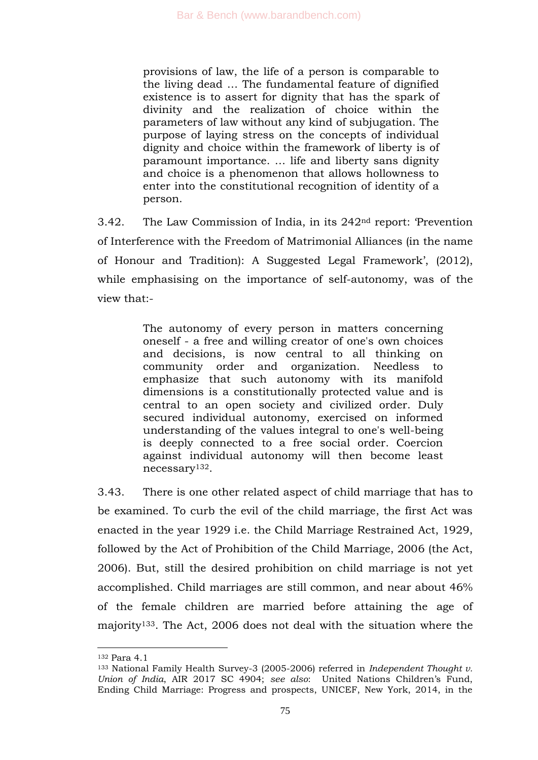> provisions of law, the life of a person is comparable to the living dead … The fundamental feature of dignified existence is to assert for dignity that has the spark of divinity and the realization of choice within the parameters of law without any kind of subjugation. The purpose of laying stress on the concepts of individual dignity and choice within the framework of liberty is of paramount importance. … life and liberty sans dignity and choice is a phenomenon that allows hollowness to enter into the constitutional recognition of identity of a person.

3.42. The Law Commission of India, in its 242nd report: 'Prevention of Interference with the Freedom of Matrimonial Alliances (in the name of Honour and Tradition): A Suggested Legal Framework', (2012), while emphasising on the importance of self-autonomy, was of the view that:-

> The autonomy of every person in matters concerning oneself - a free and willing creator of one's own choices and decisions, is now central to all thinking on community order and organization. Needless to emphasize that such autonomy with its manifold dimensions is a constitutionally protected value and is central to an open society and civilized order. Duly secured individual autonomy, exercised on informed understanding of the values integral to one's well-being is deeply connected to a free social order. Coercion against individual autonomy will then become least necessary[132].

3.43. There is one other related aspect of child marriage that has to be examined. To curb the evil of the child marriage, the first Act was enacted in the year 1929 i.e. the Child Marriage Restrained Act, 1929, followed by the Act of Prohibition of the Child Marriage, 2006 (the Act, 2006). But, still the desired prohibition on child marriage is not yet accomplished. Child marriages are still common, and near about 46% of the female children are married before attaining the age of majority[133]. The Act, 2006 does not deal with the situation where the

---

[132] Para 4.1

[133] National Family Health Survey-3 (2005-2006) referred in *Independent Thought v. Union of India*, AIR 2017 SC 4904; *see also*: United Nations Children's Fund, Ending Child Marriage: Progress and prospects, UNICEF, New York, 2014, in the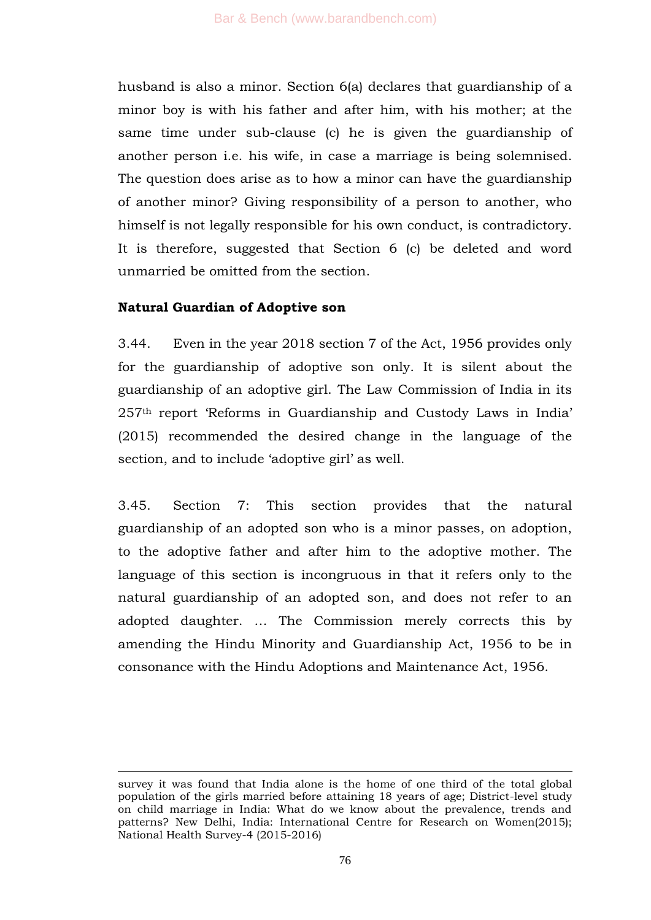husband is also a minor. Section 6(a) declares that guardianship of a minor boy is with his father and after him, with his mother; at the same time under sub-clause (c) he is given the guardianship of another person i.e. his wife, in case a marriage is being solemnised. The question does arise as to how a minor can have the guardianship of another minor? Giving responsibility of a person to another, who himself is not legally responsible for his own conduct, is contradictory. It is therefore, suggested that Section 6 (c) be deleted and word unmarried be omitted from the section.

**Natural Guardian of Adoptive son**

3.44. Even in the year 2018 section 7 of the Act, 1956 provides only for the guardianship of adoptive son only. It is silent about the guardianship of an adoptive girl. The Law Commission of India in its 257th report 'Reforms in Guardianship and Custody Laws in India' (2015) recommended the desired change in the language of the section, and to include 'adoptive girl' as well.

3.45. Section 7: This section provides that the natural guardianship of an adopted son who is a minor passes, on adoption, to the adoptive father and after him to the adoptive mother. The language of this section is incongruous in that it refers only to the natural guardianship of an adopted son, and does not refer to an adopted daughter. … The Commission merely corrects this by amending the Hindu Minority and Guardianship Act, 1956 to be in consonance with the Hindu Adoptions and Maintenance Act, 1956.

---

survey it was found that India alone is the home of one third of the total global population of the girls married before attaining 18 years of age; District-level study on child marriage in India: What do we know about the prevalence, trends and patterns? New Delhi, India: International Centre for Research on Women(2015); National Health Survey-4 (2015-2016)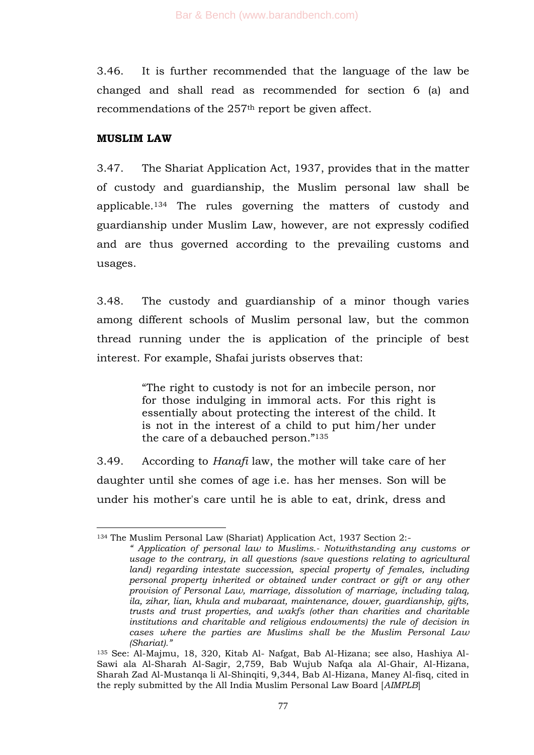3.46. It is further recommended that the language of the law be changed and shall read as recommended for section 6 (a) and recommendations of the 257th report be given affect.

**MUSLIM LAW**

3.47. The Shariat Application Act, 1937, provides that in the matter of custody and guardianship, the Muslim personal law shall be applicable.[134] The rules governing the matters of custody and guardianship under Muslim Law, however, are not expressly codified and are thus governed according to the prevailing customs and usages.

3.48. The custody and guardianship of a minor though varies among different schools of Muslim personal law, but the common thread running under the is application of the principle of best interest. For example, Shafai jurists observes that:

> "The right to custody is not for an imbecile person, nor for those indulging in immoral acts. For this right is essentially about protecting the interest of the child. It is not in the interest of a child to put him/her under the care of a debauched person."[135]

3.49. According to *Hanafi* law, the mother will take care of her daughter until she comes of age i.e. has her menses. Son will be under his mother's care until he is able to eat, drink, dress and

---

[134] The Muslim Personal Law (Shariat) Application Act, 1937 Section 2:-

> *" Application of personal law to Muslims.- Notwithstanding any customs or usage to the contrary, in all questions (save questions relating to agricultural land) regarding intestate succession, special property of females, including personal property inherited or obtained under contract or gift or any other provision of Personal Law, marriage, dissolution of marriage, including talaq, ila, zihar, lian, khula and mubaraat, maintenance, dower, guardianship, gifts, trusts and trust properties, and wakfs (other than charities and charitable institutions and charitable and religious endowments) the rule of decision in cases where the parties are Muslims shall be the Muslim Personal Law (Shariat)."*

[135] See: Al-Majmu, 18, 320, Kitab Al- Nafgat, Bab Al-Hizana; see also, Hashiya Al-Sawi ala Al-Sharah Al-Sagir, 2,759, Bab Wujub Nafqa ala Al-Ghair, Al-Hizana, Sharah Zad Al-Mustanqa li Al-Shinqiti, 9,344, Bab Al-Hizana, Maney Al-fisq, cited in the reply submitted by the All India Muslim Personal Law Board [*AIMPLB*]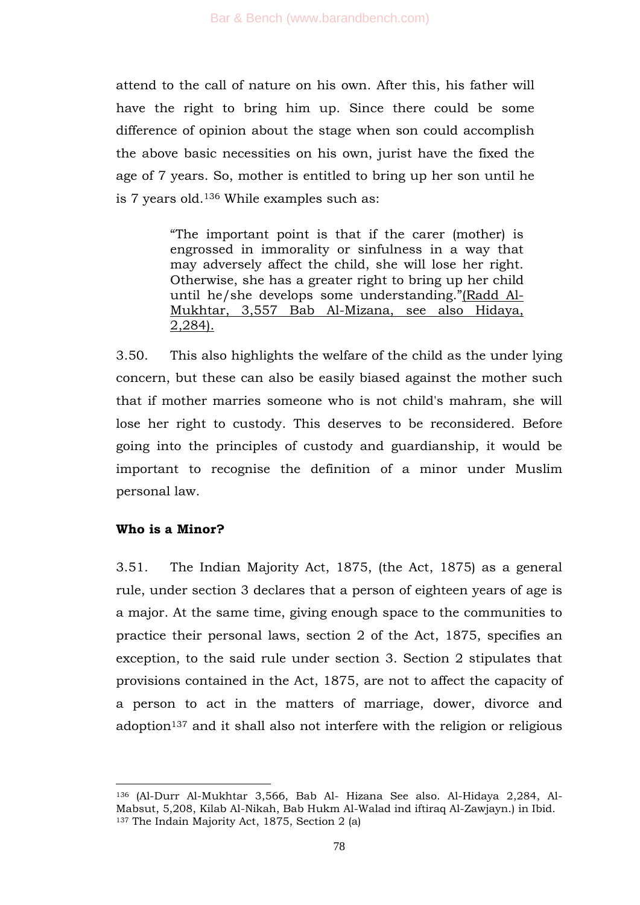attend to the call of nature on his own. After this, his father will have the right to bring him up. Since there could be some difference of opinion about the stage when son could accomplish the above basic necessities on his own, jurist have the fixed the age of 7 years. So, mother is entitled to bring up her son until he is 7 years old.[136] While examples such as:

> "The important point is that if the carer (mother) is engrossed in immorality or sinfulness in a way that may adversely affect the child, she will lose her right. Otherwise, she has a greater right to bring up her child until he/she develops some understanding."<u>(Radd Al-Mukhtar, 3,557 Bab Al-Mizana, see also Hidaya, 2,284).</u>

3.50. This also highlights the welfare of the child as the under lying concern, but these can also be easily biased against the mother such that if mother marries someone who is not child's mahram, she will lose her right to custody. This deserves to be reconsidered. Before going into the principles of custody and guardianship, it would be important to recognise the definition of a minor under Muslim personal law.

**Who is a Minor?**

3.51. The Indian Majority Act, 1875, (the Act, 1875) as a general rule, under section 3 declares that a person of eighteen years of age is a major. At the same time, giving enough space to the communities to practice their personal laws, section 2 of the Act, 1875, specifies an exception, to the said rule under section 3. Section 2 stipulates that provisions contained in the Act, 1875, are not to affect the capacity of a person to act in the matters of marriage, dower, divorce and adoption[137] and it shall also not interfere with the religion or religious

---

[136] (Al-Durr Al-Mukhtar 3,566, Bab Al- Hizana See also. Al-Hidaya 2,284, Al-Mabsut, 5,208, Kilab Al-Nikah, Bab Hukm Al-Walad ind iftiraq Al-Zawjayn.) in Ibid.

[137] The Indain Majority Act, 1875, Section 2 (a)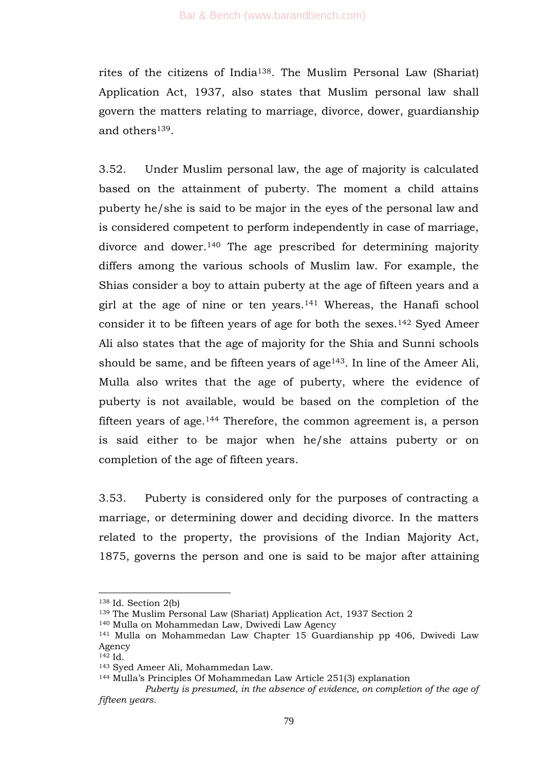rites of the citizens of India[138]. The Muslim Personal Law (Shariat) Application Act, 1937, also states that Muslim personal law shall govern the matters relating to marriage, divorce, dower, guardianship and others[139].

3.52. Under Muslim personal law, the age of majority is calculated based on the attainment of puberty. The moment a child attains puberty he/she is said to be major in the eyes of the personal law and is considered competent to perform independently in case of marriage, divorce and dower.[140] The age prescribed for determining majority differs among the various schools of Muslim law. For example, the Shias consider a boy to attain puberty at the age of fifteen years and a girl at the age of nine or ten years.[141] Whereas, the Hanafi school consider it to be fifteen years of age for both the sexes.[142] Syed Ameer Ali also states that the age of majority for the Shia and Sunni schools should be same, and be fifteen years of age[143]. In line of the Ameer Ali, Mulla also writes that the age of puberty, where the evidence of puberty is not available, would be based on the completion of the fifteen years of age.[144] Therefore, the common agreement is, a person is said either to be major when he/she attains puberty or on completion of the age of fifteen years.

3.53. Puberty is considered only for the purposes of contracting a marriage, or determining dower and deciding divorce. In the matters related to the property, the provisions of the Indian Majority Act, 1875, governs the person and one is said to be major after attaining

---

[138] Id. Section 2(b)

[139] The Muslim Personal Law (Shariat) Application Act, 1937 Section 2

[140] Mulla on Mohammedan Law, Dwivedi Law Agency

[141] Mulla on Mohammedan Law Chapter 15 Guardianship pp 406, Dwivedi Law Agency

[142] Id.

[143] Syed Ameer Ali, Mohammedan Law.

[144] Mulla's Principles Of Mohammedan Law Article 251(3) explanation
*Puberty is presumed, in the absence of evidence, on completion of the age of fifteen years.*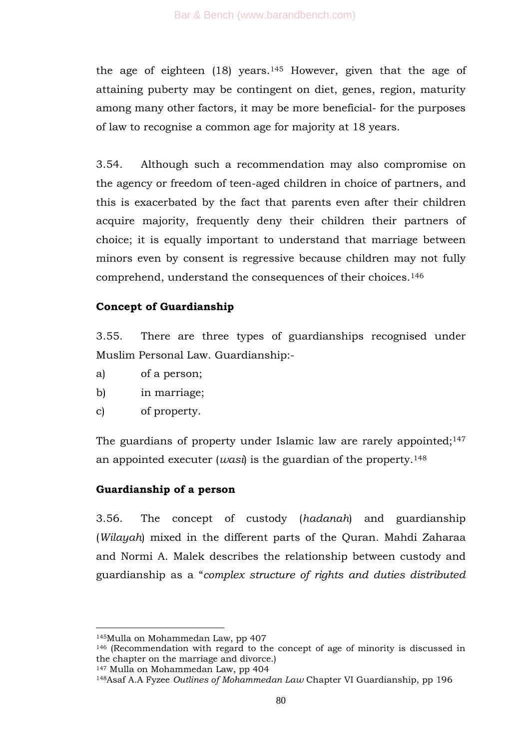the age of eighteen (18) years.[145] However, given that the age of attaining puberty may be contingent on diet, genes, region, maturity among many other factors, it may be more beneficial- for the purposes of law to recognise a common age for majority at 18 years.

3.54. Although such a recommendation may also compromise on the agency or freedom of teen-aged children in choice of partners, and this is exacerbated by the fact that parents even after their children acquire majority, frequently deny their children their partners of choice; it is equally important to understand that marriage between minors even by consent is regressive because children may not fully comprehend, understand the consequences of their choices.[146]

**Concept of Guardianship**

3.55. There are three types of guardianships recognised under Muslim Personal Law. Guardianship:-

a) of a person;
b) in marriage;
c) of property.

The guardians of property under Islamic law are rarely appointed;[147] an appointed executer (*wasi*) is the guardian of the property.[148]

**Guardianship of a person**

3.56. The concept of custody (*hadanah*) and guardianship (*Wilayah*) mixed in the different parts of the Quran. Mahdi Zaharaa and Normi A. Malek describes the relationship between custody and guardianship as a "*complex structure of rights and duties distributed*

---

[145] Mulla on Mohammedan Law, pp 407

[146] (Recommendation with regard to the concept of age of minority is discussed in the chapter on the marriage and divorce.)

[147] Mulla on Mohammedan Law, pp 404

[148] Asaf A.A Fyzee *Outlines of Mohammedan Law* Chapter VI Guardianship, pp 196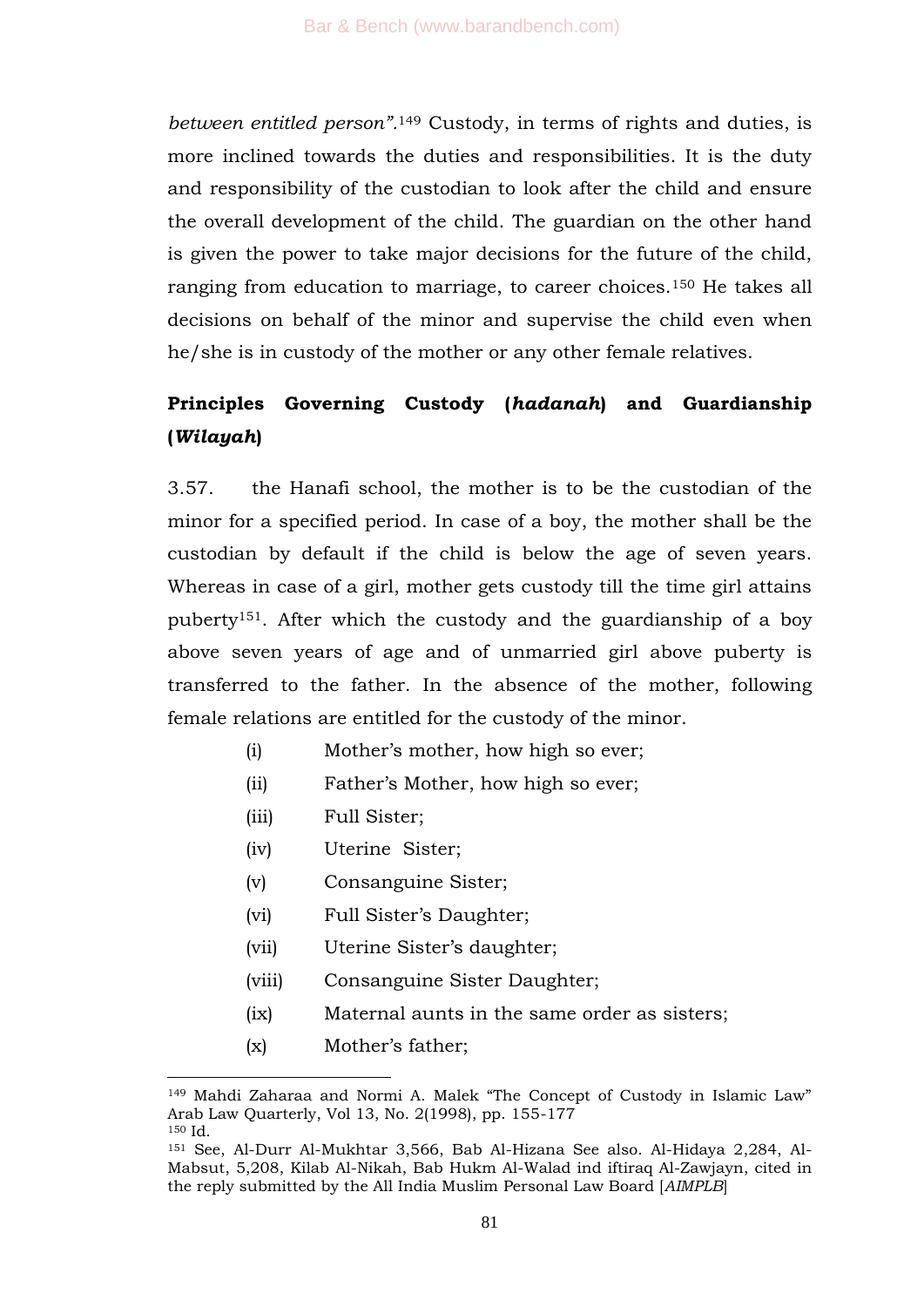*between entitled person"*.[149] Custody, in terms of rights and duties, is more inclined towards the duties and responsibilities. It is the duty and responsibility of the custodian to look after the child and ensure the overall development of the child. The guardian on the other hand is given the power to take major decisions for the future of the child, ranging from education to marriage, to career choices.[150] He takes all decisions on behalf of the minor and supervise the child even when he/she is in custody of the mother or any other female relatives.

**Principles Governing Custody (*hadanah*) and Guardianship (*Wilayah*)**

3.57. the Hanafi school, the mother is to be the custodian of the minor for a specified period. In case of a boy, the mother shall be the custodian by default if the child is below the age of seven years. Whereas in case of a girl, mother gets custody till the time girl attains puberty[151]. After which the custody and the guardianship of a boy above seven years of age and of unmarried girl above puberty is transferred to the father. In the absence of the mother, following female relations are entitled for the custody of the minor.

(i) Mother's mother, how high so ever;

(ii) Father's Mother, how high so ever;

(iii) Full Sister;

(iv) Uterine Sister;

(v) Consanguine Sister;

(vi) Full Sister's Daughter;

(vii) Uterine Sister's daughter;

(viii) Consanguine Sister Daughter;

(ix) Maternal aunts in the same order as sisters;

(x) Mother's father;

---

[149] Mahdi Zaharaa and Normi A. Malek "The Concept of Custody in Islamic Law" Arab Law Quarterly, Vol 13, No. 2(1998), pp. 155-177

[150] Id.

[151] See, Al-Durr Al-Mukhtar 3,566, Bab Al-Hizana See also. Al-Hidaya 2,284, Al-Mabsut, 5,208, Kilab Al-Nikah, Bab Hukm Al-Walad ind iftiraq Al-Zawjayn, cited in the reply submitted by the All India Muslim Personal Law Board [*AIMPLB*]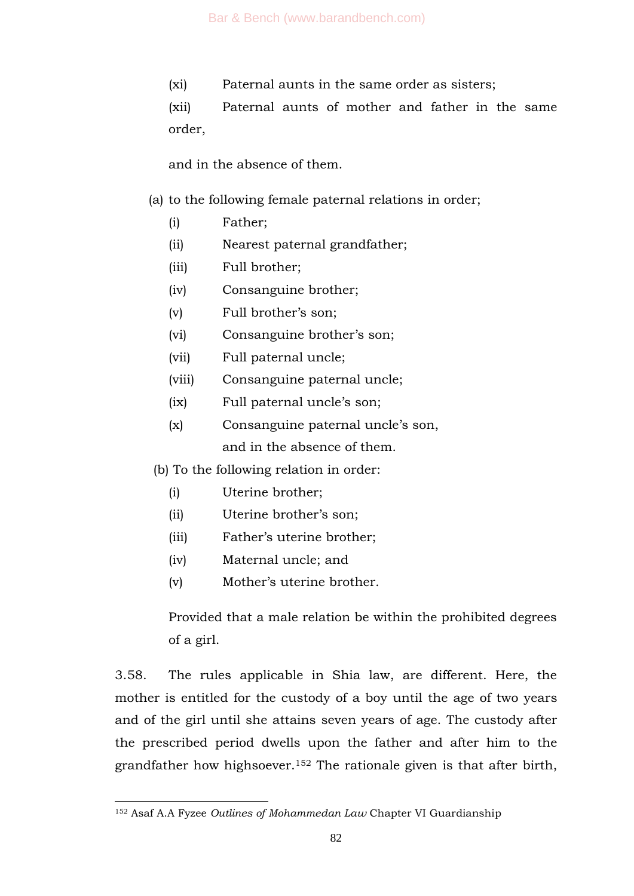(xi) Paternal aunts in the same order as sisters;

(xii) Paternal aunts of mother and father in the same order,

and in the absence of them.

(a) to the following female paternal relations in order;

(i) Father;

(ii) Nearest paternal grandfather;

(iii) Full brother;

(iv) Consanguine brother;

(v) Full brother's son;

(vi) Consanguine brother's son;

(vii) Full paternal uncle;

(viii) Consanguine paternal uncle;

(ix) Full paternal uncle's son;

(x) Consanguine paternal uncle's son,
and in the absence of them.

(b) To the following relation in order:

(i) Uterine brother;

(ii) Uterine brother's son;

(iii) Father's uterine brother;

(iv) Maternal uncle; and

(v) Mother's uterine brother.

Provided that a male relation be within the prohibited degrees of a girl.

3.58. The rules applicable in Shia law, are different. Here, the mother is entitled for the custody of a boy until the age of two years and of the girl until she attains seven years of age. The custody after the prescribed period dwells upon the father and after him to the grandfather how highsoever.[152] The rationale given is that after birth,

---

[152] Asaf A.A Fyzee *Outlines of Mohammedan Law* Chapter VI Guardianship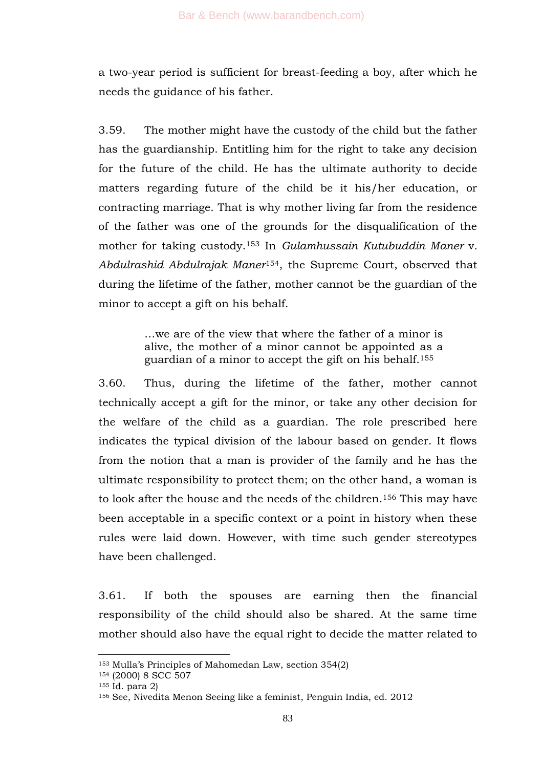a two-year period is sufficient for breast-feeding a boy, after which he needs the guidance of his father.

3.59. The mother might have the custody of the child but the father has the guardianship. Entitling him for the right to take any decision for the future of the child. He has the ultimate authority to decide matters regarding future of the child be it his/her education, or contracting marriage. That is why mother living far from the residence of the father was one of the grounds for the disqualification of the mother for taking custody.[153] In *Gulamhussain Kutubuddin Maner* v. *Abdulrashid Abdulrajak Maner*[154], the Supreme Court, observed that during the lifetime of the father, mother cannot be the guardian of the minor to accept a gift on his behalf.

> …we are of the view that where the father of a minor is alive, the mother of a minor cannot be appointed as a guardian of a minor to accept the gift on his behalf.[155]

3.60. Thus, during the lifetime of the father, mother cannot technically accept a gift for the minor, or take any other decision for the welfare of the child as a guardian. The role prescribed here indicates the typical division of the labour based on gender. It flows from the notion that a man is provider of the family and he has the ultimate responsibility to protect them; on the other hand, a woman is to look after the house and the needs of the children.[156] This may have been acceptable in a specific context or a point in history when these rules were laid down. However, with time such gender stereotypes have been challenged.

3.61. If both the spouses are earning then the financial responsibility of the child should also be shared. At the same time mother should also have the equal right to decide the matter related to

---

[153] Mulla's Principles of Mahomedan Law, section 354(2)

[154] (2000) 8 SCC 507

[155] Id. para 2)

[156] See, Nivedita Menon Seeing like a feminist, Penguin India, ed. 2012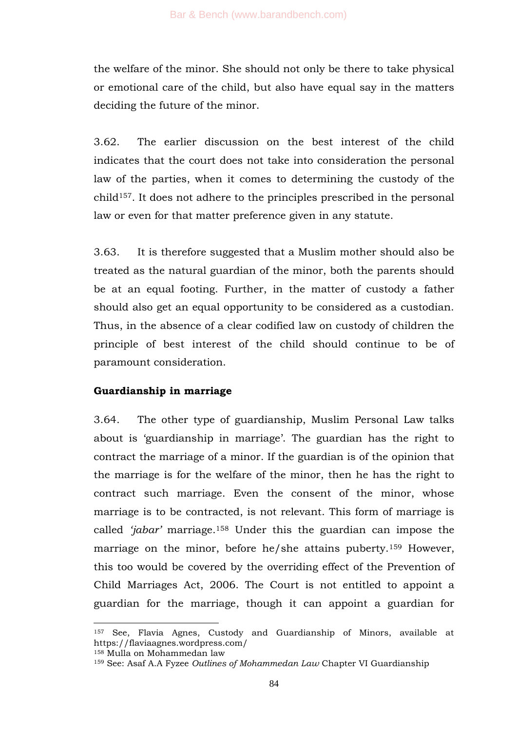the welfare of the minor. She should not only be there to take physical or emotional care of the child, but also have equal say in the matters deciding the future of the minor.

3.62. The earlier discussion on the best interest of the child indicates that the court does not take into consideration the personal law of the parties, when it comes to determining the custody of the child[157]. It does not adhere to the principles prescribed in the personal law or even for that matter preference given in any statute.

3.63. It is therefore suggested that a Muslim mother should also be treated as the natural guardian of the minor, both the parents should be at an equal footing. Further, in the matter of custody a father should also get an equal opportunity to be considered as a custodian. Thus, in the absence of a clear codified law on custody of children the principle of best interest of the child should continue to be of paramount consideration.

**Guardianship in marriage**

3.64. The other type of guardianship, Muslim Personal Law talks about is 'guardianship in marriage'. The guardian has the right to contract the marriage of a minor. If the guardian is of the opinion that the marriage is for the welfare of the minor, then he has the right to contract such marriage. Even the consent of the minor, whose marriage is to be contracted, is not relevant. This form of marriage is called *'jabar'* marriage.[158] Under this the guardian can impose the marriage on the minor, before he/she attains puberty.[159] However, this too would be covered by the overriding effect of the Prevention of Child Marriages Act, 2006. The Court is not entitled to appoint a guardian for the marriage, though it can appoint a guardian for

---

[157] See, Flavia Agnes, Custody and Guardianship of Minors, available at https://flaviaagnes.wordpress.com/

[158] Mulla on Mohammedan law

[159] See: Asaf A.A Fyzee *Outlines of Mohammedan Law* Chapter VI Guardianship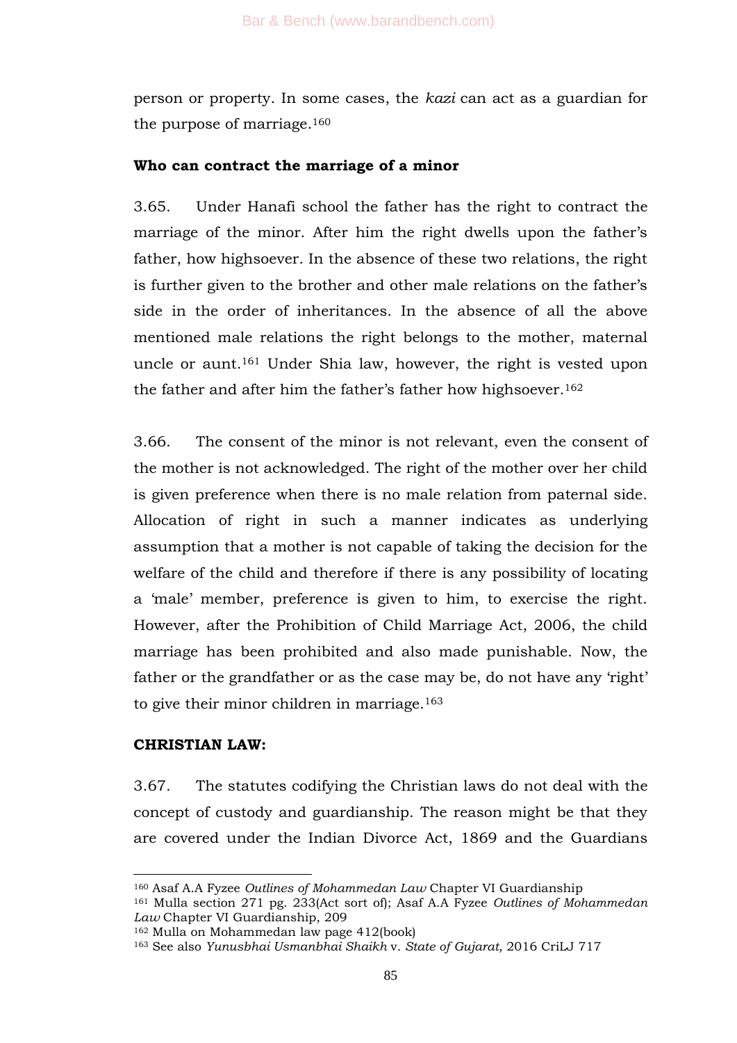person or property. In some cases, the *kazi* can act as a guardian for the purpose of marriage.[160]

**Who can contract the marriage of a minor**

3.65. Under Hanafi school the father has the right to contract the marriage of the minor. After him the right dwells upon the father's father, how highsoever. In the absence of these two relations, the right is further given to the brother and other male relations on the father's side in the order of inheritances. In the absence of all the above mentioned male relations the right belongs to the mother, maternal uncle or aunt.[161] Under Shia law, however, the right is vested upon the father and after him the father's father how highsoever.[162]

3.66. The consent of the minor is not relevant, even the consent of the mother is not acknowledged. The right of the mother over her child is given preference when there is no male relation from paternal side. Allocation of right in such a manner indicates as underlying assumption that a mother is not capable of taking the decision for the welfare of the child and therefore if there is any possibility of locating a 'male' member, preference is given to him, to exercise the right. However, after the Prohibition of Child Marriage Act, 2006, the child marriage has been prohibited and also made punishable. Now, the father or the grandfather or as the case may be, do not have any 'right' to give their minor children in marriage.[163]

**CHRISTIAN LAW:**

3.67. The statutes codifying the Christian laws do not deal with the concept of custody and guardianship. The reason might be that they are covered under the Indian Divorce Act, 1869 and the Guardians

---

[160] Asaf A.A Fyzee *Outlines of Mohammedan Law* Chapter VI Guardianship

[161] Mulla section 271 pg. 233(Act sort of); Asaf A.A Fyzee *Outlines of Mohammedan Law* Chapter VI Guardianship, 209

[162] Mulla on Mohammedan law page 412(book)

[163] See also *Yunusbhai Usmanbhai Shaikh* v. *State of Gujarat,* 2016 CriLJ 717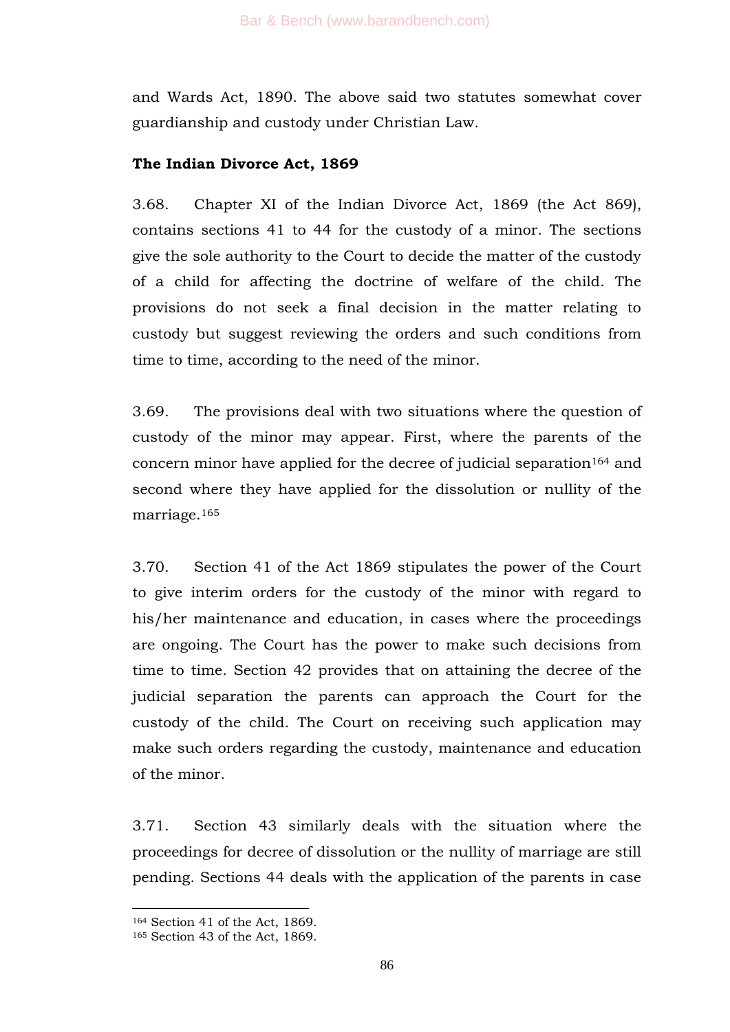and Wards Act, 1890. The above said two statutes somewhat cover guardianship and custody under Christian Law.

**The Indian Divorce Act, 1869**

3.68. Chapter XI of the Indian Divorce Act, 1869 (the Act 869), contains sections 41 to 44 for the custody of a minor. The sections give the sole authority to the Court to decide the matter of the custody of a child for affecting the doctrine of welfare of the child. The provisions do not seek a final decision in the matter relating to custody but suggest reviewing the orders and such conditions from time to time, according to the need of the minor.

3.69. The provisions deal with two situations where the question of custody of the minor may appear. First, where the parents of the concern minor have applied for the decree of judicial separation[164] and second where they have applied for the dissolution or nullity of the marriage.[165]

3.70. Section 41 of the Act 1869 stipulates the power of the Court to give interim orders for the custody of the minor with regard to his/her maintenance and education, in cases where the proceedings are ongoing. The Court has the power to make such decisions from time to time. Section 42 provides that on attaining the decree of the judicial separation the parents can approach the Court for the custody of the child. The Court on receiving such application may make such orders regarding the custody, maintenance and education of the minor.

3.71. Section 43 similarly deals with the situation where the proceedings for decree of dissolution or the nullity of marriage are still pending. Sections 44 deals with the application of the parents in case

---

[164] Section 41 of the Act, 1869.

[165] Section 43 of the Act, 1869.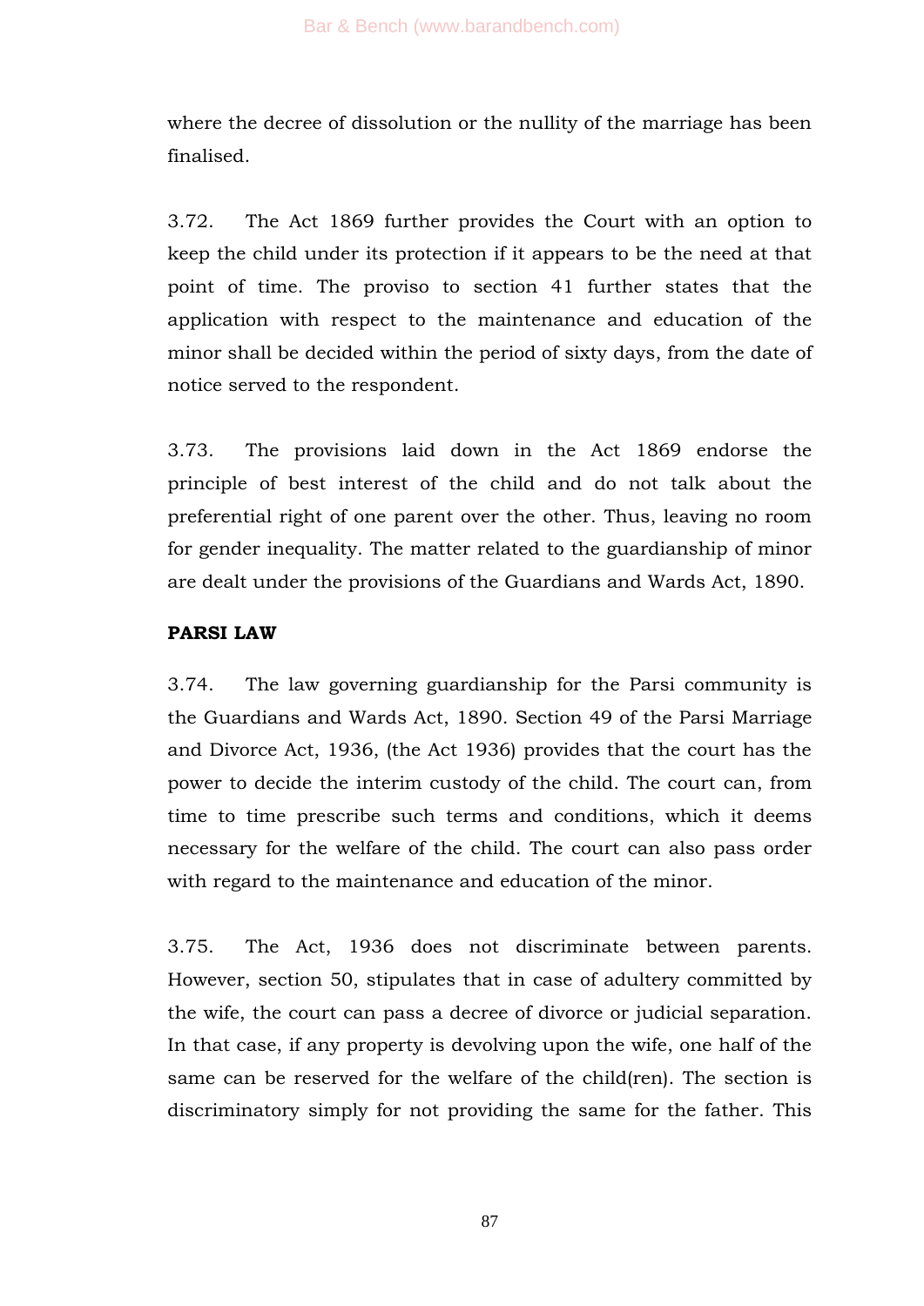where the decree of dissolution or the nullity of the marriage has been finalised.

3.72. The Act 1869 further provides the Court with an option to keep the child under its protection if it appears to be the need at that point of time. The proviso to section 41 further states that the application with respect to the maintenance and education of the minor shall be decided within the period of sixty days, from the date of notice served to the respondent.

3.73. The provisions laid down in the Act 1869 endorse the principle of best interest of the child and do not talk about the preferential right of one parent over the other. Thus, leaving no room for gender inequality. The matter related to the guardianship of minor are dealt under the provisions of the Guardians and Wards Act, 1890.

**PARSI LAW**

3.74. The law governing guardianship for the Parsi community is the Guardians and Wards Act, 1890. Section 49 of the Parsi Marriage and Divorce Act, 1936, (the Act 1936) provides that the court has the power to decide the interim custody of the child. The court can, from time to time prescribe such terms and conditions, which it deems necessary for the welfare of the child. The court can also pass order with regard to the maintenance and education of the minor.

3.75. The Act, 1936 does not discriminate between parents. However, section 50, stipulates that in case of adultery committed by the wife, the court can pass a decree of divorce or judicial separation. In that case, if any property is devolving upon the wife, one half of the same can be reserved for the welfare of the child(ren). The section is discriminatory simply for not providing the same for the father. This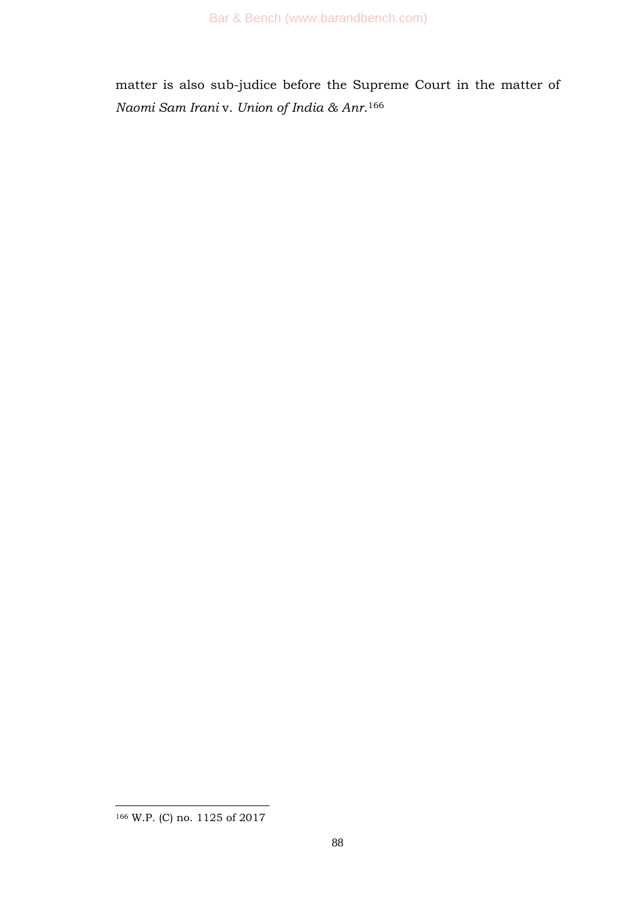matter is also sub-judice before the Supreme Court in the matter of *Naomi Sam Irani* v. *Union of India & Anr.*[166]

[166] W.P. (C) no. 1125 of 2017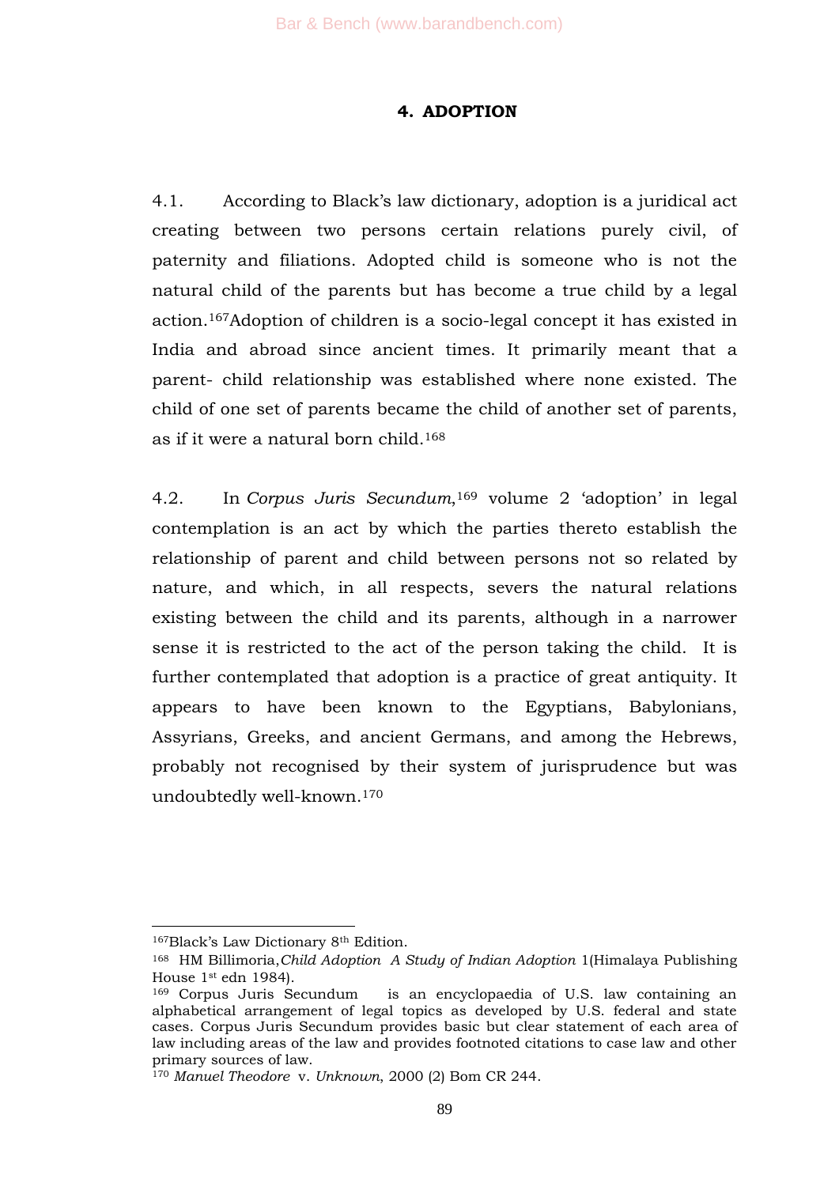#### 4. ADOPTION

4.1. According to Black's law dictionary, adoption is a juridical act creating between two persons certain relations purely civil, of paternity and filiations. Adopted child is someone who is not the natural child of the parents but has become a true child by a legal action.[167]Adoption of children is a socio-legal concept it has existed in India and abroad since ancient times. It primarily meant that a parent- child relationship was established where none existed. The child of one set of parents became the child of another set of parents, as if it were a natural born child.[168]

4.2. In *Corpus Juris Secundum*,[169] volume 2 'adoption' in legal contemplation is an act by which the parties thereto establish the relationship of parent and child between persons not so related by nature, and which, in all respects, severs the natural relations existing between the child and its parents, although in a narrower sense it is restricted to the act of the person taking the child. It is further contemplated that adoption is a practice of great antiquity. It appears to have been known to the Egyptians, Babylonians, Assyrians, Greeks, and ancient Germans, and among the Hebrews, probably not recognised by their system of jurisprudence but was undoubtedly well-known.[170]

---

[167] Black's Law Dictionary 8th Edition.

[168] HM Billimoria,*Child Adoption A Study of Indian Adoption* 1(Himalaya Publishing House 1st edn 1984).

[169] Corpus Juris Secundum is an encyclopaedia of U.S. law containing an alphabetical arrangement of legal topics as developed by U.S. federal and state cases. Corpus Juris Secundum provides basic but clear statement of each area of law including areas of the law and provides footnoted citations to case law and other primary sources of law.

[170] *Manuel Theodore* v. *Unknown*, 2000 (2) Bom CR 244.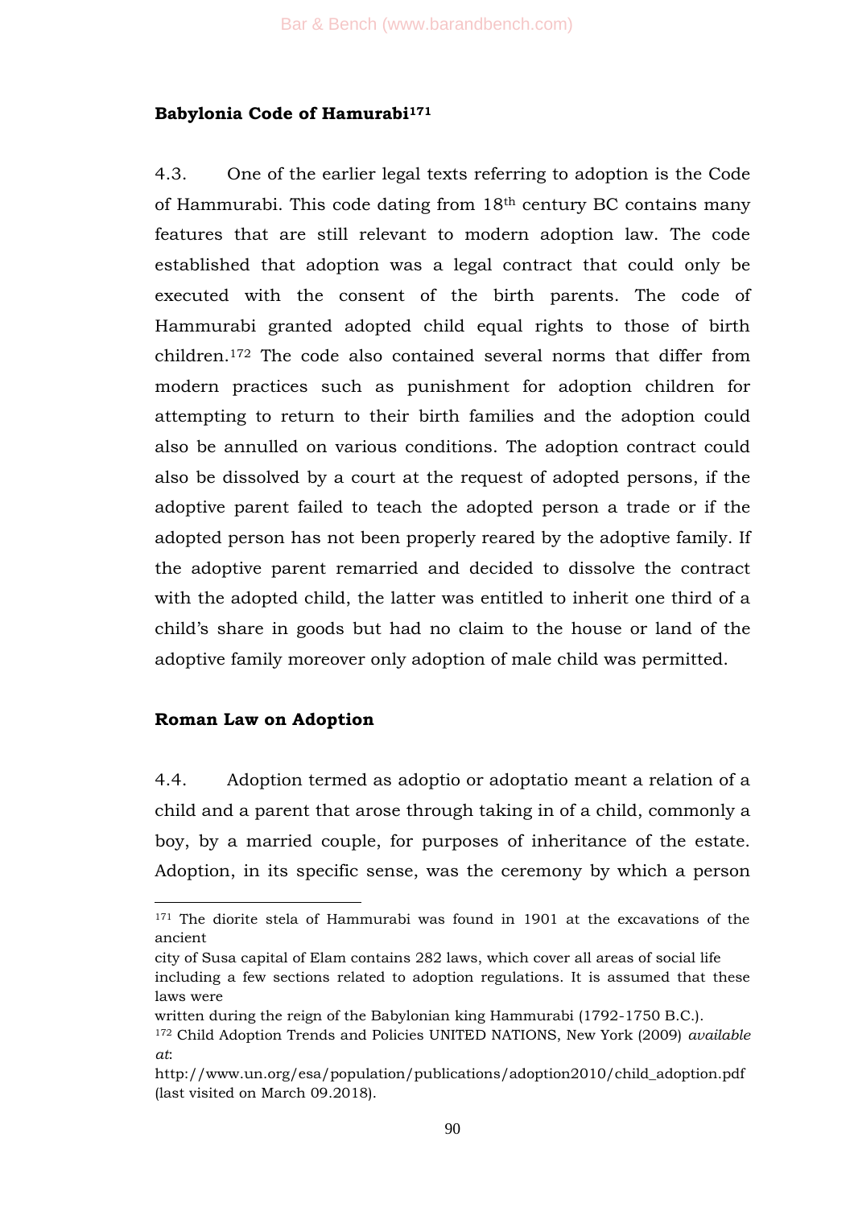### Babylonia Code of Hamurabi[171]

4.3. One of the earlier legal texts referring to adoption is the Code of Hammurabi. This code dating from 18th century BC contains many features that are still relevant to modern adoption law. The code established that adoption was a legal contract that could only be executed with the consent of the birth parents. The code of Hammurabi granted adopted child equal rights to those of birth children.[172] The code also contained several norms that differ from modern practices such as punishment for adoption children for attempting to return to their birth families and the adoption could also be annulled on various conditions. The adoption contract could also be dissolved by a court at the request of adopted persons, if the adoptive parent failed to teach the adopted person a trade or if the adopted person has not been properly reared by the adoptive family. If the adoptive parent remarried and decided to dissolve the contract with the adopted child, the latter was entitled to inherit one third of a child's share in goods but had no claim to the house or land of the adoptive family moreover only adoption of male child was permitted.

### Roman Law on Adoption

4.4. Adoption termed as adoptio or adoptatio meant a relation of a child and a parent that arose through taking in of a child, commonly a boy, by a married couple, for purposes of inheritance of the estate. Adoption, in its specific sense, was the ceremony by which a person

---

[171] The diorite stela of Hammurabi was found in 1901 at the excavations of the ancient city of Susa capital of Elam contains 282 laws, which cover all areas of social life including a few sections related to adoption regulations. It is assumed that these laws were written during the reign of the Babylonian king Hammurabi (1792-1750 B.C.).

[172] Child Adoption Trends and Policies UNITED NATIONS, New York (2009) *available at*: http://www.un.org/esa/population/publications/adoption2010/child_adoption.pdf (last visited on March 09.2018).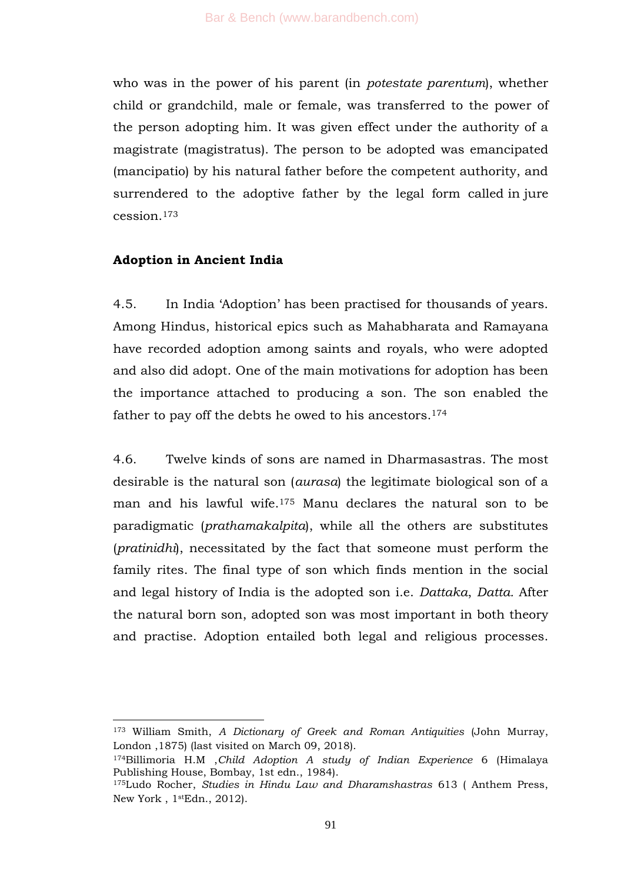who was in the power of his parent (in *potestate parentum*), whether child or grandchild, male or female, was transferred to the power of the person adopting him. It was given effect under the authority of a magistrate (magistratus). The person to be adopted was emancipated (mancipatio) by his natural father before the competent authority, and surrendered to the adoptive father by the legal form called in jure cession.[173]

**Adoption in Ancient India**

4.5. In India 'Adoption' has been practised for thousands of years. Among Hindus, historical epics such as Mahabharata and Ramayana have recorded adoption among saints and royals, who were adopted and also did adopt. One of the main motivations for adoption has been the importance attached to producing a son. The son enabled the father to pay off the debts he owed to his ancestors.[174]

4.6. Twelve kinds of sons are named in Dharmasastras. The most desirable is the natural son (*aurasa*) the legitimate biological son of a man and his lawful wife.[175] Manu declares the natural son to be paradigmatic (*prathamakalpita*), while all the others are substitutes (*pratinidhi*), necessitated by the fact that someone must perform the family rites. The final type of son which finds mention in the social and legal history of India is the adopted son i.e. *Dattaka*, *Datta.* After the natural born son, adopted son was most important in both theory and practise. Adoption entailed both legal and religious processes.

---

[173] William Smith, *A Dictionary of Greek and Roman Antiquities* (John Murray, London ,1875) (last visited on March 09, 2018).

[174] Billimoria H.M ,*Child Adoption A study of Indian Experience* 6 (Himalaya Publishing House, Bombay, 1st edn., 1984).

[175] Ludo Rocher, *Studies in Hindu Law and Dharamshastras* 613 ( Anthem Press, New York , 1stEdn., 2012).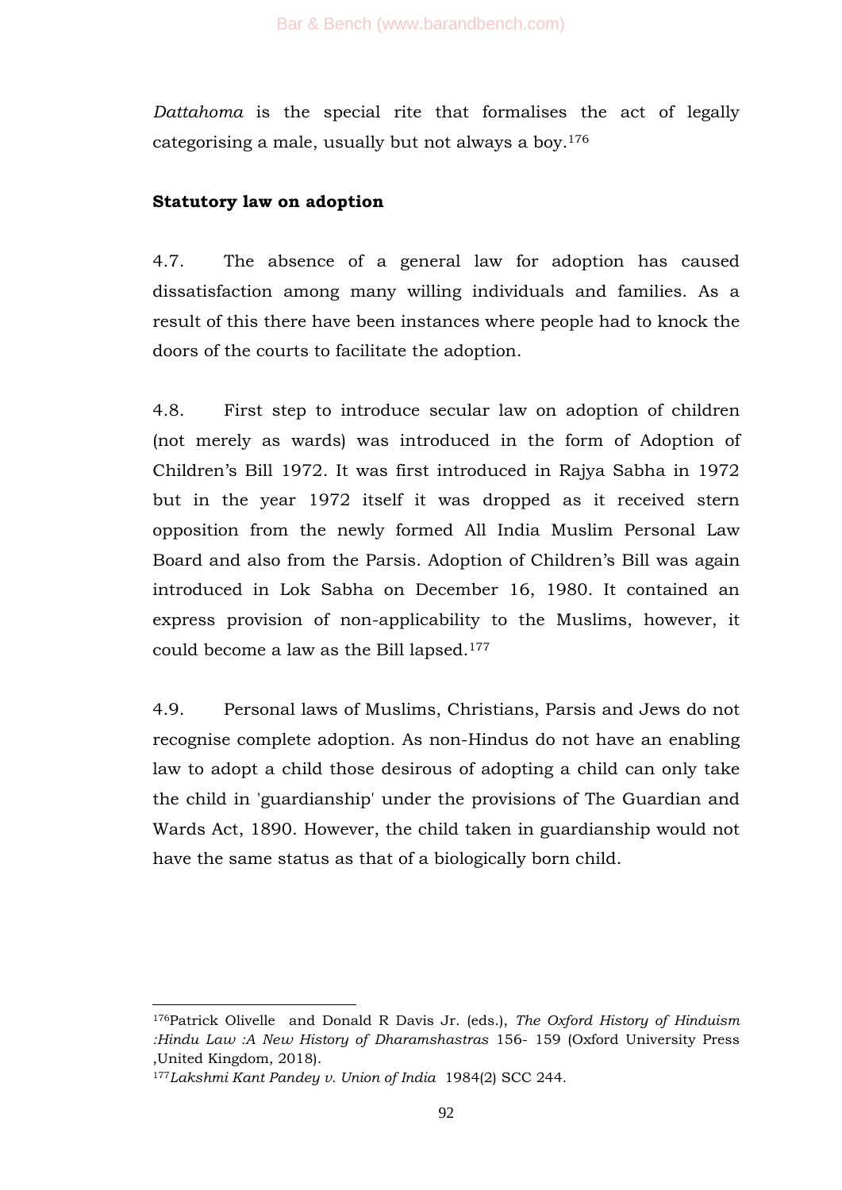*Dattahoma* is the special rite that formalises the act of legally categorising a male, usually but not always a boy.[176]

**Statutory law on adoption**

4.7. The absence of a general law for adoption has caused dissatisfaction among many willing individuals and families. As a result of this there have been instances where people had to knock the doors of the courts to facilitate the adoption.

4.8. First step to introduce secular law on adoption of children (not merely as wards) was introduced in the form of Adoption of Children's Bill 1972. It was first introduced in Rajya Sabha in 1972 but in the year 1972 itself it was dropped as it received stern opposition from the newly formed All India Muslim Personal Law Board and also from the Parsis. Adoption of Children's Bill was again introduced in Lok Sabha on December 16, 1980. It contained an express provision of non-applicability to the Muslims, however, it could become a law as the Bill lapsed.[177]

4.9. Personal laws of Muslims, Christians, Parsis and Jews do not recognise complete adoption. As non-Hindus do not have an enabling law to adopt a child those desirous of adopting a child can only take the child in 'guardianship' under the provisions of The Guardian and Wards Act, 1890. However, the child taken in guardianship would not have the same status as that of a biologically born child.

---

[176] Patrick Olivelle and Donald R Davis Jr. (eds.), *The Oxford History of Hinduism :Hindu Law :A New History of Dharamshastras* 156- 159 (Oxford University Press ,United Kingdom, 2018).

[177] *Lakshmi Kant Pandey v. Union of India* 1984(2) SCC 244.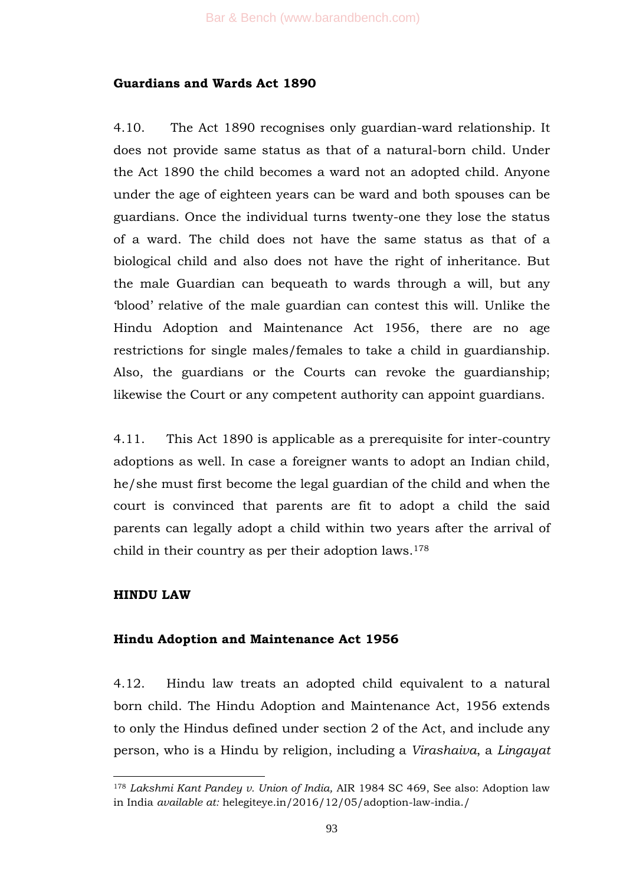**Guardians and Wards Act 1890**

4.10. The Act 1890 recognises only guardian-ward relationship. It does not provide same status as that of a natural-born child. Under the Act 1890 the child becomes a ward not an adopted child. Anyone under the age of eighteen years can be ward and both spouses can be guardians. Once the individual turns twenty-one they lose the status of a ward. The child does not have the same status as that of a biological child and also does not have the right of inheritance. But the male Guardian can bequeath to wards through a will, but any 'blood' relative of the male guardian can contest this will. Unlike the Hindu Adoption and Maintenance Act 1956, there are no age restrictions for single males/females to take a child in guardianship. Also, the guardians or the Courts can revoke the guardianship; likewise the Court or any competent authority can appoint guardians.

4.11. This Act 1890 is applicable as a prerequisite for inter-country adoptions as well. In case a foreigner wants to adopt an Indian child, he/she must first become the legal guardian of the child and when the court is convinced that parents are fit to adopt a child the said parents can legally adopt a child within two years after the arrival of child in their country as per their adoption laws.[178]

**HINDU LAW**

**Hindu Adoption and Maintenance Act 1956**

4.12. Hindu law treats an adopted child equivalent to a natural born child. The Hindu Adoption and Maintenance Act, 1956 extends to only the Hindus defined under section 2 of the Act, and include any person, who is a Hindu by religion, including a *Virashaiva*, a *Lingayat*

---

[178] *Lakshmi Kant Pandey v. Union of India,* AIR 1984 SC 469, See also: Adoption law in India *available at:* helegiteye.in/2016/12/05/adoption-law-india./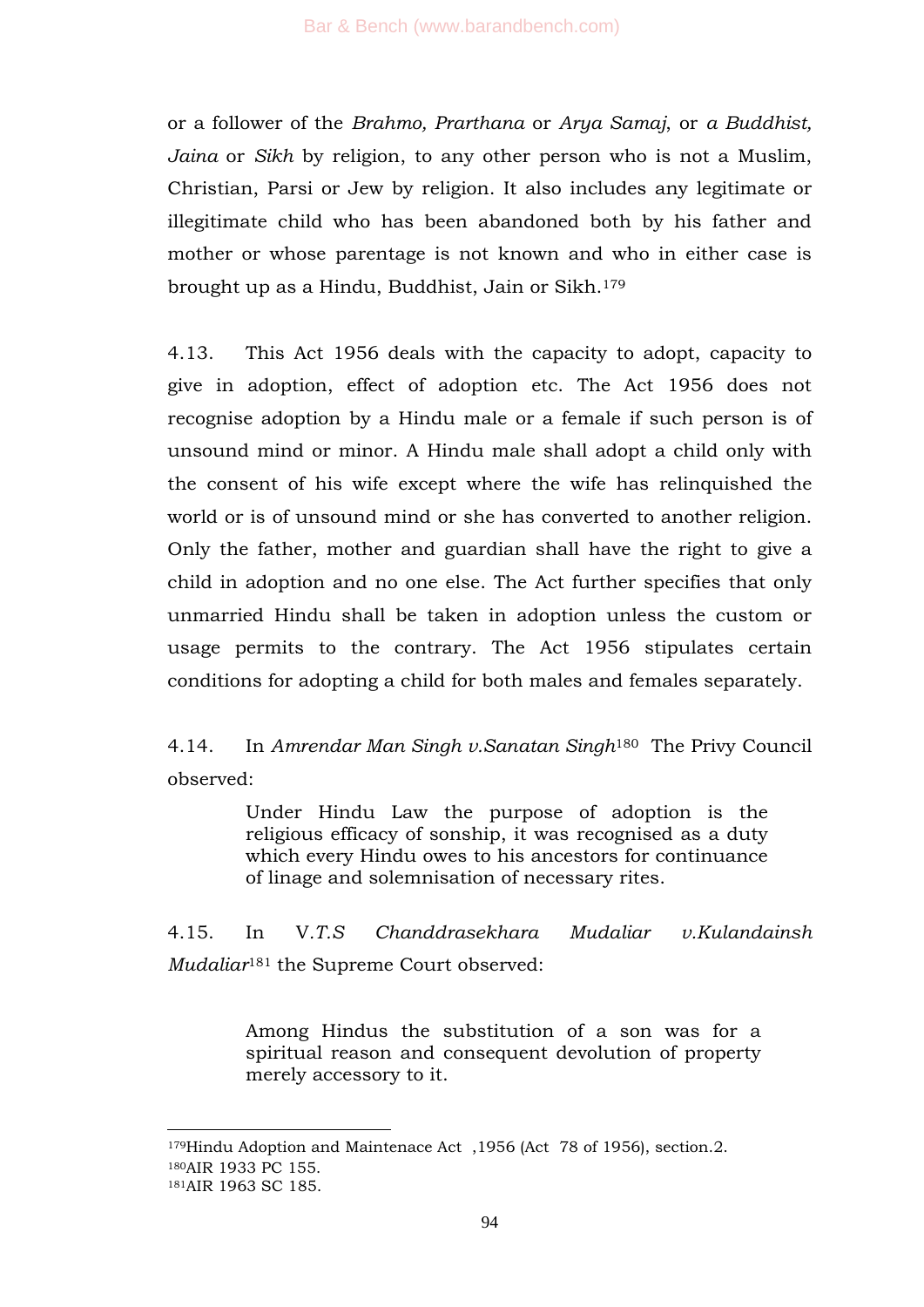or a follower of the *Brahmo, Prarthana* or *Arya Samaj*, or *a Buddhist, Jaina* or *Sikh* by religion, to any other person who is not a Muslim, Christian, Parsi or Jew by religion. It also includes any legitimate or illegitimate child who has been abandoned both by his father and mother or whose parentage is not known and who in either case is brought up as a Hindu, Buddhist, Jain or Sikh.[179]

4.13. This Act 1956 deals with the capacity to adopt, capacity to give in adoption, effect of adoption etc. The Act 1956 does not recognise adoption by a Hindu male or a female if such person is of unsound mind or minor. A Hindu male shall adopt a child only with the consent of his wife except where the wife has relinquished the world or is of unsound mind or she has converted to another religion. Only the father, mother and guardian shall have the right to give a child in adoption and no one else. The Act further specifies that only unmarried Hindu shall be taken in adoption unless the custom or usage permits to the contrary. The Act 1956 stipulates certain conditions for adopting a child for both males and females separately.

4.14. In *Amrendar Man Singh v.Sanatan Singh*[180] The Privy Council observed:

> Under Hindu Law the purpose of adoption is the religious efficacy of sonship, it was recognised as a duty which every Hindu owes to his ancestors for continuance of linage and solemnisation of necessary rites.

4.15. In V.*T.S Chanddrasekhara Mudaliar v.Kulandainsh Mudaliar*[181] the Supreme Court observed:

> Among Hindus the substitution of a son was for a spiritual reason and consequent devolution of property merely accessory to it.

---

[179]Hindu Adoption and Maintenace Act ,1956 (Act 78 of 1956), section.2.
[180]AIR 1933 PC 155.
[181]AIR 1963 SC 185.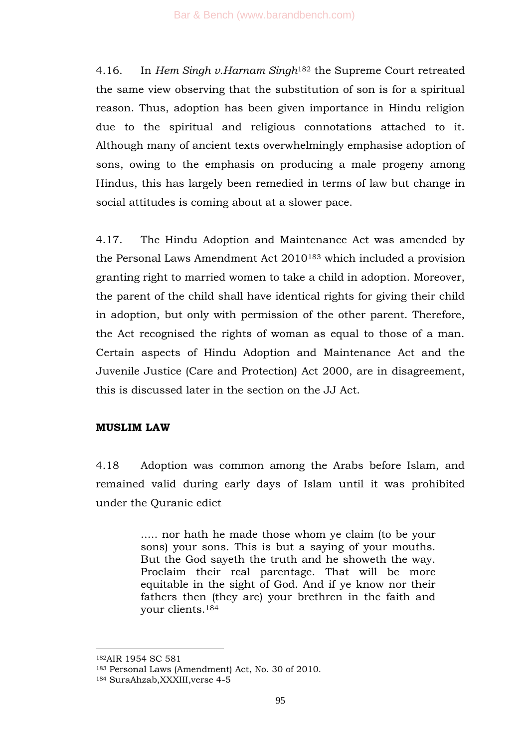4.16. In *Hem Singh v.Harnam Singh*[182] the Supreme Court retreated the same view observing that the substitution of son is for a spiritual reason. Thus, adoption has been given importance in Hindu religion due to the spiritual and religious connotations attached to it. Although many of ancient texts overwhelmingly emphasise adoption of sons, owing to the emphasis on producing a male progeny among Hindus, this has largely been remedied in terms of law but change in social attitudes is coming about at a slower pace.

4.17. The Hindu Adoption and Maintenance Act was amended by the Personal Laws Amendment Act 2010[183] which included a provision granting right to married women to take a child in adoption. Moreover, the parent of the child shall have identical rights for giving their child in adoption, but only with permission of the other parent. Therefore, the Act recognised the rights of woman as equal to those of a man. Certain aspects of Hindu Adoption and Maintenance Act and the Juvenile Justice (Care and Protection) Act 2000, are in disagreement, this is discussed later in the section on the JJ Act.

**MUSLIM LAW**

4.18 Adoption was common among the Arabs before Islam, and remained valid during early days of Islam until it was prohibited under the Quranic edict

> ..... nor hath he made those whom ye claim (to be your sons) your sons. This is but a saying of your mouths. But the God sayeth the truth and he showeth the way. Proclaim their real parentage. That will be more equitable in the sight of God. And if ye know nor their fathers then (they are) your brethren in the faith and your clients.[184]

---

[182] AIR 1954 SC 581

[183] Personal Laws (Amendment) Act, No. 30 of 2010.

[184] SuraAhzab,XXXIII,verse 4-5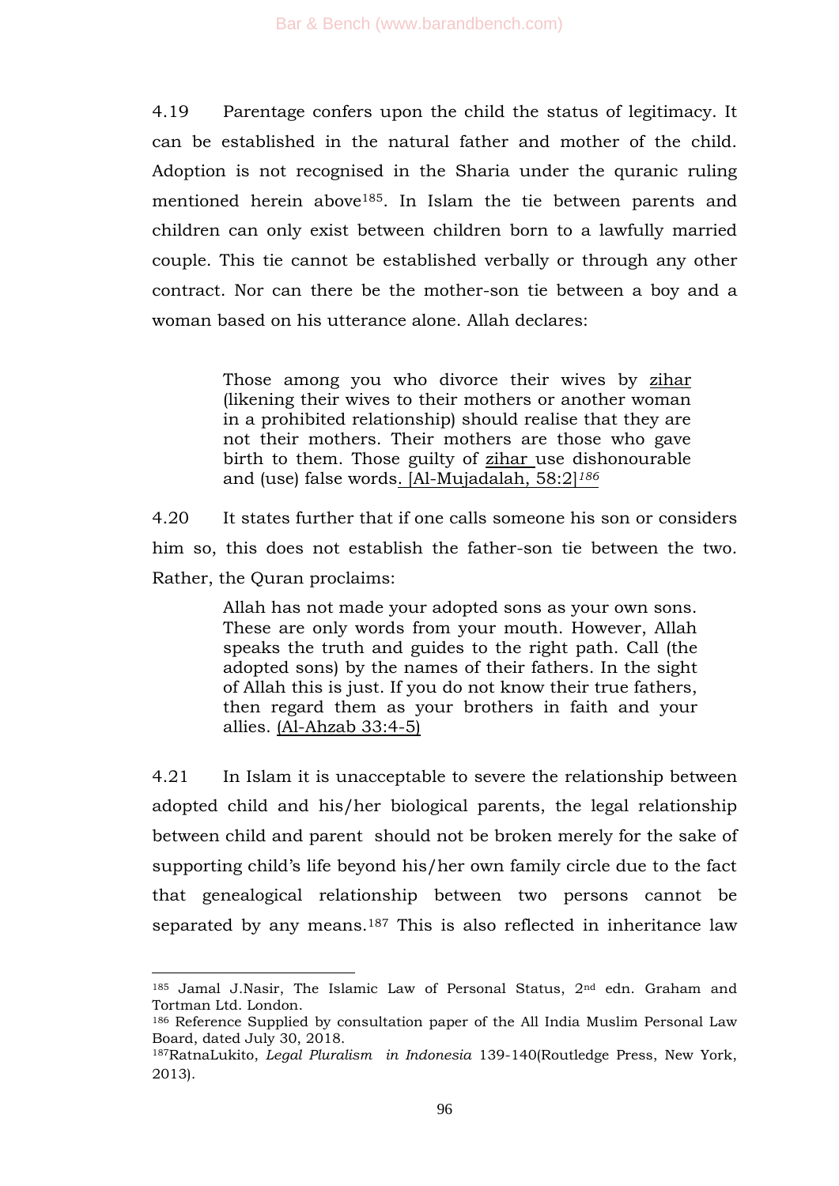4.19 Parentage confers upon the child the status of legitimacy. It can be established in the natural father and mother of the child. Adoption is not recognised in the Sharia under the quranic ruling mentioned herein above[185]. In Islam the tie between parents and children can only exist between children born to a lawfully married couple. This tie cannot be established verbally or through any other contract. Nor can there be the mother-son tie between a boy and a woman based on his utterance alone. Allah declares:

> Those among you who divorce their wives by zihar (likening their wives to their mothers or another woman in a prohibited relationship) should realise that they are not their mothers. Their mothers are those who gave birth to them. Those guilty of zihar use dishonourable and (use) false words. [Al-Mujadalah, 58:2][186]

4.20 It states further that if one calls someone his son or considers him so, this does not establish the father-son tie between the two. Rather, the Quran proclaims:

> Allah has not made your adopted sons as your own sons. These are only words from your mouth. However, Allah speaks the truth and guides to the right path. Call (the adopted sons) by the names of their fathers. In the sight of Allah this is just. If you do not know their true fathers, then regard them as your brothers in faith and your allies. (Al-Ahzab 33:4-5)

4.21 In Islam it is unacceptable to severe the relationship between adopted child and his/her biological parents, the legal relationship between child and parent should not be broken merely for the sake of supporting child's life beyond his/her own family circle due to the fact that genealogical relationship between two persons cannot be separated by any means.[187] This is also reflected in inheritance law

---

[185] Jamal J.Nasir, The Islamic Law of Personal Status, 2nd edn. Graham and Tortman Ltd. London.

[186] Reference Supplied by consultation paper of the All India Muslim Personal Law Board, dated July 30, 2018.

[187] RatnaLukito, *Legal Pluralism in Indonesia* 139-140(Routledge Press, New York, 2013).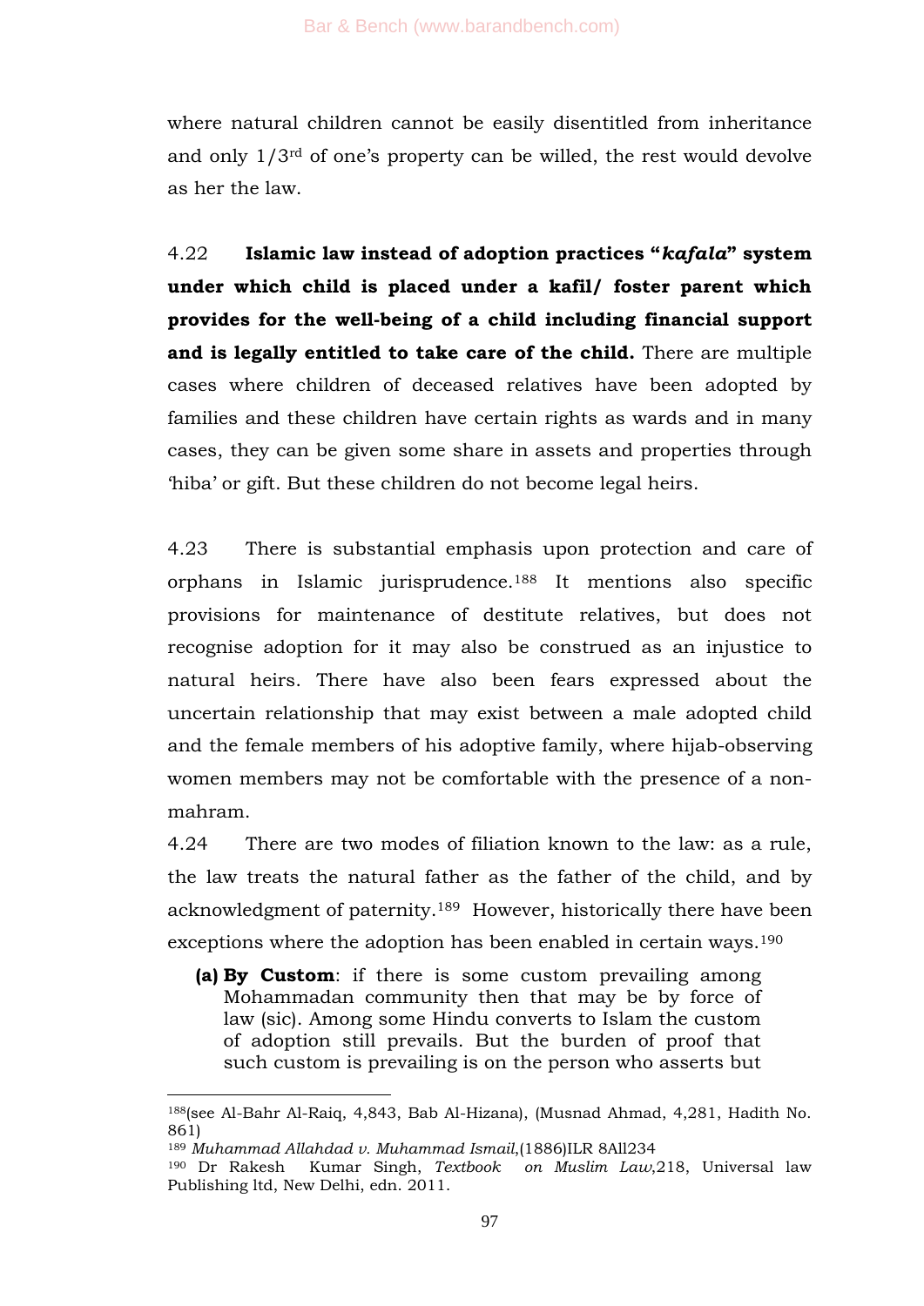where natural children cannot be easily disentitled from inheritance and only 1/3rd of one's property can be willed, the rest would devolve as her the law.

4.22 **Islamic law instead of adoption practices "*kafala*" system under which child is placed under a kafil/ foster parent which provides for the well-being of a child including financial support and is legally entitled to take care of the child.** There are multiple cases where children of deceased relatives have been adopted by families and these children have certain rights as wards and in many cases, they can be given some share in assets and properties through 'hiba' or gift. But these children do not become legal heirs.

4.23 There is substantial emphasis upon protection and care of orphans in Islamic jurisprudence.[188] It mentions also specific provisions for maintenance of destitute relatives, but does not recognise adoption for it may also be construed as an injustice to natural heirs. There have also been fears expressed about the uncertain relationship that may exist between a male adopted child and the female members of his adoptive family, where hijab-observing women members may not be comfortable with the presence of a non-mahram.

4.24 There are two modes of filiation known to the law: as a rule, the law treats the natural father as the father of the child, and by acknowledgment of paternity.[189] However, historically there have been exceptions where the adoption has been enabled in certain ways.[190]

**(a) By Custom**: if there is some custom prevailing among Mohammadan community then that may be by force of law (sic). Among some Hindu converts to Islam the custom of adoption still prevails. But the burden of proof that such custom is prevailing is on the person who asserts but

---

[188](see Al-Bahr Al-Raiq, 4,843, Bab Al-Hizana), (Musnad Ahmad, 4,281, Hadith No. 861)

[189] *Muhammad Allahdad v. Muhammad Ismail*,(1886)ILR 8All234

[190] Dr Rakesh Kumar Singh, *Textbook on Muslim Law*,218, Universal law Publishing ltd, New Delhi, edn. 2011.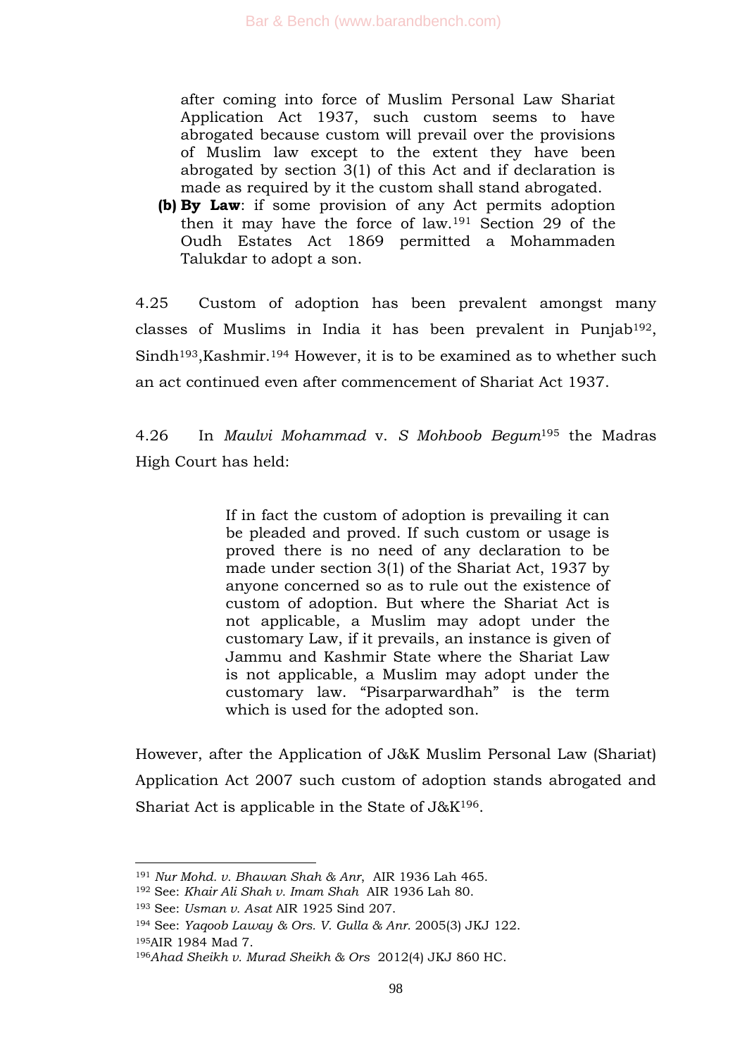after coming into force of Muslim Personal Law Shariat Application Act 1937, such custom seems to have abrogated because custom will prevail over the provisions of Muslim law except to the extent they have been abrogated by section 3(1) of this Act and if declaration is made as required by it the custom shall stand abrogated.

**(b) By Law**: if some provision of any Act permits adoption then it may have the force of law.[191] Section 29 of the Oudh Estates Act 1869 permitted a Mohammaden Talukdar to adopt a son.

4.25 Custom of adoption has been prevalent amongst many classes of Muslims in India it has been prevalent in Punjab[192], Sindh[193],Kashmir.[194] However, it is to be examined as to whether such an act continued even after commencement of Shariat Act 1937.

4.26 In *Maulvi Mohammad* v. *S Mohboob Begum*[195] the Madras High Court has held:

> If in fact the custom of adoption is prevailing it can be pleaded and proved. If such custom or usage is proved there is no need of any declaration to be made under section 3(1) of the Shariat Act, 1937 by anyone concerned so as to rule out the existence of custom of adoption. But where the Shariat Act is not applicable, a Muslim may adopt under the customary Law, if it prevails, an instance is given of Jammu and Kashmir State where the Shariat Law is not applicable, a Muslim may adopt under the customary law. "Pisarparwardhah" is the term which is used for the adopted son.

However, after the Application of J&K Muslim Personal Law (Shariat) Application Act 2007 such custom of adoption stands abrogated and Shariat Act is applicable in the State of J&K[196].

---

[191] *Nur Mohd. v. Bhawan Shah & Anr*, AIR 1936 Lah 465.

[192] See: *Khair Ali Shah v. Imam Shah* AIR 1936 Lah 80.

[193] See: *Usman v. Asat* AIR 1925 Sind 207.

[194] See: *Yaqoob Laway & Ors. V. Gulla & Anr.* 2005(3) JKJ 122.

[195] AIR 1984 Mad 7.

[196] *Ahad Sheikh v. Murad Sheikh & Ors* 2012(4) JKJ 860 HC.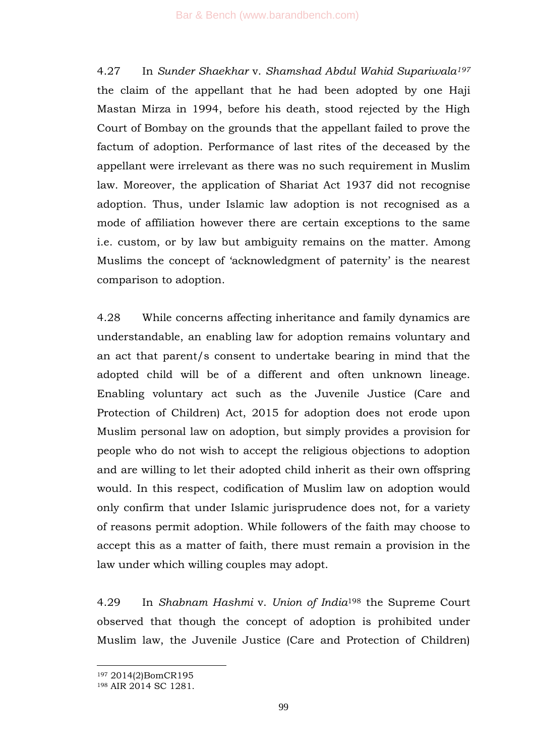4.27 In *Sunder Shaekhar* v. *Shamshad Abdul Wahid Supariwala*[197] the claim of the appellant that he had been adopted by one Haji Mastan Mirza in 1994, before his death, stood rejected by the High Court of Bombay on the grounds that the appellant failed to prove the factum of adoption. Performance of last rites of the deceased by the appellant were irrelevant as there was no such requirement in Muslim law. Moreover, the application of Shariat Act 1937 did not recognise adoption. Thus, under Islamic law adoption is not recognised as a mode of affiliation however there are certain exceptions to the same i.e. custom, or by law but ambiguity remains on the matter. Among Muslims the concept of 'acknowledgment of paternity' is the nearest comparison to adoption.

4.28 While concerns affecting inheritance and family dynamics are understandable, an enabling law for adoption remains voluntary and an act that parent/s consent to undertake bearing in mind that the adopted child will be of a different and often unknown lineage. Enabling voluntary act such as the Juvenile Justice (Care and Protection of Children) Act, 2015 for adoption does not erode upon Muslim personal law on adoption, but simply provides a provision for people who do not wish to accept the religious objections to adoption and are willing to let their adopted child inherit as their own offspring would. In this respect, codification of Muslim law on adoption would only confirm that under Islamic jurisprudence does not, for a variety of reasons permit adoption. While followers of the faith may choose to accept this as a matter of faith, there must remain a provision in the law under which willing couples may adopt.

4.29 In *Shabnam Hashmi* v. *Union of India*[198] the Supreme Court observed that though the concept of adoption is prohibited under Muslim law, the Juvenile Justice (Care and Protection of Children)

---

[197] 2014(2)BomCR195

[198] AIR 2014 SC 1281.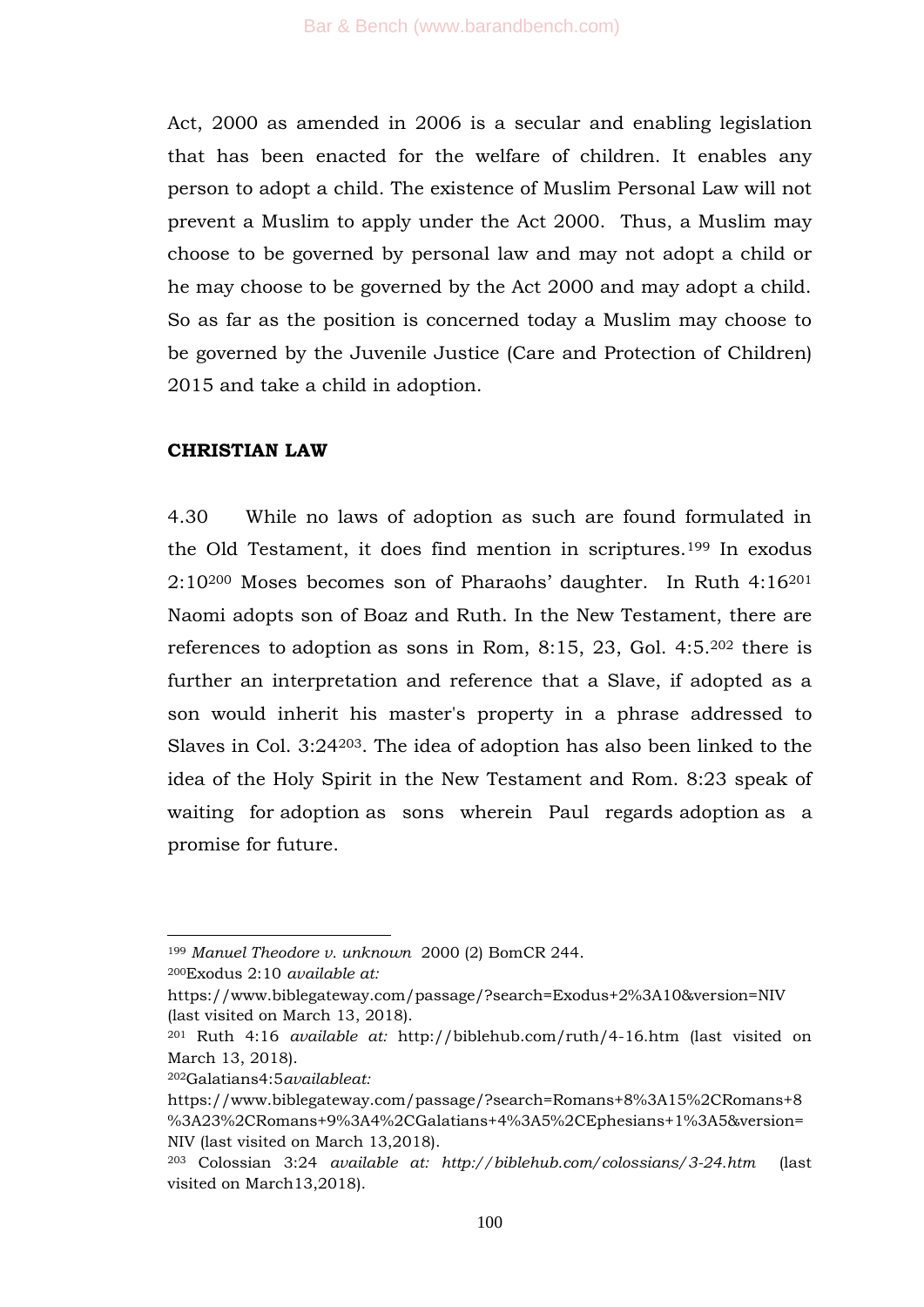Act, 2000 as amended in 2006 is a secular and enabling legislation that has been enacted for the welfare of children. It enables any person to adopt a child. The existence of Muslim Personal Law will not prevent a Muslim to apply under the Act 2000. Thus, a Muslim may choose to be governed by personal law and may not adopt a child or he may choose to be governed by the Act 2000 and may adopt a child. So as far as the position is concerned today a Muslim may choose to be governed by the Juvenile Justice (Care and Protection of Children) 2015 and take a child in adoption.

**CHRISTIAN LAW**

4.30 While no laws of adoption as such are found formulated in the Old Testament, it does find mention in scriptures.[199] In exodus 2:10[200] Moses becomes son of Pharaohs' daughter. In Ruth 4:16[201] Naomi adopts son of Boaz and Ruth. In the New Testament, there are references to adoption as sons in Rom, 8:15, 23, Gol. 4:5.[202] there is further an interpretation and reference that a Slave, if adopted as a son would inherit his master's property in a phrase addressed to Slaves in Col. 3:24[203]. The idea of adoption has also been linked to the idea of the Holy Spirit in the New Testament and Rom. 8:23 speak of waiting for adoption as sons wherein Paul regards adoption as a promise for future.

---

[199] *Manuel Theodore v. unknown* 2000 (2) BomCR 244.

[200] Exodus 2:10 *available at:* https://www.biblegateway.com/passage/?search=Exodus+2%3A10&version=NIV (last visited on March 13, 2018).

[201] Ruth 4:16 *available at:* http://biblehub.com/ruth/4-16.htm (last visited on March 13, 2018).

[202] Galatians4:5*availableat:* https://www.biblegateway.com/passage/?search=Romans+8%3A15%2CRomans+8%3A23%2CRomans+9%3A4%2CGalatians+4%3A5%2CEphesians+1%3A5&version=NIV (last visited on March 13,2018).

[203] Colossian 3:24 *available at: http://biblehub.com/colossians/3-24.htm* (last visited on March13,2018).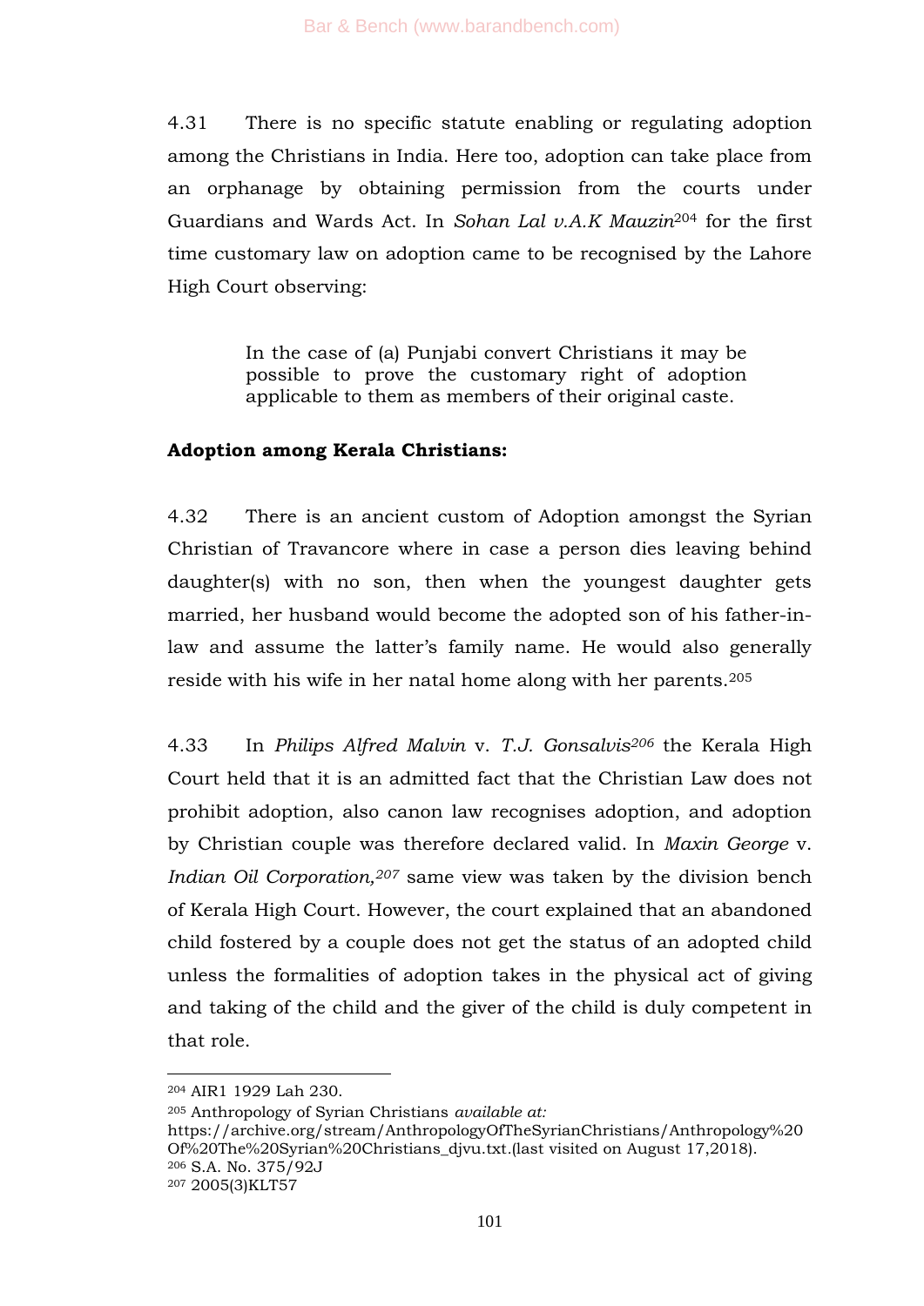4.31 There is no specific statute enabling or regulating adoption among the Christians in India. Here too, adoption can take place from an orphanage by obtaining permission from the courts under Guardians and Wards Act. In *Sohan Lal v.A.K Mauzin*[204] for the first time customary law on adoption came to be recognised by the Lahore High Court observing:

> In the case of (a) Punjabi convert Christians it may be possible to prove the customary right of adoption applicable to them as members of their original caste.

**Adoption among Kerala Christians:**

4.32 There is an ancient custom of Adoption amongst the Syrian Christian of Travancore where in case a person dies leaving behind daughter(s) with no son, then when the youngest daughter gets married, her husband would become the adopted son of his father-in-law and assume the latter's family name. He would also generally reside with his wife in her natal home along with her parents.[205]

4.33 In *Philips Alfred Malvin* v. *T.J. Gonsalvis*[206] the Kerala High Court held that it is an admitted fact that the Christian Law does not prohibit adoption, also canon law recognises adoption, and adoption by Christian couple was therefore declared valid. In *Maxin George* v. *Indian Oil Corporation,*[207] same view was taken by the division bench of Kerala High Court. However, the court explained that an abandoned child fostered by a couple does not get the status of an adopted child unless the formalities of adoption takes in the physical act of giving and taking of the child and the giver of the child is duly competent in that role.

---

[204] AIR1 1929 Lah 230.

[205] Anthropology of Syrian Christians *available at:* https://archive.org/stream/AnthropologyOfTheSyrianChristians/Anthropology%20Of%20The%20Syrian%20Christians_djvu.txt.(last visited on August 17,2018).

[206] S.A. No. 375/92J

[207] 2005(3)KLT57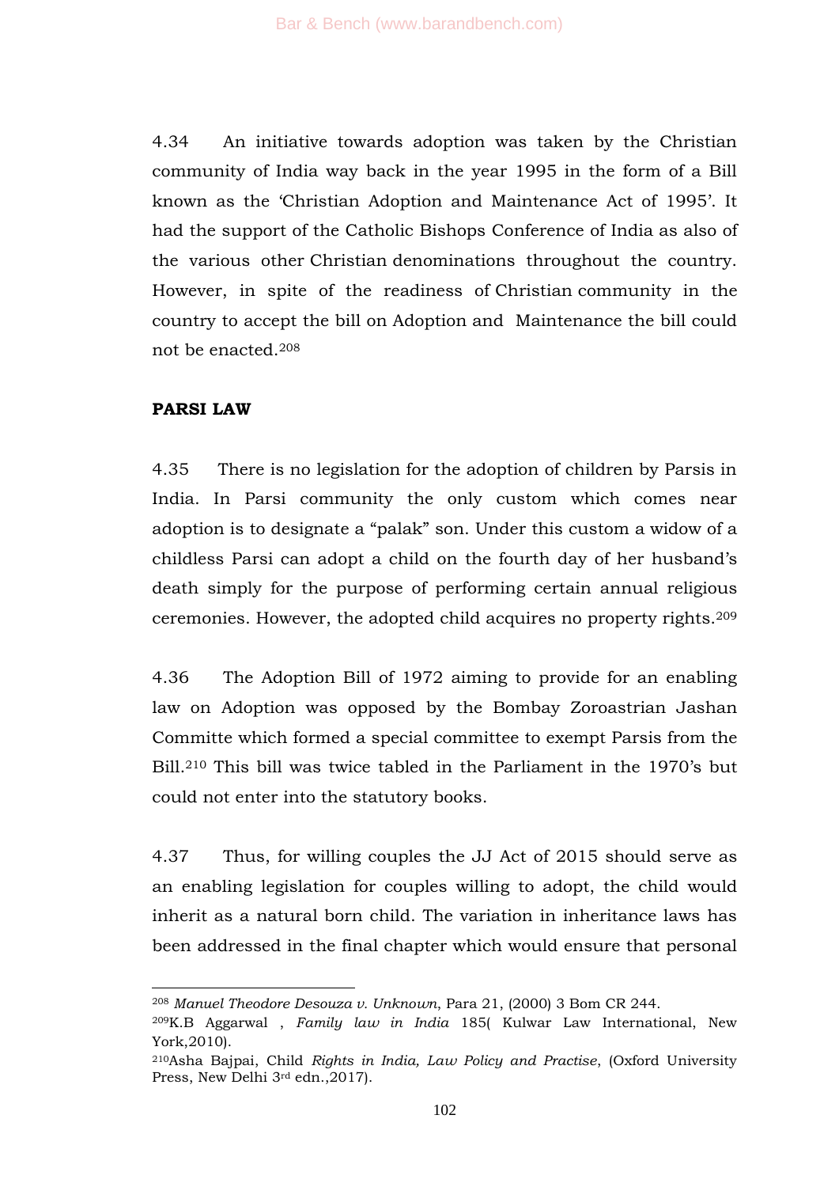4.34 An initiative towards adoption was taken by the Christian community of India way back in the year 1995 in the form of a Bill known as the 'Christian Adoption and Maintenance Act of 1995'. It had the support of the Catholic Bishops Conference of India as also of the various other Christian denominations throughout the country. However, in spite of the readiness of Christian community in the country to accept the bill on Adoption and Maintenance the bill could not be enacted.[208]

**PARSI LAW**

4.35 There is no legislation for the adoption of children by Parsis in India. In Parsi community the only custom which comes near adoption is to designate a "palak" son. Under this custom a widow of a childless Parsi can adopt a child on the fourth day of her husband's death simply for the purpose of performing certain annual religious ceremonies. However, the adopted child acquires no property rights.[209]

4.36 The Adoption Bill of 1972 aiming to provide for an enabling law on Adoption was opposed by the Bombay Zoroastrian Jashan Committe which formed a special committee to exempt Parsis from the Bill.[210] This bill was twice tabled in the Parliament in the 1970's but could not enter into the statutory books.

4.37 Thus, for willing couples the JJ Act of 2015 should serve as an enabling legislation for couples willing to adopt, the child would inherit as a natural born child. The variation in inheritance laws has been addressed in the final chapter which would ensure that personal

---

[208] *Manuel Theodore Desouza v. Unknown*, Para 21, (2000) 3 Bom CR 244.

[209] K.B Aggarwal , *Family law in India* 185( Kulwar Law International, New York,2010).

[210] Asha Bajpai, Child *Rights in India, Law Policy and Practise*, (Oxford University Press, New Delhi 3rd edn.,2017).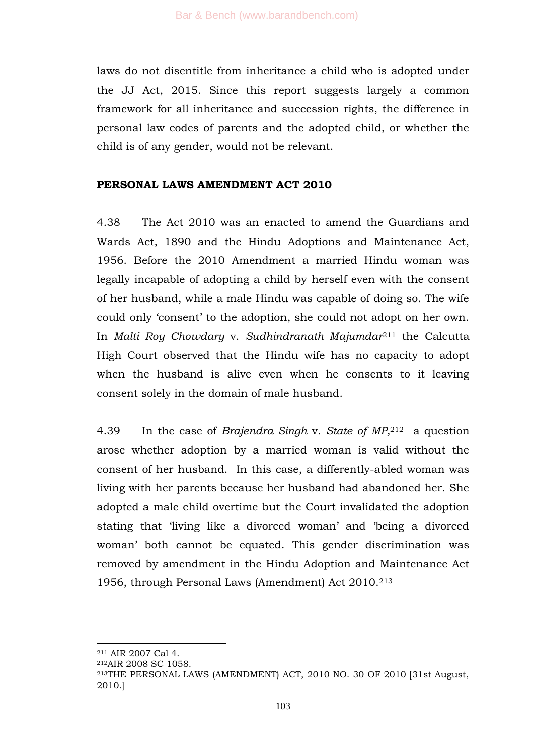laws do not disentitle from inheritance a child who is adopted under the JJ Act, 2015. Since this report suggests largely a common framework for all inheritance and succession rights, the difference in personal law codes of parents and the adopted child, or whether the child is of any gender, would not be relevant.

**PERSONAL LAWS AMENDMENT ACT 2010**

4.38 The Act 2010 was an enacted to amend the Guardians and Wards Act, 1890 and the Hindu Adoptions and Maintenance Act, 1956. Before the 2010 Amendment a married Hindu woman was legally incapable of adopting a child by herself even with the consent of her husband, while a male Hindu was capable of doing so. The wife could only 'consent' to the adoption, she could not adopt on her own. In *Malti Roy Chowdary* v. *Sudhindranath Majumdar*[211] the Calcutta High Court observed that the Hindu wife has no capacity to adopt when the husband is alive even when he consents to it leaving consent solely in the domain of male husband.

4.39 In the case of *Brajendra Singh* v. *State of MP*,[212] a question arose whether adoption by a married woman is valid without the consent of her husband. In this case, a differently-abled woman was living with her parents because her husband had abandoned her. She adopted a male child overtime but the Court invalidated the adoption stating that 'living like a divorced woman' and 'being a divorced woman' both cannot be equated. This gender discrimination was removed by amendment in the Hindu Adoption and Maintenance Act 1956, through Personal Laws (Amendment) Act 2010.[213]

---

[211] AIR 2007 Cal 4.

[212] AIR 2008 SC 1058.

[213] THE PERSONAL LAWS (AMENDMENT) ACT, 2010 NO. 30 OF 2010 [31st August, 2010.]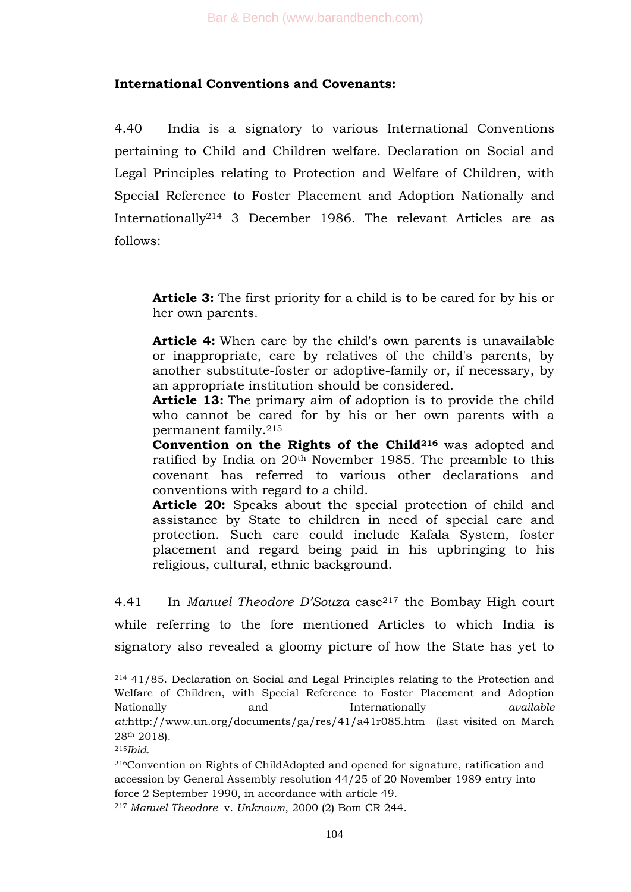**International Conventions and Covenants:**

4.40 India is a signatory to various International Conventions pertaining to Child and Children welfare. Declaration on Social and Legal Principles relating to Protection and Welfare of Children, with Special Reference to Foster Placement and Adoption Nationally and Internationally[214] 3 December 1986. The relevant Articles are as follows:

> **Article 3:** The first priority for a child is to be cared for by his or her own parents.
>
> **Article 4:** When care by the child's own parents is unavailable or inappropriate, care by relatives of the child's parents, by another substitute-foster or adoptive-family or, if necessary, by an appropriate institution should be considered.
> **Article 13:** The primary aim of adoption is to provide the child who cannot be cared for by his or her own parents with a permanent family.[215]
> **Convention on the Rights of the Child[216]** was adopted and ratified by India on 20th November 1985. The preamble to this covenant has referred to various other declarations and conventions with regard to a child.
> **Article 20:** Speaks about the special protection of child and assistance by State to children in need of special care and protection. Such care could include Kafala System, foster placement and regard being paid in his upbringing to his religious, cultural, ethnic background.

4.41 In *Manuel Theodore D'Souza* case[217] the Bombay High court while referring to the fore mentioned Articles to which India is signatory also revealed a gloomy picture of how the State has yet to

---

[214] 41/85. Declaration on Social and Legal Principles relating to the Protection and Welfare of Children, with Special Reference to Foster Placement and Adoption Nationally and Internationally *available at:*http://www.un.org/documents/ga/res/41/a41r085.htm (last visited on March 28th 2018).

[215] *Ibid.*

[216] Convention on Rights of ChildAdopted and opened for signature, ratification and accession by General Assembly resolution 44/25 of 20 November 1989 entry into force 2 September 1990, in accordance with article 49.

[217] *Manuel Theodore* v. *Unknown*, 2000 (2) Bom CR 244.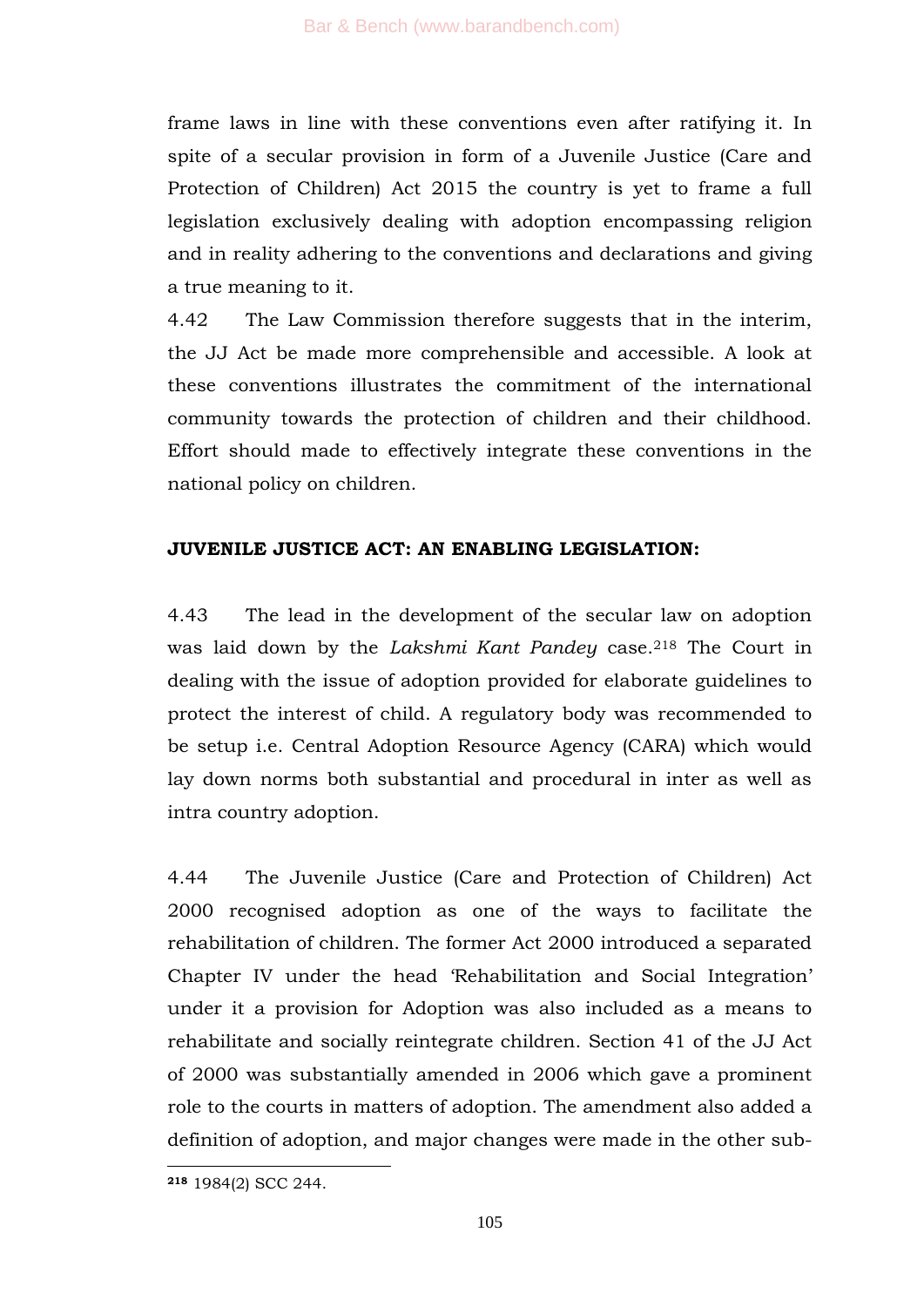frame laws in line with these conventions even after ratifying it. In spite of a secular provision in form of a Juvenile Justice (Care and Protection of Children) Act 2015 the country is yet to frame a full legislation exclusively dealing with adoption encompassing religion and in reality adhering to the conventions and declarations and giving a true meaning to it.

4.42 The Law Commission therefore suggests that in the interim, the JJ Act be made more comprehensible and accessible. A look at these conventions illustrates the commitment of the international community towards the protection of children and their childhood. Effort should made to effectively integrate these conventions in the national policy on children.

**JUVENILE JUSTICE ACT: AN ENABLING LEGISLATION:**

4.43 The lead in the development of the secular law on adoption was laid down by the *Lakshmi Kant Pandey* case.[218] The Court in dealing with the issue of adoption provided for elaborate guidelines to protect the interest of child. A regulatory body was recommended to be setup i.e. Central Adoption Resource Agency (CARA) which would lay down norms both substantial and procedural in inter as well as intra country adoption.

4.44 The Juvenile Justice (Care and Protection of Children) Act 2000 recognised adoption as one of the ways to facilitate the rehabilitation of children. The former Act 2000 introduced a separated Chapter IV under the head 'Rehabilitation and Social Integration' under it a provision for Adoption was also included as a means to rehabilitate and socially reintegrate children. Section 41 of the JJ Act of 2000 was substantially amended in 2006 which gave a prominent role to the courts in matters of adoption. The amendment also added a definition of adoption, and major changes were made in the other sub-

---

[218] 1984(2) SCC 244.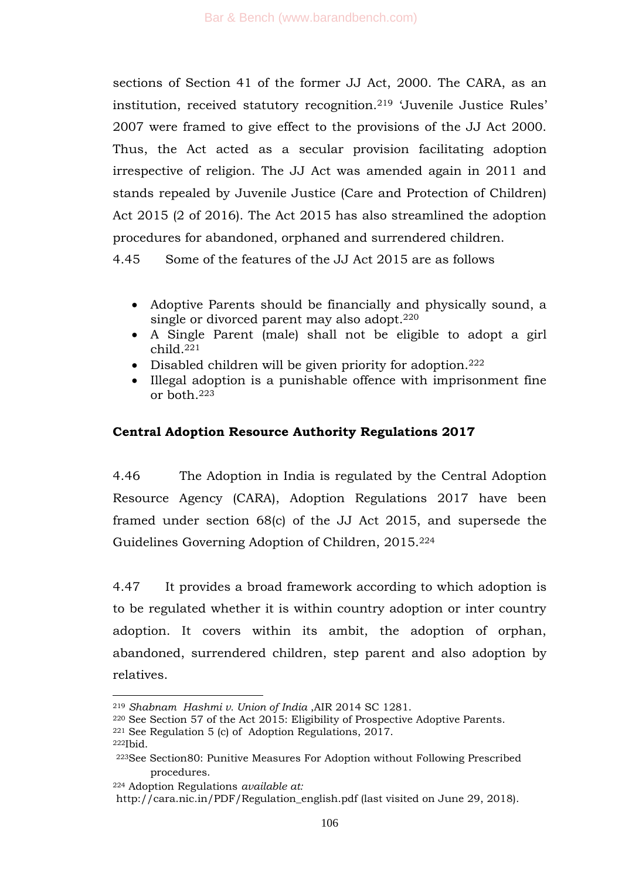sections of Section 41 of the former JJ Act, 2000. The CARA, as an institution, received statutory recognition.[219] 'Juvenile Justice Rules' 2007 were framed to give effect to the provisions of the JJ Act 2000. Thus, the Act acted as a secular provision facilitating adoption irrespective of religion. The JJ Act was amended again in 2011 and stands repealed by Juvenile Justice (Care and Protection of Children) Act 2015 (2 of 2016). The Act 2015 has also streamlined the adoption procedures for abandoned, orphaned and surrendered children.

4.45 Some of the features of the JJ Act 2015 are as follows

- Adoptive Parents should be financially and physically sound, a single or divorced parent may also adopt.[220]
- A Single Parent (male) shall not be eligible to adopt a girl child.[221]
- Disabled children will be given priority for adoption.[222]
- Illegal adoption is a punishable offence with imprisonment fine or both.[223]

**Central Adoption Resource Authority Regulations 2017**

4.46 The Adoption in India is regulated by the Central Adoption Resource Agency (CARA), Adoption Regulations 2017 have been framed under section 68(c) of the JJ Act 2015, and supersede the Guidelines Governing Adoption of Children, 2015.[224]

4.47 It provides a broad framework according to which adoption is to be regulated whether it is within country adoption or inter country adoption. It covers within its ambit, the adoption of orphan, abandoned, surrendered children, step parent and also adoption by relatives.

---

[219] *Shabnam Hashmi v. Union of India* ,AIR 2014 SC 1281.

[220] See Section 57 of the Act 2015: Eligibility of Prospective Adoptive Parents.

[221] See Regulation 5 (c) of Adoption Regulations, 2017.

[222]Ibid.

[223]See Section80: Punitive Measures For Adoption without Following Prescribed procedures.

[224] Adoption Regulations *available at:* http://cara.nic.in/PDF/Regulation_english.pdf (last visited on June 29, 2018).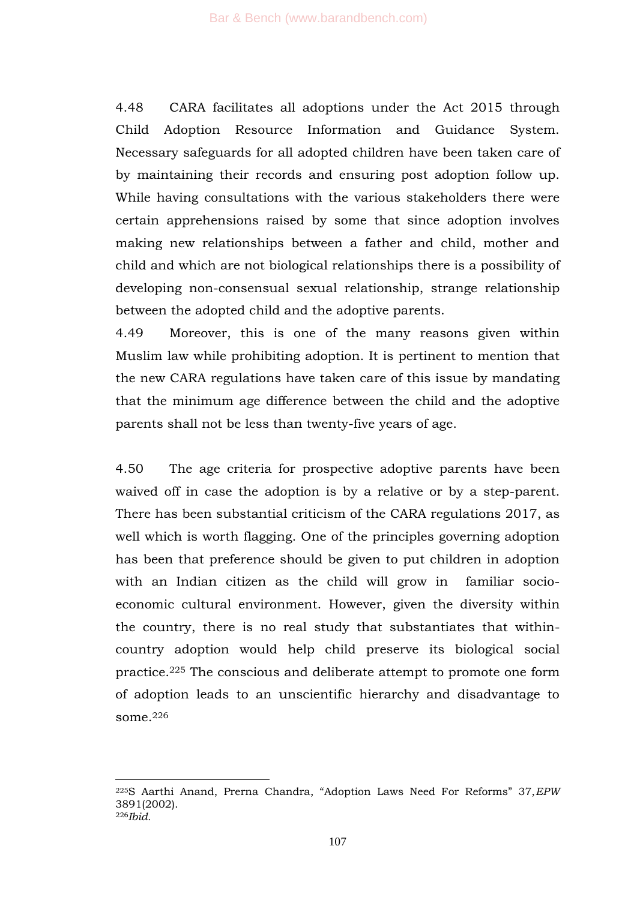4.48 CARA facilitates all adoptions under the Act 2015 through Child Adoption Resource Information and Guidance System. Necessary safeguards for all adopted children have been taken care of by maintaining their records and ensuring post adoption follow up. While having consultations with the various stakeholders there were certain apprehensions raised by some that since adoption involves making new relationships between a father and child, mother and child and which are not biological relationships there is a possibility of developing non-consensual sexual relationship, strange relationship between the adopted child and the adoptive parents.

4.49 Moreover, this is one of the many reasons given within Muslim law while prohibiting adoption. It is pertinent to mention that the new CARA regulations have taken care of this issue by mandating that the minimum age difference between the child and the adoptive parents shall not be less than twenty-five years of age.

4.50 The age criteria for prospective adoptive parents have been waived off in case the adoption is by a relative or by a step-parent. There has been substantial criticism of the CARA regulations 2017, as well which is worth flagging. One of the principles governing adoption has been that preference should be given to put children in adoption with an Indian citizen as the child will grow in familiar socio-economic cultural environment. However, given the diversity within the country, there is no real study that substantiates that within-country adoption would help child preserve its biological social practice.[225] The conscious and deliberate attempt to promote one form of adoption leads to an unscientific hierarchy and disadvantage to some.[226]

---

[225] S Aarthi Anand, Prerna Chandra, "Adoption Laws Need For Reforms" 37, *EPW* 3891(2002).

[226] *Ibid.*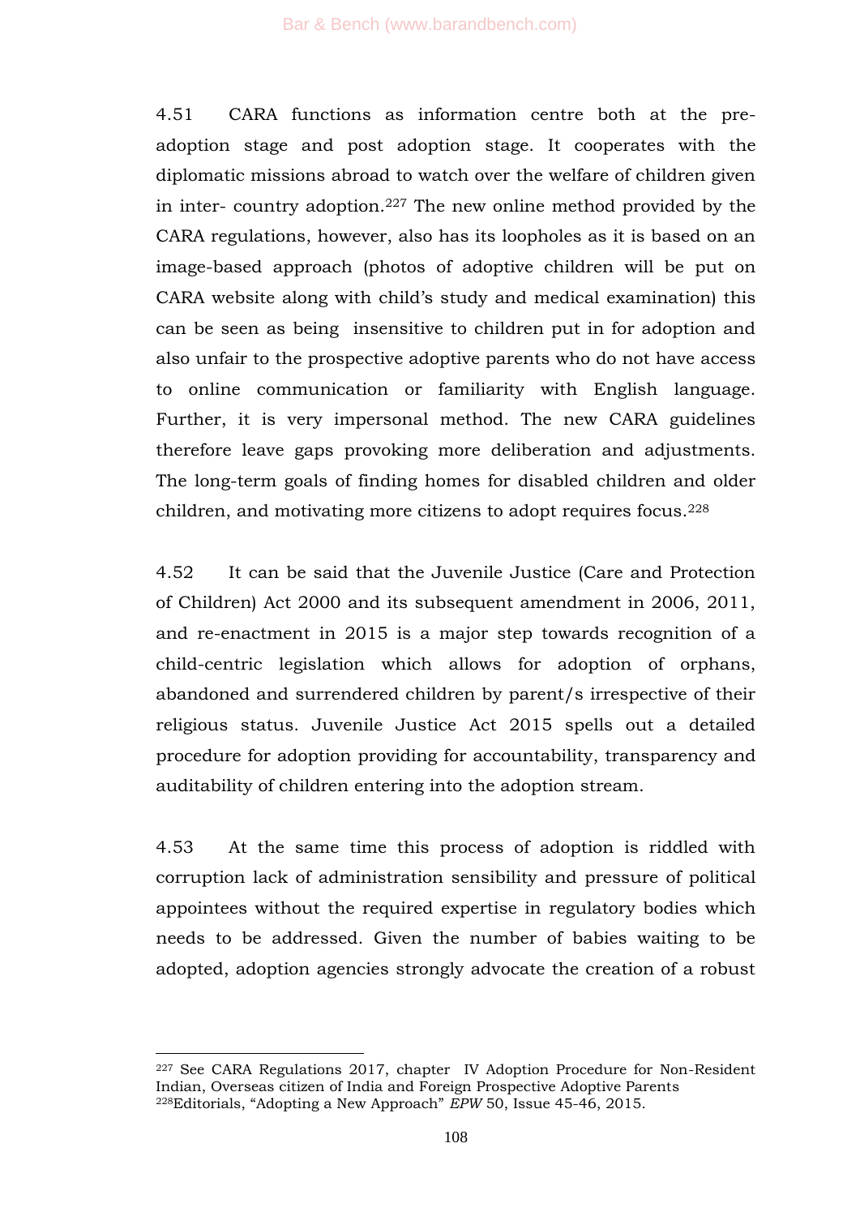4.51 CARA functions as information centre both at the pre-adoption stage and post adoption stage. It cooperates with the diplomatic missions abroad to watch over the welfare of children given in inter- country adoption.[227] The new online method provided by the CARA regulations, however, also has its loopholes as it is based on an image-based approach (photos of adoptive children will be put on CARA website along with child's study and medical examination) this can be seen as being insensitive to children put in for adoption and also unfair to the prospective adoptive parents who do not have access to online communication or familiarity with English language. Further, it is very impersonal method. The new CARA guidelines therefore leave gaps provoking more deliberation and adjustments. The long-term goals of finding homes for disabled children and older children, and motivating more citizens to adopt requires focus.[228]

4.52 It can be said that the Juvenile Justice (Care and Protection of Children) Act 2000 and its subsequent amendment in 2006, 2011, and re-enactment in 2015 is a major step towards recognition of a child-centric legislation which allows for adoption of orphans, abandoned and surrendered children by parent/s irrespective of their religious status. Juvenile Justice Act 2015 spells out a detailed procedure for adoption providing for accountability, transparency and auditability of children entering into the adoption stream.

4.53 At the same time this process of adoption is riddled with corruption lack of administration sensibility and pressure of political appointees without the required expertise in regulatory bodies which needs to be addressed. Given the number of babies waiting to be adopted, adoption agencies strongly advocate the creation of a robust

---

[227] See CARA Regulations 2017, chapter IV Adoption Procedure for Non-Resident Indian, Overseas citizen of India and Foreign Prospective Adoptive Parents

[228] Editorials, "Adopting a New Approach" *EPW* 50, Issue 45-46, 2015.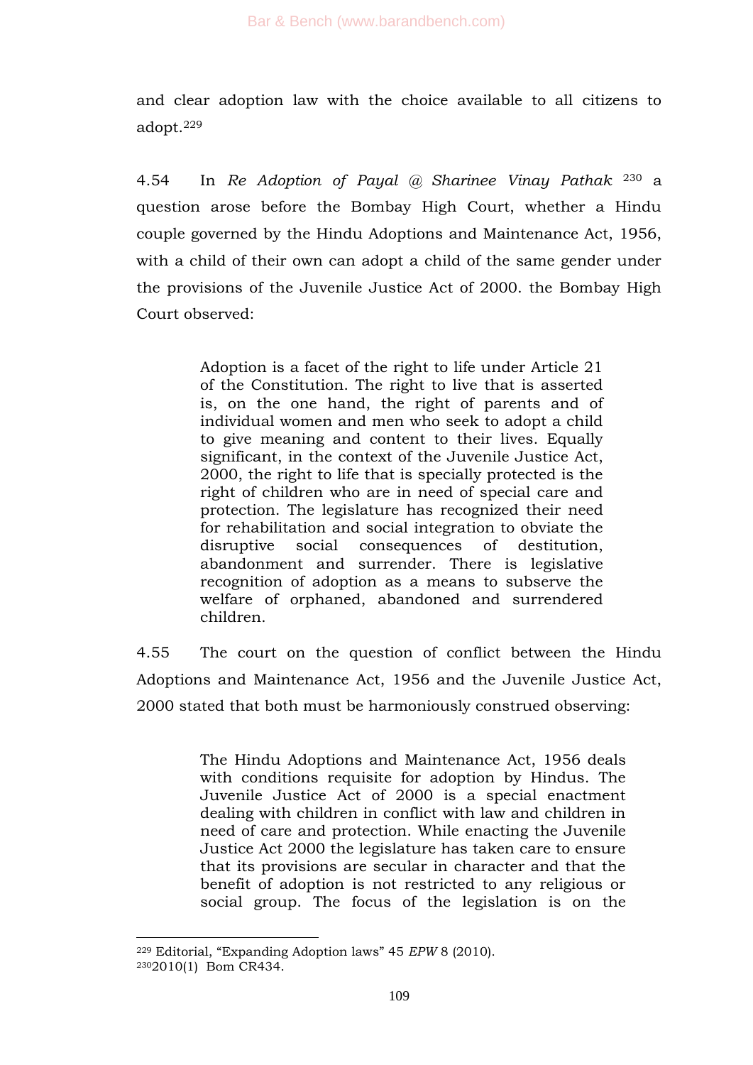and clear adoption law with the choice available to all citizens to adopt.[229]

4.54 In *Re Adoption of Payal @ Sharinee Vinay Pathak* [230] a question arose before the Bombay High Court, whether a Hindu couple governed by the Hindu Adoptions and Maintenance Act, 1956, with a child of their own can adopt a child of the same gender under the provisions of the Juvenile Justice Act of 2000. the Bombay High Court observed:

> Adoption is a facet of the right to life under Article 21 of the Constitution. The right to live that is asserted is, on the one hand, the right of parents and of individual women and men who seek to adopt a child to give meaning and content to their lives. Equally significant, in the context of the Juvenile Justice Act, 2000, the right to life that is specially protected is the right of children who are in need of special care and protection. The legislature has recognized their need for rehabilitation and social integration to obviate the disruptive social consequences of destitution, abandonment and surrender. There is legislative recognition of adoption as a means to subserve the welfare of orphaned, abandoned and surrendered children.

4.55 The court on the question of conflict between the Hindu Adoptions and Maintenance Act, 1956 and the Juvenile Justice Act, 2000 stated that both must be harmoniously construed observing:

> The Hindu Adoptions and Maintenance Act, 1956 deals with conditions requisite for adoption by Hindus. The Juvenile Justice Act of 2000 is a special enactment dealing with children in conflict with law and children in need of care and protection. While enacting the Juvenile Justice Act 2000 the legislature has taken care to ensure that its provisions are secular in character and that the benefit of adoption is not restricted to any religious or social group. The focus of the legislation is on the

---

[229] Editorial, "Expanding Adoption laws" 45 *EPW* 8 (2010).

[230] 2010(1) Bom CR434.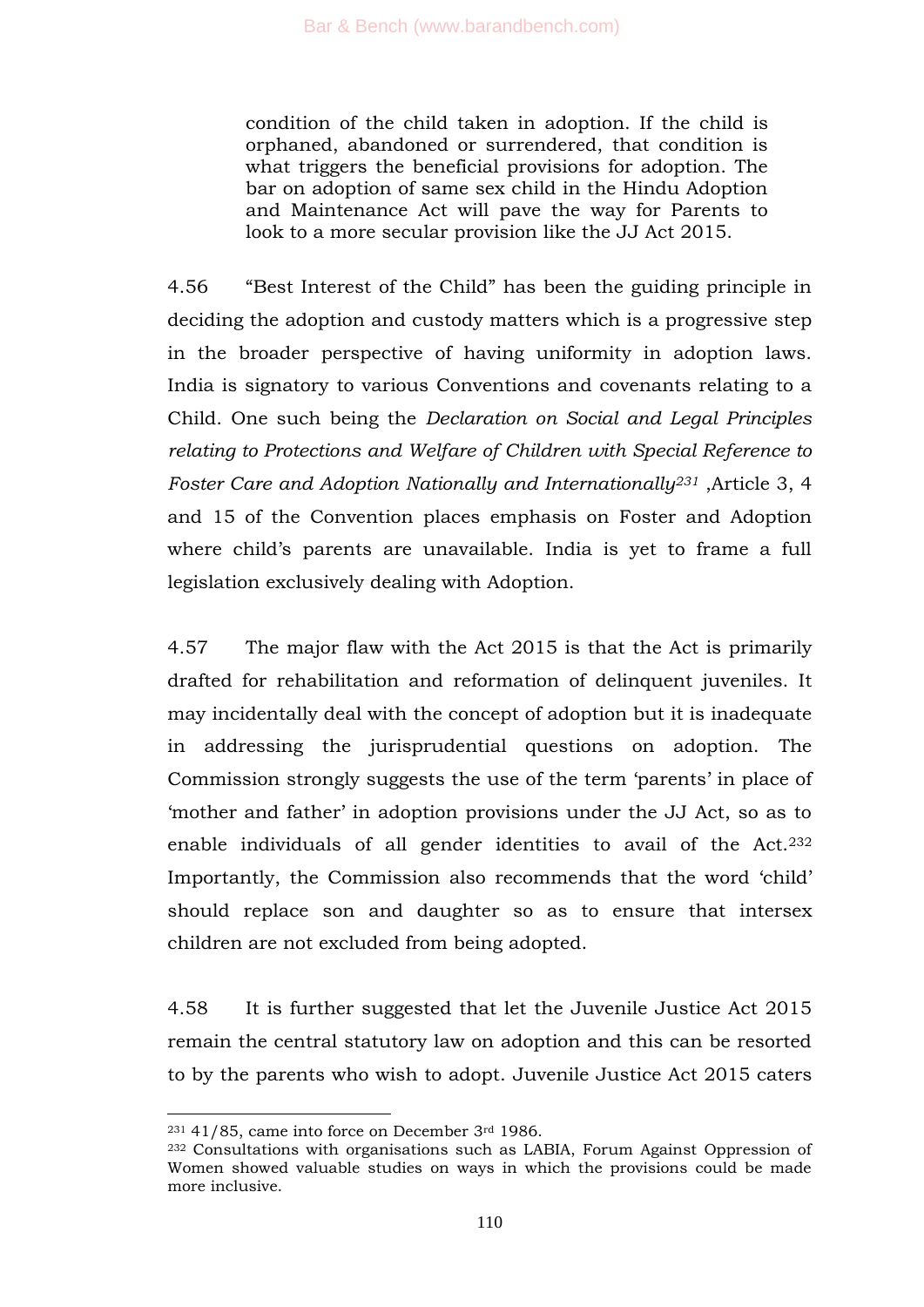condition of the child taken in adoption. If the child is orphaned, abandoned or surrendered, that condition is what triggers the beneficial provisions for adoption. The bar on adoption of same sex child in the Hindu Adoption and Maintenance Act will pave the way for Parents to look to a more secular provision like the JJ Act 2015.

4.56 "Best Interest of the Child" has been the guiding principle in deciding the adoption and custody matters which is a progressive step in the broader perspective of having uniformity in adoption laws. India is signatory to various Conventions and covenants relating to a Child. One such being the *Declaration on Social and Legal Principles relating to Protections and Welfare of Children with Special Reference to Foster Care and Adoption Nationally and Internationally*[231] ,Article 3, 4 and 15 of the Convention places emphasis on Foster and Adoption where child's parents are unavailable. India is yet to frame a full legislation exclusively dealing with Adoption.

4.57 The major flaw with the Act 2015 is that the Act is primarily drafted for rehabilitation and reformation of delinquent juveniles. It may incidentally deal with the concept of adoption but it is inadequate in addressing the jurisprudential questions on adoption. The Commission strongly suggests the use of the term 'parents' in place of 'mother and father' in adoption provisions under the JJ Act, so as to enable individuals of all gender identities to avail of the Act.[232] Importantly, the Commission also recommends that the word 'child' should replace son and daughter so as to ensure that intersex children are not excluded from being adopted.

4.58 It is further suggested that let the Juvenile Justice Act 2015 remain the central statutory law on adoption and this can be resorted to by the parents who wish to adopt. Juvenile Justice Act 2015 caters

---

[231] 41/85, came into force on December 3rd 1986.

[232] Consultations with organisations such as LABIA, Forum Against Oppression of Women showed valuable studies on ways in which the provisions could be made more inclusive.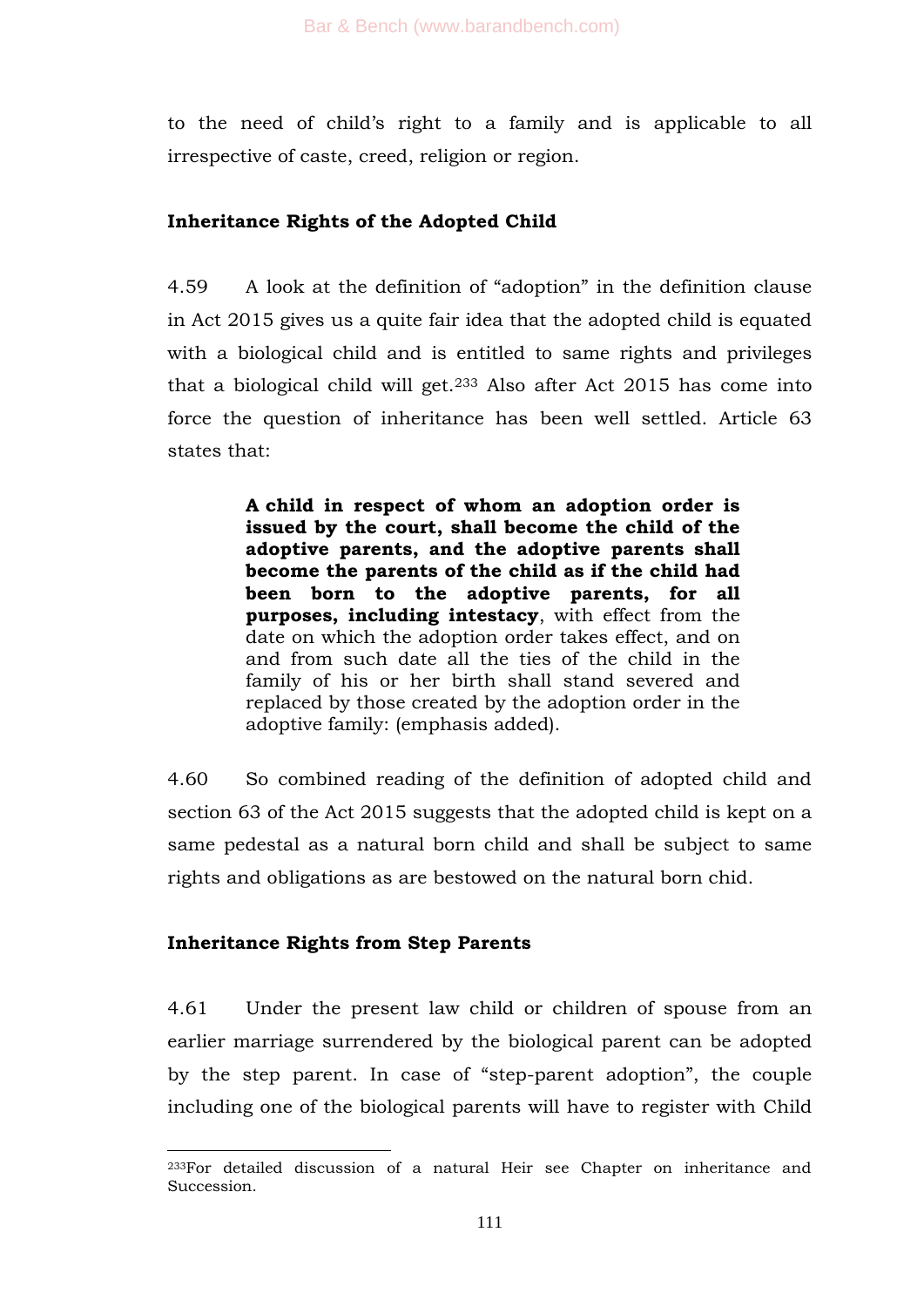to the need of child's right to a family and is applicable to all irrespective of caste, creed, religion or region.

**Inheritance Rights of the Adopted Child**

4.59 A look at the definition of "adoption" in the definition clause in Act 2015 gives us a quite fair idea that the adopted child is equated with a biological child and is entitled to same rights and privileges that a biological child will get.[233] Also after Act 2015 has come into force the question of inheritance has been well settled. Article 63 states that:

> **A child in respect of whom an adoption order is issued by the court, shall become the child of the adoptive parents, and the adoptive parents shall become the parents of the child as if the child had been born to the adoptive parents, for all purposes, including intestacy**, with effect from the date on which the adoption order takes effect, and on and from such date all the ties of the child in the family of his or her birth shall stand severed and replaced by those created by the adoption order in the adoptive family: (emphasis added).

4.60 So combined reading of the definition of adopted child and section 63 of the Act 2015 suggests that the adopted child is kept on a same pedestal as a natural born child and shall be subject to same rights and obligations as are bestowed on the natural born chid.

**Inheritance Rights from Step Parents**

4.61 Under the present law child or children of spouse from an earlier marriage surrendered by the biological parent can be adopted by the step parent. In case of "step-parent adoption", the couple including one of the biological parents will have to register with Child

---

[233] For detailed discussion of a natural Heir see Chapter on inheritance and Succession.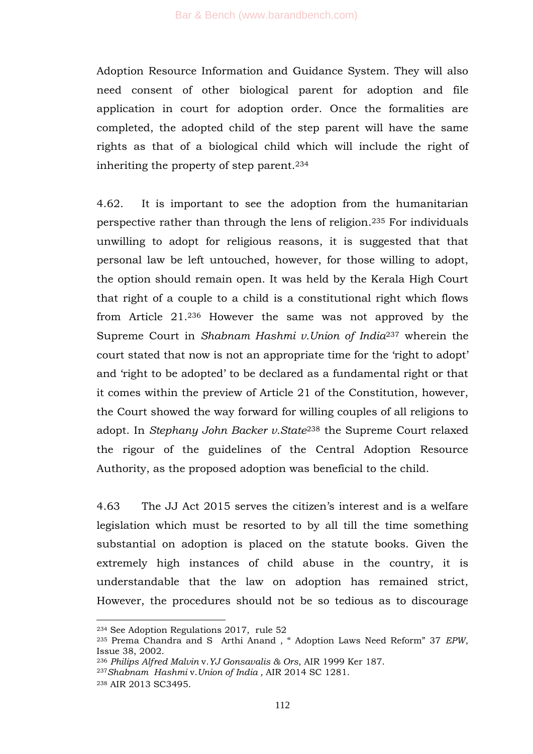Adoption Resource Information and Guidance System. They will also need consent of other biological parent for adoption and file application in court for adoption order. Once the formalities are completed, the adopted child of the step parent will have the same rights as that of a biological child which will include the right of inheriting the property of step parent.[234]

4.62. It is important to see the adoption from the humanitarian perspective rather than through the lens of religion.[235] For individuals unwilling to adopt for religious reasons, it is suggested that that personal law be left untouched, however, for those willing to adopt, the option should remain open. It was held by the Kerala High Court that right of a couple to a child is a constitutional right which flows from Article 21.[236] However the same was not approved by the Supreme Court in *Shabnam Hashmi v.Union of India*[237] wherein the court stated that now is not an appropriate time for the 'right to adopt' and 'right to be adopted' to be declared as a fundamental right or that it comes within the preview of Article 21 of the Constitution, however, the Court showed the way forward for willing couples of all religions to adopt. In *Stephany John Backer v.State*[238] the Supreme Court relaxed the rigour of the guidelines of the Central Adoption Resource Authority, as the proposed adoption was beneficial to the child.

4.63 The JJ Act 2015 serves the citizen's interest and is a welfare legislation which must be resorted to by all till the time something substantial on adoption is placed on the statute books. Given the extremely high instances of child abuse in the country, it is understandable that the law on adoption has remained strict, However, the procedures should not be so tedious as to discourage

---

[234] See Adoption Regulations 2017, rule 52

[235] Prema Chandra and S Arthi Anand , " Adoption Laws Need Reform" 37 *EPW*, Issue 38, 2002.

[236] *Philips Alfred Malvin* v.*YJ Gonsavalis & Ors*, AIR 1999 Ker 187.

[237] *Shabnam Hashmi* v.*Union of India* , AIR 2014 SC 1281.

[238] AIR 2013 SC3495.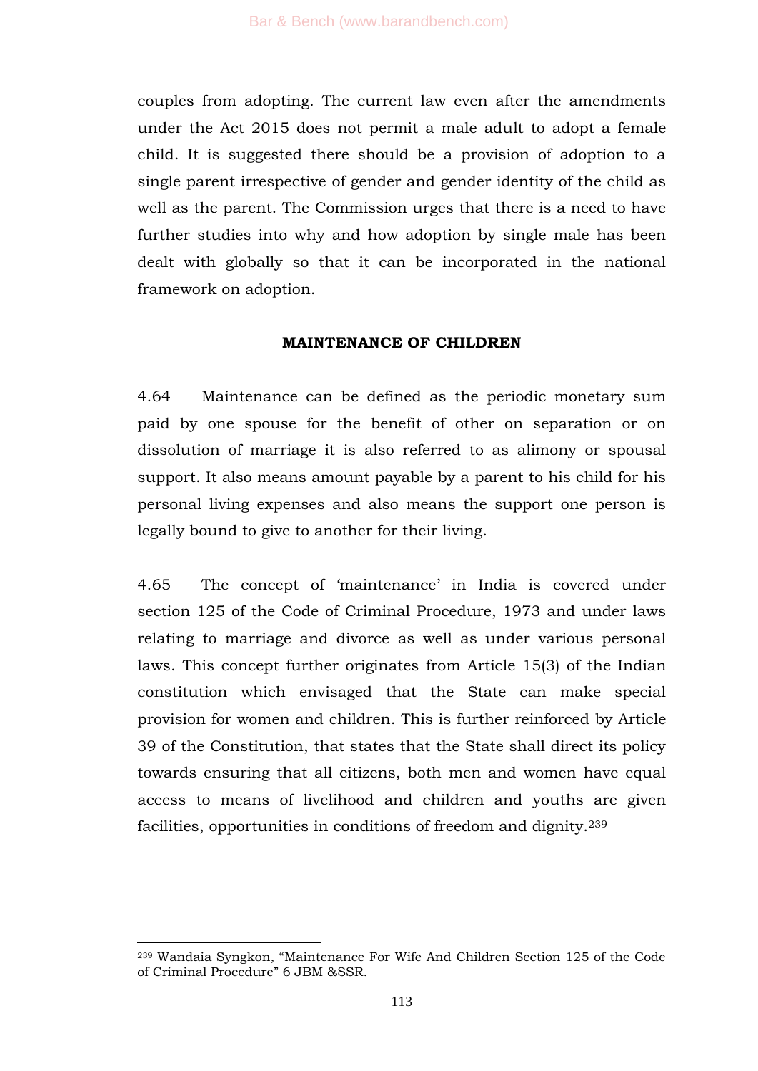couples from adopting. The current law even after the amendments under the Act 2015 does not permit a male adult to adopt a female child. It is suggested there should be a provision of adoption to a single parent irrespective of gender and gender identity of the child as well as the parent. The Commission urges that there is a need to have further studies into why and how adoption by single male has been dealt with globally so that it can be incorporated in the national framework on adoption.

## MAINTENANCE OF CHILDREN

4.64 Maintenance can be defined as the periodic monetary sum paid by one spouse for the benefit of other on separation or on dissolution of marriage it is also referred to as alimony or spousal support. It also means amount payable by a parent to his child for his personal living expenses and also means the support one person is legally bound to give to another for their living.

4.65 The concept of 'maintenance' in India is covered under section 125 of the Code of Criminal Procedure, 1973 and under laws relating to marriage and divorce as well as under various personal laws. This concept further originates from Article 15(3) of the Indian constitution which envisaged that the State can make special provision for women and children. This is further reinforced by Article 39 of the Constitution, that states that the State shall direct its policy towards ensuring that all citizens, both men and women have equal access to means of livelihood and children and youths are given facilities, opportunities in conditions of freedom and dignity.[239]

---

[239] Wandaia Syngkon, "Maintenance For Wife And Children Section 125 of the Code of Criminal Procedure" 6 JBM &SSR.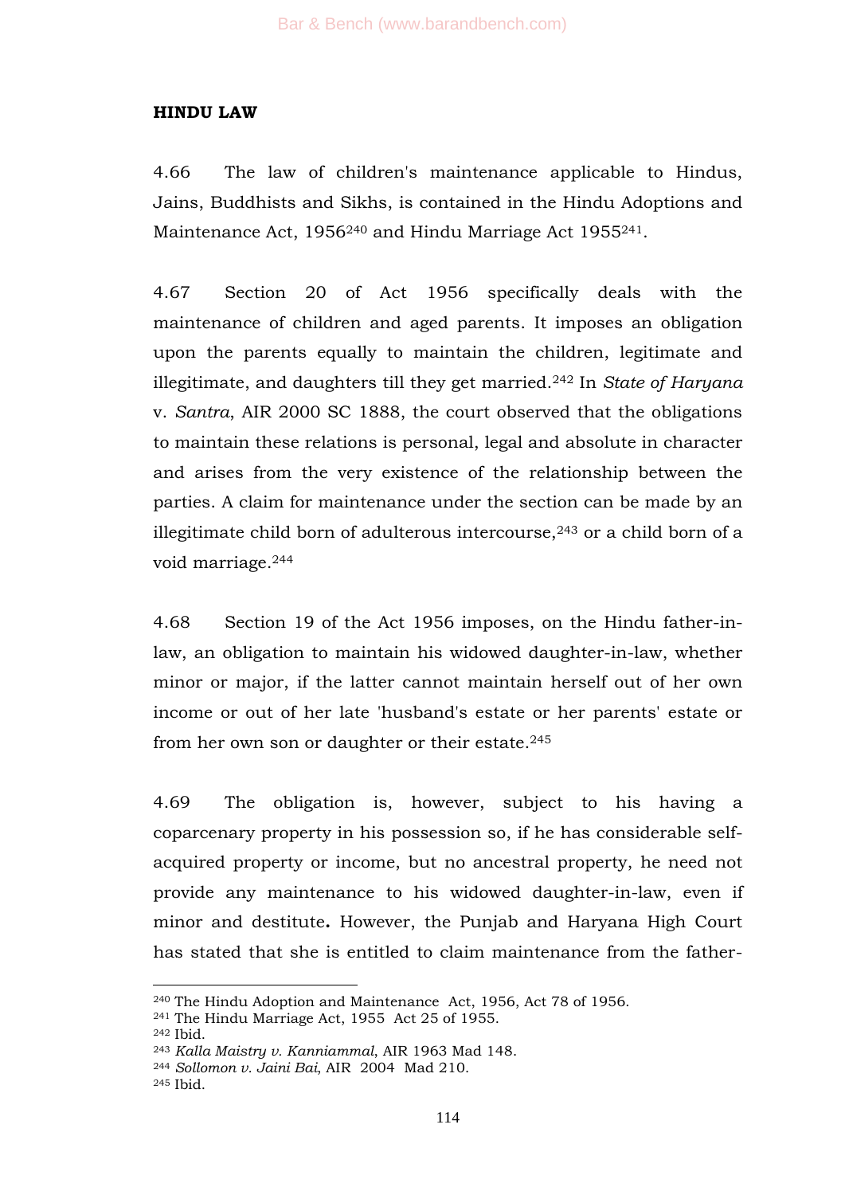**HINDU LAW**

4.66 The law of children's maintenance applicable to Hindus, Jains, Buddhists and Sikhs, is contained in the Hindu Adoptions and Maintenance Act, 1956[240] and Hindu Marriage Act 1955[241].

4.67 Section 20 of Act 1956 specifically deals with the maintenance of children and aged parents. It imposes an obligation upon the parents equally to maintain the children, legitimate and illegitimate, and daughters till they get married.[242] In *State of Haryana* v. *Santra*, AIR 2000 SC 1888, the court observed that the obligations to maintain these relations is personal, legal and absolute in character and arises from the very existence of the relationship between the parties. A claim for maintenance under the section can be made by an illegitimate child born of adulterous intercourse,[243] or a child born of a void marriage.[244]

4.68 Section 19 of the Act 1956 imposes, on the Hindu father-in-law, an obligation to maintain his widowed daughter-in-law, whether minor or major, if the latter cannot maintain herself out of her own income or out of her late 'husband's estate or her parents' estate or from her own son or daughter or their estate.[245]

4.69 The obligation is, however, subject to his having a coparcenary property in his possession so, if he has considerable self-acquired property or income, but no ancestral property, he need not provide any maintenance to his widowed daughter-in-law, even if minor and destitute**.** However, the Punjab and Haryana High Court has stated that she is entitled to claim maintenance from the father-

---

[240] The Hindu Adoption and Maintenance Act, 1956, Act 78 of 1956.

[241] The Hindu Marriage Act, 1955 Act 25 of 1955.

[242] Ibid.

[243] *Kalla Maistry v. Kanniammal*, AIR 1963 Mad 148.

[244] *Sollomon v. Jaini Bai*, AIR 2004 Mad 210.

[245] Ibid.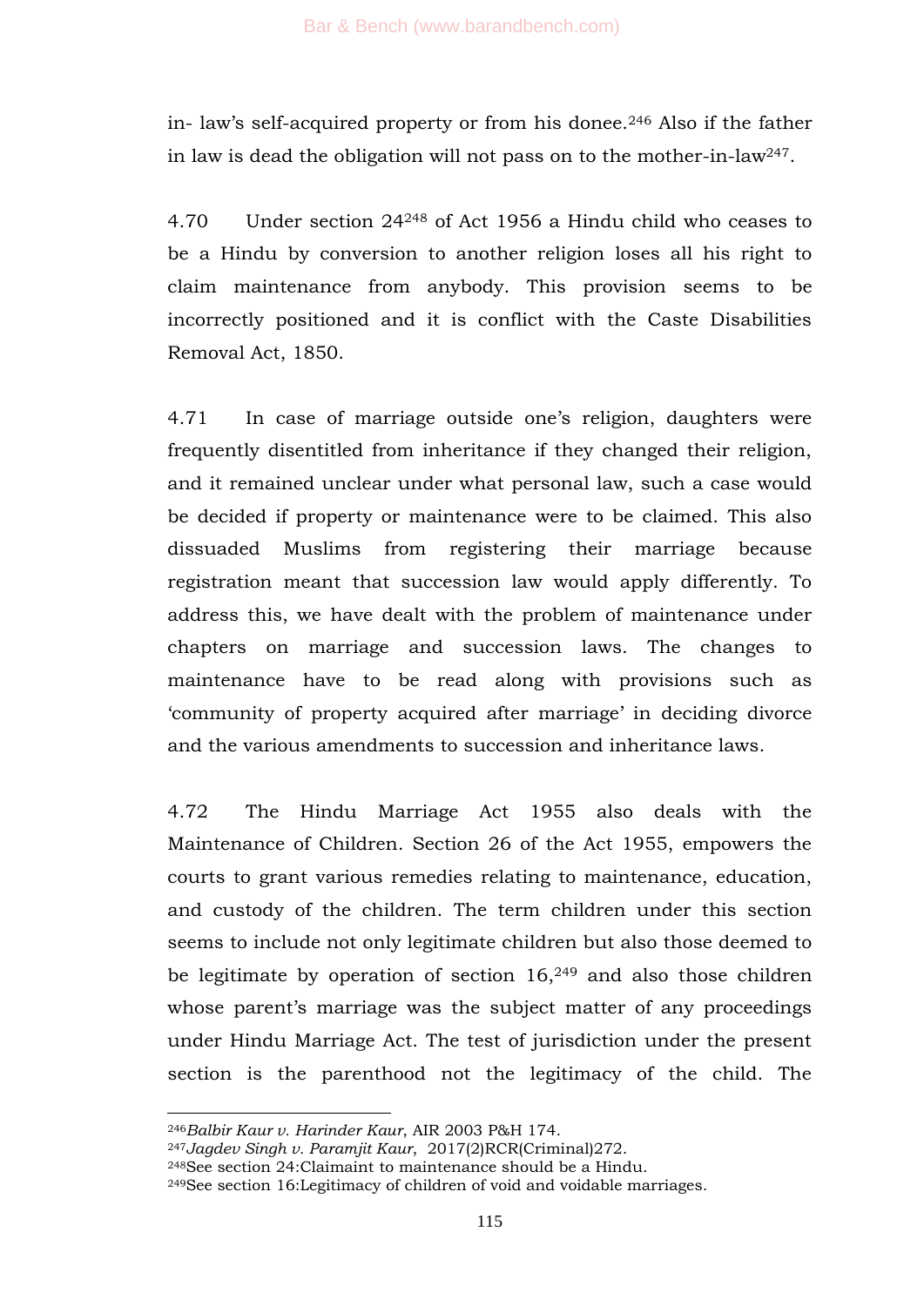in- law's self-acquired property or from his donee.[246] Also if the father in law is dead the obligation will not pass on to the mother-in-law[247].

4.70 Under section 24[248] of Act 1956 a Hindu child who ceases to be a Hindu by conversion to another religion loses all his right to claim maintenance from anybody. This provision seems to be incorrectly positioned and it is conflict with the Caste Disabilities Removal Act, 1850.

4.71 In case of marriage outside one's religion, daughters were frequently disentitled from inheritance if they changed their religion, and it remained unclear under what personal law, such a case would be decided if property or maintenance were to be claimed. This also dissuaded Muslims from registering their marriage because registration meant that succession law would apply differently. To address this, we have dealt with the problem of maintenance under chapters on marriage and succession laws. The changes to maintenance have to be read along with provisions such as 'community of property acquired after marriage' in deciding divorce and the various amendments to succession and inheritance laws.

4.72 The Hindu Marriage Act 1955 also deals with the Maintenance of Children. Section 26 of the Act 1955, empowers the courts to grant various remedies relating to maintenance, education, and custody of the children. The term children under this section seems to include not only legitimate children but also those deemed to be legitimate by operation of section 16,[249] and also those children whose parent's marriage was the subject matter of any proceedings under Hindu Marriage Act. The test of jurisdiction under the present section is the parenthood not the legitimacy of the child. The

---

[246] *Balbir Kaur v. Harinder Kaur*, AIR 2003 P&H 174.

[247] *Jagdev Singh v. Paramjit Kaur*, 2017(2)RCR(Criminal)272.

[248] See section 24:Claimaint to maintenance should be a Hindu.

[249] See section 16:Legitimacy of children of void and voidable marriages.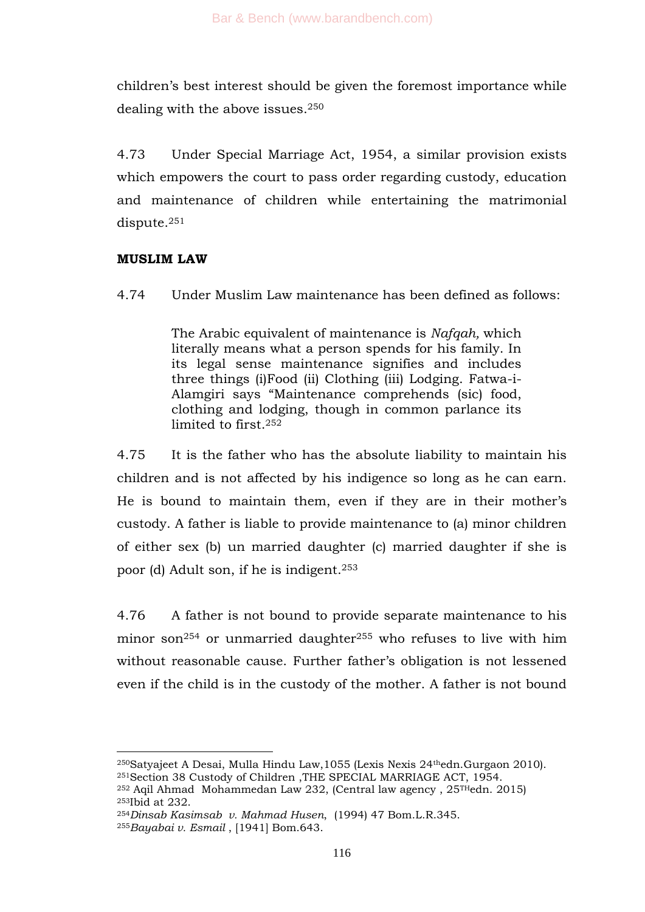children's best interest should be given the foremost importance while dealing with the above issues.[250]

4.73 Under Special Marriage Act, 1954, a similar provision exists which empowers the court to pass order regarding custody, education and maintenance of children while entertaining the matrimonial dispute.[251]

**MUSLIM LAW**

4.74 Under Muslim Law maintenance has been defined as follows:

> The Arabic equivalent of maintenance is *Nafqah,* which literally means what a person spends for his family. In its legal sense maintenance signifies and includes three things (i)Food (ii) Clothing (iii) Lodging. Fatwa-i-Alamgiri says "Maintenance comprehends (sic) food, clothing and lodging, though in common parlance its limited to first.[252]

4.75 It is the father who has the absolute liability to maintain his children and is not affected by his indigence so long as he can earn. He is bound to maintain them, even if they are in their mother's custody. A father is liable to provide maintenance to (a) minor children of either sex (b) un married daughter (c) married daughter if she is poor (d) Adult son, if he is indigent.[253]

4.76 A father is not bound to provide separate maintenance to his minor son[254] or unmarried daughter[255] who refuses to live with him without reasonable cause. Further father's obligation is not lessened even if the child is in the custody of the mother. A father is not bound

---

[250] Satyajeet A Desai, Mulla Hindu Law,1055 (Lexis Nexis 24th edn.Gurgaon 2010).
[251] Section 38 Custody of Children ,THE SPECIAL MARRIAGE ACT, 1954.
[252] Aqil Ahmad Mohammedan Law 232, (Central law agency , 25TH edn. 2015)
[253] Ibid at 232.
[254] *Dinsab Kasimsab v. Mahmad Husen*, (1994) 47 Bom.L.R.345.
[255] *Bayabai v. Esmail* , [1941] Bom.643.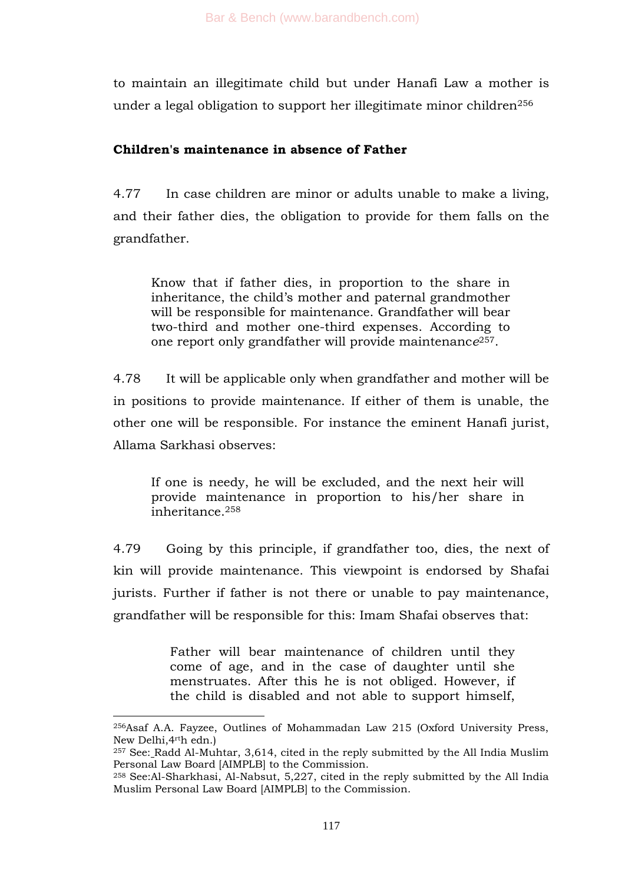to maintain an illegitimate child but under Hanafi Law a mother is under a legal obligation to support her illegitimate minor children[256]

**Children's maintenance in absence of Father**

4.77 In case children are minor or adults unable to make a living, and their father dies, the obligation to provide for them falls on the grandfather.

> Know that if father dies, in proportion to the share in inheritance, the child's mother and paternal grandmother will be responsible for maintenance. Grandfather will bear two-third and mother one-third expenses. According to one report only grandfather will provide maintenance[257].

4.78 It will be applicable only when grandfather and mother will be in positions to provide maintenance. If either of them is unable, the other one will be responsible. For instance the eminent Hanafi jurist, Allama Sarkhasi observes:

> If one is needy, he will be excluded, and the next heir will provide maintenance in proportion to his/her share in inheritance.[258]

4.79 Going by this principle, if grandfather too, dies, the next of kin will provide maintenance. This viewpoint is endorsed by Shafai jurists. Further if father is not there or unable to pay maintenance, grandfather will be responsible for this: Imam Shafai observes that:

> Father will bear maintenance of children until they come of age, and in the case of daughter until she menstruates. After this he is not obliged. However, if the child is disabled and not able to support himself,

---

[256] Asaf A.A. Fayzee, Outlines of Mohammadan Law 215 (Oxford University Press, New Delhi, 4rth edn.)

[257] See: Radd Al-Muhtar, 3,614, cited in the reply submitted by the All India Muslim Personal Law Board [AIMPLB] to the Commission.

[258] See:Al-Sharkhasi, Al-Nabsut, 5,227, cited in the reply submitted by the All India Muslim Personal Law Board [AIMPLB] to the Commission.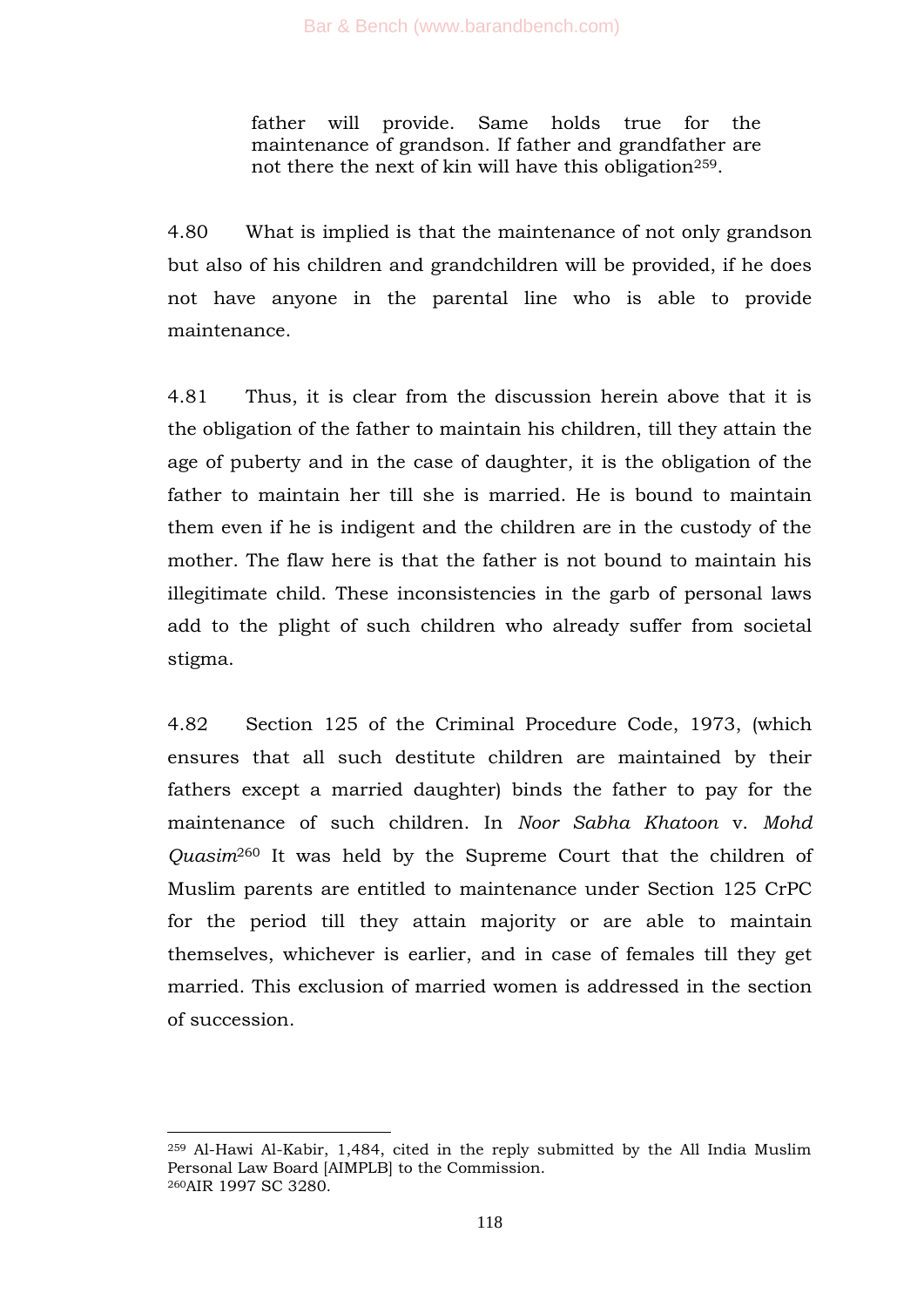> father will provide. Same holds true for the maintenance of grandson. If father and grandfather are not there the next of kin will have this obligation[259].

4.80 What is implied is that the maintenance of not only grandson but also of his children and grandchildren will be provided, if he does not have anyone in the parental line who is able to provide maintenance.

4.81 Thus, it is clear from the discussion herein above that it is the obligation of the father to maintain his children, till they attain the age of puberty and in the case of daughter, it is the obligation of the father to maintain her till she is married. He is bound to maintain them even if he is indigent and the children are in the custody of the mother. The flaw here is that the father is not bound to maintain his illegitimate child. These inconsistencies in the garb of personal laws add to the plight of such children who already suffer from societal stigma.

4.82 Section 125 of the Criminal Procedure Code, 1973, (which ensures that all such destitute children are maintained by their fathers except a married daughter) binds the father to pay for the maintenance of such children. In *Noor Sabha Khatoon* v. *Mohd Quasim*[260] It was held by the Supreme Court that the children of Muslim parents are entitled to maintenance under Section 125 CrPC for the period till they attain majority or are able to maintain themselves, whichever is earlier, and in case of females till they get married. This exclusion of married women is addressed in the section of succession.

---

[259] Al-Hawi Al-Kabir, 1,484, cited in the reply submitted by the All India Muslim Personal Law Board [AIMPLB] to the Commission.

[260] AIR 1997 SC 3280.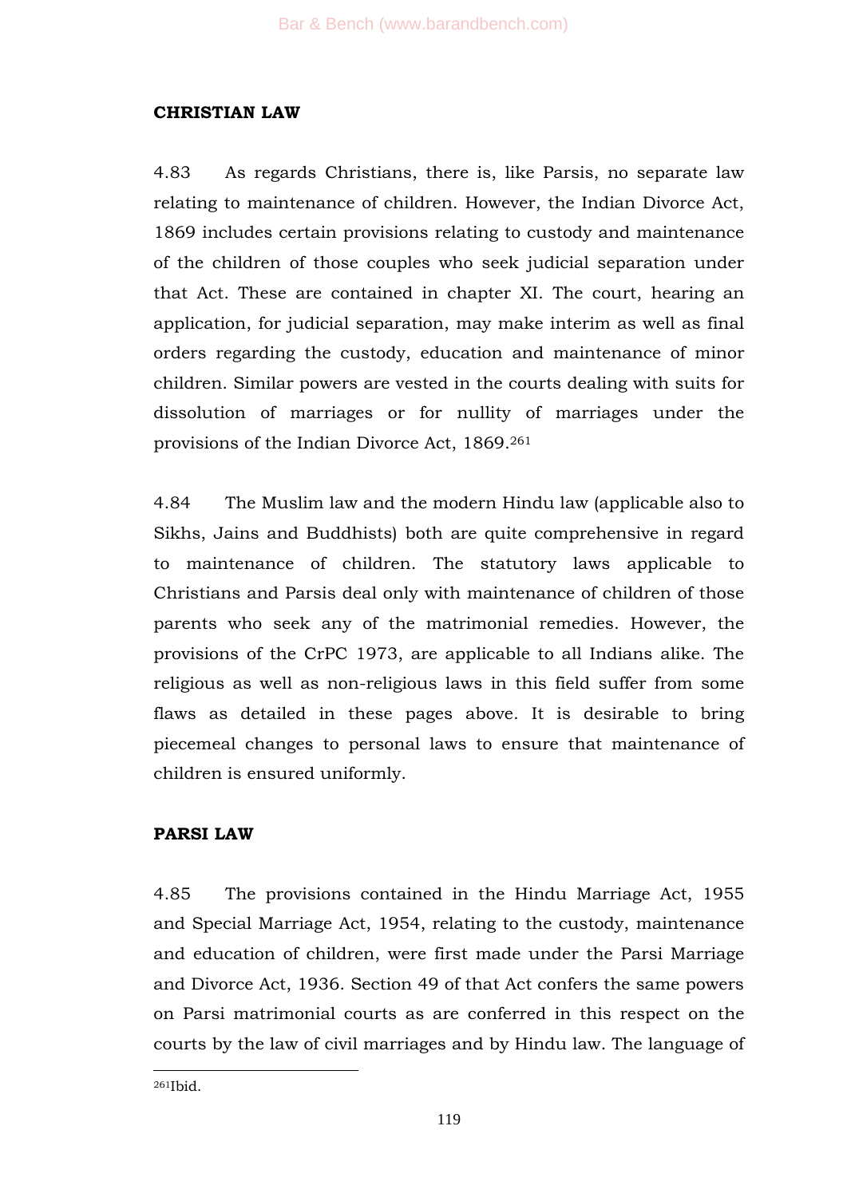**CHRISTIAN LAW**

4.83 As regards Christians, there is, like Parsis, no separate law relating to maintenance of children. However, the Indian Divorce Act, 1869 includes certain provisions relating to custody and maintenance of the children of those couples who seek judicial separation under that Act. These are contained in chapter XI. The court, hearing an application, for judicial separation, may make interim as well as final orders regarding the custody, education and maintenance of minor children. Similar powers are vested in the courts dealing with suits for dissolution of marriages or for nullity of marriages under the provisions of the Indian Divorce Act, 1869.[261]

4.84 The Muslim law and the modern Hindu law (applicable also to Sikhs, Jains and Buddhists) both are quite comprehensive in regard to maintenance of children. The statutory laws applicable to Christians and Parsis deal only with maintenance of children of those parents who seek any of the matrimonial remedies. However, the provisions of the CrPC 1973, are applicable to all Indians alike. The religious as well as non-religious laws in this field suffer from some flaws as detailed in these pages above. It is desirable to bring piecemeal changes to personal laws to ensure that maintenance of children is ensured uniformly.

**PARSI LAW**

4.85 The provisions contained in the Hindu Marriage Act, 1955 and Special Marriage Act, 1954, relating to the custody, maintenance and education of children, were first made under the Parsi Marriage and Divorce Act, 1936. Section 49 of that Act confers the same powers on Parsi matrimonial courts as are conferred in this respect on the courts by the law of civil marriages and by Hindu law. The language of

---

[261] Ibid.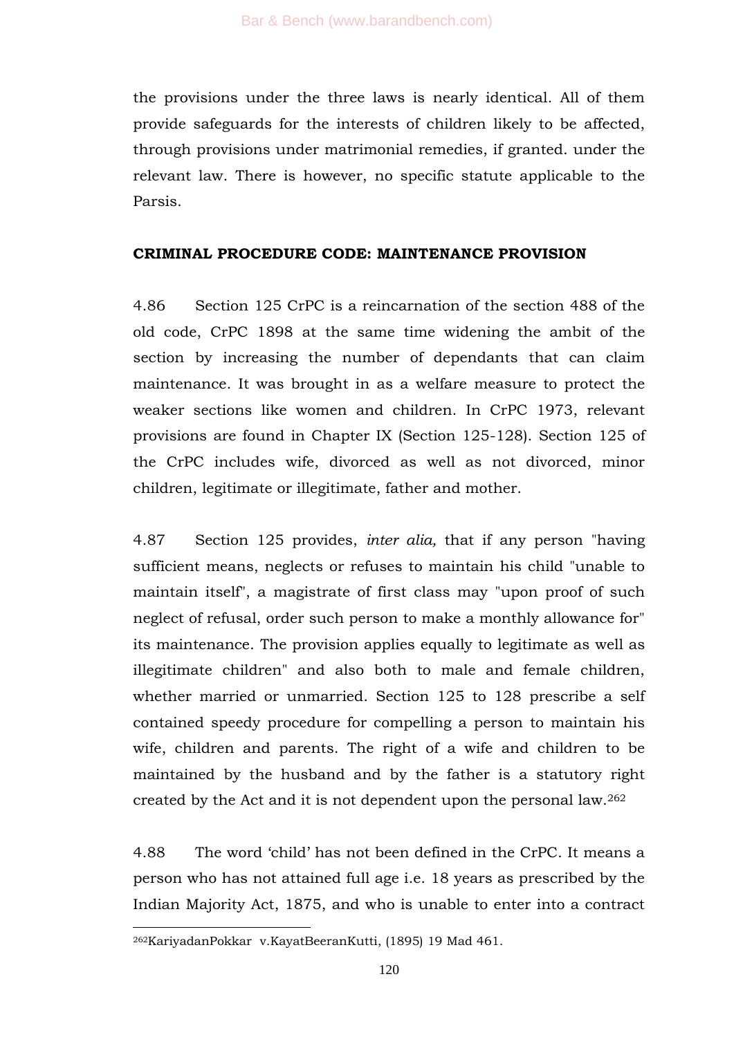the provisions under the three laws is nearly identical. All of them provide safeguards for the interests of children likely to be affected, through provisions under matrimonial remedies, if granted. under the relevant law. There is however, no specific statute applicable to the Parsis.

**CRIMINAL PROCEDURE CODE: MAINTENANCE PROVISION**

4.86 Section 125 CrPC is a reincarnation of the section 488 of the old code, CrPC 1898 at the same time widening the ambit of the section by increasing the number of dependants that can claim maintenance. It was brought in as a welfare measure to protect the weaker sections like women and children. In CrPC 1973, relevant provisions are found in Chapter IX (Section 125-128). Section 125 of the CrPC includes wife, divorced as well as not divorced, minor children, legitimate or illegitimate, father and mother.

4.87 Section 125 provides, *inter alia,* that if any person "having sufficient means, neglects or refuses to maintain his child "unable to maintain itself", a magistrate of first class may "upon proof of such neglect of refusal, order such person to make a monthly allowance for" its maintenance. The provision applies equally to legitimate as well as illegitimate children" and also both to male and female children, whether married or unmarried. Section 125 to 128 prescribe a self contained speedy procedure for compelling a person to maintain his wife, children and parents. The right of a wife and children to be maintained by the husband and by the father is a statutory right created by the Act and it is not dependent upon the personal law.[262]

4.88 The word 'child' has not been defined in the CrPC. It means a person who has not attained full age i.e. 18 years as prescribed by the Indian Majority Act, 1875, and who is unable to enter into a contract

---

[262] KariyadanPokkar v.KayatBeeranKutti, (1895) 19 Mad 461.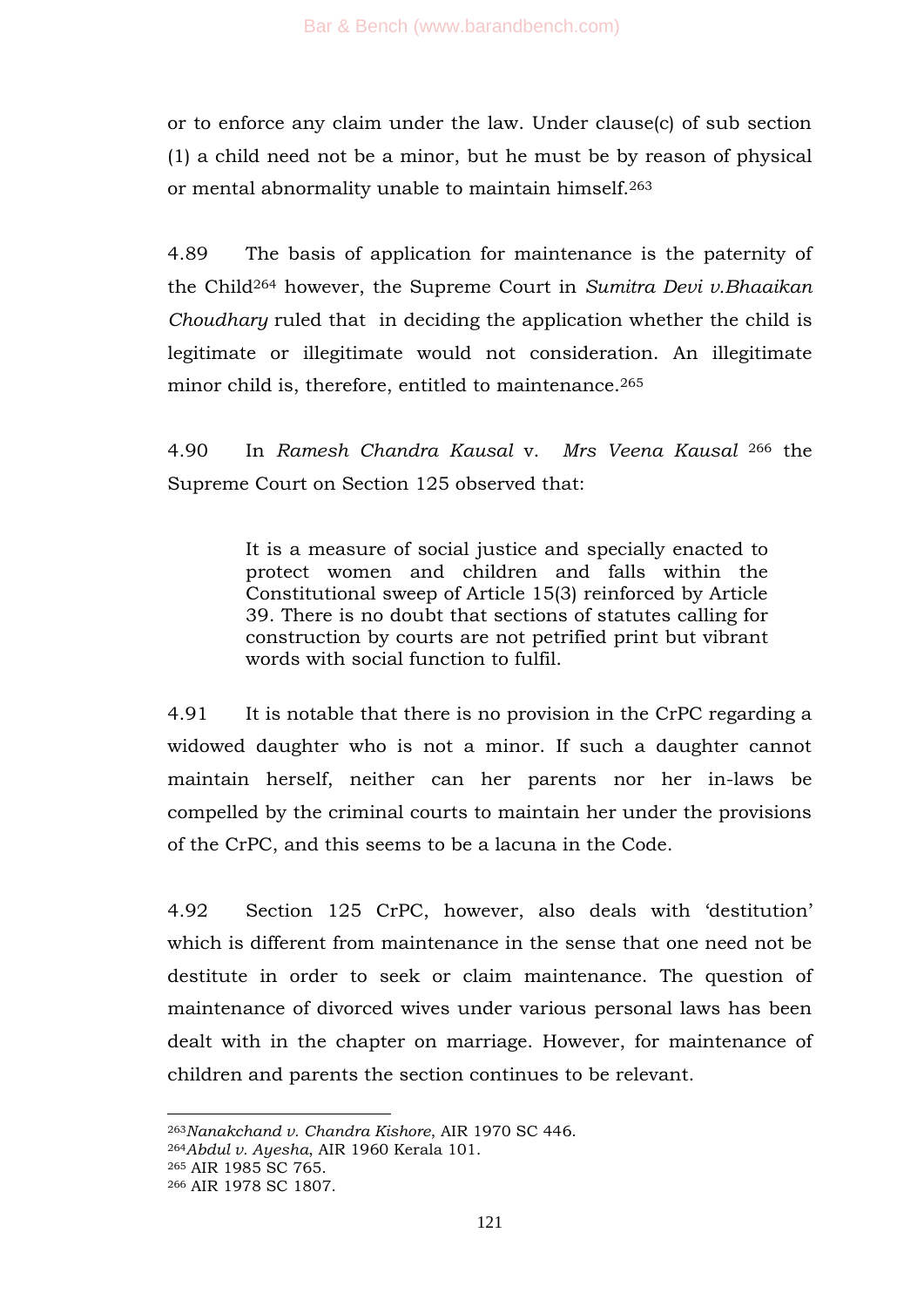or to enforce any claim under the law. Under clause(c) of sub section (1) a child need not be a minor, but he must be by reason of physical or mental abnormality unable to maintain himself.[263]

4.89 The basis of application for maintenance is the paternity of the Child[264] however, the Supreme Court in *Sumitra Devi v.Bhaaikan Choudhary* ruled that in deciding the application whether the child is legitimate or illegitimate would not consideration. An illegitimate minor child is, therefore, entitled to maintenance.[265]

4.90 In *Ramesh Chandra Kausal* v. *Mrs Veena Kausal* [266] the Supreme Court on Section 125 observed that:

> It is a measure of social justice and specially enacted to protect women and children and falls within the Constitutional sweep of Article 15(3) reinforced by Article 39. There is no doubt that sections of statutes calling for construction by courts are not petrified print but vibrant words with social function to fulfil.

4.91 It is notable that there is no provision in the CrPC regarding a widowed daughter who is not a minor. If such a daughter cannot maintain herself, neither can her parents nor her in-laws be compelled by the criminal courts to maintain her under the provisions of the CrPC, and this seems to be a lacuna in the Code.

4.92 Section 125 CrPC, however, also deals with 'destitution' which is different from maintenance in the sense that one need not be destitute in order to seek or claim maintenance. The question of maintenance of divorced wives under various personal laws has been dealt with in the chapter on marriage. However, for maintenance of children and parents the section continues to be relevant.

---

[263] *Nanakchand v. Chandra Kishore*, AIR 1970 SC 446.
[264] *Abdul v. Ayesha*, AIR 1960 Kerala 101.
[265] AIR 1985 SC 765.
[266] AIR 1978 SC 1807.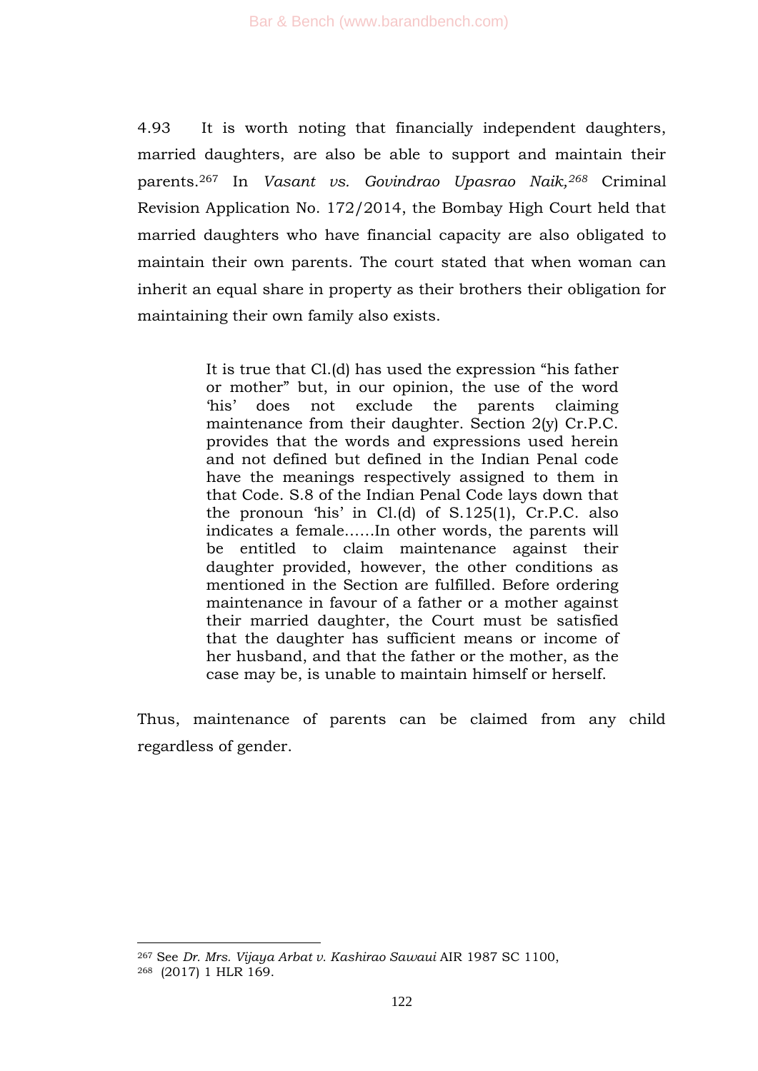4.93 It is worth noting that financially independent daughters, married daughters, are also be able to support and maintain their parents.[267] In *Vasant vs. Govindrao Upasrao Naik,*[268] Criminal Revision Application No. 172/2014, the Bombay High Court held that married daughters who have financial capacity are also obligated to maintain their own parents. The court stated that when woman can inherit an equal share in property as their brothers their obligation for maintaining their own family also exists.

> It is true that Cl.(d) has used the expression "his father or mother" but, in our opinion, the use of the word 'his' does not exclude the parents claiming maintenance from their daughter. Section 2(y) Cr.P.C. provides that the words and expressions used herein and not defined but defined in the Indian Penal code have the meanings respectively assigned to them in that Code. S.8 of the Indian Penal Code lays down that the pronoun 'his' in Cl.(d) of S.125(1), Cr.P.C. also indicates a female……In other words, the parents will be entitled to claim maintenance against their daughter provided, however, the other conditions as mentioned in the Section are fulfilled. Before ordering maintenance in favour of a father or a mother against their married daughter, the Court must be satisfied that the daughter has sufficient means or income of her husband, and that the father or the mother, as the case may be, is unable to maintain himself or herself.

Thus, maintenance of parents can be claimed from any child regardless of gender.

---

[267] See *Dr. Mrs. Vijaya Arbat v. Kashirao Sawaui* AIR 1987 SC 1100,

[268] (2017) 1 HLR 169.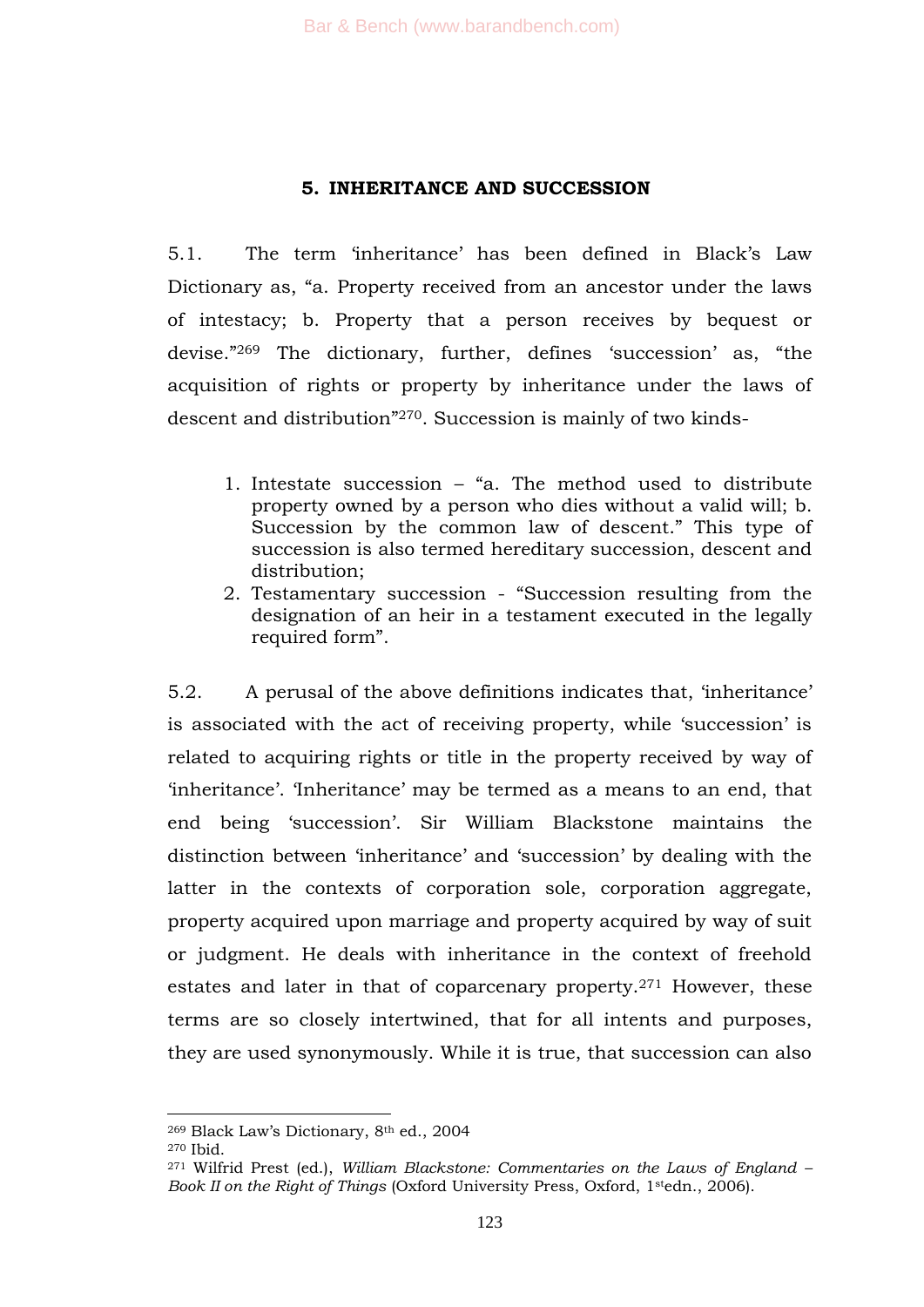## 5. INHERITANCE AND SUCCESSION

5.1. The term 'inheritance' has been defined in Black's Law Dictionary as, "a. Property received from an ancestor under the laws of intestacy; b. Property that a person receives by bequest or devise."[269] The dictionary, further, defines 'succession' as, "the acquisition of rights or property by inheritance under the laws of descent and distribution"[270]. Succession is mainly of two kinds-

1. Intestate succession – "a. The method used to distribute property owned by a person who dies without a valid will; b. Succession by the common law of descent." This type of succession is also termed hereditary succession, descent and distribution;
2. Testamentary succession - "Succession resulting from the designation of an heir in a testament executed in the legally required form".

5.2. A perusal of the above definitions indicates that, 'inheritance' is associated with the act of receiving property, while 'succession' is related to acquiring rights or title in the property received by way of 'inheritance'. 'Inheritance' may be termed as a means to an end, that end being 'succession'. Sir William Blackstone maintains the distinction between 'inheritance' and 'succession' by dealing with the latter in the contexts of corporation sole, corporation aggregate, property acquired upon marriage and property acquired by way of suit or judgment. He deals with inheritance in the context of freehold estates and later in that of coparcenary property.[271] However, these terms are so closely intertwined, that for all intents and purposes, they are used synonymously. While it is true, that succession can also

---

[269] Black Law's Dictionary, 8th ed., 2004

[270] Ibid.

[271] Wilfrid Prest (ed.), *William Blackstone: Commentaries on the Laws of England – Book II on the Right of Things* (Oxford University Press, Oxford, 1stedn., 2006).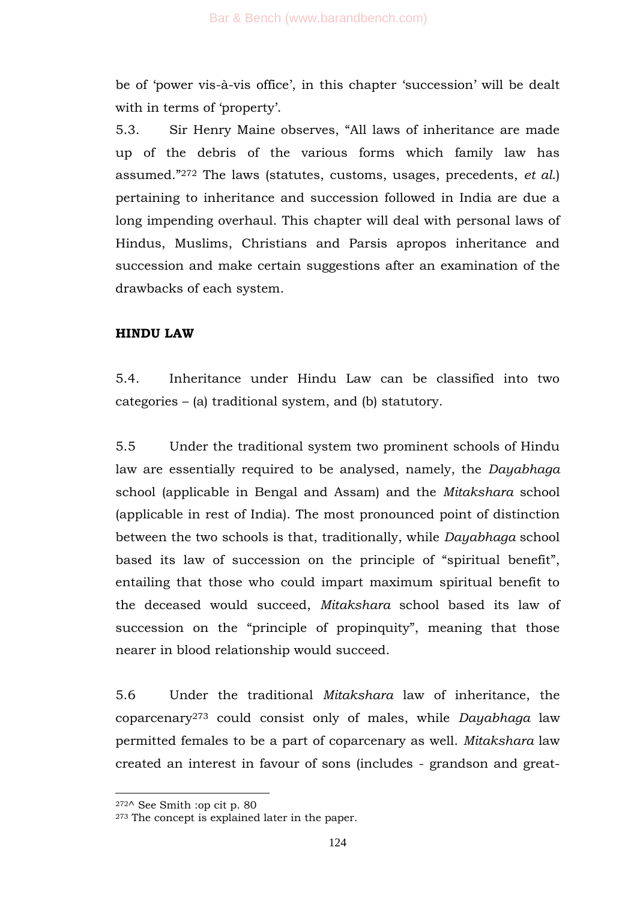be of 'power vis-à-vis office', in this chapter 'succession' will be dealt with in terms of 'property'.

5.3. Sir Henry Maine observes, "All laws of inheritance are made up of the debris of the various forms which family law has assumed."[272] The laws (statutes, customs, usages, precedents, *et al.*) pertaining to inheritance and succession followed in India are due a long impending overhaul. This chapter will deal with personal laws of Hindus, Muslims, Christians and Parsis apropos inheritance and succession and make certain suggestions after an examination of the drawbacks of each system.

**HINDU LAW**

5.4. Inheritance under Hindu Law can be classified into two categories – (a) traditional system, and (b) statutory.

5.5 Under the traditional system two prominent schools of Hindu law are essentially required to be analysed, namely, the *Dayabhaga* school (applicable in Bengal and Assam) and the *Mitakshara* school (applicable in rest of India). The most pronounced point of distinction between the two schools is that, traditionally, while *Dayabhaga* school based its law of succession on the principle of "spiritual benefit", entailing that those who could impart maximum spiritual benefit to the deceased would succeed, *Mitakshara* school based its law of succession on the "principle of propinquity", meaning that those nearer in blood relationship would succeed.

5.6 Under the traditional *Mitakshara* law of inheritance, the coparcenary[273] could consist only of males, while *Dayabhaga* law permitted females to be a part of coparcenary as well. *Mitakshara* law created an interest in favour of sons (includes - grandson and great-

---

[272]^ See Smith :op cit p. 80

[273] The concept is explained later in the paper.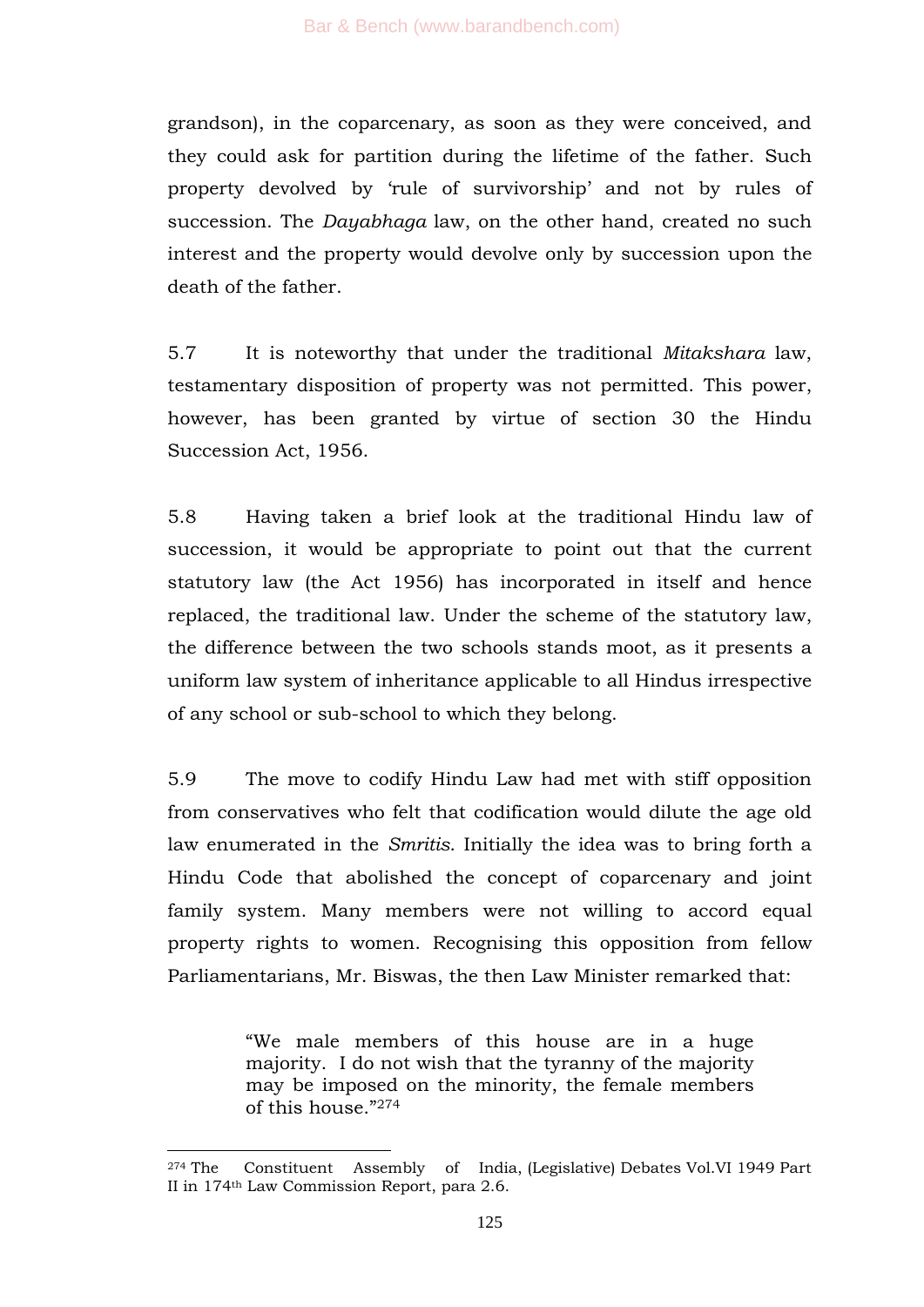grandson), in the coparcenary, as soon as they were conceived, and they could ask for partition during the lifetime of the father. Such property devolved by 'rule of survivorship' and not by rules of succession. The *Dayabhaga* law, on the other hand, created no such interest and the property would devolve only by succession upon the death of the father.

5.7 It is noteworthy that under the traditional *Mitakshara* law, testamentary disposition of property was not permitted. This power, however, has been granted by virtue of section 30 the Hindu Succession Act, 1956.

5.8 Having taken a brief look at the traditional Hindu law of succession, it would be appropriate to point out that the current statutory law (the Act 1956) has incorporated in itself and hence replaced, the traditional law. Under the scheme of the statutory law, the difference between the two schools stands moot, as it presents a uniform law system of inheritance applicable to all Hindus irrespective of any school or sub-school to which they belong.

5.9 The move to codify Hindu Law had met with stiff opposition from conservatives who felt that codification would dilute the age old law enumerated in the *Smritis*. Initially the idea was to bring forth a Hindu Code that abolished the concept of coparcenary and joint family system. Many members were not willing to accord equal property rights to women. Recognising this opposition from fellow Parliamentarians, Mr. Biswas, the then Law Minister remarked that:

> "We male members of this house are in a huge majority. I do not wish that the tyranny of the majority may be imposed on the minority, the female members of this house."[274]

---

[274] The Constituent Assembly of India, (Legislative) Debates Vol.VI 1949 Part II in 174th Law Commission Report, para 2.6.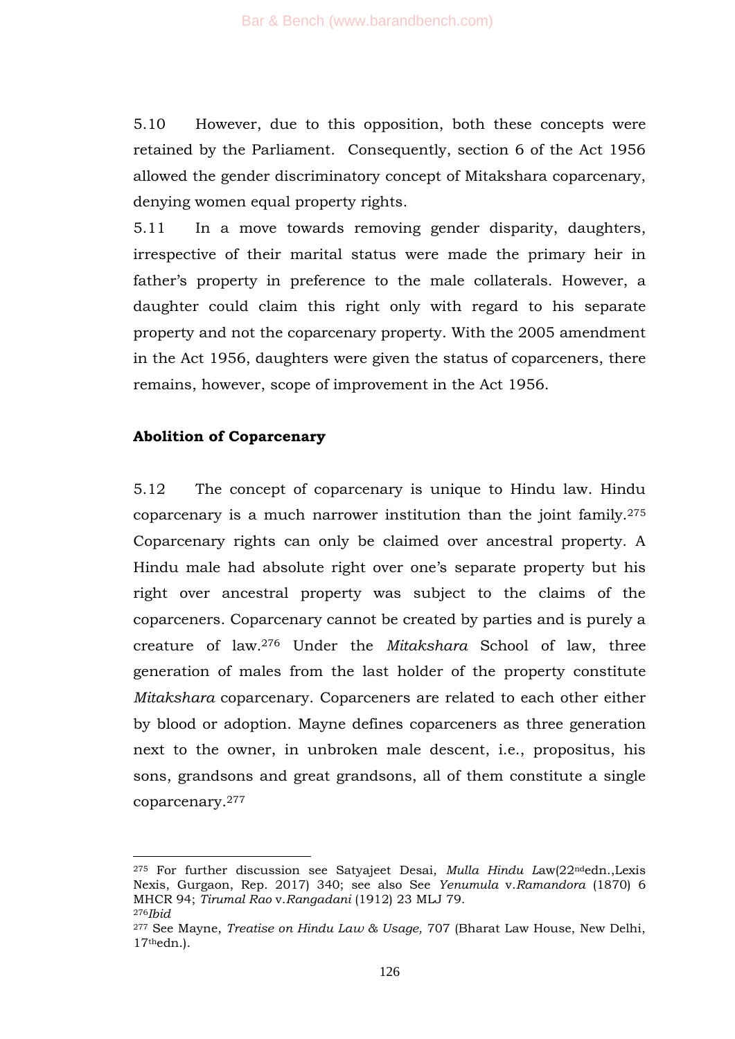5.10 However, due to this opposition, both these concepts were retained by the Parliament. Consequently, section 6 of the Act 1956 allowed the gender discriminatory concept of Mitakshara coparcenary, denying women equal property rights.

5.11 In a move towards removing gender disparity, daughters, irrespective of their marital status were made the primary heir in father's property in preference to the male collaterals. However, a daughter could claim this right only with regard to his separate property and not the coparcenary property. With the 2005 amendment in the Act 1956, daughters were given the status of coparceners, there remains, however, scope of improvement in the Act 1956.

**Abolition of Coparcenary**

5.12 The concept of coparcenary is unique to Hindu law. Hindu coparcenary is a much narrower institution than the joint family.[275] Coparcenary rights can only be claimed over ancestral property. A Hindu male had absolute right over one's separate property but his right over ancestral property was subject to the claims of the coparceners. Coparcenary cannot be created by parties and is purely a creature of law.[276] Under the *Mitakshara* School of law, three generation of males from the last holder of the property constitute *Mitakshara* coparcenary. Coparceners are related to each other either by blood or adoption. Mayne defines coparceners as three generation next to the owner, in unbroken male descent, i.e., propositus, his sons, grandsons and great grandsons, all of them constitute a single coparcenary.[277]

---

[275] For further discussion see Satyajeet Desai, *Mulla Hindu L*aw(22[nd]edn.,Lexis Nexis, Gurgaon, Rep. 2017) 340; see also See *Yenumula* v.*Ramandora* (1870) 6 MHCR 94; *Tirumal Rao* v.*Rangadani* (1912) 23 MLJ 79.

[276]*Ibid*

[277] See Mayne, *Treatise on Hindu Law & Usage,* 707 (Bharat Law House, New Delhi, 17[th]edn.).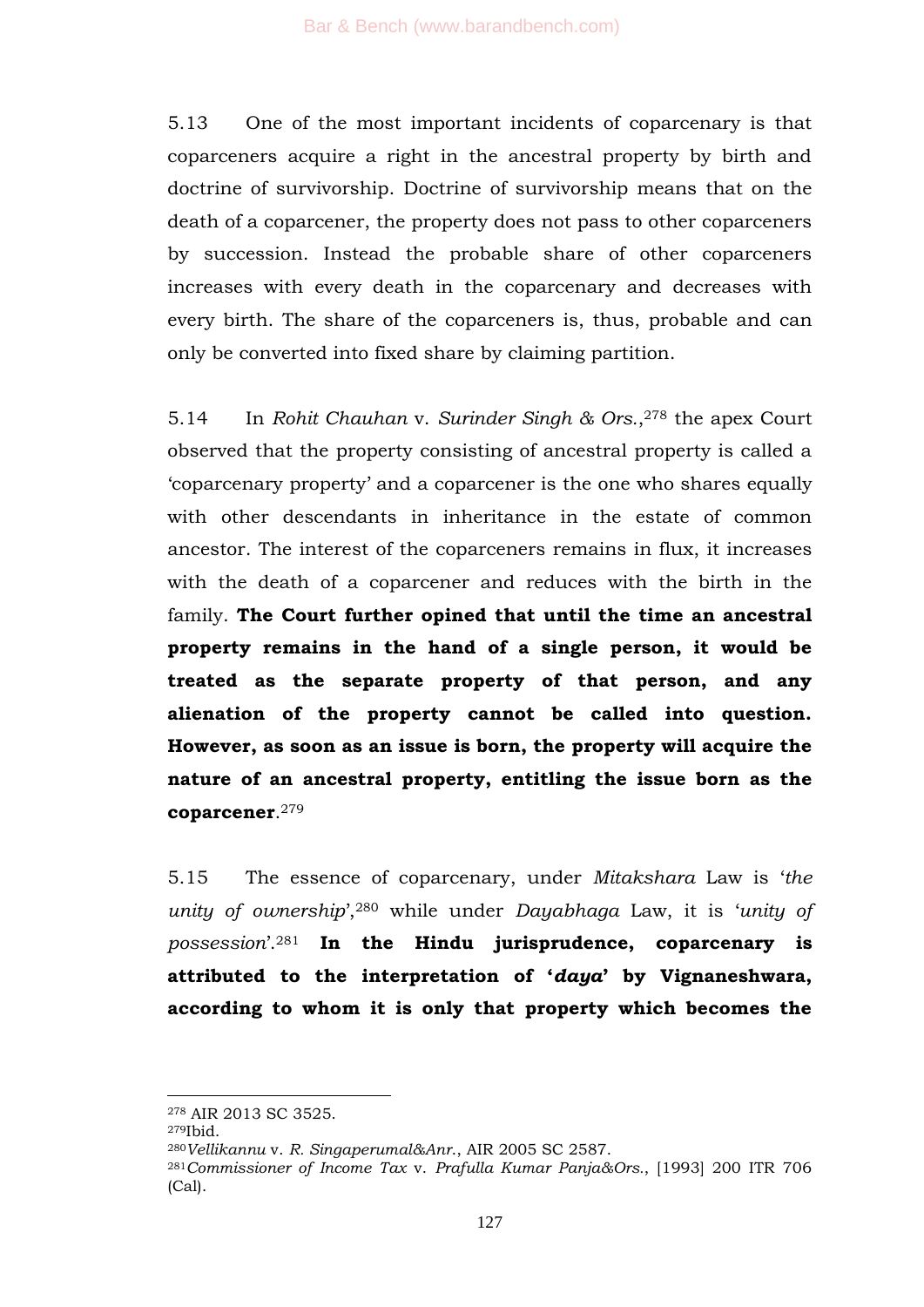5.13 One of the most important incidents of coparcenary is that coparceners acquire a right in the ancestral property by birth and doctrine of survivorship. Doctrine of survivorship means that on the death of a coparcener, the property does not pass to other coparceners by succession. Instead the probable share of other coparceners increases with every death in the coparcenary and decreases with every birth. The share of the coparceners is, thus, probable and can only be converted into fixed share by claiming partition.

5.14 In *Rohit Chauhan* v. *Surinder Singh & Ors.*,[278] the apex Court observed that the property consisting of ancestral property is called a 'coparcenary property' and a coparcener is the one who shares equally with other descendants in inheritance in the estate of common ancestor. The interest of the coparceners remains in flux, it increases with the death of a coparcener and reduces with the birth in the family. **The Court further opined that until the time an ancestral property remains in the hand of a single person, it would be treated as the separate property of that person, and any alienation of the property cannot be called into question. However, as soon as an issue is born, the property will acquire the nature of an ancestral property, entitling the issue born as the coparcener**.[279]

5.15 The essence of coparcenary, under *Mitakshara* Law is '*the unity of ownership*',[280] while under *Dayabhaga* Law, it is '*unity of possession*'.[281] **In the Hindu jurisprudence, coparcenary is attributed to the interpretation of '*daya*' by Vignaneshwara, according to whom it is only that property which becomes the**

---

[278] AIR 2013 SC 3525.

[279] Ibid.

[280] *Vellikannu* v. *R. Singaperumal&Anr.*, AIR 2005 SC 2587.

[281] *Commissioner of Income Tax* v. *Prafulla Kumar Panja&Ors.*, [1993] 200 ITR 706 (Cal).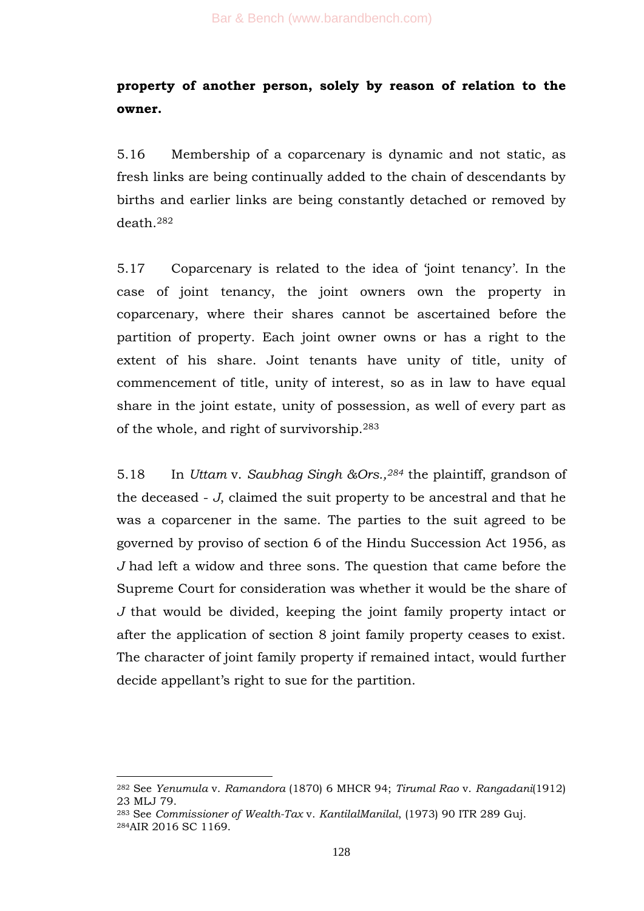**property of another person, solely by reason of relation to the owner.**

5.16 Membership of a coparcenary is dynamic and not static, as fresh links are being continually added to the chain of descendants by births and earlier links are being constantly detached or removed by death.[282]

5.17 Coparcenary is related to the idea of 'joint tenancy'. In the case of joint tenancy, the joint owners own the property in coparcenary, where their shares cannot be ascertained before the partition of property. Each joint owner owns or has a right to the extent of his share. Joint tenants have unity of title, unity of commencement of title, unity of interest, so as in law to have equal share in the joint estate, unity of possession, as well of every part as of the whole, and right of survivorship.[283]

5.18 In *Uttam* v. *Saubhag Singh &Ors.,*[284] the plaintiff, grandson of the deceased - *J*, claimed the suit property to be ancestral and that he was a coparcener in the same. The parties to the suit agreed to be governed by proviso of section 6 of the Hindu Succession Act 1956, as *J* had left a widow and three sons. The question that came before the Supreme Court for consideration was whether it would be the share of *J* that would be divided, keeping the joint family property intact or after the application of section 8 joint family property ceases to exist. The character of joint family property if remained intact, would further decide appellant's right to sue for the partition.

---

[282] See *Yenumula* v. *Ramandora* (1870) 6 MHCR 94; *Tirumal Rao* v. *Rangadani*(1912) 23 MLJ 79.

[283] See *Commissioner of Wealth-Tax* v. *KantilalManilal*, (1973) 90 ITR 289 Guj.

[284] AIR 2016 SC 1169.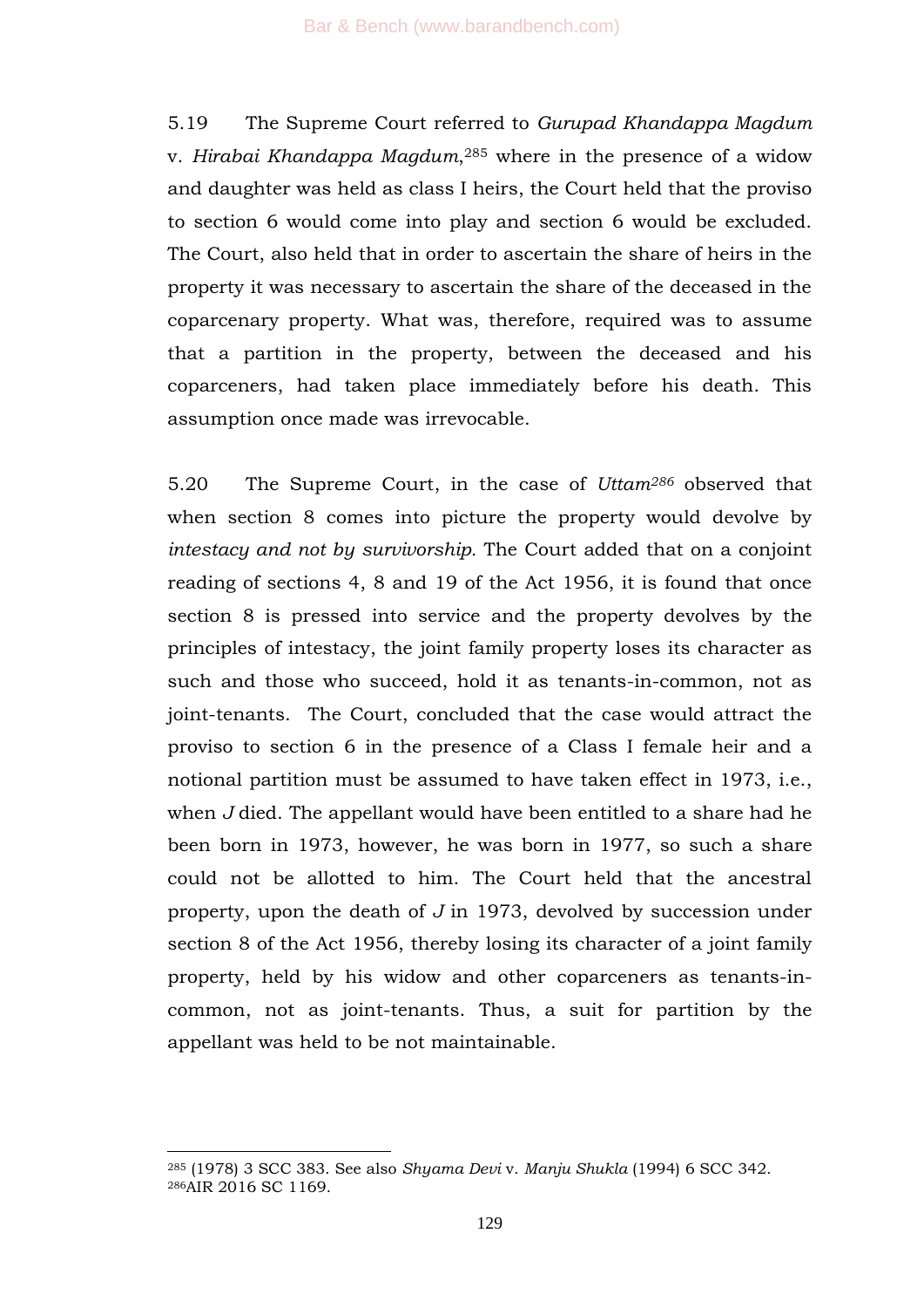5.19 The Supreme Court referred to *Gurupad Khandappa Magdum* v. *Hirabai Khandappa Magdum*,[285] where in the presence of a widow and daughter was held as class I heirs, the Court held that the proviso to section 6 would come into play and section 6 would be excluded. The Court, also held that in order to ascertain the share of heirs in the property it was necessary to ascertain the share of the deceased in the coparcenary property. What was, therefore, required was to assume that a partition in the property, between the deceased and his coparceners, had taken place immediately before his death. This assumption once made was irrevocable.

5.20 The Supreme Court, in the case of *Uttam*[286] observed that when section 8 comes into picture the property would devolve by *intestacy and not by survivorship.* The Court added that on a conjoint reading of sections 4, 8 and 19 of the Act 1956, it is found that once section 8 is pressed into service and the property devolves by the principles of intestacy, the joint family property loses its character as such and those who succeed, hold it as tenants-in-common, not as joint-tenants. The Court, concluded that the case would attract the proviso to section 6 in the presence of a Class I female heir and a notional partition must be assumed to have taken effect in 1973, i.e., when *J* died. The appellant would have been entitled to a share had he been born in 1973, however, he was born in 1977, so such a share could not be allotted to him. The Court held that the ancestral property, upon the death of *J* in 1973, devolved by succession under section 8 of the Act 1956, thereby losing its character of a joint family property, held by his widow and other coparceners as tenants-in-common, not as joint-tenants. Thus, a suit for partition by the appellant was held to be not maintainable.

---

[285] (1978) 3 SCC 383. See also *Shyama Devi* v. *Manju Shukla* (1994) 6 SCC 342.
[286] AIR 2016 SC 1169.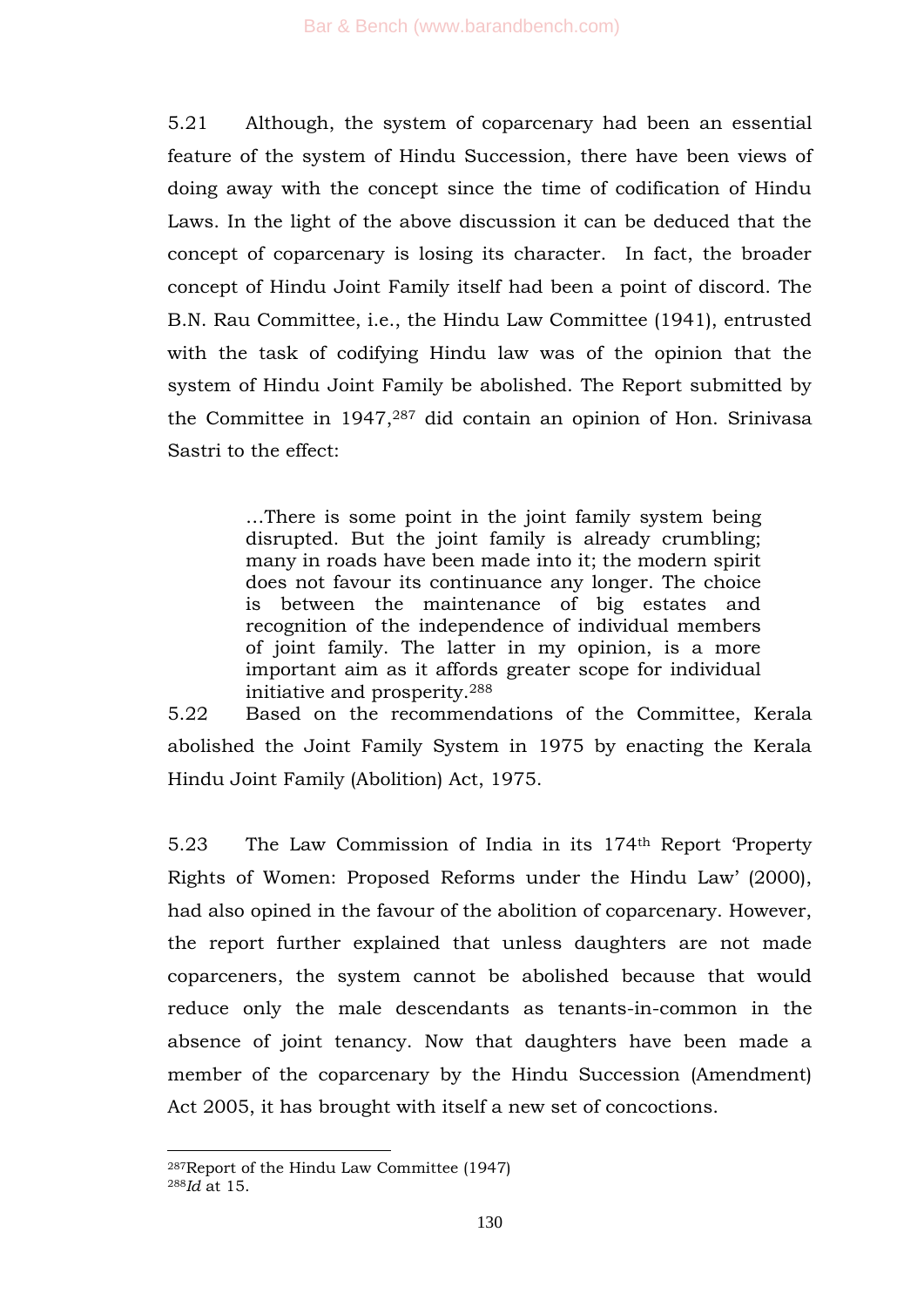5.21 Although, the system of coparcenary had been an essential feature of the system of Hindu Succession, there have been views of doing away with the concept since the time of codification of Hindu Laws. In the light of the above discussion it can be deduced that the concept of coparcenary is losing its character. In fact, the broader concept of Hindu Joint Family itself had been a point of discord. The B.N. Rau Committee, i.e., the Hindu Law Committee (1941), entrusted with the task of codifying Hindu law was of the opinion that the system of Hindu Joint Family be abolished. The Report submitted by the Committee in 1947,[287] did contain an opinion of Hon. Srinivasa Sastri to the effect:

> …There is some point in the joint family system being disrupted. But the joint family is already crumbling; many in roads have been made into it; the modern spirit does not favour its continuance any longer. The choice is between the maintenance of big estates and recognition of the independence of individual members of joint family. The latter in my opinion, is a more important aim as it affords greater scope for individual initiative and prosperity.[288]

5.22 Based on the recommendations of the Committee, Kerala abolished the Joint Family System in 1975 by enacting the Kerala Hindu Joint Family (Abolition) Act, 1975.

5.23 The Law Commission of India in its 174th Report 'Property Rights of Women: Proposed Reforms under the Hindu Law' (2000), had also opined in the favour of the abolition of coparcenary. However, the report further explained that unless daughters are not made coparceners, the system cannot be abolished because that would reduce only the male descendants as tenants-in-common in the absence of joint tenancy. Now that daughters have been made a member of the coparcenary by the Hindu Succession (Amendment) Act 2005, it has brought with itself a new set of concoctions.

---

[287] Report of the Hindu Law Committee (1947)

[288] *Id* at 15.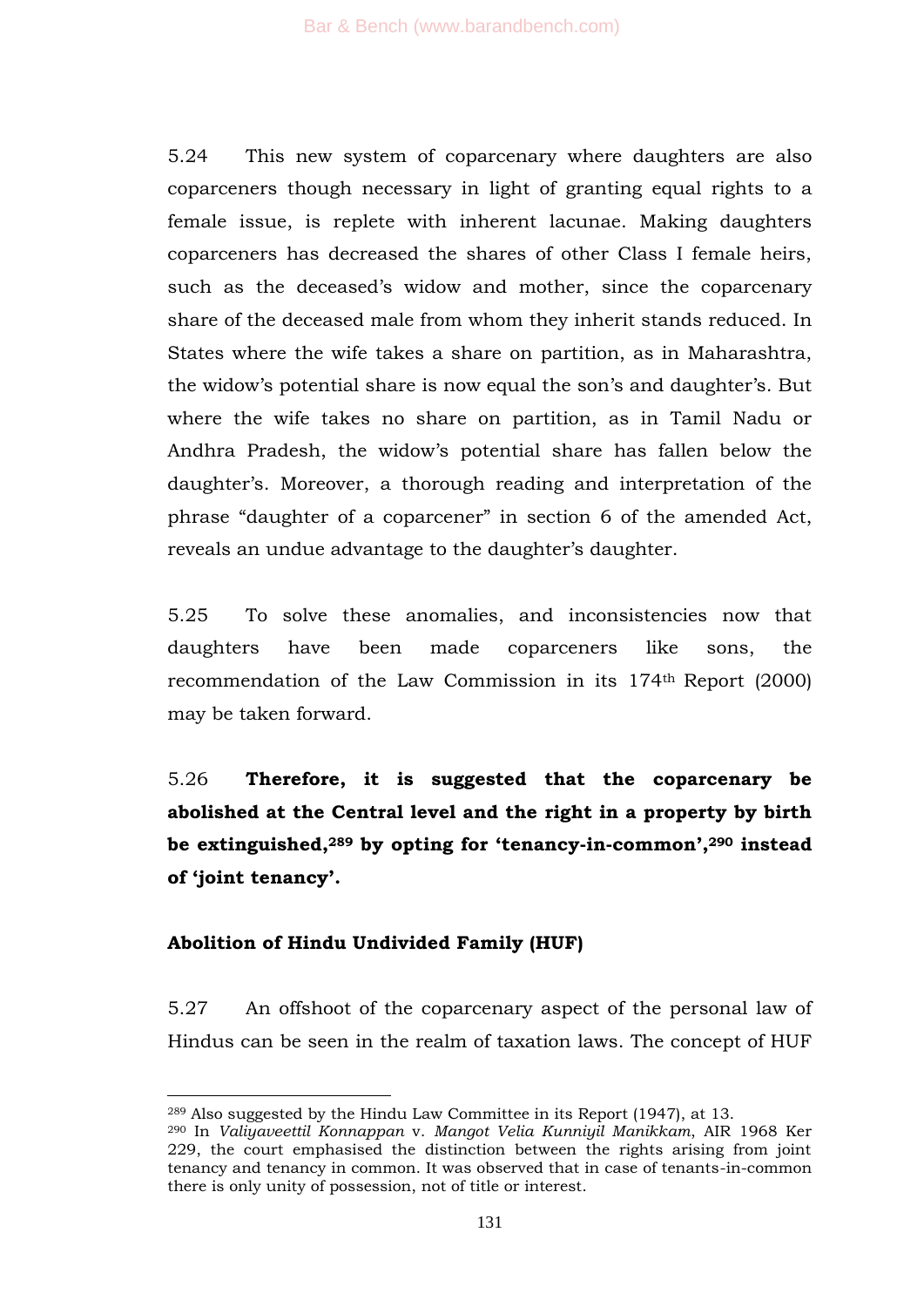5.24 This new system of coparcenary where daughters are also coparceners though necessary in light of granting equal rights to a female issue, is replete with inherent lacunae. Making daughters coparceners has decreased the shares of other Class I female heirs, such as the deceased's widow and mother, since the coparcenary share of the deceased male from whom they inherit stands reduced. In States where the wife takes a share on partition, as in Maharashtra, the widow's potential share is now equal the son's and daughter's. But where the wife takes no share on partition, as in Tamil Nadu or Andhra Pradesh, the widow's potential share has fallen below the daughter's. Moreover, a thorough reading and interpretation of the phrase "daughter of a coparcener" in section 6 of the amended Act, reveals an undue advantage to the daughter's daughter.

5.25 To solve these anomalies, and inconsistencies now that daughters have been made coparceners like sons, the recommendation of the Law Commission in its 174th Report (2000) may be taken forward.

5.26 **Therefore, it is suggested that the coparcenary be abolished at the Central level and the right in a property by birth be extinguished,[289] by opting for 'tenancy-in-common',[290] instead of 'joint tenancy'.**

**Abolition of Hindu Undivided Family (HUF)**

5.27 An offshoot of the coparcenary aspect of the personal law of Hindus can be seen in the realm of taxation laws. The concept of HUF

---

[289] Also suggested by the Hindu Law Committee in its Report (1947), at 13.

[290] In *Valiyaveettil Konnappan* v. *Mangot Velia Kunniyil Manikkam*, AIR 1968 Ker 229, the court emphasised the distinction between the rights arising from joint tenancy and tenancy in common. It was observed that in case of tenants-in-common there is only unity of possession, not of title or interest.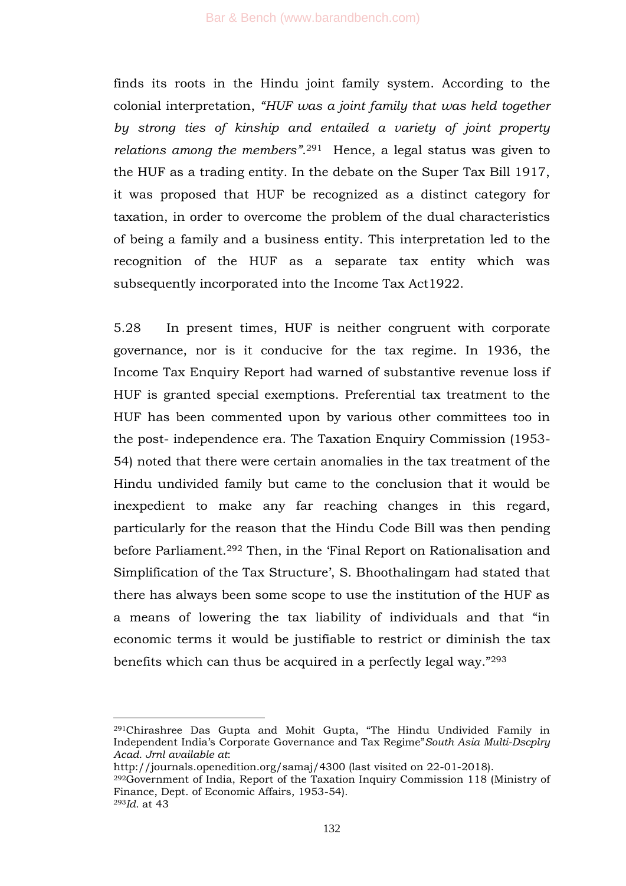finds its roots in the Hindu joint family system. According to the colonial interpretation, *"HUF was a joint family that was held together by strong ties of kinship and entailed a variety of joint property relations among the members"*.[291] Hence, a legal status was given to the HUF as a trading entity. In the debate on the Super Tax Bill 1917, it was proposed that HUF be recognized as a distinct category for taxation, in order to overcome the problem of the dual characteristics of being a family and a business entity. This interpretation led to the recognition of the HUF as a separate tax entity which was subsequently incorporated into the Income Tax Act1922.

5.28 In present times, HUF is neither congruent with corporate governance, nor is it conducive for the tax regime. In 1936, the Income Tax Enquiry Report had warned of substantive revenue loss if HUF is granted special exemptions. Preferential tax treatment to the HUF has been commented upon by various other committees too in the post- independence era. The Taxation Enquiry Commission (1953-54) noted that there were certain anomalies in the tax treatment of the Hindu undivided family but came to the conclusion that it would be inexpedient to make any far reaching changes in this regard, particularly for the reason that the Hindu Code Bill was then pending before Parliament.[292] Then, in the 'Final Report on Rationalisation and Simplification of the Tax Structure', S. Bhoothalingam had stated that there has always been some scope to use the institution of the HUF as a means of lowering the tax liability of individuals and that "in economic terms it would be justifiable to restrict or diminish the tax benefits which can thus be acquired in a perfectly legal way."[293]

---

[291] Chirashree Das Gupta and Mohit Gupta, "The Hindu Undivided Family in Independent India's Corporate Governance and Tax Regime" *South Asia Multi-Dscplry Acad. Jrnl available at*: http://journals.openedition.org/samaj/4300 (last visited on 22-01-2018).

[292] Government of India, Report of the Taxation Inquiry Commission 118 (Ministry of Finance, Dept. of Economic Affairs, 1953-54).

[293] *Id.* at 43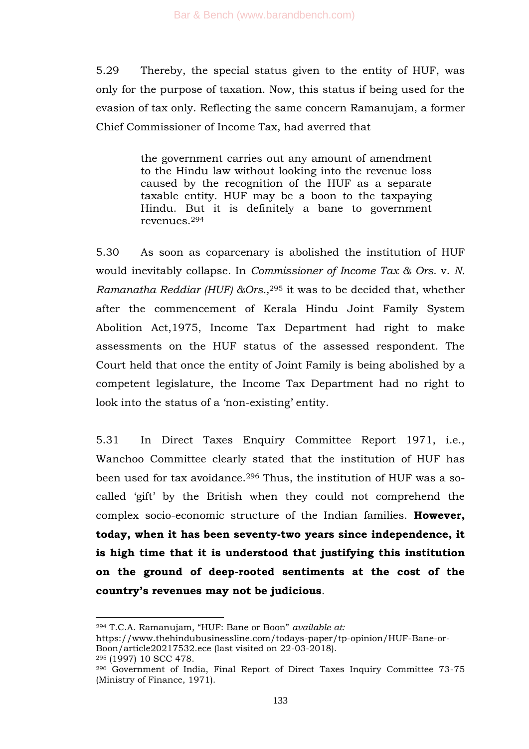5.29 Thereby, the special status given to the entity of HUF, was only for the purpose of taxation. Now, this status if being used for the evasion of tax only. Reflecting the same concern Ramanujam, a former Chief Commissioner of Income Tax, had averred that

> the government carries out any amount of amendment to the Hindu law without looking into the revenue loss caused by the recognition of the HUF as a separate taxable entity. HUF may be a boon to the taxpaying Hindu. But it is definitely a bane to government revenues.[294]

5.30 As soon as coparcenary is abolished the institution of HUF would inevitably collapse. In *Commissioner of Income Tax & Ors.* v. *N. Ramanatha Reddiar (HUF) &Ors.,*[295] it was to be decided that, whether after the commencement of Kerala Hindu Joint Family System Abolition Act,1975, Income Tax Department had right to make assessments on the HUF status of the assessed respondent. The Court held that once the entity of Joint Family is being abolished by a competent legislature, the Income Tax Department had no right to look into the status of a 'non-existing' entity.

5.31 In Direct Taxes Enquiry Committee Report 1971, i.e., Wanchoo Committee clearly stated that the institution of HUF has been used for tax avoidance.[296] Thus, the institution of HUF was a so-called 'gift' by the British when they could not comprehend the complex socio-economic structure of the Indian families. **However, today, when it has been seventy-two years since independence, it is high time that it is understood that justifying this institution on the ground of deep-rooted sentiments at the cost of the country's revenues may not be judicious**.

---

[294] T.C.A. Ramanujam, "HUF: Bane or Boon" *available at:* https://www.thehindubusinessline.com/todays-paper/tp-opinion/HUF-Bane-or-Boon/article20217532.ece (last visited on 22-03-2018).

[295] (1997) 10 SCC 478.

[296] Government of India, Final Report of Direct Taxes Inquiry Committee 73-75 (Ministry of Finance, 1971).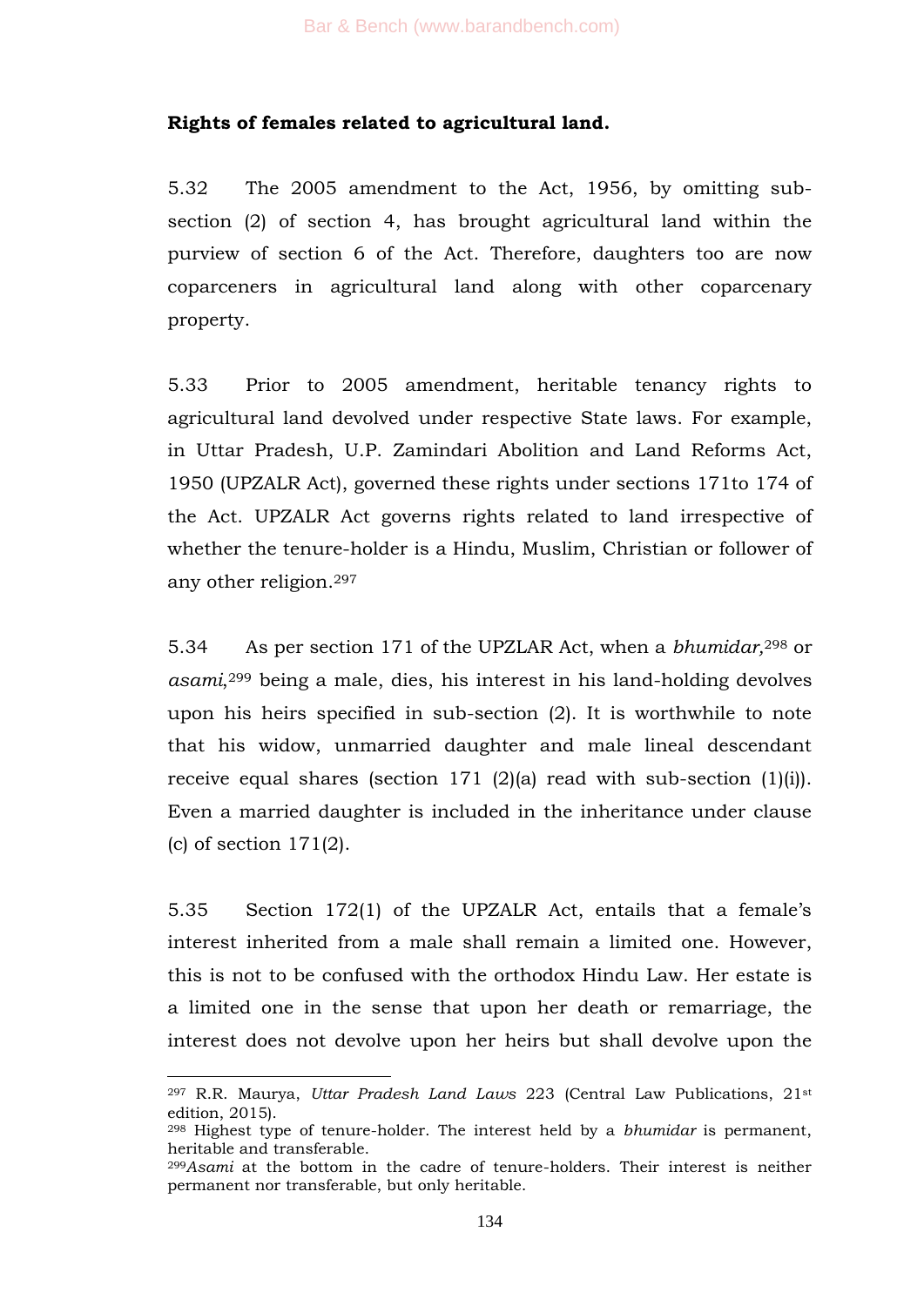**Rights of females related to agricultural land.**

5.32 The 2005 amendment to the Act, 1956, by omitting sub-section (2) of section 4, has brought agricultural land within the purview of section 6 of the Act. Therefore, daughters too are now coparceners in agricultural land along with other coparcenary property.

5.33 Prior to 2005 amendment, heritable tenancy rights to agricultural land devolved under respective State laws. For example, in Uttar Pradesh, U.P. Zamindari Abolition and Land Reforms Act, 1950 (UPZALR Act), governed these rights under sections 171to 174 of the Act. UPZALR Act governs rights related to land irrespective of whether the tenure-holder is a Hindu, Muslim, Christian or follower of any other religion.[297]

5.34 As per section 171 of the UPZLAR Act, when a *bhumidar,*[298] or *asami*,[299] being a male, dies, his interest in his land-holding devolves upon his heirs specified in sub-section (2). It is worthwhile to note that his widow, unmarried daughter and male lineal descendant receive equal shares (section 171 (2)(a) read with sub-section (1)(i)). Even a married daughter is included in the inheritance under clause (c) of section 171(2).

5.35 Section 172(1) of the UPZALR Act, entails that a female's interest inherited from a male shall remain a limited one. However, this is not to be confused with the orthodox Hindu Law. Her estate is a limited one in the sense that upon her death or remarriage, the interest does not devolve upon her heirs but shall devolve upon the

---

[297] R.R. Maurya, *Uttar Pradesh Land Laws* 223 (Central Law Publications, 21st edition, 2015).

[298] Highest type of tenure-holder. The interest held by a *bhumidar* is permanent, heritable and transferable.

[299] *Asami* at the bottom in the cadre of tenure-holders. Their interest is neither permanent nor transferable, but only heritable.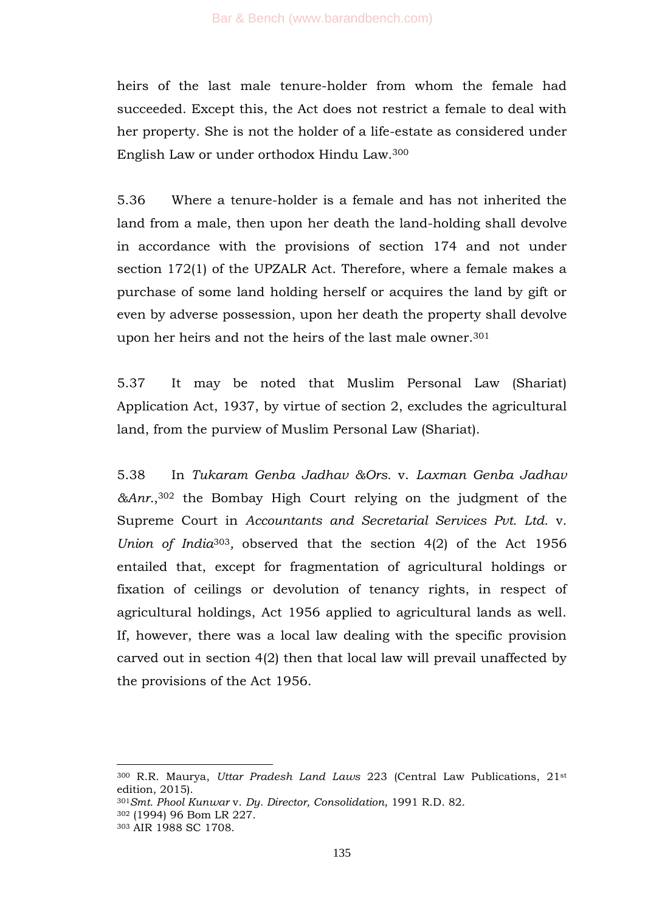heirs of the last male tenure-holder from whom the female had succeeded. Except this, the Act does not restrict a female to deal with her property. She is not the holder of a life-estate as considered under English Law or under orthodox Hindu Law.[300]

5.36 Where a tenure-holder is a female and has not inherited the land from a male, then upon her death the land-holding shall devolve in accordance with the provisions of section 174 and not under section 172(1) of the UPZALR Act. Therefore, where a female makes a purchase of some land holding herself or acquires the land by gift or even by adverse possession, upon her death the property shall devolve upon her heirs and not the heirs of the last male owner.[301]

5.37 It may be noted that Muslim Personal Law (Shariat) Application Act, 1937, by virtue of section 2, excludes the agricultural land, from the purview of Muslim Personal Law (Shariat).

5.38 In *Tukaram Genba Jadhav &Ors.* v. *Laxman Genba Jadhav &Anr.*,[302] the Bombay High Court relying on the judgment of the Supreme Court in *Accountants and Secretarial Services Pvt. Ltd.* v. *Union of India*[303], observed that the section 4(2) of the Act 1956 entailed that, except for fragmentation of agricultural holdings or fixation of ceilings or devolution of tenancy rights, in respect of agricultural holdings, Act 1956 applied to agricultural lands as well. If, however, there was a local law dealing with the specific provision carved out in section 4(2) then that local law will prevail unaffected by the provisions of the Act 1956.

---

[300] R.R. Maurya, *Uttar Pradesh Land Laws* 223 (Central Law Publications, 21st edition, 2015).

[301] *Smt. Phool Kunwar* v. *Dy. Director, Consolidation*, 1991 R.D. 82.

[302] (1994) 96 Bom LR 227.

[303] AIR 1988 SC 1708.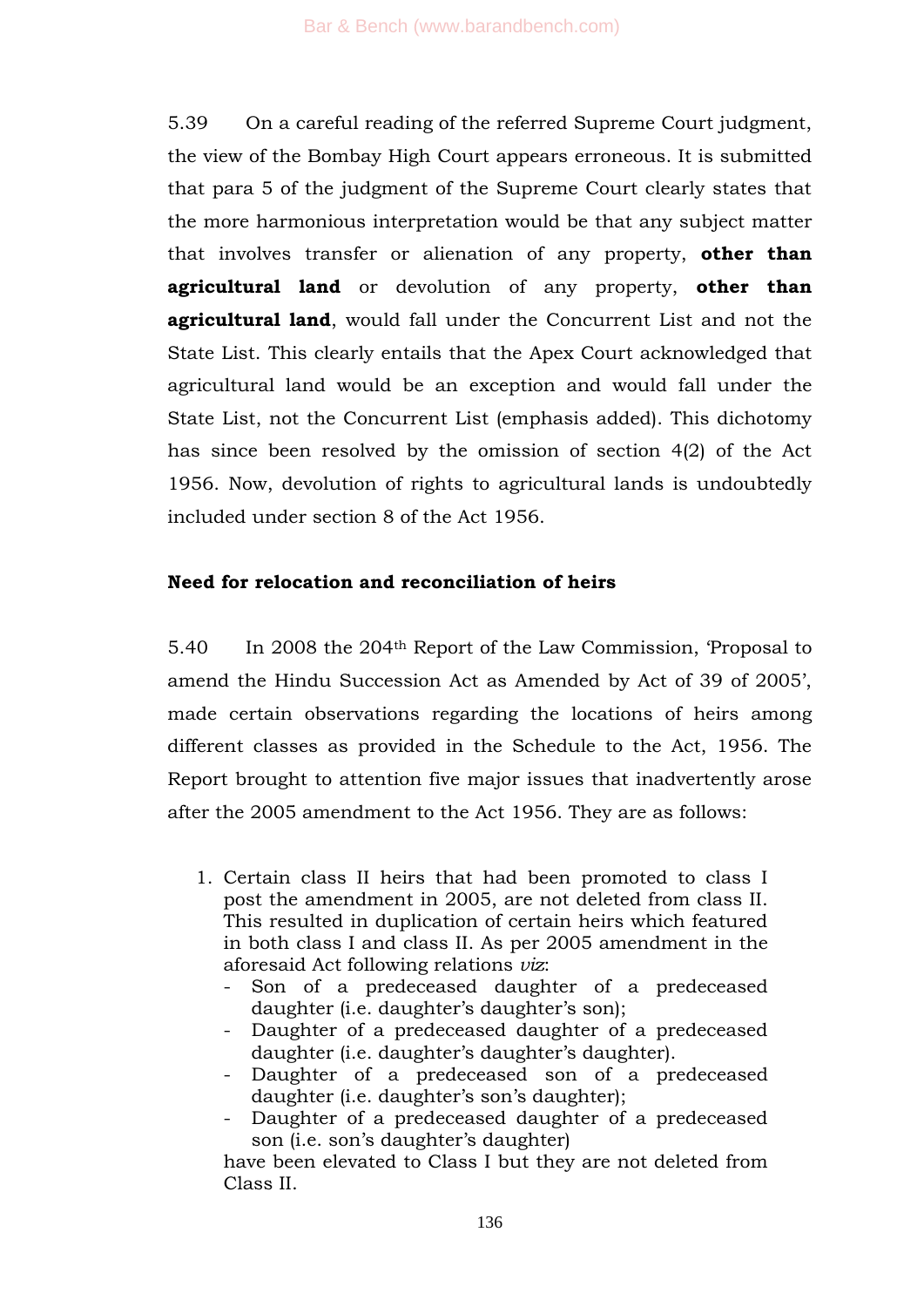5.39 On a careful reading of the referred Supreme Court judgment, the view of the Bombay High Court appears erroneous. It is submitted that para 5 of the judgment of the Supreme Court clearly states that the more harmonious interpretation would be that any subject matter that involves transfer or alienation of any property, **other than agricultural land** or devolution of any property, **other than agricultural land**, would fall under the Concurrent List and not the State List. This clearly entails that the Apex Court acknowledged that agricultural land would be an exception and would fall under the State List, not the Concurrent List (emphasis added). This dichotomy has since been resolved by the omission of section 4(2) of the Act 1956. Now, devolution of rights to agricultural lands is undoubtedly included under section 8 of the Act 1956.

**Need for relocation and reconciliation of heirs**

5.40 In 2008 the 204th Report of the Law Commission, 'Proposal to amend the Hindu Succession Act as Amended by Act of 39 of 2005', made certain observations regarding the locations of heirs among different classes as provided in the Schedule to the Act, 1956. The Report brought to attention five major issues that inadvertently arose after the 2005 amendment to the Act 1956. They are as follows:

1. Certain class II heirs that had been promoted to class I post the amendment in 2005, are not deleted from class II. This resulted in duplication of certain heirs which featured in both class I and class II. As per 2005 amendment in the aforesaid Act following relations *viz*:
   - Son of a predeceased daughter of a predeceased daughter (i.e. daughter's daughter's son);
   - Daughter of a predeceased daughter of a predeceased daughter (i.e. daughter's daughter's daughter).
   - Daughter of a predeceased son of a predeceased daughter (i.e. daughter's son's daughter);
   - Daughter of a predeceased daughter of a predeceased son (i.e. son's daughter's daughter)

   have been elevated to Class I but they are not deleted from Class II.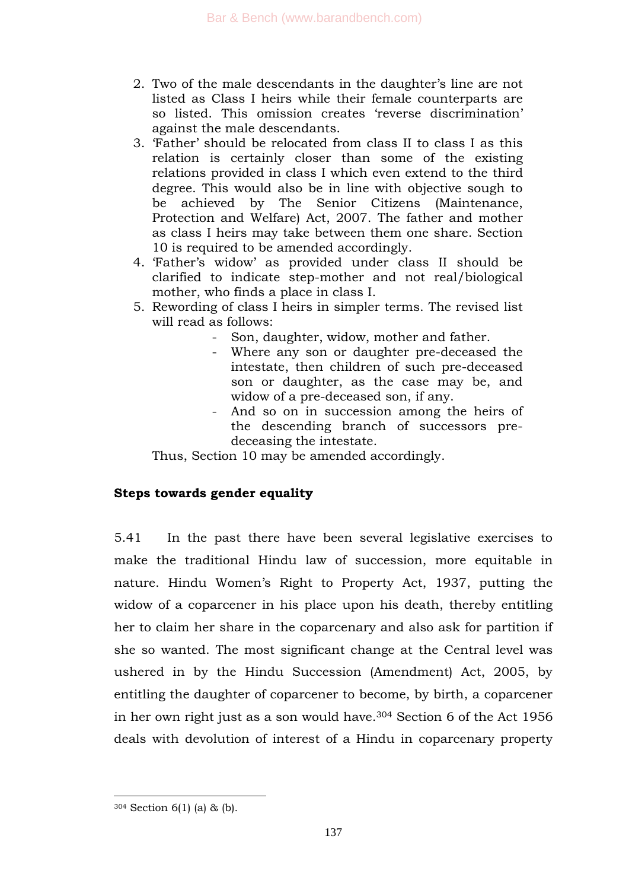2. Two of the male descendants in the daughter's line are not listed as Class I heirs while their female counterparts are so listed. This omission creates 'reverse discrimination' against the male descendants.
3. 'Father' should be relocated from class II to class I as this relation is certainly closer than some of the existing relations provided in class I which even extend to the third degree. This would also be in line with objective sough to be achieved by The Senior Citizens (Maintenance, Protection and Welfare) Act, 2007. The father and mother as class I heirs may take between them one share. Section 10 is required to be amended accordingly.
4. 'Father's widow' as provided under class II should be clarified to indicate step-mother and not real/biological mother, who finds a place in class I.
5. Rewording of class I heirs in simpler terms. The revised list will read as follows:
   - Son, daughter, widow, mother and father.
   - Where any son or daughter pre-deceased the intestate, then children of such pre-deceased son or daughter, as the case may be, and widow of a pre-deceased son, if any.
   - And so on in succession among the heirs of the descending branch of successors pre-deceasing the intestate.

   Thus, Section 10 may be amended accordingly.

**Steps towards gender equality**

5.41 In the past there have been several legislative exercises to make the traditional Hindu law of succession, more equitable in nature. Hindu Women's Right to Property Act, 1937, putting the widow of a coparcener in his place upon his death, thereby entitling her to claim her share in the coparcenary and also ask for partition if she so wanted. The most significant change at the Central level was ushered in by the Hindu Succession (Amendment) Act, 2005, by entitling the daughter of coparcener to become, by birth, a coparcener in her own right just as a son would have.[304] Section 6 of the Act 1956 deals with devolution of interest of a Hindu in coparcenary property

[304] Section 6(1) (a) & (b).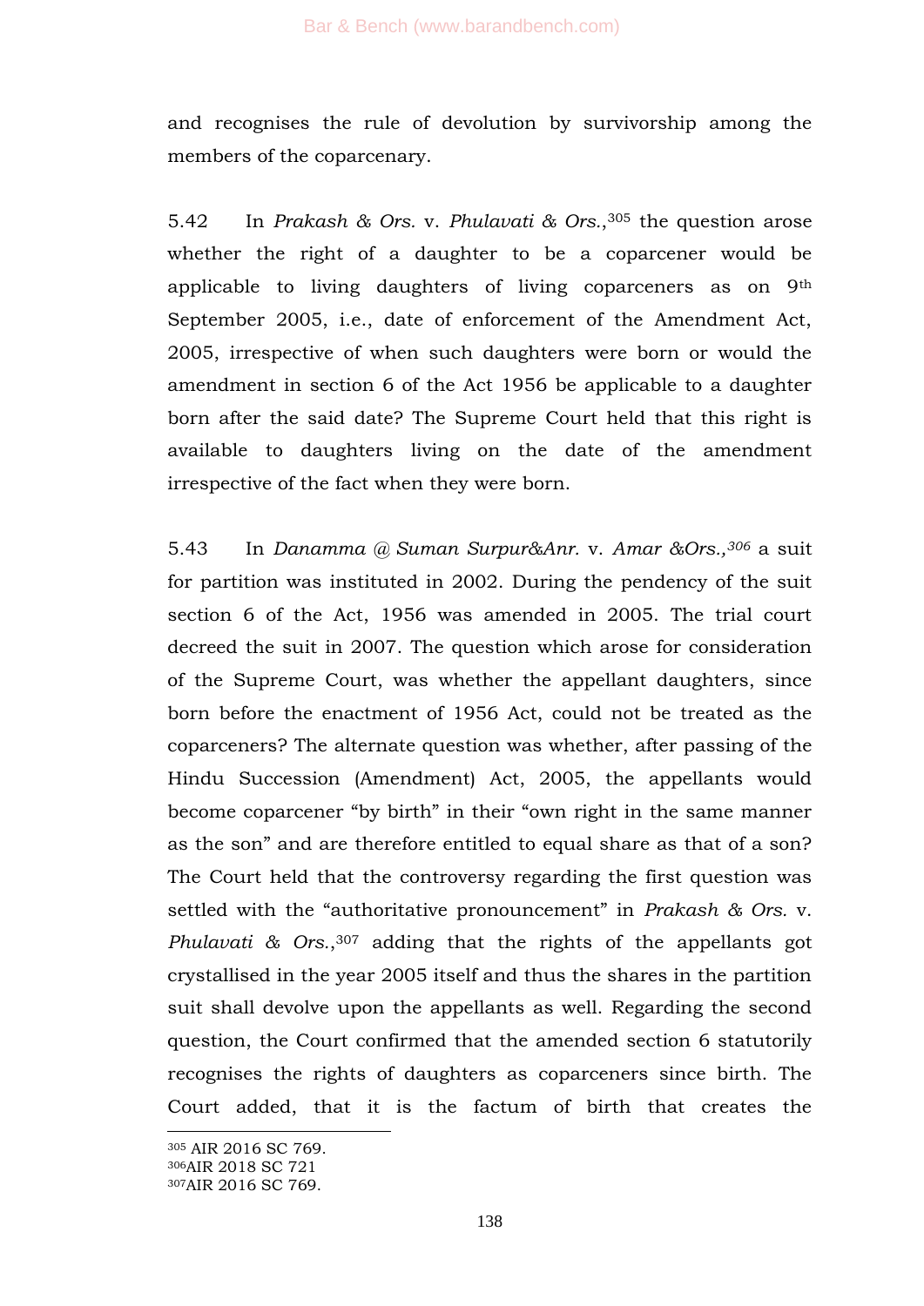and recognises the rule of devolution by survivorship among the members of the coparcenary.

5.42 In *Prakash & Ors.* v. *Phulavati & Ors.*,[305] the question arose whether the right of a daughter to be a coparcener would be applicable to living daughters of living coparceners as on 9th September 2005, i.e., date of enforcement of the Amendment Act, 2005, irrespective of when such daughters were born or would the amendment in section 6 of the Act 1956 be applicable to a daughter born after the said date? The Supreme Court held that this right is available to daughters living on the date of the amendment irrespective of the fact when they were born.

5.43 In *Danamma @ Suman Surpur&Anr.* v. *Amar &Ors.,*[306] a suit for partition was instituted in 2002. During the pendency of the suit section 6 of the Act, 1956 was amended in 2005. The trial court decreed the suit in 2007. The question which arose for consideration of the Supreme Court, was whether the appellant daughters, since born before the enactment of 1956 Act, could not be treated as the coparceners? The alternate question was whether, after passing of the Hindu Succession (Amendment) Act, 2005, the appellants would become coparcener "by birth" in their "own right in the same manner as the son" and are therefore entitled to equal share as that of a son? The Court held that the controversy regarding the first question was settled with the "authoritative pronouncement" in *Prakash & Ors.* v. *Phulavati & Ors.*,[307] adding that the rights of the appellants got crystallised in the year 2005 itself and thus the shares in the partition suit shall devolve upon the appellants as well. Regarding the second question, the Court confirmed that the amended section 6 statutorily recognises the rights of daughters as coparceners since birth. The Court added, that it is the factum of birth that creates the

---

[305] AIR 2016 SC 769.
[306] AIR 2018 SC 721
[307] AIR 2016 SC 769.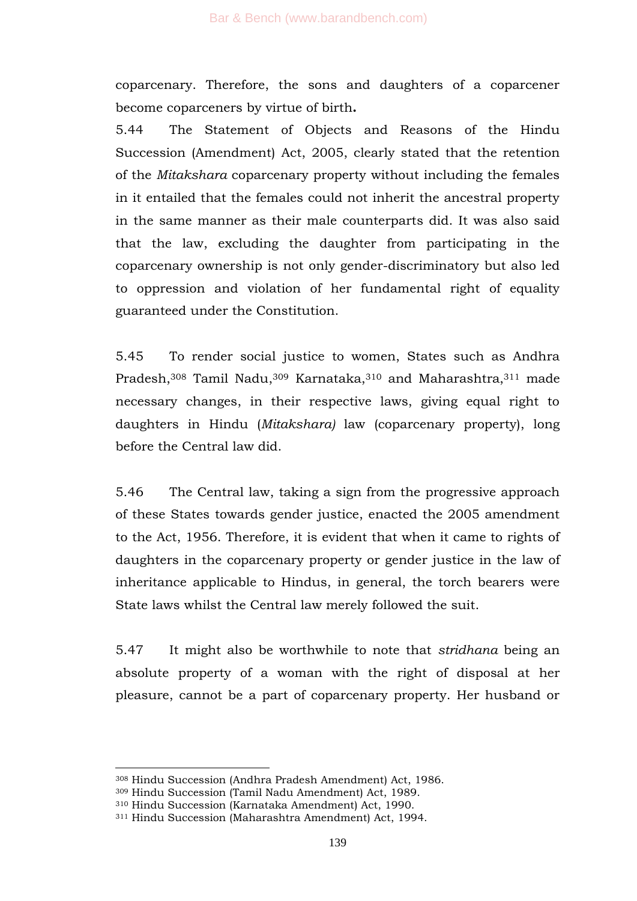coparcenary. Therefore, the sons and daughters of a coparcener become coparceners by virtue of birth**.**

5.44 The Statement of Objects and Reasons of the Hindu Succession (Amendment) Act, 2005, clearly stated that the retention of the *Mitakshara* coparcenary property without including the females in it entailed that the females could not inherit the ancestral property in the same manner as their male counterparts did. It was also said that the law, excluding the daughter from participating in the coparcenary ownership is not only gender-discriminatory but also led to oppression and violation of her fundamental right of equality guaranteed under the Constitution.

5.45 To render social justice to women, States such as Andhra Pradesh,[308] Tamil Nadu,[309] Karnataka,[310] and Maharashtra,[311] made necessary changes, in their respective laws, giving equal right to daughters in Hindu (*Mitakshara)* law (coparcenary property), long before the Central law did.

5.46 The Central law, taking a sign from the progressive approach of these States towards gender justice, enacted the 2005 amendment to the Act, 1956. Therefore, it is evident that when it came to rights of daughters in the coparcenary property or gender justice in the law of inheritance applicable to Hindus, in general, the torch bearers were State laws whilst the Central law merely followed the suit.

5.47 It might also be worthwhile to note that *stridhana* being an absolute property of a woman with the right of disposal at her pleasure, cannot be a part of coparcenary property. Her husband or

---

[308] Hindu Succession (Andhra Pradesh Amendment) Act, 1986.

[309] Hindu Succession (Tamil Nadu Amendment) Act, 1989.

[310] Hindu Succession (Karnataka Amendment) Act, 1990.

[311] Hindu Succession (Maharashtra Amendment) Act, 1994.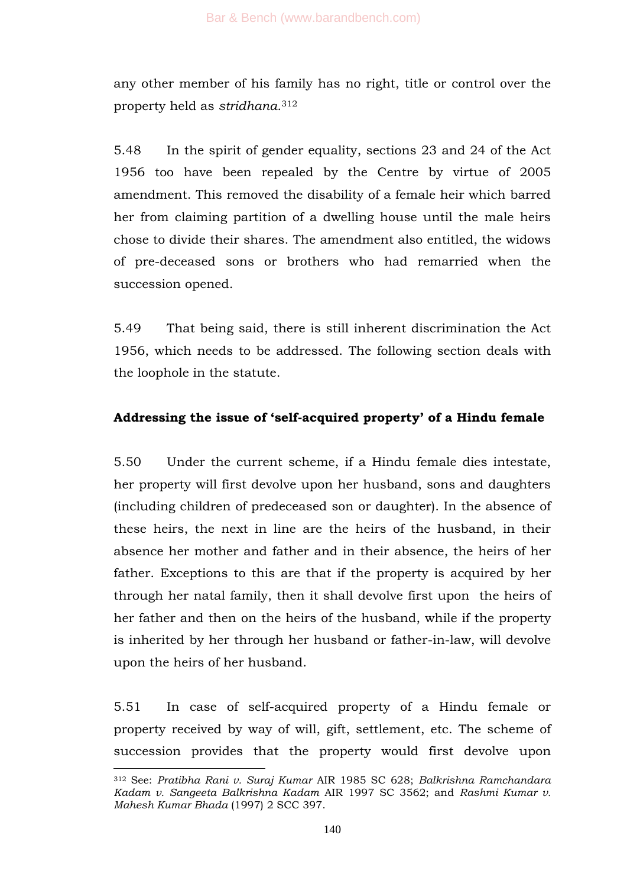any other member of his family has no right, title or control over the property held as *stridhana*.[312]

5.48 In the spirit of gender equality, sections 23 and 24 of the Act 1956 too have been repealed by the Centre by virtue of 2005 amendment. This removed the disability of a female heir which barred her from claiming partition of a dwelling house until the male heirs chose to divide their shares. The amendment also entitled, the widows of pre-deceased sons or brothers who had remarried when the succession opened.

5.49 That being said, there is still inherent discrimination the Act 1956, which needs to be addressed. The following section deals with the loophole in the statute.

**Addressing the issue of 'self-acquired property' of a Hindu female**

5.50 Under the current scheme, if a Hindu female dies intestate, her property will first devolve upon her husband, sons and daughters (including children of predeceased son or daughter). In the absence of these heirs, the next in line are the heirs of the husband, in their absence her mother and father and in their absence, the heirs of her father. Exceptions to this are that if the property is acquired by her through her natal family, then it shall devolve first upon the heirs of her father and then on the heirs of the husband, while if the property is inherited by her through her husband or father-in-law, will devolve upon the heirs of her husband.

5.51 In case of self-acquired property of a Hindu female or property received by way of will, gift, settlement, etc. The scheme of succession provides that the property would first devolve upon

---

[312] See: *Pratibha Rani v. Suraj Kumar* AIR 1985 SC 628; *Balkrishna Ramchandara Kadam v. Sangeeta Balkrishna Kadam* AIR 1997 SC 3562; and *Rashmi Kumar v. Mahesh Kumar Bhada* (1997) 2 SCC 397.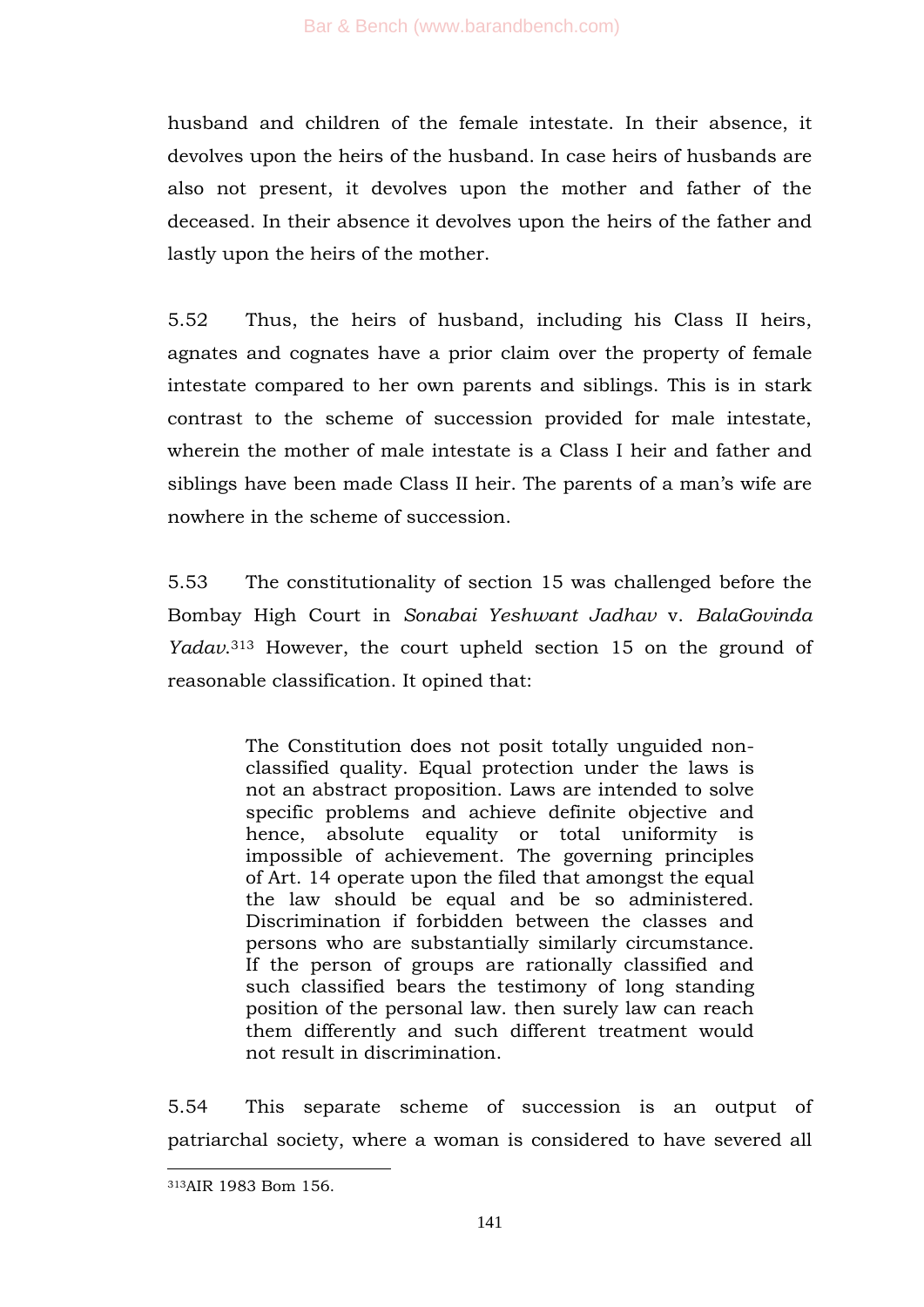husband and children of the female intestate. In their absence, it devolves upon the heirs of the husband. In case heirs of husbands are also not present, it devolves upon the mother and father of the deceased. In their absence it devolves upon the heirs of the father and lastly upon the heirs of the mother.

5.52 Thus, the heirs of husband, including his Class II heirs, agnates and cognates have a prior claim over the property of female intestate compared to her own parents and siblings. This is in stark contrast to the scheme of succession provided for male intestate, wherein the mother of male intestate is a Class I heir and father and siblings have been made Class II heir. The parents of a man's wife are nowhere in the scheme of succession.

5.53 The constitutionality of section 15 was challenged before the Bombay High Court in *Sonabai Yeshwant Jadhav* v. *BalaGovinda Yadav*.[313] However, the court upheld section 15 on the ground of reasonable classification. It opined that:

> The Constitution does not posit totally unguided non-classified quality. Equal protection under the laws is not an abstract proposition. Laws are intended to solve specific problems and achieve definite objective and hence, absolute equality or total uniformity is impossible of achievement. The governing principles of Art. 14 operate upon the filed that amongst the equal the law should be equal and be so administered. Discrimination if forbidden between the classes and persons who are substantially similarly circumstance. If the person of groups are rationally classified and such classified bears the testimony of long standing position of the personal law. then surely law can reach them differently and such different treatment would not result in discrimination.

5.54 This separate scheme of succession is an output of patriarchal society, where a woman is considered to have severed all

[313] AIR 1983 Bom 156.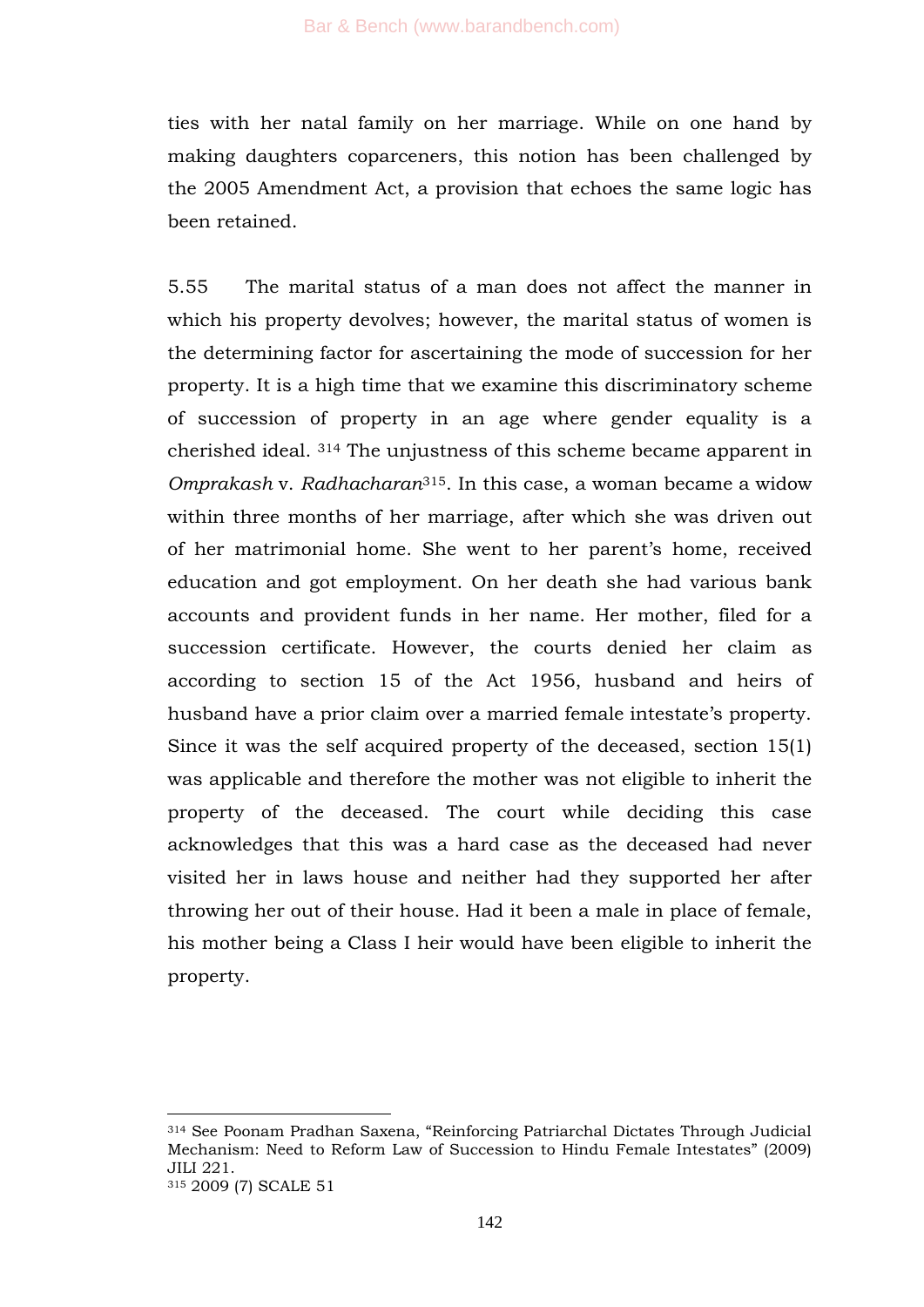ties with her natal family on her marriage. While on one hand by making daughters coparceners, this notion has been challenged by the 2005 Amendment Act, a provision that echoes the same logic has been retained.

5.55 The marital status of a man does not affect the manner in which his property devolves; however, the marital status of women is the determining factor for ascertaining the mode of succession for her property. It is a high time that we examine this discriminatory scheme of succession of property in an age where gender equality is a cherished ideal. [314] The unjustness of this scheme became apparent in *Omprakash* v. *Radhacharan*[315]. In this case, a woman became a widow within three months of her marriage, after which she was driven out of her matrimonial home. She went to her parent's home, received education and got employment. On her death she had various bank accounts and provident funds in her name. Her mother, filed for a succession certificate. However, the courts denied her claim as according to section 15 of the Act 1956, husband and heirs of husband have a prior claim over a married female intestate's property. Since it was the self acquired property of the deceased, section 15(1) was applicable and therefore the mother was not eligible to inherit the property of the deceased. The court while deciding this case acknowledges that this was a hard case as the deceased had never visited her in laws house and neither had they supported her after throwing her out of their house. Had it been a male in place of female, his mother being a Class I heir would have been eligible to inherit the property.

---

[314] See Poonam Pradhan Saxena, "Reinforcing Patriarchal Dictates Through Judicial Mechanism: Need to Reform Law of Succession to Hindu Female Intestates" (2009) JILI 221.

[315] 2009 (7) SCALE 51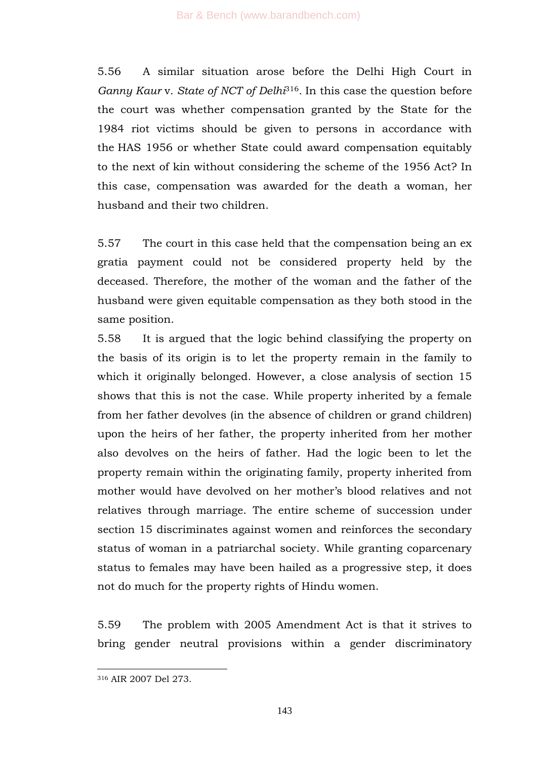5.56 A similar situation arose before the Delhi High Court in *Ganny Kaur* v. *State of NCT of Delhi*[316]. In this case the question before the court was whether compensation granted by the State for the 1984 riot victims should be given to persons in accordance with the HAS 1956 or whether State could award compensation equitably to the next of kin without considering the scheme of the 1956 Act? In this case, compensation was awarded for the death a woman, her husband and their two children.

5.57 The court in this case held that the compensation being an ex gratia payment could not be considered property held by the deceased. Therefore, the mother of the woman and the father of the husband were given equitable compensation as they both stood in the same position.

5.58 It is argued that the logic behind classifying the property on the basis of its origin is to let the property remain in the family to which it originally belonged. However, a close analysis of section 15 shows that this is not the case. While property inherited by a female from her father devolves (in the absence of children or grand children) upon the heirs of her father, the property inherited from her mother also devolves on the heirs of father. Had the logic been to let the property remain within the originating family, property inherited from mother would have devolved on her mother's blood relatives and not relatives through marriage. The entire scheme of succession under section 15 discriminates against women and reinforces the secondary status of woman in a patriarchal society. While granting coparcenary status to females may have been hailed as a progressive step, it does not do much for the property rights of Hindu women.

5.59 The problem with 2005 Amendment Act is that it strives to bring gender neutral provisions within a gender discriminatory

---

[316] AIR 2007 Del 273.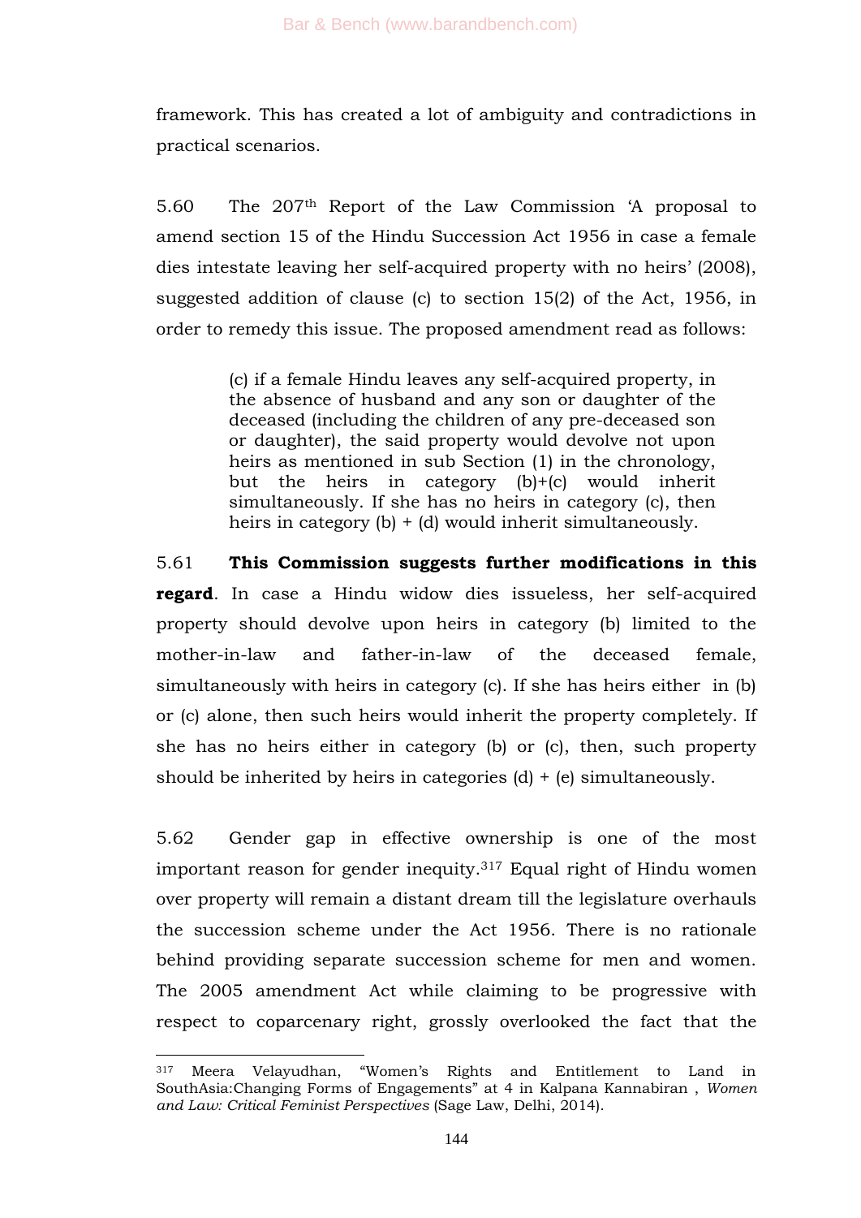framework. This has created a lot of ambiguity and contradictions in practical scenarios.

5.60 The 207th Report of the Law Commission 'A proposal to amend section 15 of the Hindu Succession Act 1956 in case a female dies intestate leaving her self-acquired property with no heirs' (2008), suggested addition of clause (c) to section 15(2) of the Act, 1956, in order to remedy this issue. The proposed amendment read as follows:

> (c) if a female Hindu leaves any self-acquired property, in the absence of husband and any son or daughter of the deceased (including the children of any pre-deceased son or daughter), the said property would devolve not upon heirs as mentioned in sub Section (1) in the chronology, but the heirs in category (b)+(c) would inherit simultaneously. If she has no heirs in category (c), then heirs in category (b) + (d) would inherit simultaneously.

5.61 **This Commission suggests further modifications in this regard**. In case a Hindu widow dies issueless, her self-acquired property should devolve upon heirs in category (b) limited to the mother-in-law and father-in-law of the deceased female, simultaneously with heirs in category (c). If she has heirs either in (b) or (c) alone, then such heirs would inherit the property completely. If she has no heirs either in category (b) or (c), then, such property should be inherited by heirs in categories (d) + (e) simultaneously.

5.62 Gender gap in effective ownership is one of the most important reason for gender inequity.[317] Equal right of Hindu women over property will remain a distant dream till the legislature overhauls the succession scheme under the Act 1956. There is no rationale behind providing separate succession scheme for men and women. The 2005 amendment Act while claiming to be progressive with respect to coparcenary right, grossly overlooked the fact that the

---

[317] Meera Velayudhan, "Women's Rights and Entitlement to Land in SouthAsia:Changing Forms of Engagements" at 4 in Kalpana Kannabiran , *Women and Law: Critical Feminist Perspectives* (Sage Law, Delhi, 2014).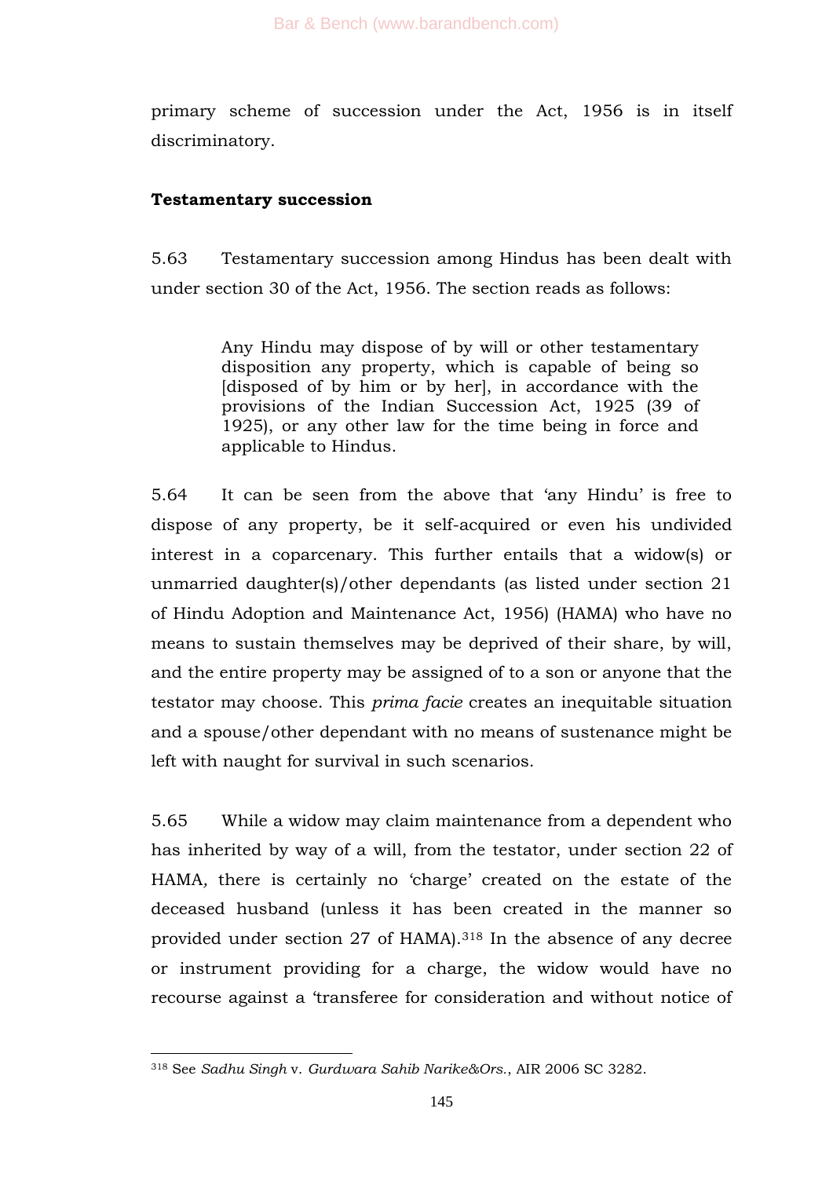primary scheme of succession under the Act, 1956 is in itself discriminatory.

**Testamentary succession**

5.63 Testamentary succession among Hindus has been dealt with under section 30 of the Act, 1956. The section reads as follows:

> Any Hindu may dispose of by will or other testamentary disposition any property, which is capable of being so [disposed of by him or by her], in accordance with the provisions of the Indian Succession Act, 1925 (39 of 1925), or any other law for the time being in force and applicable to Hindus.

5.64 It can be seen from the above that 'any Hindu' is free to dispose of any property, be it self-acquired or even his undivided interest in a coparcenary. This further entails that a widow(s) or unmarried daughter(s)/other dependants (as listed under section 21 of Hindu Adoption and Maintenance Act, 1956) (HAMA) who have no means to sustain themselves may be deprived of their share, by will, and the entire property may be assigned of to a son or anyone that the testator may choose. This *prima facie* creates an inequitable situation and a spouse/other dependant with no means of sustenance might be left with naught for survival in such scenarios.

5.65 While a widow may claim maintenance from a dependent who has inherited by way of a will, from the testator, under section 22 of HAMA, there is certainly no 'charge' created on the estate of the deceased husband (unless it has been created in the manner so provided under section 27 of HAMA).[318] In the absence of any decree or instrument providing for a charge, the widow would have no recourse against a 'transferee for consideration and without notice of

[318] See *Sadhu Singh* v. *Gurdwara Sahib Narike&Ors.*, AIR 2006 SC 3282.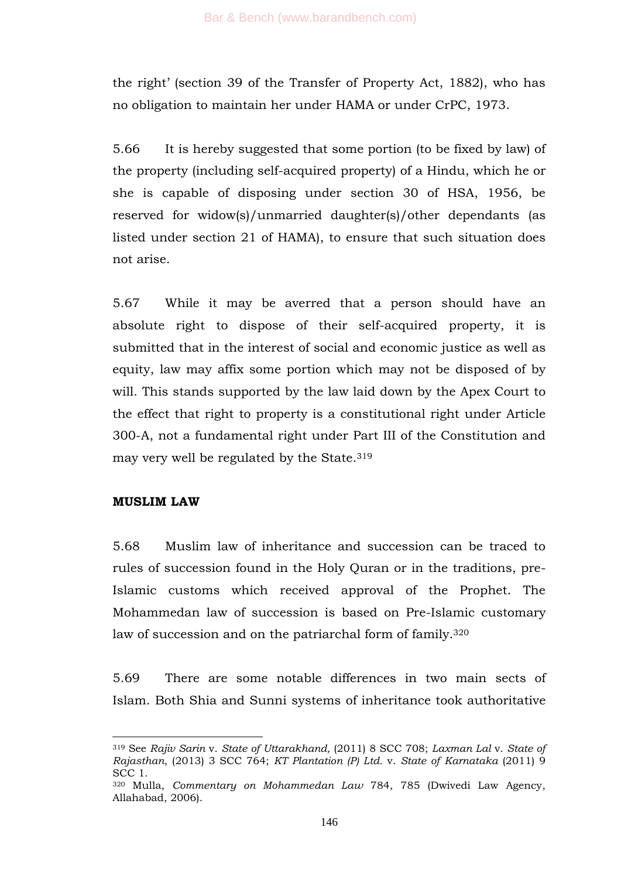the right' (section 39 of the Transfer of Property Act, 1882), who has no obligation to maintain her under HAMA or under CrPC, 1973.

5.66 It is hereby suggested that some portion (to be fixed by law) of the property (including self-acquired property) of a Hindu, which he or she is capable of disposing under section 30 of HSA, 1956, be reserved for widow(s)/unmarried daughter(s)/other dependants (as listed under section 21 of HAMA), to ensure that such situation does not arise.

5.67 While it may be averred that a person should have an absolute right to dispose of their self-acquired property, it is submitted that in the interest of social and economic justice as well as equity, law may affix some portion which may not be disposed of by will. This stands supported by the law laid down by the Apex Court to the effect that right to property is a constitutional right under Article 300-A, not a fundamental right under Part III of the Constitution and may very well be regulated by the State.[319]

**MUSLIM LAW**

5.68 Muslim law of inheritance and succession can be traced to rules of succession found in the Holy Quran or in the traditions, pre-Islamic customs which received approval of the Prophet. The Mohammedan law of succession is based on Pre-Islamic customary law of succession and on the patriarchal form of family.[320]

5.69 There are some notable differences in two main sects of Islam. Both Shia and Sunni systems of inheritance took authoritative

---

[319] See *Rajiv Sarin* v. *State of Uttarakhand,* (2011) 8 SCC 708; *Laxman Lal* v. *State of Rajasthan*, (2013) 3 SCC 764; *KT Plantation (P) Ltd.* v. *State of Karnataka* (2011) 9 SCC 1.

[320] Mulla, *Commentary on Mohammedan Law* 784, 785 (Dwivedi Law Agency, Allahabad, 2006).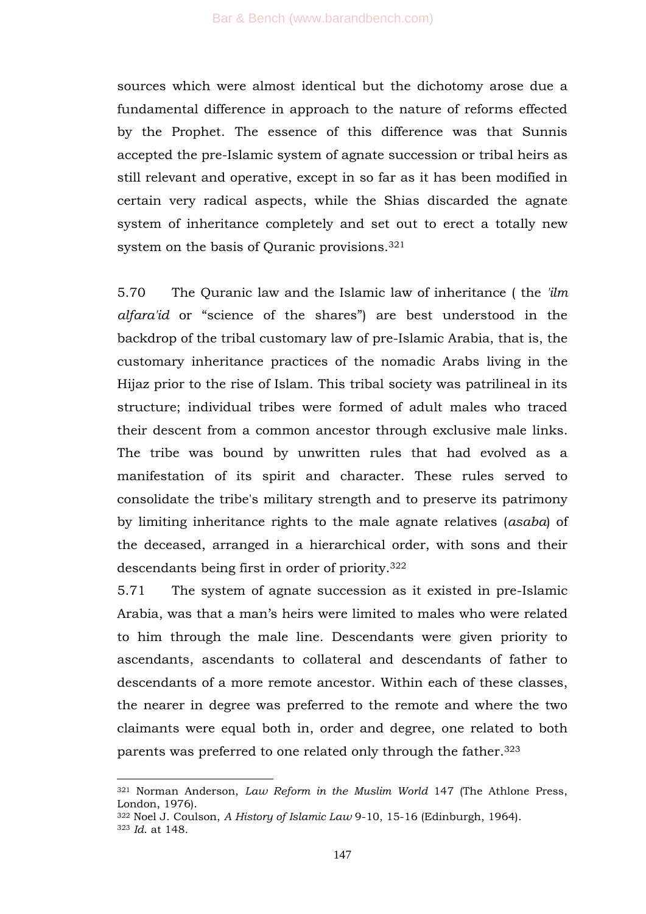sources which were almost identical but the dichotomy arose due a fundamental difference in approach to the nature of reforms effected by the Prophet. The essence of this difference was that Sunnis accepted the pre-Islamic system of agnate succession or tribal heirs as still relevant and operative, except in so far as it has been modified in certain very radical aspects, while the Shias discarded the agnate system of inheritance completely and set out to erect a totally new system on the basis of Quranic provisions.[321]

5.70 The Quranic law and the Islamic law of inheritance ( the *'ilm alfara'id* or "science of the shares") are best understood in the backdrop of the tribal customary law of pre-Islamic Arabia, that is, the customary inheritance practices of the nomadic Arabs living in the Hijaz prior to the rise of Islam. This tribal society was patrilineal in its structure; individual tribes were formed of adult males who traced their descent from a common ancestor through exclusive male links. The tribe was bound by unwritten rules that had evolved as a manifestation of its spirit and character. These rules served to consolidate the tribe's military strength and to preserve its patrimony by limiting inheritance rights to the male agnate relatives (*asaba*) of the deceased, arranged in a hierarchical order, with sons and their descendants being first in order of priority.[322]

5.71 The system of agnate succession as it existed in pre-Islamic Arabia, was that a man's heirs were limited to males who were related to him through the male line. Descendants were given priority to ascendants, ascendants to collateral and descendants of father to descendants of a more remote ancestor. Within each of these classes, the nearer in degree was preferred to the remote and where the two claimants were equal both in, order and degree, one related to both parents was preferred to one related only through the father.[323]

---

[321] Norman Anderson, *Law Reform in the Muslim World* 147 (The Athlone Press, London, 1976).

[322] Noel J. Coulson, *A History of Islamic Law* 9-10, 15-16 (Edinburgh, 1964).

[323] *Id.* at 148.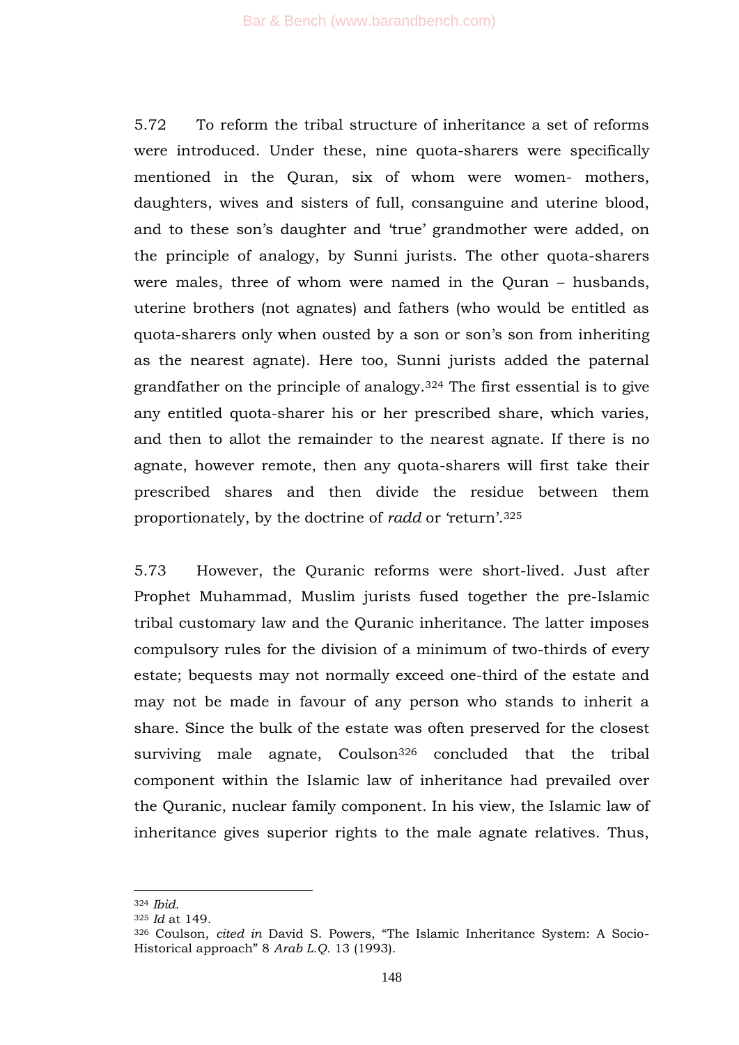5.72 To reform the tribal structure of inheritance a set of reforms were introduced. Under these, nine quota-sharers were specifically mentioned in the Quran, six of whom were women- mothers, daughters, wives and sisters of full, consanguine and uterine blood, and to these son's daughter and 'true' grandmother were added, on the principle of analogy, by Sunni jurists. The other quota-sharers were males, three of whom were named in the Quran – husbands, uterine brothers (not agnates) and fathers (who would be entitled as quota-sharers only when ousted by a son or son's son from inheriting as the nearest agnate). Here too, Sunni jurists added the paternal grandfather on the principle of analogy.[324] The first essential is to give any entitled quota-sharer his or her prescribed share, which varies, and then to allot the remainder to the nearest agnate. If there is no agnate, however remote, then any quota-sharers will first take their prescribed shares and then divide the residue between them proportionately, by the doctrine of *radd* or 'return'.[325]

5.73 However, the Quranic reforms were short-lived. Just after Prophet Muhammad, Muslim jurists fused together the pre-Islamic tribal customary law and the Quranic inheritance. The latter imposes compulsory rules for the division of a minimum of two-thirds of every estate; bequests may not normally exceed one-third of the estate and may not be made in favour of any person who stands to inherit a share. Since the bulk of the estate was often preserved for the closest surviving male agnate, Coulson[326] concluded that the tribal component within the Islamic law of inheritance had prevailed over the Quranic, nuclear family component. In his view, the Islamic law of inheritance gives superior rights to the male agnate relatives. Thus,

---

[324] *Ibid.*

[325] *Id* at 149.

[326] Coulson, *cited in* David S. Powers, "The Islamic Inheritance System: A Socio-Historical approach" 8 *Arab L.Q.* 13 (1993).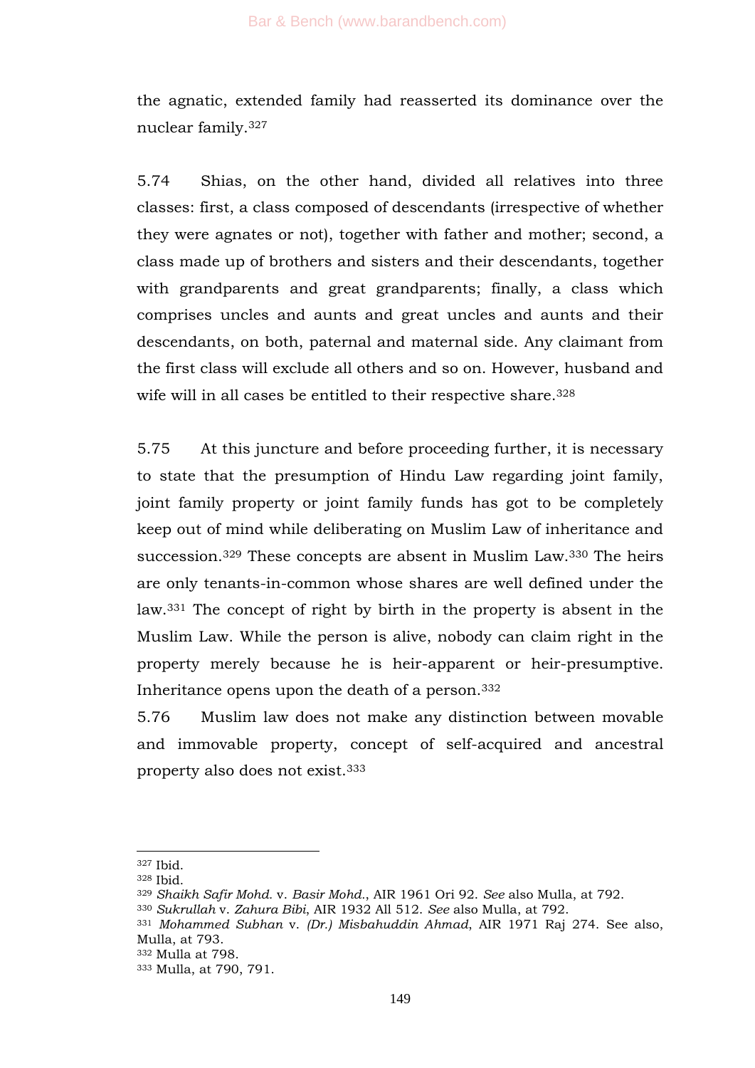the agnatic, extended family had reasserted its dominance over the nuclear family.[327]

5.74 Shias, on the other hand, divided all relatives into three classes: first, a class composed of descendants (irrespective of whether they were agnates or not), together with father and mother; second, a class made up of brothers and sisters and their descendants, together with grandparents and great grandparents; finally, a class which comprises uncles and aunts and great uncles and aunts and their descendants, on both, paternal and maternal side. Any claimant from the first class will exclude all others and so on. However, husband and wife will in all cases be entitled to their respective share.[328]

5.75 At this juncture and before proceeding further, it is necessary to state that the presumption of Hindu Law regarding joint family, joint family property or joint family funds has got to be completely keep out of mind while deliberating on Muslim Law of inheritance and succession.[329] These concepts are absent in Muslim Law.[330] The heirs are only tenants-in-common whose shares are well defined under the law.[331] The concept of right by birth in the property is absent in the Muslim Law. While the person is alive, nobody can claim right in the property merely because he is heir-apparent or heir-presumptive. Inheritance opens upon the death of a person.[332]

5.76 Muslim law does not make any distinction between movable and immovable property, concept of self-acquired and ancestral property also does not exist.[333]

---

[327] Ibid.

[328] Ibid.

[329] *Shaikh Safir Mohd.* v. *Basir Mohd.*, AIR 1961 Ori 92. *See* also Mulla, at 792.

[330] *Sukrullah* v. *Zahura Bibi*, AIR 1932 All 512. *See* also Mulla, at 792.

[331] *Mohammed Subhan* v. *(Dr.) Misbahuddin Ahmad*, AIR 1971 Raj 274. See also, Mulla, at 793.

[332] Mulla at 798.

[333] Mulla, at 790, 791.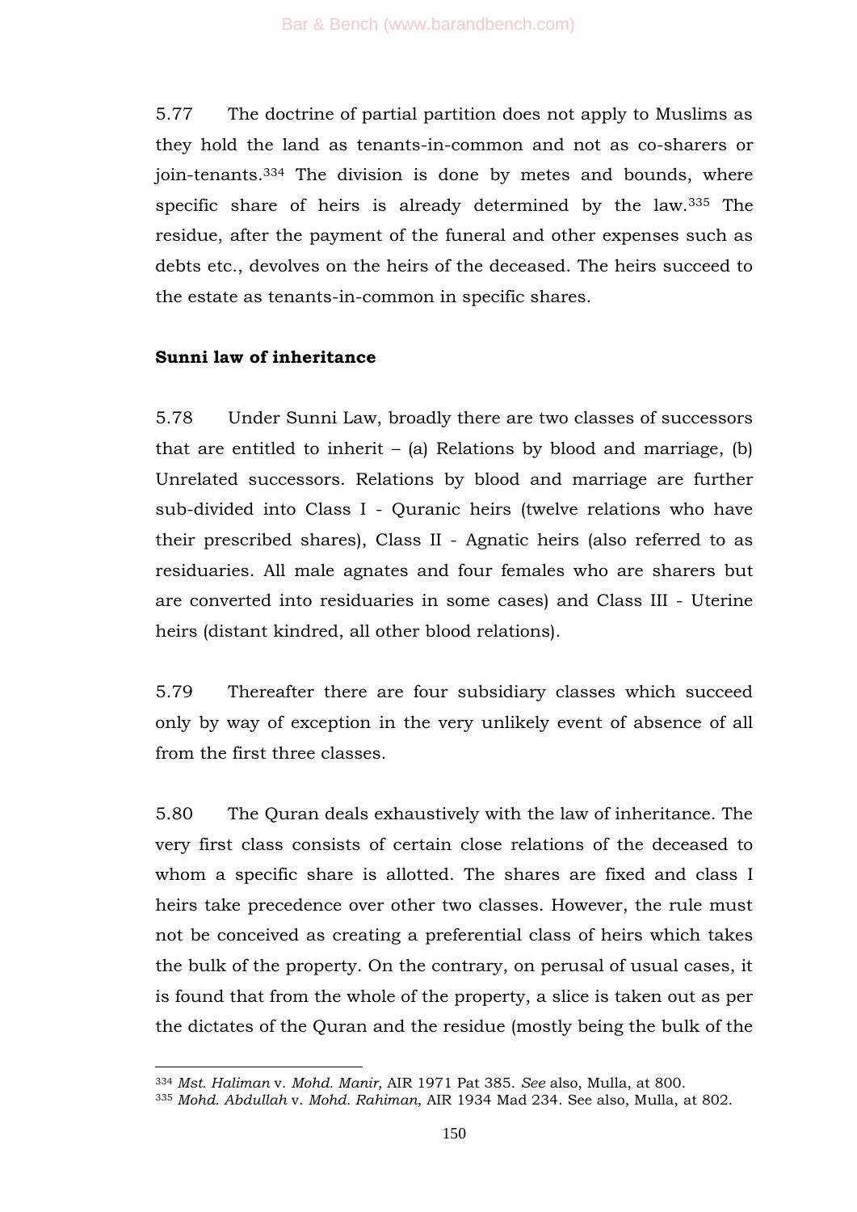5.77 The doctrine of partial partition does not apply to Muslims as they hold the land as tenants-in-common and not as co-sharers or join-tenants.[334] The division is done by metes and bounds, where specific share of heirs is already determined by the law.[335] The residue, after the payment of the funeral and other expenses such as debts etc., devolves on the heirs of the deceased. The heirs succeed to the estate as tenants-in-common in specific shares.

**Sunni law of inheritance**

5.78 Under Sunni Law, broadly there are two classes of successors that are entitled to inherit – (a) Relations by blood and marriage, (b) Unrelated successors. Relations by blood and marriage are further sub-divided into Class I - Quranic heirs (twelve relations who have their prescribed shares), Class II - Agnatic heirs (also referred to as residuaries. All male agnates and four females who are sharers but are converted into residuaries in some cases) and Class III - Uterine heirs (distant kindred, all other blood relations).

5.79 Thereafter there are four subsidiary classes which succeed only by way of exception in the very unlikely event of absence of all from the first three classes.

5.80 The Quran deals exhaustively with the law of inheritance. The very first class consists of certain close relations of the deceased to whom a specific share is allotted. The shares are fixed and class I heirs take precedence over other two classes. However, the rule must not be conceived as creating a preferential class of heirs which takes the bulk of the property. On the contrary, on perusal of usual cases, it is found that from the whole of the property, a slice is taken out as per the dictates of the Quran and the residue (mostly being the bulk of the

---

[334] *Mst. Haliman* v. *Mohd. Manir*, AIR 1971 Pat 385. *See* also, Mulla, at 800.

[335] *Mohd. Abdullah* v. *Mohd. Rahiman,* AIR 1934 Mad 234. See also, Mulla, at 802.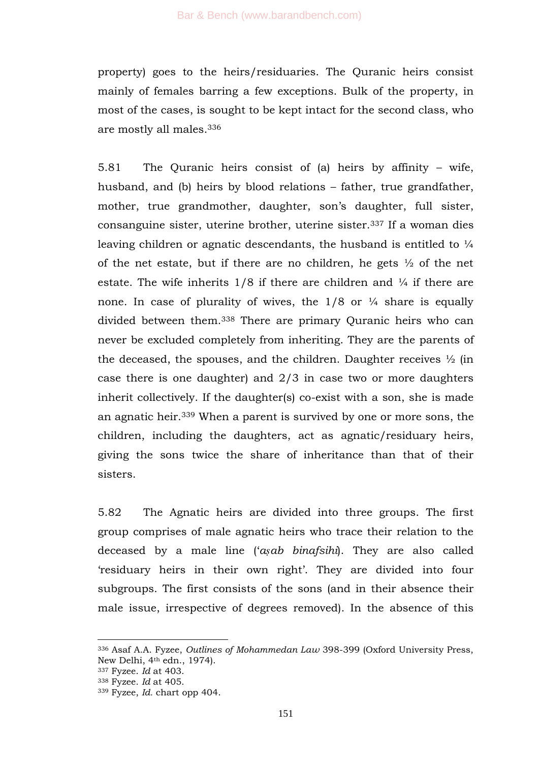property) goes to the heirs/residuaries. The Quranic heirs consist mainly of females barring a few exceptions. Bulk of the property, in most of the cases, is sought to be kept intact for the second class, who are mostly all males.[336]

5.81 The Quranic heirs consist of (a) heirs by affinity – wife, husband, and (b) heirs by blood relations – father, true grandfather, mother, true grandmother, daughter, son's daughter, full sister, consanguine sister, uterine brother, uterine sister.[337] If a woman dies leaving children or agnatic descendants, the husband is entitled to ¼ of the net estate, but if there are no children, he gets ½ of the net estate. The wife inherits 1/8 if there are children and ¼ if there are none. In case of plurality of wives, the 1/8 or ¼ share is equally divided between them.[338] There are primary Quranic heirs who can never be excluded completely from inheriting. They are the parents of the deceased, the spouses, and the children. Daughter receives ½ (in case there is one daughter) and 2/3 in case two or more daughters inherit collectively. If the daughter(s) co-exist with a son, she is made an agnatic heir.[339] When a parent is survived by one or more sons, the children, including the daughters, act as agnatic/residuary heirs, giving the sons twice the share of inheritance than that of their sisters.

5.82 The Agnatic heirs are divided into three groups. The first group comprises of male agnatic heirs who trace their relation to the deceased by a male line (*'aṣab binafsihi*). They are also called 'residuary heirs in their own right'. They are divided into four subgroups. The first consists of the sons (and in their absence their male issue, irrespective of degrees removed). In the absence of this

---

[336] Asaf A.A. Fyzee, *Outlines of Mohammedan Law* 398-399 (Oxford University Press, New Delhi, 4th edn., 1974).

[337] Fyzee. *Id* at 403.

[338] Fyzee. *Id* at 405.

[339] Fyzee, *Id.* chart opp 404.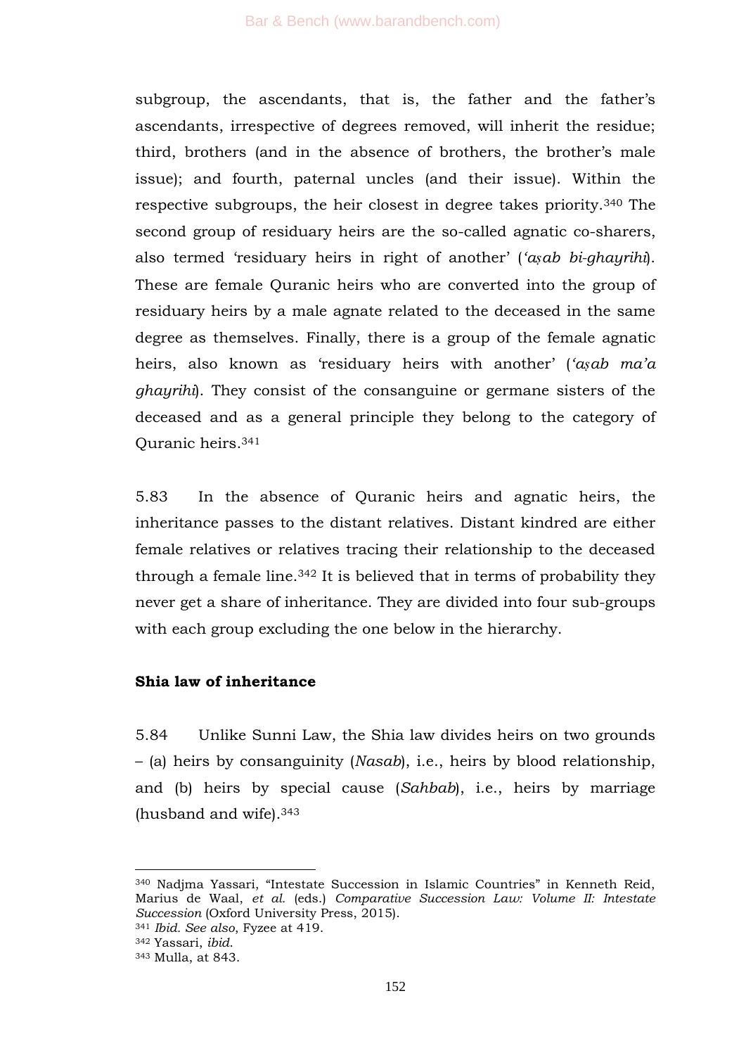subgroup, the ascendants, that is, the father and the father's ascendants, irrespective of degrees removed, will inherit the residue; third, brothers (and in the absence of brothers, the brother's male issue); and fourth, paternal uncles (and their issue). Within the respective subgroups, the heir closest in degree takes priority.[340] The second group of residuary heirs are the so-called agnatic co-sharers, also termed 'residuary heirs in right of another' (*'aṣab bi-ghayrihi*). These are female Quranic heirs who are converted into the group of residuary heirs by a male agnate related to the deceased in the same degree as themselves. Finally, there is a group of the female agnatic heirs, also known as 'residuary heirs with another' (*'aṣab ma'a ghayrihi*). They consist of the consanguine or germane sisters of the deceased and as a general principle they belong to the category of Quranic heirs.[341]

5.83 In the absence of Quranic heirs and agnatic heirs, the inheritance passes to the distant relatives. Distant kindred are either female relatives or relatives tracing their relationship to the deceased through a female line.[342] It is believed that in terms of probability they never get a share of inheritance. They are divided into four sub-groups with each group excluding the one below in the hierarchy.

**Shia law of inheritance**

5.84 Unlike Sunni Law, the Shia law divides heirs on two grounds – (a) heirs by consanguinity (*Nasab*), i.e., heirs by blood relationship, and (b) heirs by special cause (*Sahbab*), i.e., heirs by marriage (husband and wife).[343]

---

[340] Nadjma Yassari, "Intestate Succession in Islamic Countries" in Kenneth Reid, Marius de Waal, *et al.* (eds.) *Comparative Succession Law: Volume II: Intestate Succession* (Oxford University Press, 2015).

[341] *Ibid. See also*, Fyzee at 419.

[342] Yassari, *ibid.*

[343] Mulla, at 843.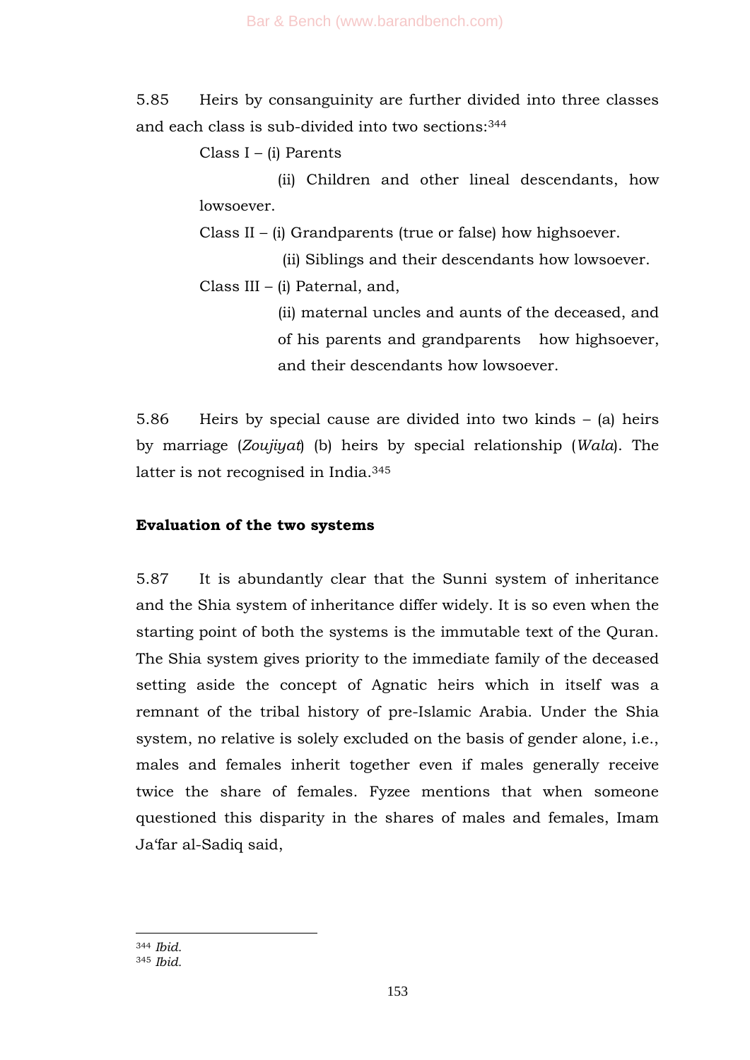5.85 Heirs by consanguinity are further divided into three classes and each class is sub-divided into two sections:[344]

Class I – (i) Parents

(ii) Children and other lineal descendants, how lowsoever.

Class II – (i) Grandparents (true or false) how highsoever.

(ii) Siblings and their descendants how lowsoever.

Class III – (i) Paternal, and,

(ii) maternal uncles and aunts of the deceased, and of his parents and grandparents how highsoever, and their descendants how lowsoever.

5.86 Heirs by special cause are divided into two kinds – (a) heirs by marriage (*Zoujiyat*) (b) heirs by special relationship (*Wala*). The latter is not recognised in India.[345]

**Evaluation of the two systems**

5.87 It is abundantly clear that the Sunni system of inheritance and the Shia system of inheritance differ widely. It is so even when the starting point of both the systems is the immutable text of the Quran. The Shia system gives priority to the immediate family of the deceased setting aside the concept of Agnatic heirs which in itself was a remnant of the tribal history of pre-Islamic Arabia. Under the Shia system, no relative is solely excluded on the basis of gender alone, i.e., males and females inherit together even if males generally receive twice the share of females. Fyzee mentions that when someone questioned this disparity in the shares of males and females, Imam Ja'far al-Sadiq said,

---

[344] *Ibid.*

[345] *Ibid.*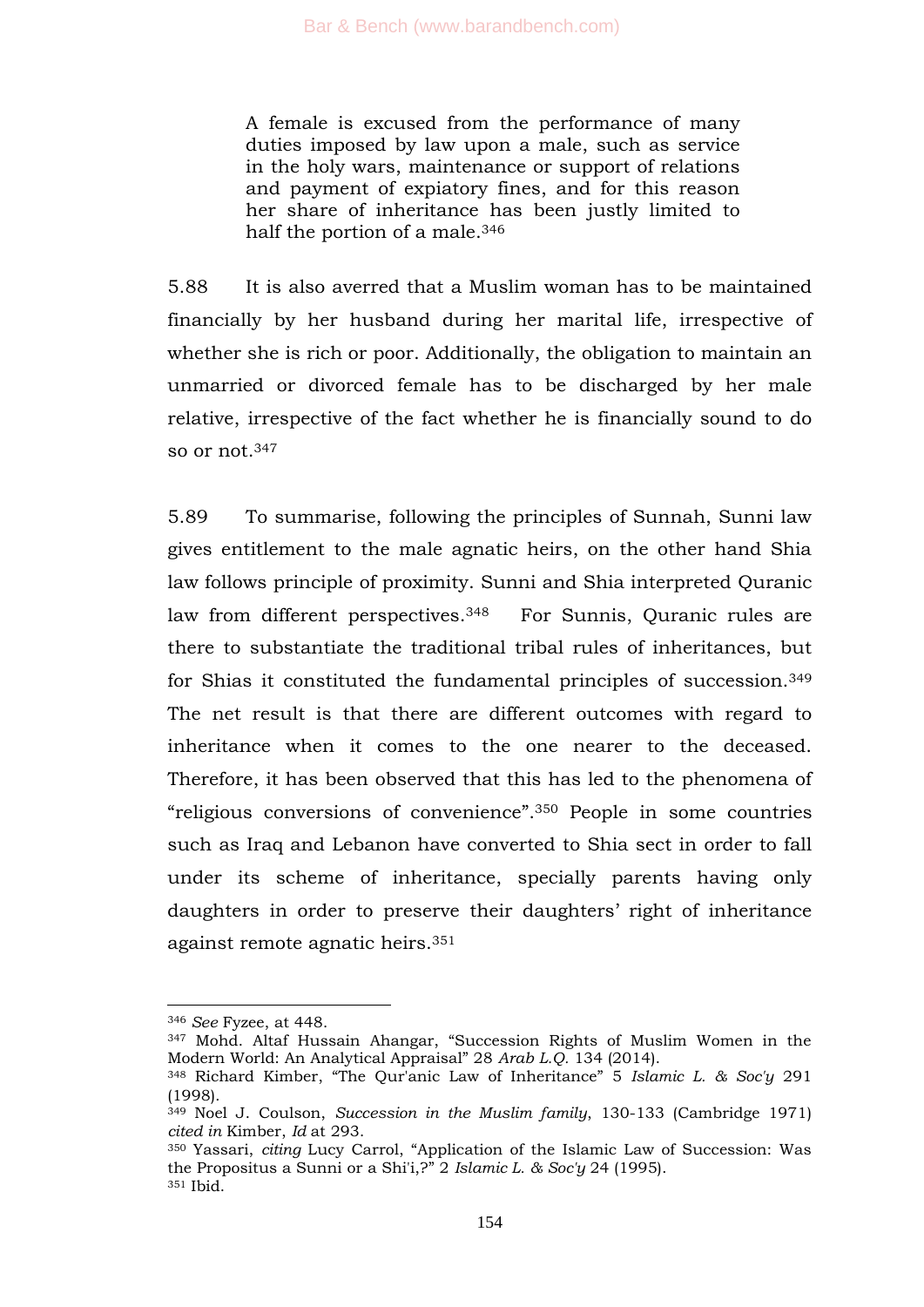> A female is excused from the performance of many duties imposed by law upon a male, such as service in the holy wars, maintenance or support of relations and payment of expiatory fines, and for this reason her share of inheritance has been justly limited to half the portion of a male.[346]

5.88 It is also averred that a Muslim woman has to be maintained financially by her husband during her marital life, irrespective of whether she is rich or poor. Additionally, the obligation to maintain an unmarried or divorced female has to be discharged by her male relative, irrespective of the fact whether he is financially sound to do so or not.[347]

5.89 To summarise, following the principles of Sunnah, Sunni law gives entitlement to the male agnatic heirs, on the other hand Shia law follows principle of proximity. Sunni and Shia interpreted Quranic law from different perspectives.[348] For Sunnis, Quranic rules are there to substantiate the traditional tribal rules of inheritances, but for Shias it constituted the fundamental principles of succession.[349] The net result is that there are different outcomes with regard to inheritance when it comes to the one nearer to the deceased. Therefore, it has been observed that this has led to the phenomena of "religious conversions of convenience".[350] People in some countries such as Iraq and Lebanon have converted to Shia sect in order to fall under its scheme of inheritance, specially parents having only daughters in order to preserve their daughters' right of inheritance against remote agnatic heirs.[351]

---

[346] *See* Fyzee, at 448.

[347] Mohd. Altaf Hussain Ahangar, "Succession Rights of Muslim Women in the Modern World: An Analytical Appraisal" 28 *Arab L.Q.* 134 (2014).

[348] Richard Kimber, "The Qur'anic Law of Inheritance" 5 *Islamic L. & Soc'y* 291 (1998).

[349] Noel J. Coulson, *Succession in the Muslim family*, 130-133 (Cambridge 1971) *cited in* Kimber, *Id* at 293.

[350] Yassari, *citing* Lucy Carrol, "Application of the Islamic Law of Succession: Was the Propositus a Sunni or a Shi'i,?" 2 *Islamic L. & Soc'y* 24 (1995).

[351] Ibid.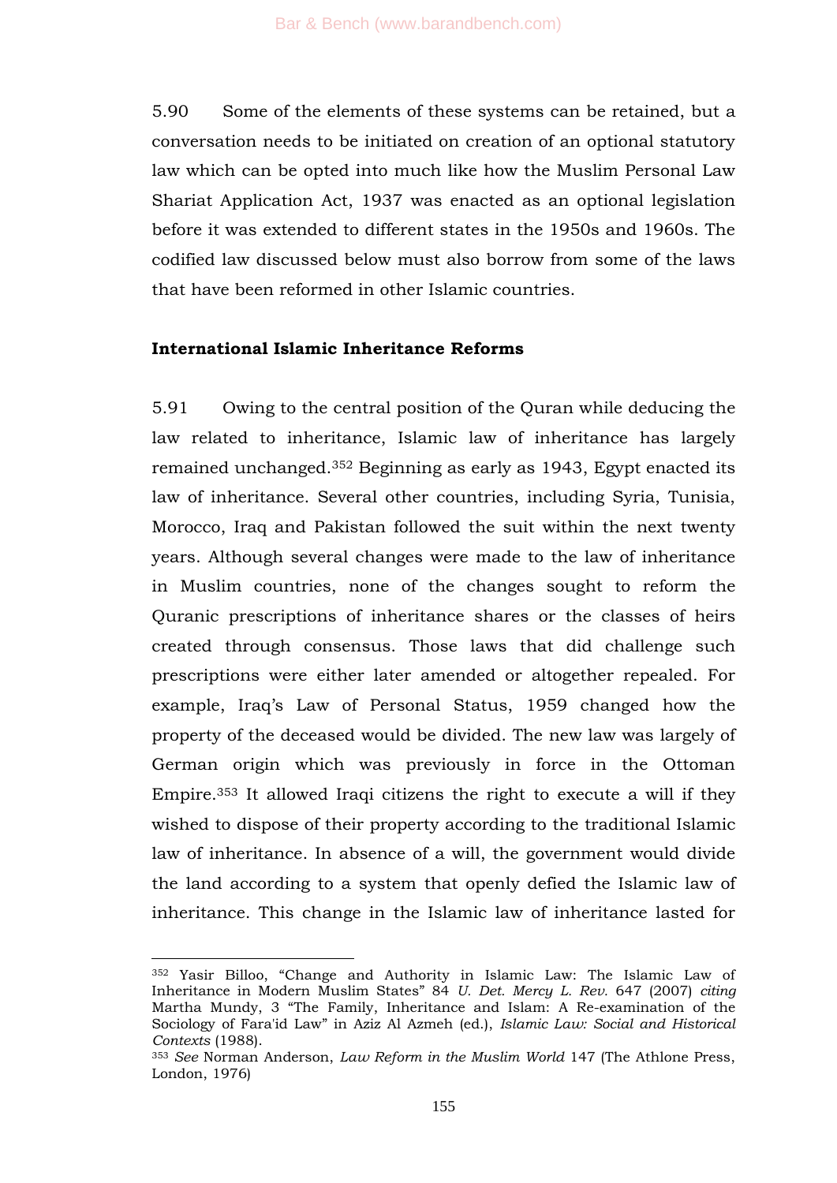5.90 Some of the elements of these systems can be retained, but a conversation needs to be initiated on creation of an optional statutory law which can be opted into much like how the Muslim Personal Law Shariat Application Act, 1937 was enacted as an optional legislation before it was extended to different states in the 1950s and 1960s. The codified law discussed below must also borrow from some of the laws that have been reformed in other Islamic countries.

**International Islamic Inheritance Reforms**

5.91 Owing to the central position of the Quran while deducing the law related to inheritance, Islamic law of inheritance has largely remained unchanged.[352] Beginning as early as 1943, Egypt enacted its law of inheritance. Several other countries, including Syria, Tunisia, Morocco, Iraq and Pakistan followed the suit within the next twenty years. Although several changes were made to the law of inheritance in Muslim countries, none of the changes sought to reform the Quranic prescriptions of inheritance shares or the classes of heirs created through consensus. Those laws that did challenge such prescriptions were either later amended or altogether repealed. For example, Iraq's Law of Personal Status, 1959 changed how the property of the deceased would be divided. The new law was largely of German origin which was previously in force in the Ottoman Empire.[353] It allowed Iraqi citizens the right to execute a will if they wished to dispose of their property according to the traditional Islamic law of inheritance. In absence of a will, the government would divide the land according to a system that openly defied the Islamic law of inheritance. This change in the Islamic law of inheritance lasted for

---

[352] Yasir Billoo, "Change and Authority in Islamic Law: The Islamic Law of Inheritance in Modern Muslim States" 84 *U. Det. Mercy L. Rev.* 647 (2007) *citing* Martha Mundy, 3 "The Family, Inheritance and Islam: A Re-examination of the Sociology of Fara'id Law" in Aziz Al Azmeh (ed.), *Islamic Law: Social and Historical Contexts* (1988).

[353] *See* Norman Anderson, *Law Reform in the Muslim World* 147 (The Athlone Press, London, 1976)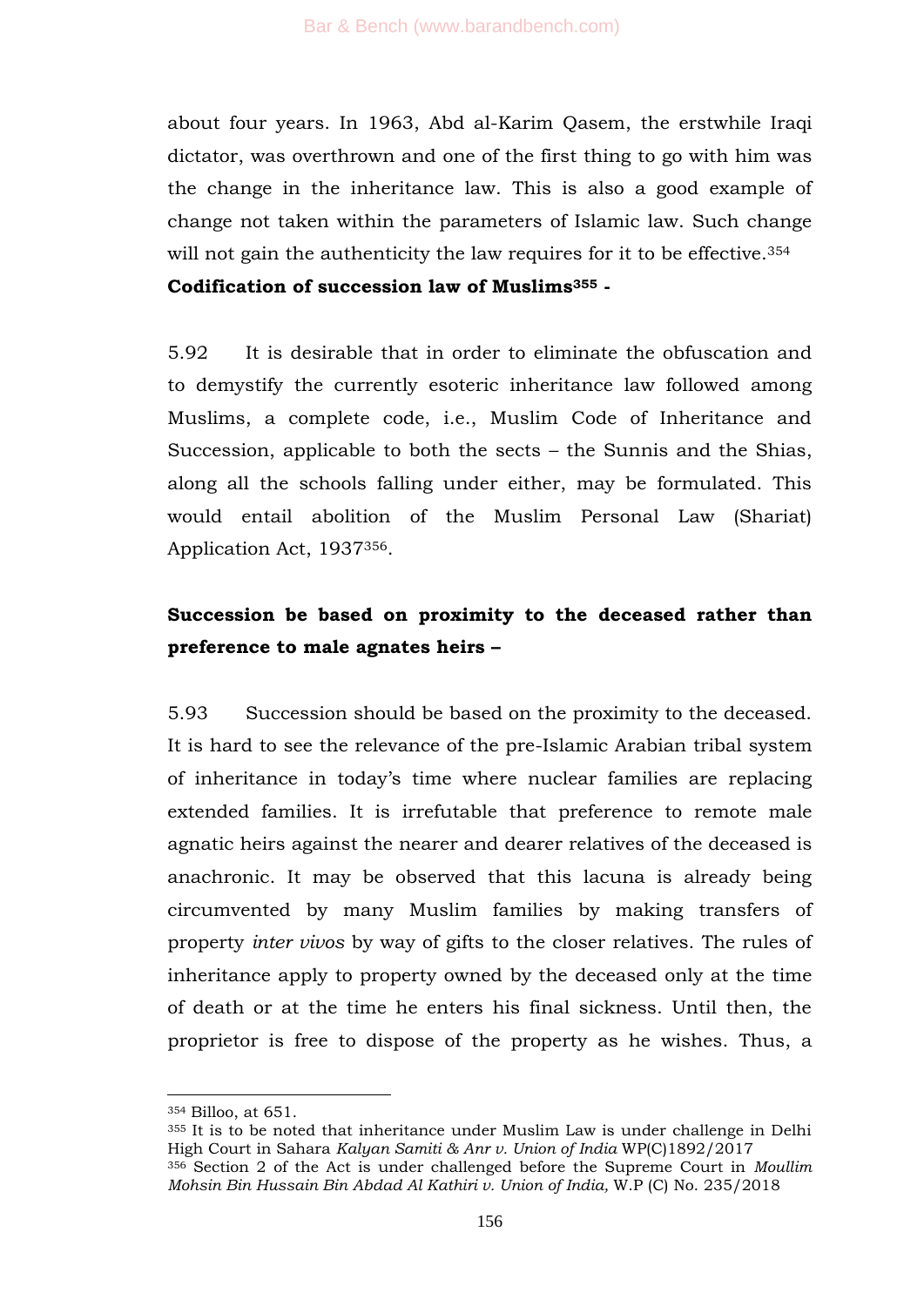about four years. In 1963, Abd al-Karim Qasem, the erstwhile Iraqi dictator, was overthrown and one of the first thing to go with him was the change in the inheritance law. This is also a good example of change not taken within the parameters of Islamic law. Such change will not gain the authenticity the law requires for it to be effective.[354]

**Codification of succession law of Muslims[355] -**

5.92 It is desirable that in order to eliminate the obfuscation and to demystify the currently esoteric inheritance law followed among Muslims, a complete code, i.e., Muslim Code of Inheritance and Succession, applicable to both the sects – the Sunnis and the Shias, along all the schools falling under either, may be formulated. This would entail abolition of the Muslim Personal Law (Shariat) Application Act, 1937[356].

**Succession be based on proximity to the deceased rather than preference to male agnates heirs –**

5.93 Succession should be based on the proximity to the deceased. It is hard to see the relevance of the pre-Islamic Arabian tribal system of inheritance in today's time where nuclear families are replacing extended families. It is irrefutable that preference to remote male agnatic heirs against the nearer and dearer relatives of the deceased is anachronic. It may be observed that this lacuna is already being circumvented by many Muslim families by making transfers of property *inter vivos* by way of gifts to the closer relatives. The rules of inheritance apply to property owned by the deceased only at the time of death or at the time he enters his final sickness. Until then, the proprietor is free to dispose of the property as he wishes. Thus, a

---

[354] Billoo, at 651.

[355] It is to be noted that inheritance under Muslim Law is under challenge in Delhi High Court in Sahara *Kalyan Samiti & Anr v. Union of India* WP(C)1892/2017

[356] Section 2 of the Act is under challenged before the Supreme Court in *Moullim Mohsin Bin Hussain Bin Abdad Al Kathiri v. Union of India,* W.P (C) No. 235/2018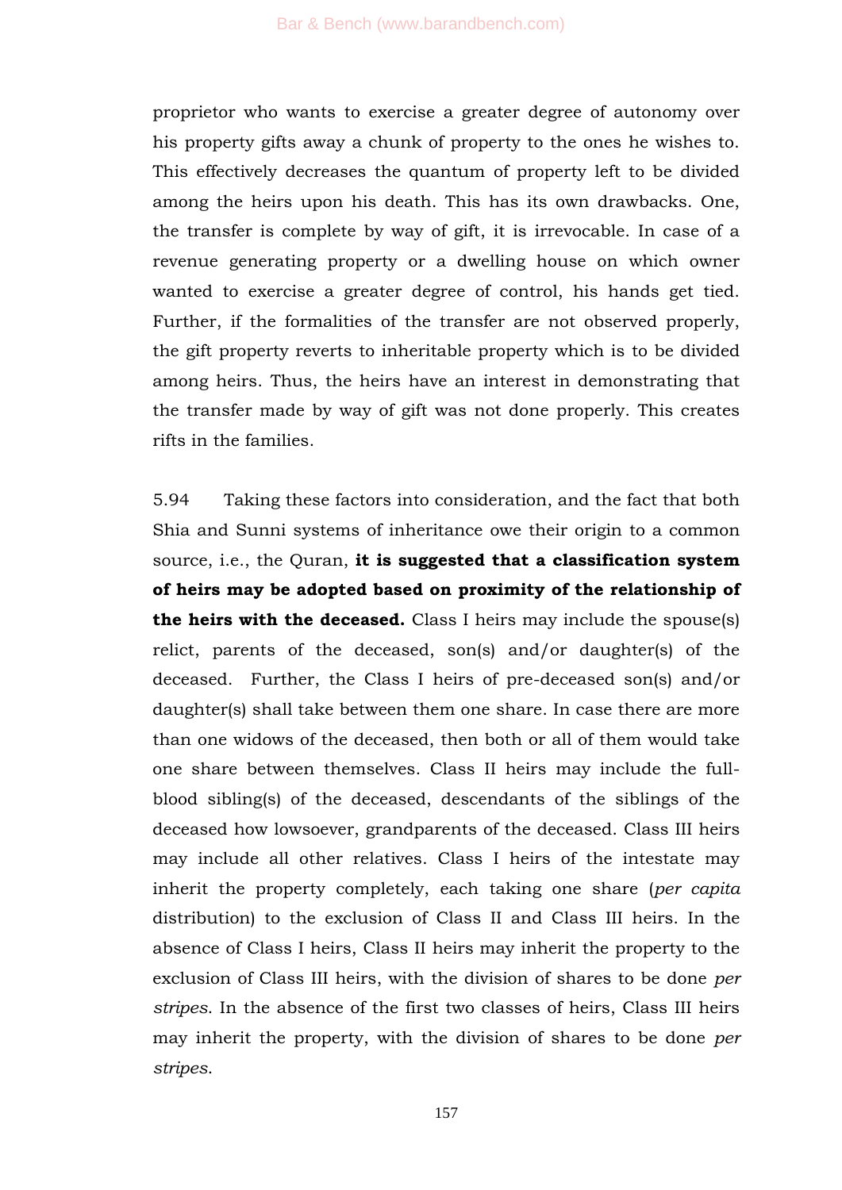proprietor who wants to exercise a greater degree of autonomy over his property gifts away a chunk of property to the ones he wishes to. This effectively decreases the quantum of property left to be divided among the heirs upon his death. This has its own drawbacks. One, the transfer is complete by way of gift, it is irrevocable. In case of a revenue generating property or a dwelling house on which owner wanted to exercise a greater degree of control, his hands get tied. Further, if the formalities of the transfer are not observed properly, the gift property reverts to inheritable property which is to be divided among heirs. Thus, the heirs have an interest in demonstrating that the transfer made by way of gift was not done properly. This creates rifts in the families.

5.94 Taking these factors into consideration, and the fact that both Shia and Sunni systems of inheritance owe their origin to a common source, i.e., the Quran, **it is suggested that a classification system of heirs may be adopted based on proximity of the relationship of the heirs with the deceased.** Class I heirs may include the spouse(s) relict, parents of the deceased, son(s) and/or daughter(s) of the deceased. Further, the Class I heirs of pre-deceased son(s) and/or daughter(s) shall take between them one share. In case there are more than one widows of the deceased, then both or all of them would take one share between themselves. Class II heirs may include the full-blood sibling(s) of the deceased, descendants of the siblings of the deceased how lowsoever, grandparents of the deceased. Class III heirs may include all other relatives. Class I heirs of the intestate may inherit the property completely, each taking one share (*per capita* distribution) to the exclusion of Class II and Class III heirs. In the absence of Class I heirs, Class II heirs may inherit the property to the exclusion of Class III heirs, with the division of shares to be done *per stripes*. In the absence of the first two classes of heirs, Class III heirs may inherit the property, with the division of shares to be done *per stripes*.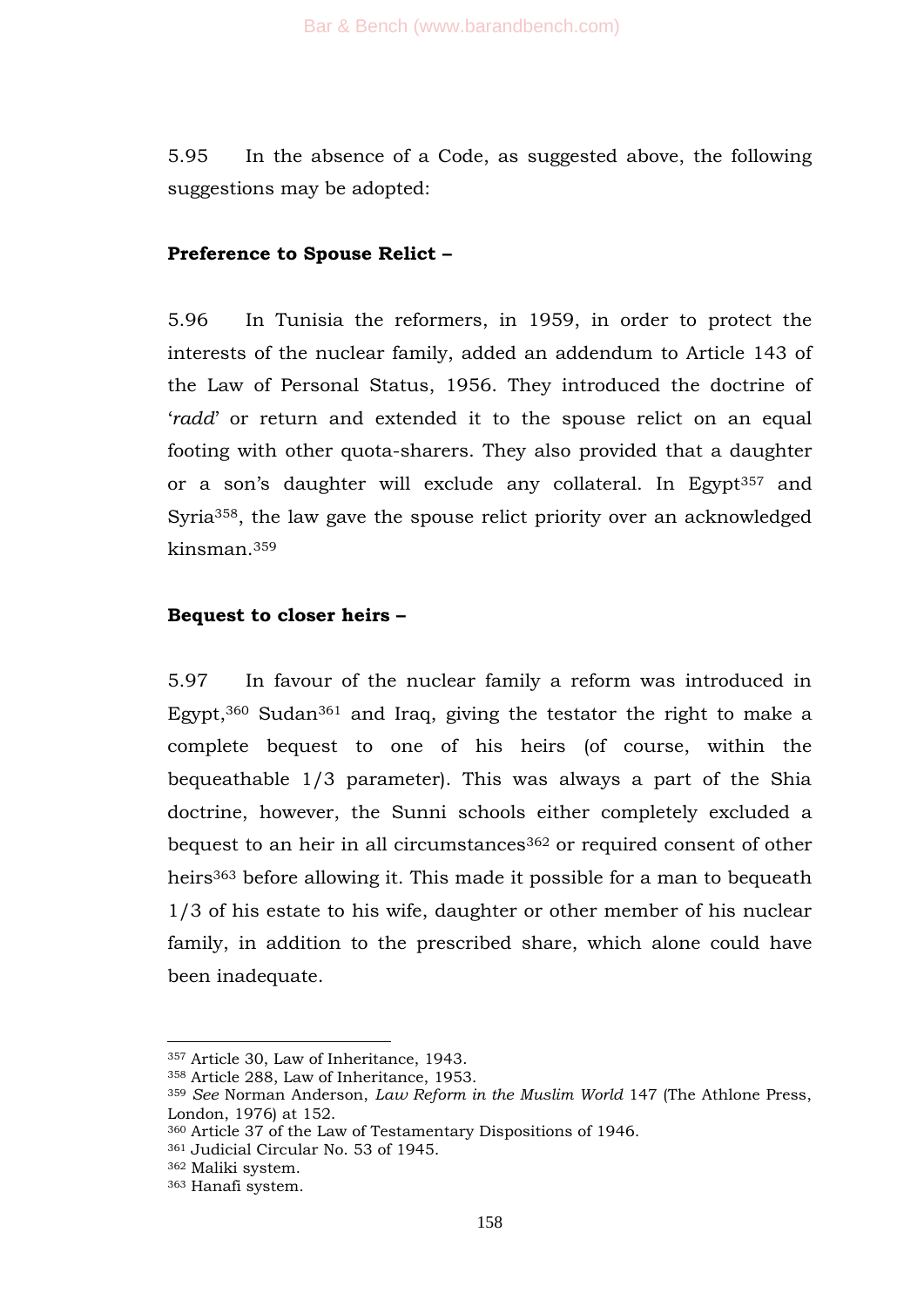5.95 In the absence of a Code, as suggested above, the following suggestions may be adopted:

**Preference to Spouse Relict –**

5.96 In Tunisia the reformers, in 1959, in order to protect the interests of the nuclear family, added an addendum to Article 143 of the Law of Personal Status, 1956. They introduced the doctrine of '*radd*' or return and extended it to the spouse relict on an equal footing with other quota-sharers. They also provided that a daughter or a son's daughter will exclude any collateral. In Egypt[357] and Syria[358], the law gave the spouse relict priority over an acknowledged kinsman.[359]

**Bequest to closer heirs –**

5.97 In favour of the nuclear family a reform was introduced in Egypt,[360] Sudan[361] and Iraq, giving the testator the right to make a complete bequest to one of his heirs (of course, within the bequeathable 1/3 parameter). This was always a part of the Shia doctrine, however, the Sunni schools either completely excluded a bequest to an heir in all circumstances[362] or required consent of other heirs[363] before allowing it. This made it possible for a man to bequeath 1/3 of his estate to his wife, daughter or other member of his nuclear family, in addition to the prescribed share, which alone could have been inadequate.

---

[357] Article 30, Law of Inheritance, 1943.

[358] Article 288, Law of Inheritance, 1953.

[359] *See* Norman Anderson, *Law Reform in the Muslim World* 147 (The Athlone Press, London, 1976) at 152.

[360] Article 37 of the Law of Testamentary Dispositions of 1946.

[361] Judicial Circular No. 53 of 1945.

[362] Maliki system.

[363] Hanafi system.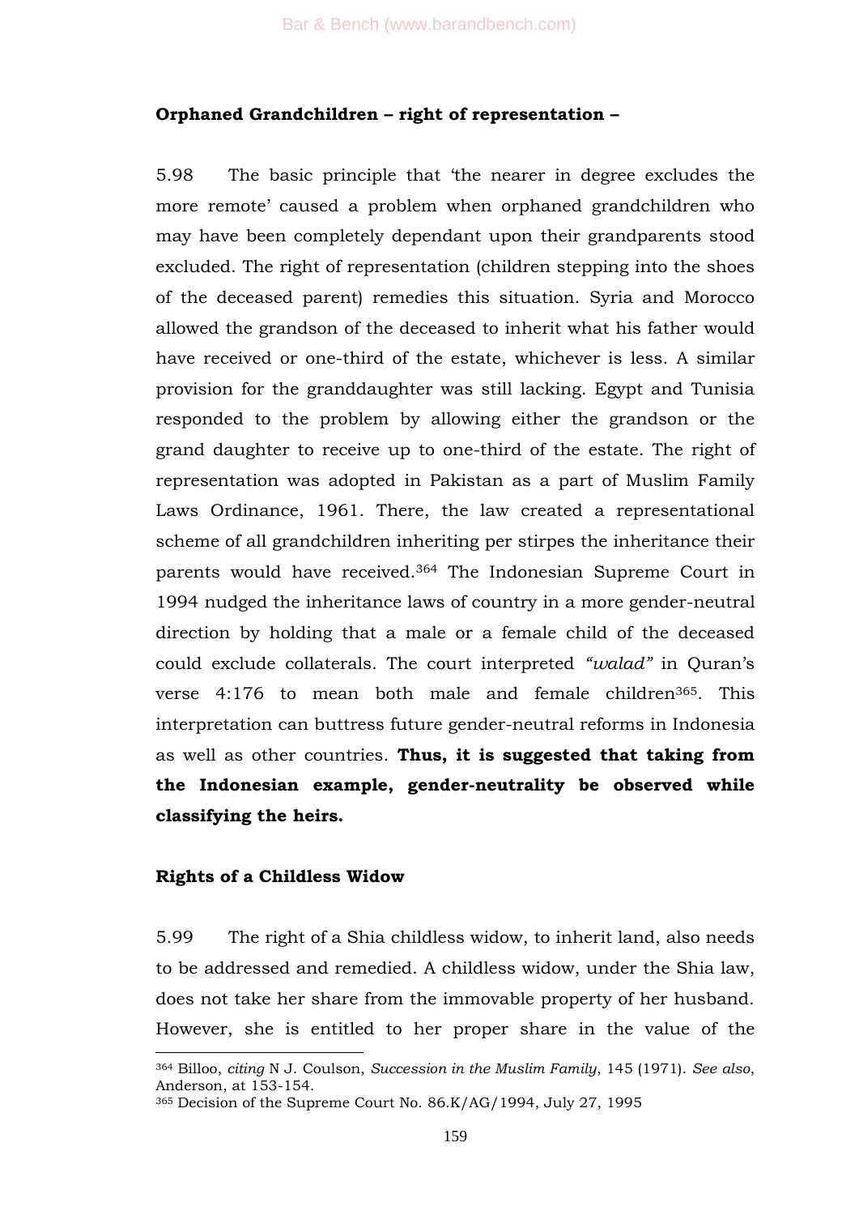**Orphaned Grandchildren – right of representation –**

5.98 The basic principle that 'the nearer in degree excludes the more remote' caused a problem when orphaned grandchildren who may have been completely dependant upon their grandparents stood excluded. The right of representation (children stepping into the shoes of the deceased parent) remedies this situation. Syria and Morocco allowed the grandson of the deceased to inherit what his father would have received or one-third of the estate, whichever is less. A similar provision for the granddaughter was still lacking. Egypt and Tunisia responded to the problem by allowing either the grandson or the grand daughter to receive up to one-third of the estate. The right of representation was adopted in Pakistan as a part of Muslim Family Laws Ordinance, 1961. There, the law created a representational scheme of all grandchildren inheriting per stirpes the inheritance their parents would have received.[364] The Indonesian Supreme Court in 1994 nudged the inheritance laws of country in a more gender-neutral direction by holding that a male or a female child of the deceased could exclude collaterals. The court interpreted *"walad"* in Quran's verse 4:176 to mean both male and female children[365]. This interpretation can buttress future gender-neutral reforms in Indonesia as well as other countries. **Thus, it is suggested that taking from the Indonesian example, gender-neutrality be observed while classifying the heirs.**

**Rights of a Childless Widow**

5.99 The right of a Shia childless widow, to inherit land, also needs to be addressed and remedied. A childless widow, under the Shia law, does not take her share from the immovable property of her husband. However, she is entitled to her proper share in the value of the

---

[364] Billoo, *citing* N J. Coulson, *Succession in the Muslim Family*, 145 (1971). *See also*, Anderson, at 153-154.

[365] Decision of the Supreme Court No. 86.K/AG/1994, July 27, 1995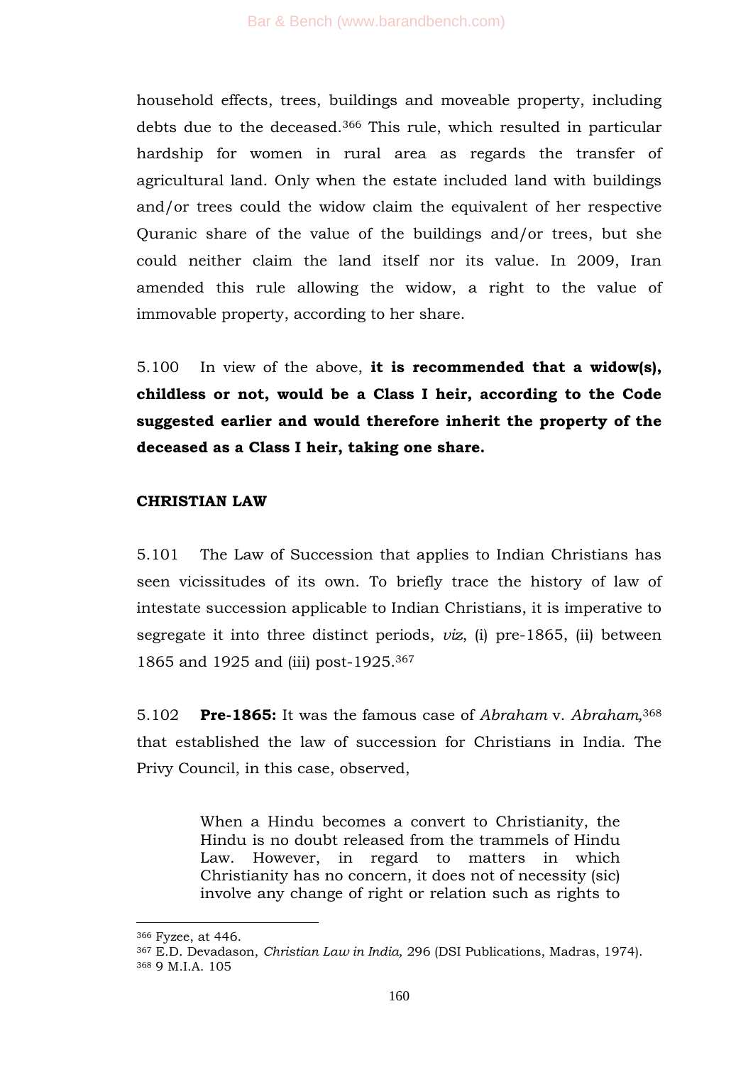household effects, trees, buildings and moveable property, including debts due to the deceased.[366] This rule, which resulted in particular hardship for women in rural area as regards the transfer of agricultural land. Only when the estate included land with buildings and/or trees could the widow claim the equivalent of her respective Quranic share of the value of the buildings and/or trees, but she could neither claim the land itself nor its value. In 2009, Iran amended this rule allowing the widow, a right to the value of immovable property, according to her share.

5.100 In view of the above, **it is recommended that a widow(s), childless or not, would be a Class I heir, according to the Code suggested earlier and would therefore inherit the property of the deceased as a Class I heir, taking one share.**

**CHRISTIAN LAW**

5.101 The Law of Succession that applies to Indian Christians has seen vicissitudes of its own. To briefly trace the history of law of intestate succession applicable to Indian Christians, it is imperative to segregate it into three distinct periods, *viz*, (i) pre-1865, (ii) between 1865 and 1925 and (iii) post-1925.[367]

5.102 **Pre-1865:** It was the famous case of *Abraham* v. *Abraham*,[368] that established the law of succession for Christians in India. The Privy Council, in this case, observed,

> When a Hindu becomes a convert to Christianity, the Hindu is no doubt released from the trammels of Hindu Law. However, in regard to matters in which Christianity has no concern, it does not of necessity (sic) involve any change of right or relation such as rights to

---

[366] Fyzee, at 446.

[367] E.D. Devadason, *Christian Law in India,* 296 (DSI Publications, Madras, 1974).

[368] 9 M.I.A. 105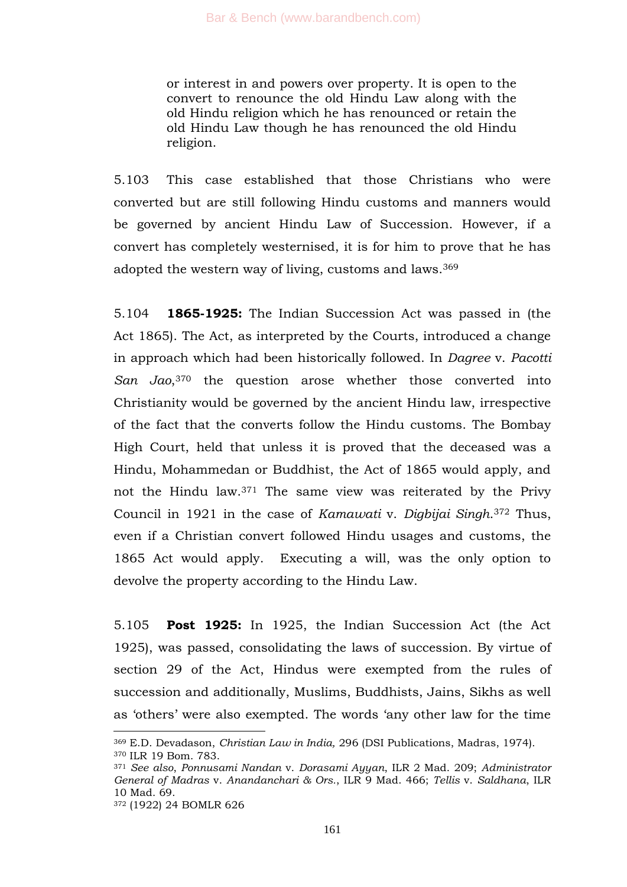or interest in and powers over property. It is open to the convert to renounce the old Hindu Law along with the old Hindu religion which he has renounced or retain the old Hindu Law though he has renounced the old Hindu religion.

5.103 This case established that those Christians who were converted but are still following Hindu customs and manners would be governed by ancient Hindu Law of Succession. However, if a convert has completely westernised, it is for him to prove that he has adopted the western way of living, customs and laws.[369]

5.104 **1865-1925:** The Indian Succession Act was passed in (the Act 1865). The Act, as interpreted by the Courts, introduced a change in approach which had been historically followed. In *Dagree* v. *Pacotti San Jao*,[370] the question arose whether those converted into Christianity would be governed by the ancient Hindu law, irrespective of the fact that the converts follow the Hindu customs. The Bombay High Court, held that unless it is proved that the deceased was a Hindu, Mohammedan or Buddhist, the Act of 1865 would apply, and not the Hindu law.[371] The same view was reiterated by the Privy Council in 1921 in the case of *Kamawati* v. *Digbijai Singh*.[372] Thus, even if a Christian convert followed Hindu usages and customs, the 1865 Act would apply. Executing a will, was the only option to devolve the property according to the Hindu Law.

5.105 **Post 1925:** In 1925, the Indian Succession Act (the Act 1925), was passed, consolidating the laws of succession. By virtue of section 29 of the Act, Hindus were exempted from the rules of succession and additionally, Muslims, Buddhists, Jains, Sikhs as well as 'others' were also exempted. The words 'any other law for the time

---

[369] E.D. Devadason, *Christian Law in India,* 296 (DSI Publications, Madras, 1974).

[370] ILR 19 Bom. 783.

[371] *See also*, *Ponnusami Nandan* v. *Dorasami Ayyan*, ILR 2 Mad. 209; *Administrator General of Madras* v. *Anandanchari & Ors.*, ILR 9 Mad. 466; *Tellis* v. *Saldhana*, ILR 10 Mad. 69.

[372] (1922) 24 BOMLR 626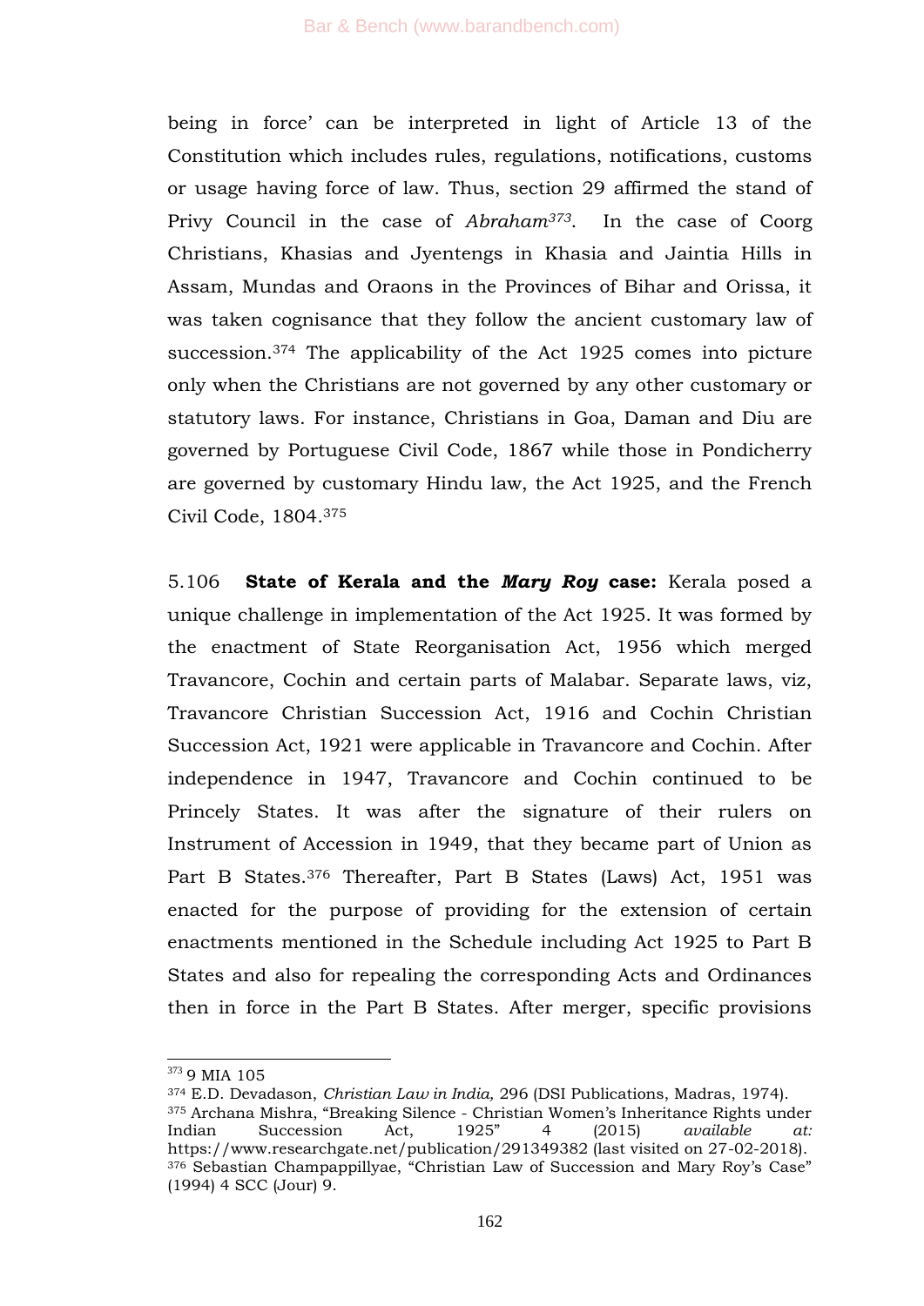being in force' can be interpreted in light of Article 13 of the Constitution which includes rules, regulations, notifications, customs or usage having force of law. Thus, section 29 affirmed the stand of Privy Council in the case of *Abraham*[373]. In the case of Coorg Christians, Khasias and Jyentengs in Khasia and Jaintia Hills in Assam, Mundas and Oraons in the Provinces of Bihar and Orissa, it was taken cognisance that they follow the ancient customary law of succession.[374] The applicability of the Act 1925 comes into picture only when the Christians are not governed by any other customary or statutory laws. For instance, Christians in Goa, Daman and Diu are governed by Portuguese Civil Code, 1867 while those in Pondicherry are governed by customary Hindu law, the Act 1925, and the French Civil Code, 1804.[375]

5.106 **State of Kerala and the *Mary Roy* case:** Kerala posed a unique challenge in implementation of the Act 1925. It was formed by the enactment of State Reorganisation Act, 1956 which merged Travancore, Cochin and certain parts of Malabar. Separate laws, viz, Travancore Christian Succession Act, 1916 and Cochin Christian Succession Act, 1921 were applicable in Travancore and Cochin. After independence in 1947, Travancore and Cochin continued to be Princely States. It was after the signature of their rulers on Instrument of Accession in 1949, that they became part of Union as Part B States.[376] Thereafter, Part B States (Laws) Act, 1951 was enacted for the purpose of providing for the extension of certain enactments mentioned in the Schedule including Act 1925 to Part B States and also for repealing the corresponding Acts and Ordinances then in force in the Part B States. After merger, specific provisions

---

[373] 9 MIA 105

[374] E.D. Devadason, *Christian Law in India,* 296 (DSI Publications, Madras, 1974).

[375] Archana Mishra, "Breaking Silence - Christian Women's Inheritance Rights under Indian Succession Act, 1925" 4 (2015) *available at:* https://www.researchgate.net/publication/291349382 (last visited on 27-02-2018).

[376] Sebastian Champappillyae, "Christian Law of Succession and Mary Roy's Case" (1994) 4 SCC (Jour) 9.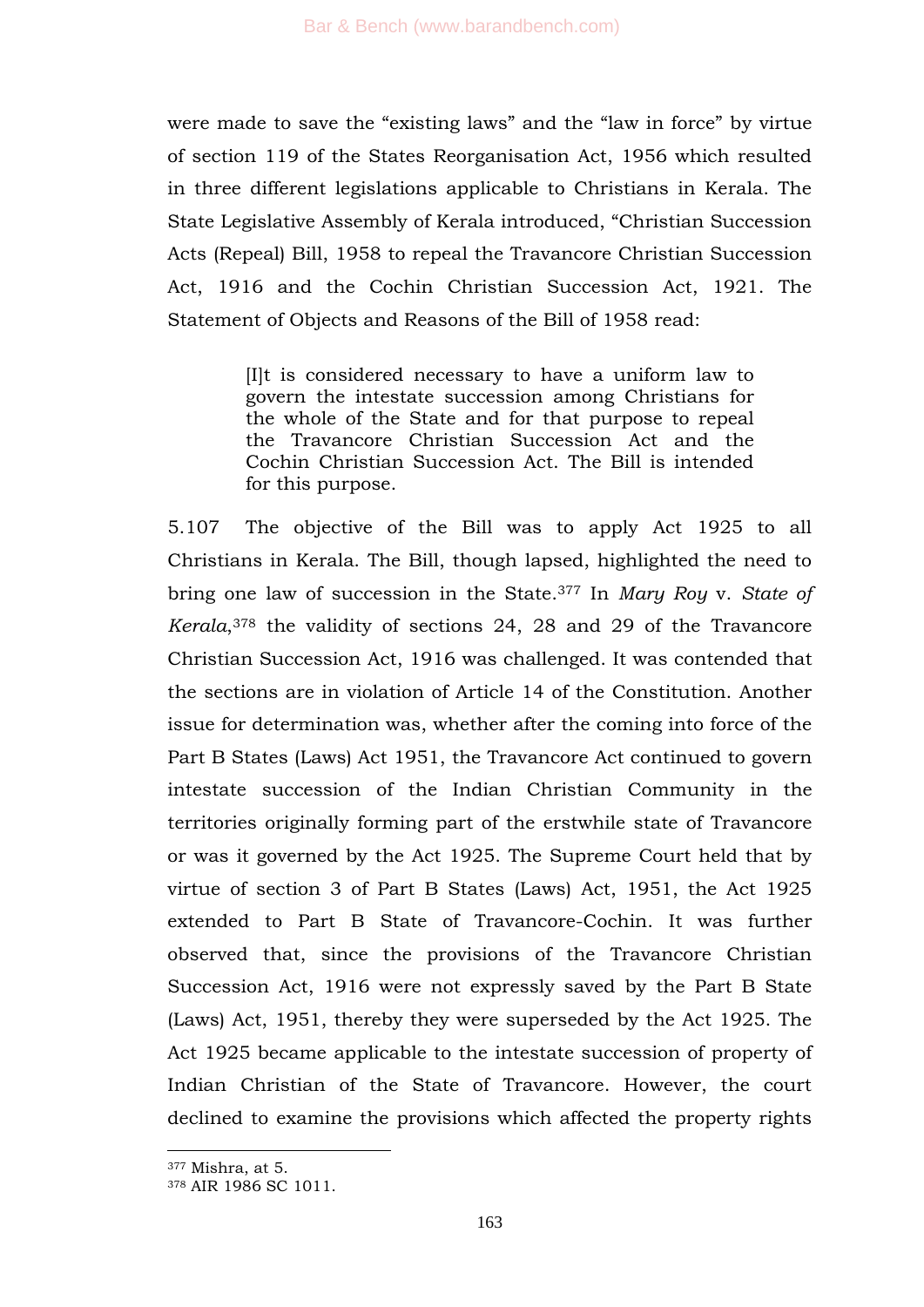were made to save the "existing laws" and the "law in force" by virtue of section 119 of the States Reorganisation Act, 1956 which resulted in three different legislations applicable to Christians in Kerala. The State Legislative Assembly of Kerala introduced, "Christian Succession Acts (Repeal) Bill, 1958 to repeal the Travancore Christian Succession Act, 1916 and the Cochin Christian Succession Act, 1921. The Statement of Objects and Reasons of the Bill of 1958 read:

> [I]t is considered necessary to have a uniform law to govern the intestate succession among Christians for the whole of the State and for that purpose to repeal the Travancore Christian Succession Act and the Cochin Christian Succession Act. The Bill is intended for this purpose.

5.107 The objective of the Bill was to apply Act 1925 to all Christians in Kerala. The Bill, though lapsed, highlighted the need to bring one law of succession in the State.[377] In *Mary Roy* v. *State of Kerala*,[378] the validity of sections 24, 28 and 29 of the Travancore Christian Succession Act, 1916 was challenged. It was contended that the sections are in violation of Article 14 of the Constitution. Another issue for determination was, whether after the coming into force of the Part B States (Laws) Act 1951, the Travancore Act continued to govern intestate succession of the Indian Christian Community in the territories originally forming part of the erstwhile state of Travancore or was it governed by the Act 1925. The Supreme Court held that by virtue of section 3 of Part B States (Laws) Act, 1951, the Act 1925 extended to Part B State of Travancore-Cochin. It was further observed that, since the provisions of the Travancore Christian Succession Act, 1916 were not expressly saved by the Part B State (Laws) Act, 1951, thereby they were superseded by the Act 1925. The Act 1925 became applicable to the intestate succession of property of Indian Christian of the State of Travancore. However, the court declined to examine the provisions which affected the property rights

---

[377] Mishra, at 5.

[378] AIR 1986 SC 1011.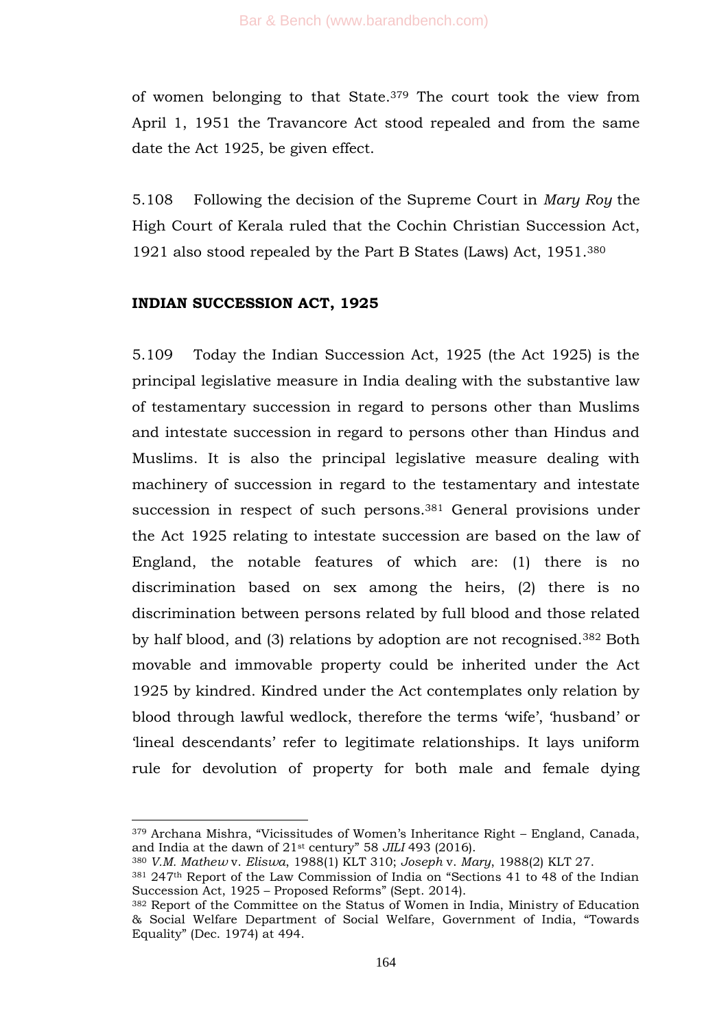of women belonging to that State.[379] The court took the view from April 1, 1951 the Travancore Act stood repealed and from the same date the Act 1925, be given effect.

5.108 Following the decision of the Supreme Court in *Mary Roy* the High Court of Kerala ruled that the Cochin Christian Succession Act, 1921 also stood repealed by the Part B States (Laws) Act, 1951.[380]

**INDIAN SUCCESSION ACT, 1925**

5.109 Today the Indian Succession Act, 1925 (the Act 1925) is the principal legislative measure in India dealing with the substantive law of testamentary succession in regard to persons other than Muslims and intestate succession in regard to persons other than Hindus and Muslims. It is also the principal legislative measure dealing with machinery of succession in regard to the testamentary and intestate succession in respect of such persons.[381] General provisions under the Act 1925 relating to intestate succession are based on the law of England, the notable features of which are: (1) there is no discrimination based on sex among the heirs, (2) there is no discrimination between persons related by full blood and those related by half blood, and (3) relations by adoption are not recognised.[382] Both movable and immovable property could be inherited under the Act 1925 by kindred. Kindred under the Act contemplates only relation by blood through lawful wedlock, therefore the terms 'wife', 'husband' or 'lineal descendants' refer to legitimate relationships. It lays uniform rule for devolution of property for both male and female dying

---

[379] Archana Mishra, "Vicissitudes of Women's Inheritance Right – England, Canada, and India at the dawn of 21st century" 58 *JILI* 493 (2016).

[380] *V.M. Mathew* v. *Eliswa*, 1988(1) KLT 310; *Joseph* v. *Mary*, 1988(2) KLT 27.

[381] 247th Report of the Law Commission of India on "Sections 41 to 48 of the Indian Succession Act, 1925 – Proposed Reforms" (Sept. 2014).

[382] Report of the Committee on the Status of Women in India, Ministry of Education & Social Welfare Department of Social Welfare, Government of India, "Towards Equality" (Dec. 1974) at 494.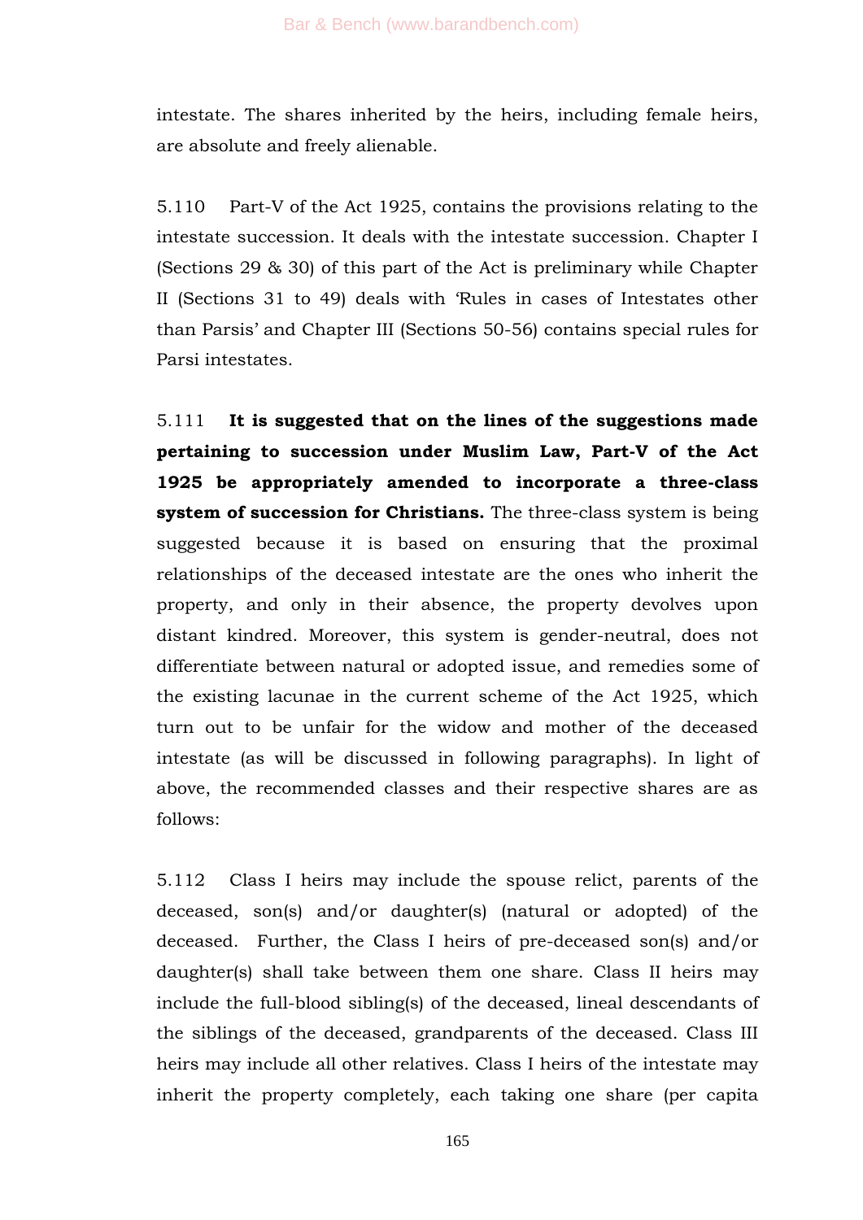intestate. The shares inherited by the heirs, including female heirs, are absolute and freely alienable.

5.110 Part-V of the Act 1925, contains the provisions relating to the intestate succession. It deals with the intestate succession. Chapter I (Sections 29 & 30) of this part of the Act is preliminary while Chapter II (Sections 31 to 49) deals with 'Rules in cases of Intestates other than Parsis' and Chapter III (Sections 50-56) contains special rules for Parsi intestates.

5.111 **It is suggested that on the lines of the suggestions made pertaining to succession under Muslim Law, Part-V of the Act 1925 be appropriately amended to incorporate a three-class system of succession for Christians.** The three-class system is being suggested because it is based on ensuring that the proximal relationships of the deceased intestate are the ones who inherit the property, and only in their absence, the property devolves upon distant kindred. Moreover, this system is gender-neutral, does not differentiate between natural or adopted issue, and remedies some of the existing lacunae in the current scheme of the Act 1925, which turn out to be unfair for the widow and mother of the deceased intestate (as will be discussed in following paragraphs). In light of above, the recommended classes and their respective shares are as follows:

5.112 Class I heirs may include the spouse relict, parents of the deceased, son(s) and/or daughter(s) (natural or adopted) of the deceased. Further, the Class I heirs of pre-deceased son(s) and/or daughter(s) shall take between them one share. Class II heirs may include the full-blood sibling(s) of the deceased, lineal descendants of the siblings of the deceased, grandparents of the deceased. Class III heirs may include all other relatives. Class I heirs of the intestate may inherit the property completely, each taking one share (per capita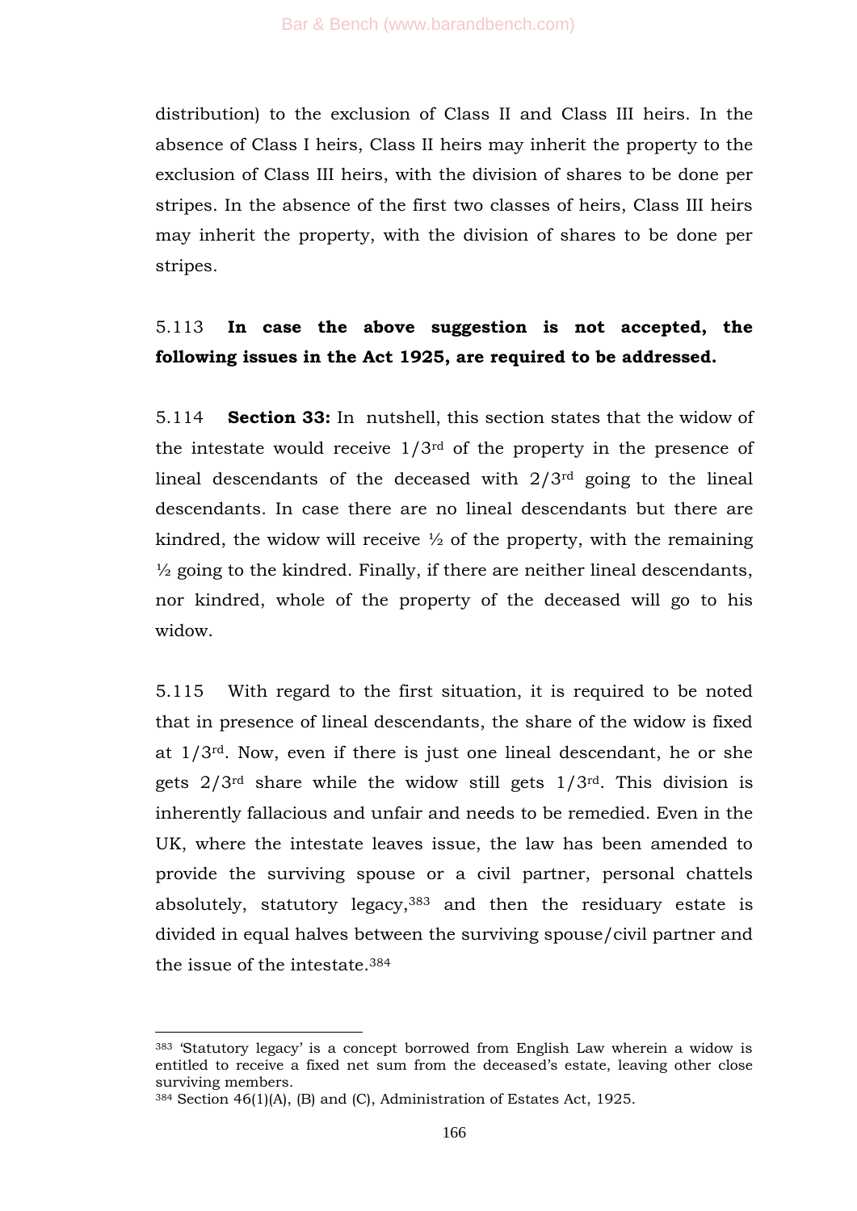distribution) to the exclusion of Class II and Class III heirs. In the absence of Class I heirs, Class II heirs may inherit the property to the exclusion of Class III heirs, with the division of shares to be done per stripes. In the absence of the first two classes of heirs, Class III heirs may inherit the property, with the division of shares to be done per stripes.

5.113 **In case the above suggestion is not accepted, the following issues in the Act 1925, are required to be addressed.**

5.114 **Section 33:** In nutshell, this section states that the widow of the intestate would receive 1/3rd of the property in the presence of lineal descendants of the deceased with 2/3rd going to the lineal descendants. In case there are no lineal descendants but there are kindred, the widow will receive ½ of the property, with the remaining ½ going to the kindred. Finally, if there are neither lineal descendants, nor kindred, whole of the property of the deceased will go to his widow.

5.115 With regard to the first situation, it is required to be noted that in presence of lineal descendants, the share of the widow is fixed at 1/3rd. Now, even if there is just one lineal descendant, he or she gets 2/3rd share while the widow still gets 1/3rd. This division is inherently fallacious and unfair and needs to be remedied. Even in the UK, where the intestate leaves issue, the law has been amended to provide the surviving spouse or a civil partner, personal chattels absolutely, statutory legacy,[383] and then the residuary estate is divided in equal halves between the surviving spouse/civil partner and the issue of the intestate.[384]

---

[383] 'Statutory legacy' is a concept borrowed from English Law wherein a widow is entitled to receive a fixed net sum from the deceased's estate, leaving other close surviving members.

[384] Section 46(1)(A), (B) and (C), Administration of Estates Act, 1925.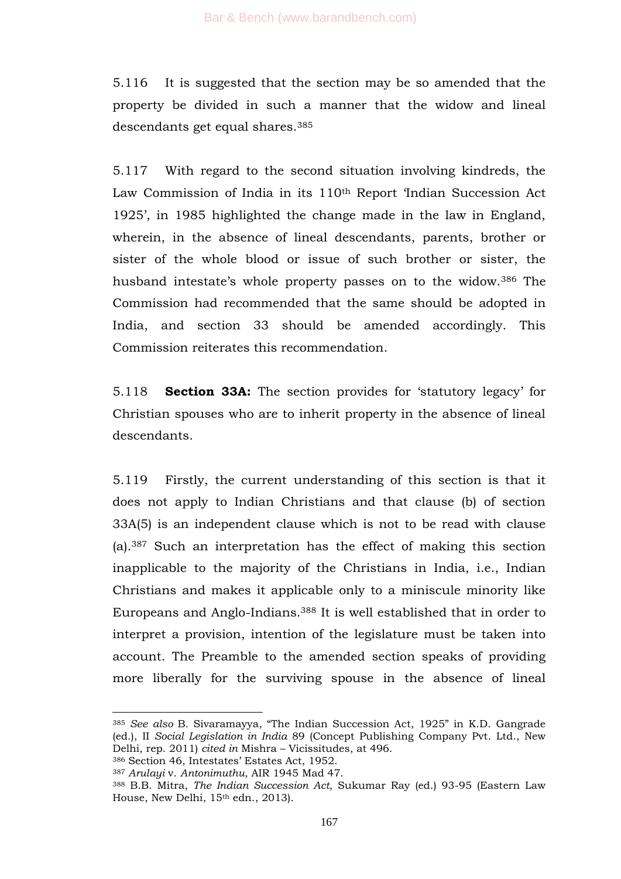5.116 It is suggested that the section may be so amended that the property be divided in such a manner that the widow and lineal descendants get equal shares.[385]

5.117 With regard to the second situation involving kindreds, the Law Commission of India in its 110th Report 'Indian Succession Act 1925', in 1985 highlighted the change made in the law in England, wherein, in the absence of lineal descendants, parents, brother or sister of the whole blood or issue of such brother or sister, the husband intestate's whole property passes on to the widow.[386] The Commission had recommended that the same should be adopted in India, and section 33 should be amended accordingly. This Commission reiterates this recommendation.

5.118 **Section 33A:** The section provides for 'statutory legacy' for Christian spouses who are to inherit property in the absence of lineal descendants.

5.119 Firstly, the current understanding of this section is that it does not apply to Indian Christians and that clause (b) of section 33A(5) is an independent clause which is not to be read with clause (a).[387] Such an interpretation has the effect of making this section inapplicable to the majority of the Christians in India, i.e., Indian Christians and makes it applicable only to a miniscule minority like Europeans and Anglo-Indians.[388] It is well established that in order to interpret a provision, intention of the legislature must be taken into account. The Preamble to the amended section speaks of providing more liberally for the surviving spouse in the absence of lineal

---

[385] *See also* B. Sivaramayya, "The Indian Succession Act, 1925" in K.D. Gangrade (ed.), II *Social Legislation in India* 89 (Concept Publishing Company Pvt. Ltd., New Delhi, rep. 2011) *cited in* Mishra – Vicissitudes, at 496.

[386] Section 46, Intestates' Estates Act, 1952.

[387] *Arulayi* v. *Antonimuthu*, AIR 1945 Mad 47.

[388] B.B. Mitra, *The Indian Succession Act*, Sukumar Ray (ed.) 93-95 (Eastern Law House, New Delhi, 15th edn., 2013).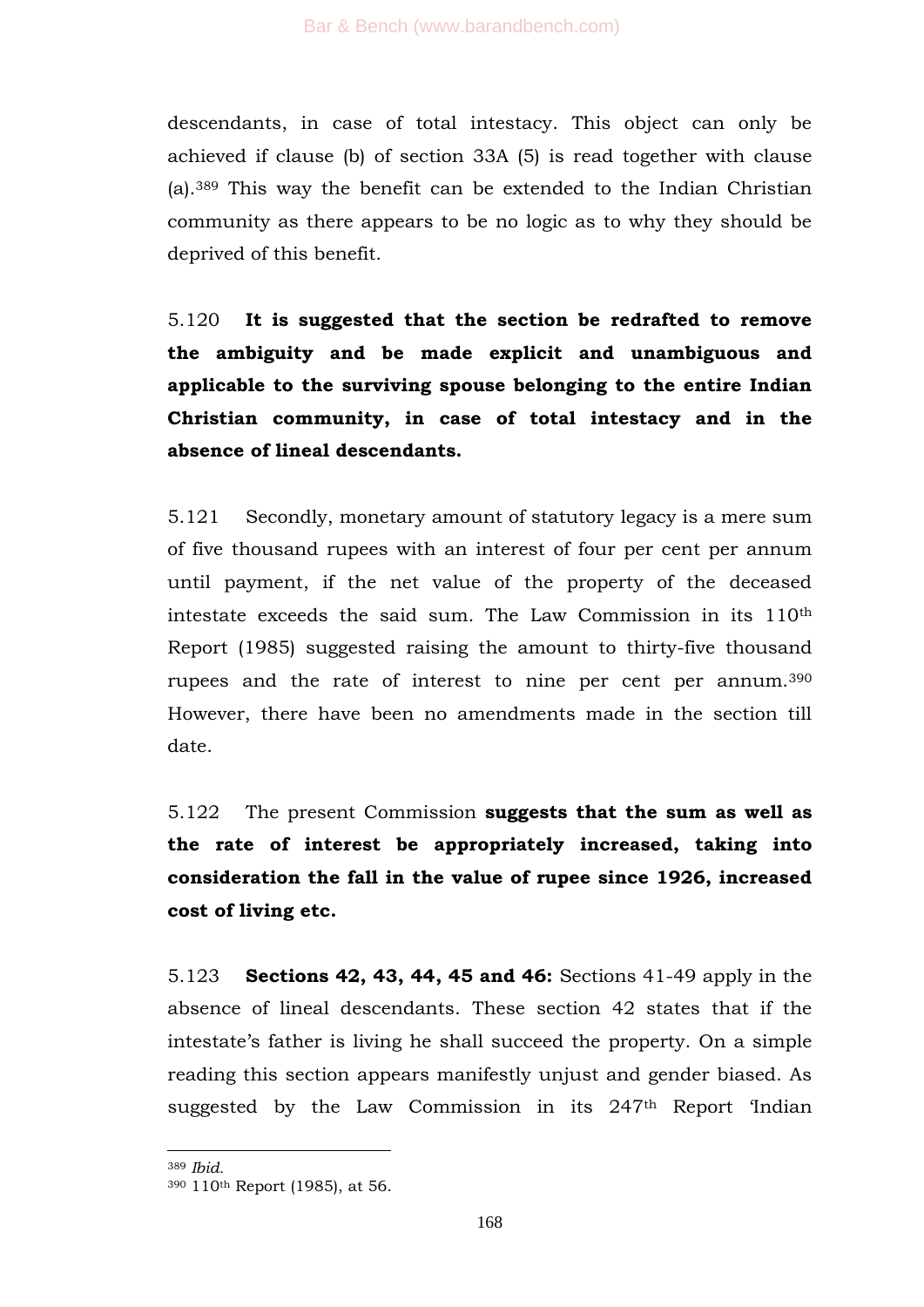descendants, in case of total intestacy. This object can only be achieved if clause (b) of section 33A (5) is read together with clause (a).[389] This way the benefit can be extended to the Indian Christian community as there appears to be no logic as to why they should be deprived of this benefit.

5.120 **It is suggested that the section be redrafted to remove the ambiguity and be made explicit and unambiguous and applicable to the surviving spouse belonging to the entire Indian Christian community, in case of total intestacy and in the absence of lineal descendants.**

5.121 Secondly, monetary amount of statutory legacy is a mere sum of five thousand rupees with an interest of four per cent per annum until payment, if the net value of the property of the deceased intestate exceeds the said sum. The Law Commission in its 110th Report (1985) suggested raising the amount to thirty-five thousand rupees and the rate of interest to nine per cent per annum.[390] However, there have been no amendments made in the section till date.

5.122 The present Commission **suggests that the sum as well as the rate of interest be appropriately increased, taking into consideration the fall in the value of rupee since 1926, increased cost of living etc.**

5.123 **Sections 42, 43, 44, 45 and 46:** Sections 41-49 apply in the absence of lineal descendants. These section 42 states that if the intestate's father is living he shall succeed the property. On a simple reading this section appears manifestly unjust and gender biased. As suggested by the Law Commission in its 247th Report 'Indian

---

[389] *Ibid.*

[390] 110th Report (1985), at 56.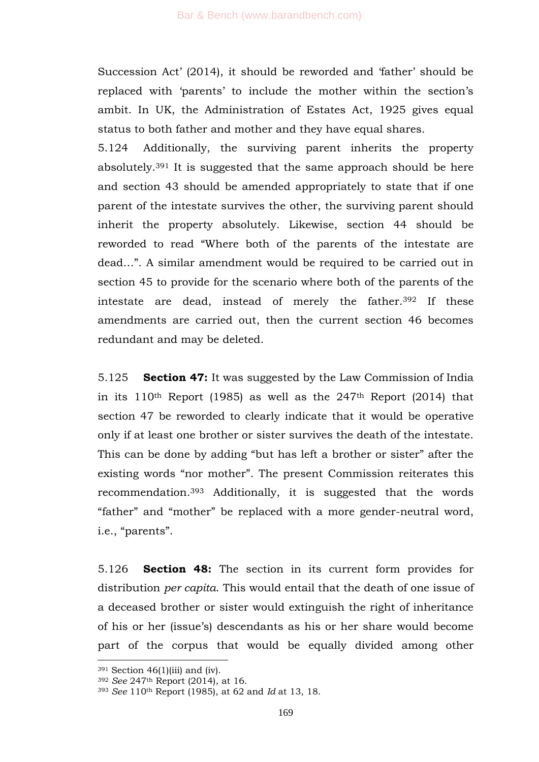Succession Act' (2014), it should be reworded and 'father' should be replaced with 'parents' to include the mother within the section's ambit. In UK, the Administration of Estates Act, 1925 gives equal status to both father and mother and they have equal shares.

5.124 Additionally, the surviving parent inherits the property absolutely.[391] It is suggested that the same approach should be here and section 43 should be amended appropriately to state that if one parent of the intestate survives the other, the surviving parent should inherit the property absolutely. Likewise, section 44 should be reworded to read "Where both of the parents of the intestate are dead…". A similar amendment would be required to be carried out in section 45 to provide for the scenario where both of the parents of the intestate are dead, instead of merely the father.[392] If these amendments are carried out, then the current section 46 becomes redundant and may be deleted.

5.125 **Section 47:** It was suggested by the Law Commission of India in its 110th Report (1985) as well as the 247th Report (2014) that section 47 be reworded to clearly indicate that it would be operative only if at least one brother or sister survives the death of the intestate. This can be done by adding "but has left a brother or sister" after the existing words "nor mother". The present Commission reiterates this recommendation.[393] Additionally, it is suggested that the words "father" and "mother" be replaced with a more gender-neutral word, i.e., "parents".

5.126 **Section 48:** The section in its current form provides for distribution *per capita*. This would entail that the death of one issue of a deceased brother or sister would extinguish the right of inheritance of his or her (issue's) descendants as his or her share would become part of the corpus that would be equally divided among other

---

[391] Section 46(1)(iii) and (iv).

[392] *See* 247th Report (2014), at 16.

[393] *See* 110th Report (1985), at 62 and *Id* at 13, 18.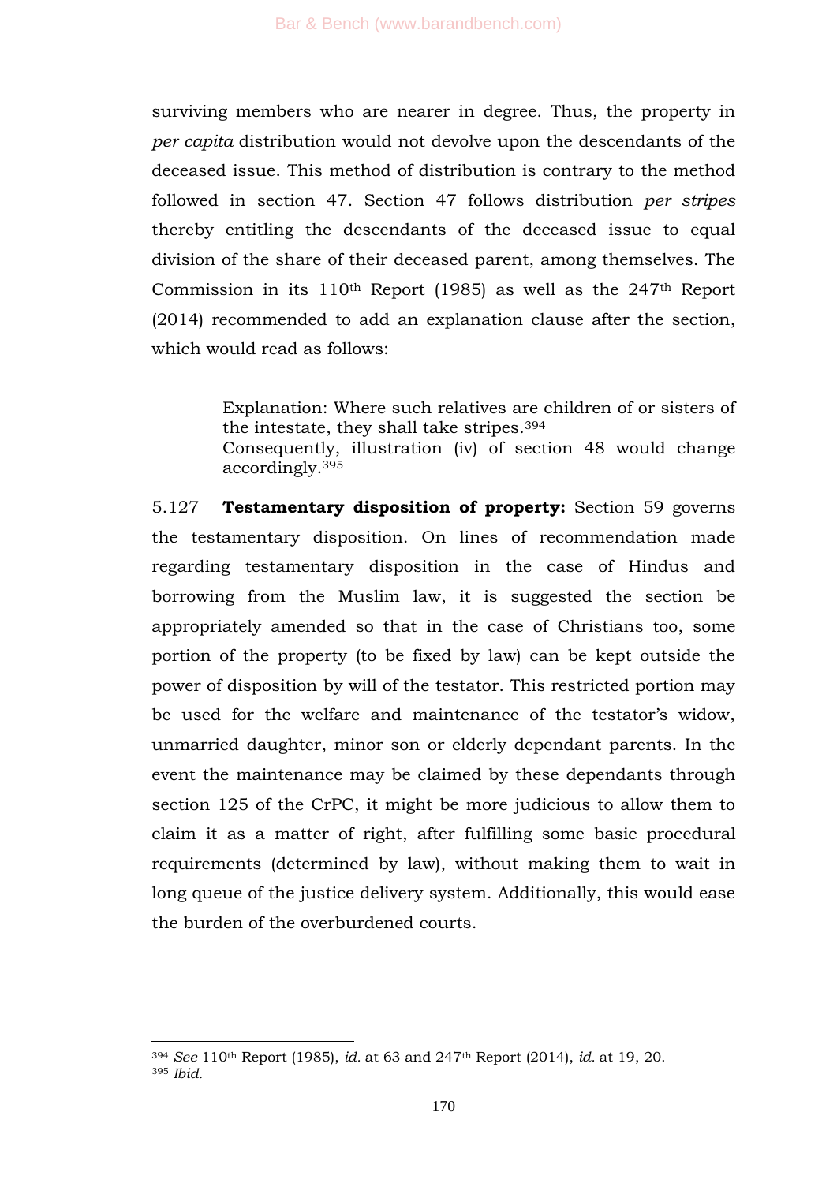surviving members who are nearer in degree. Thus, the property in *per capita* distribution would not devolve upon the descendants of the deceased issue. This method of distribution is contrary to the method followed in section 47. Section 47 follows distribution *per stripes* thereby entitling the descendants of the deceased issue to equal division of the share of their deceased parent, among themselves. The Commission in its 110th Report (1985) as well as the 247th Report (2014) recommended to add an explanation clause after the section, which would read as follows:

> Explanation: Where such relatives are children of or sisters of the intestate, they shall take stripes.[394]
> Consequently, illustration (iv) of section 48 would change accordingly.[395]

5.127 **Testamentary disposition of property:** Section 59 governs the testamentary disposition. On lines of recommendation made regarding testamentary disposition in the case of Hindus and borrowing from the Muslim law, it is suggested the section be appropriately amended so that in the case of Christians too, some portion of the property (to be fixed by law) can be kept outside the power of disposition by will of the testator. This restricted portion may be used for the welfare and maintenance of the testator's widow, unmarried daughter, minor son or elderly dependant parents. In the event the maintenance may be claimed by these dependants through section 125 of the CrPC, it might be more judicious to allow them to claim it as a matter of right, after fulfilling some basic procedural requirements (determined by law), without making them to wait in long queue of the justice delivery system. Additionally, this would ease the burden of the overburdened courts.

---

[394] *See* 110th Report (1985), *id.* at 63 and 247th Report (2014), *id.* at 19, 20.

[395] *Ibid.*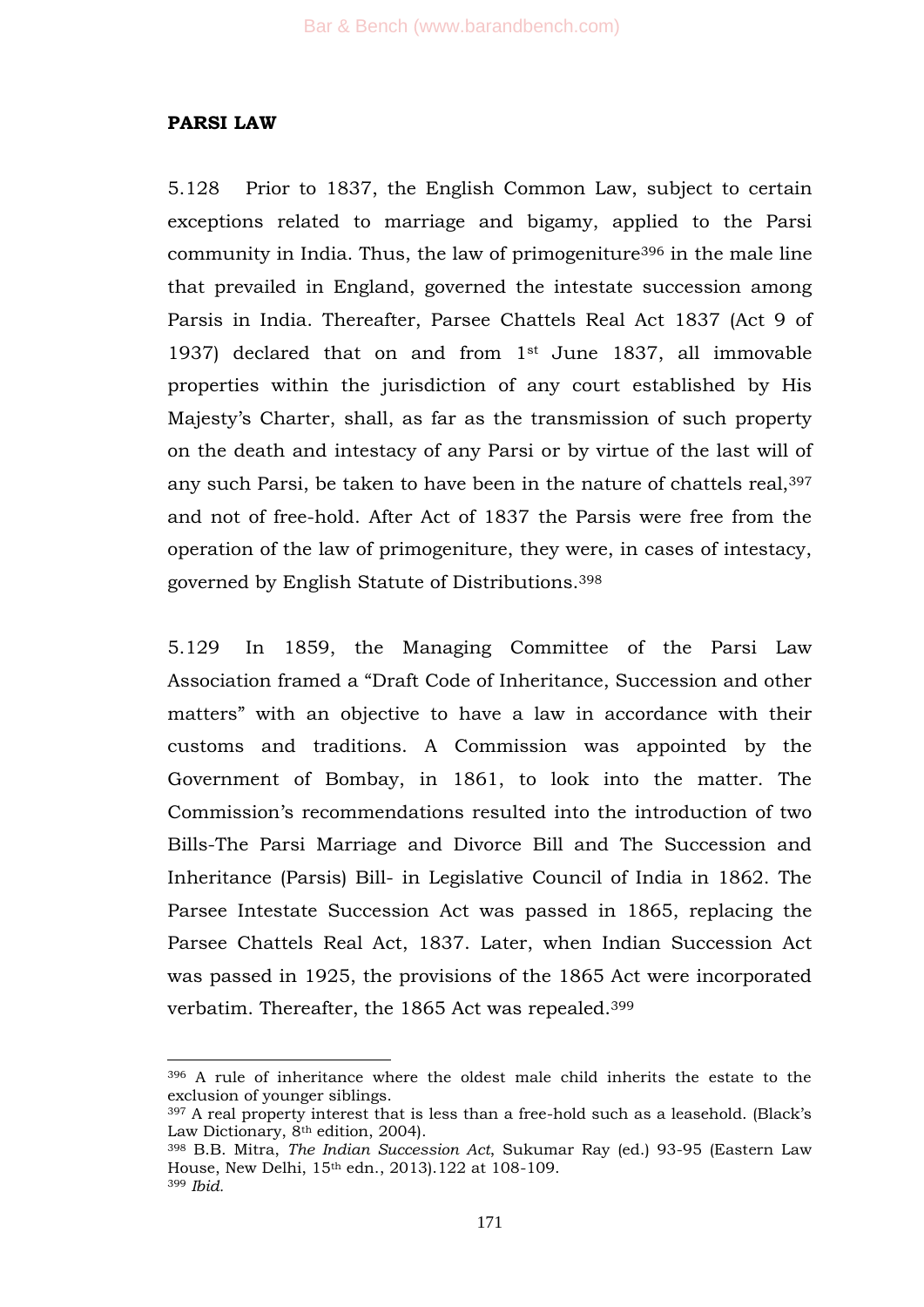**PARSI LAW**

5.128 Prior to 1837, the English Common Law, subject to certain exceptions related to marriage and bigamy, applied to the Parsi community in India. Thus, the law of primogeniture[396] in the male line that prevailed in England, governed the intestate succession among Parsis in India. Thereafter, Parsee Chattels Real Act 1837 (Act 9 of 1937) declared that on and from 1st June 1837, all immovable properties within the jurisdiction of any court established by His Majesty's Charter, shall, as far as the transmission of such property on the death and intestacy of any Parsi or by virtue of the last will of any such Parsi, be taken to have been in the nature of chattels real,[397] and not of free-hold. After Act of 1837 the Parsis were free from the operation of the law of primogeniture, they were, in cases of intestacy, governed by English Statute of Distributions.[398]

5.129 In 1859, the Managing Committee of the Parsi Law Association framed a "Draft Code of Inheritance, Succession and other matters" with an objective to have a law in accordance with their customs and traditions. A Commission was appointed by the Government of Bombay, in 1861, to look into the matter. The Commission's recommendations resulted into the introduction of two Bills-The Parsi Marriage and Divorce Bill and The Succession and Inheritance (Parsis) Bill- in Legislative Council of India in 1862. The Parsee Intestate Succession Act was passed in 1865, replacing the Parsee Chattels Real Act, 1837. Later, when Indian Succession Act was passed in 1925, the provisions of the 1865 Act were incorporated verbatim. Thereafter, the 1865 Act was repealed.[399]

---

[396] A rule of inheritance where the oldest male child inherits the estate to the exclusion of younger siblings.

[397] A real property interest that is less than a free-hold such as a leasehold. (Black's Law Dictionary, 8th edition, 2004).

[398] B.B. Mitra, *The Indian Succession Act*, Sukumar Ray (ed.) 93-95 (Eastern Law House, New Delhi, 15th edn., 2013).122 at 108-109.

[399] *Ibid.*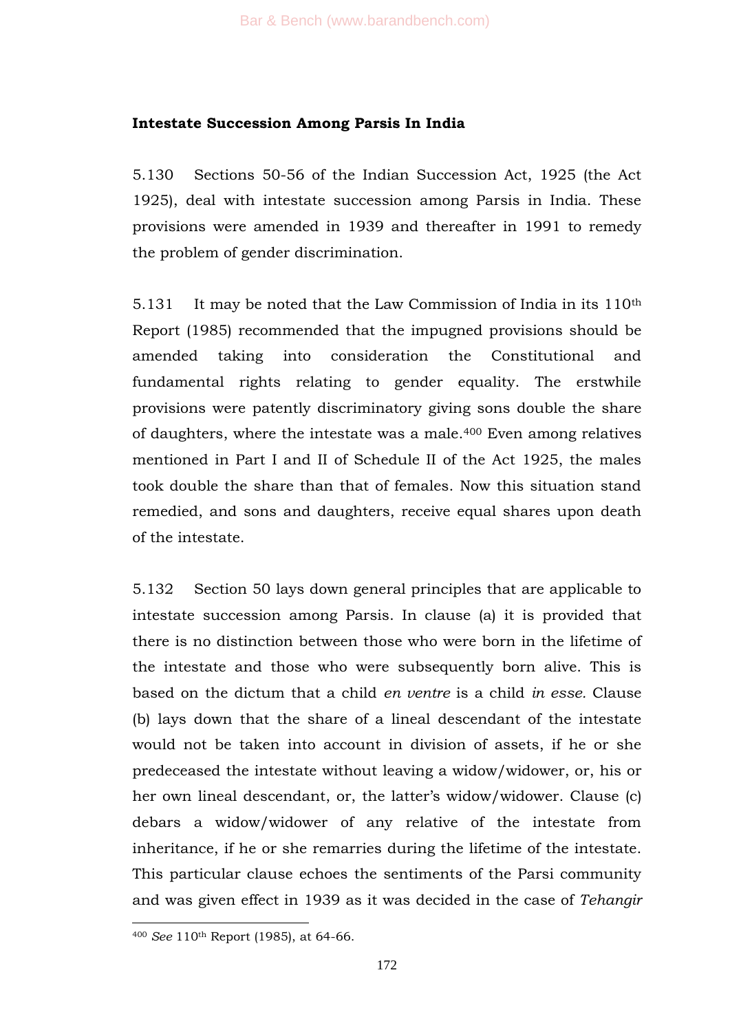**Intestate Succession Among Parsis In India**

5.130 Sections 50-56 of the Indian Succession Act, 1925 (the Act 1925), deal with intestate succession among Parsis in India. These provisions were amended in 1939 and thereafter in 1991 to remedy the problem of gender discrimination.

5.131 It may be noted that the Law Commission of India in its 110th Report (1985) recommended that the impugned provisions should be amended taking into consideration the Constitutional and fundamental rights relating to gender equality. The erstwhile provisions were patently discriminatory giving sons double the share of daughters, where the intestate was a male.[400] Even among relatives mentioned in Part I and II of Schedule II of the Act 1925, the males took double the share than that of females. Now this situation stand remedied, and sons and daughters, receive equal shares upon death of the intestate.

5.132 Section 50 lays down general principles that are applicable to intestate succession among Parsis. In clause (a) it is provided that there is no distinction between those who were born in the lifetime of the intestate and those who were subsequently born alive. This is based on the dictum that a child *en ventre* is a child *in esse*. Clause (b) lays down that the share of a lineal descendant of the intestate would not be taken into account in division of assets, if he or she predeceased the intestate without leaving a widow/widower, or, his or her own lineal descendant, or, the latter's widow/widower. Clause (c) debars a widow/widower of any relative of the intestate from inheritance, if he or she remarries during the lifetime of the intestate. This particular clause echoes the sentiments of the Parsi community and was given effect in 1939 as it was decided in the case of *Tehangir*

---

[400] *See* 110th Report (1985), at 64-66.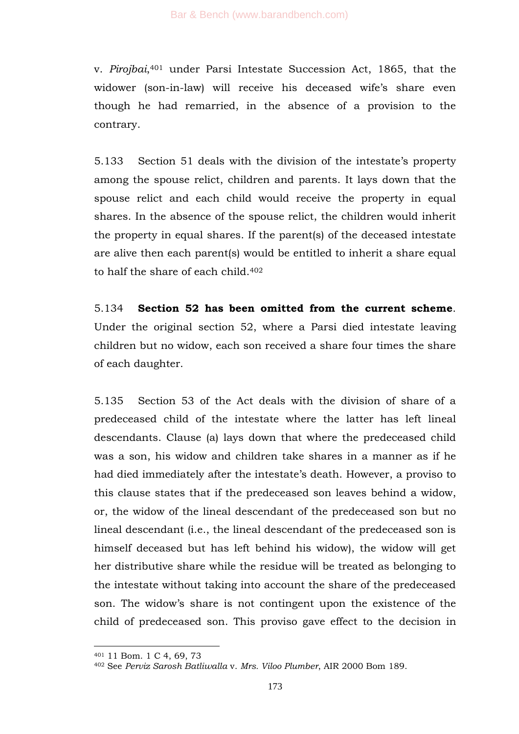v. *Pirojbai*,[401] under Parsi Intestate Succession Act, 1865, that the widower (son-in-law) will receive his deceased wife's share even though he had remarried, in the absence of a provision to the contrary.

5.133 Section 51 deals with the division of the intestate's property among the spouse relict, children and parents. It lays down that the spouse relict and each child would receive the property in equal shares. In the absence of the spouse relict, the children would inherit the property in equal shares. If the parent(s) of the deceased intestate are alive then each parent(s) would be entitled to inherit a share equal to half the share of each child.[402]

5.134 **Section 52 has been omitted from the current scheme**. Under the original section 52, where a Parsi died intestate leaving children but no widow, each son received a share four times the share of each daughter.

5.135 Section 53 of the Act deals with the division of share of a predeceased child of the intestate where the latter has left lineal descendants. Clause (a) lays down that where the predeceased child was a son, his widow and children take shares in a manner as if he had died immediately after the intestate's death. However, a proviso to this clause states that if the predeceased son leaves behind a widow, or, the widow of the lineal descendant of the predeceased son but no lineal descendant (i.e., the lineal descendant of the predeceased son is himself deceased but has left behind his widow), the widow will get her distributive share while the residue will be treated as belonging to the intestate without taking into account the share of the predeceased son. The widow's share is not contingent upon the existence of the child of predeceased son. This proviso gave effect to the decision in

---

[401] 11 Bom. 1 C 4, 69, 73

[402] See *Perviz Sarosh Batliwalla* v. *Mrs. Viloo Plumber*, AIR 2000 Bom 189.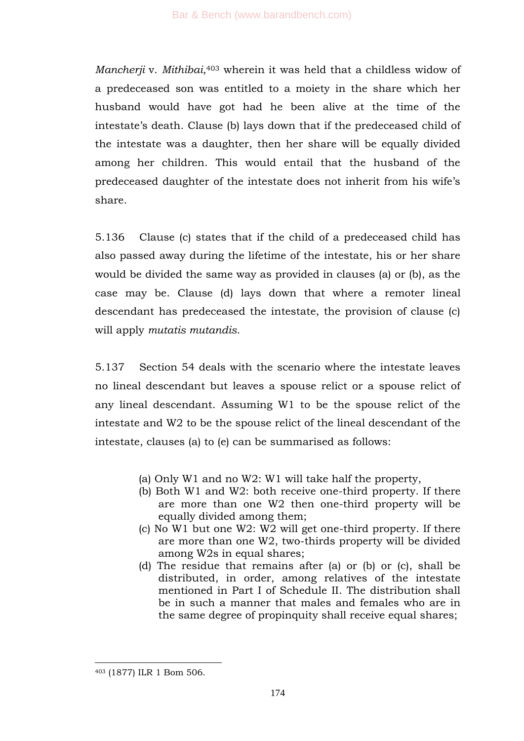*Mancherji* v. *Mithibai*,[403] wherein it was held that a childless widow of a predeceased son was entitled to a moiety in the share which her husband would have got had he been alive at the time of the intestate's death. Clause (b) lays down that if the predeceased child of the intestate was a daughter, then her share will be equally divided among her children. This would entail that the husband of the predeceased daughter of the intestate does not inherit from his wife's share.

5.136 Clause (c) states that if the child of a predeceased child has also passed away during the lifetime of the intestate, his or her share would be divided the same way as provided in clauses (a) or (b), as the case may be. Clause (d) lays down that where a remoter lineal descendant has predeceased the intestate, the provision of clause (c) will apply *mutatis mutandis*.

5.137 Section 54 deals with the scenario where the intestate leaves no lineal descendant but leaves a spouse relict or a spouse relict of any lineal descendant. Assuming W1 to be the spouse relict of the intestate and W2 to be the spouse relict of the lineal descendant of the intestate, clauses (a) to (e) can be summarised as follows:

(a) Only W1 and no W2: W1 will take half the property,
(b) Both W1 and W2: both receive one-third property. If there are more than one W2 then one-third property will be equally divided among them;
(c) No W1 but one W2: W2 will get one-third property. If there are more than one W2, two-thirds property will be divided among W2s in equal shares;
(d) The residue that remains after (a) or (b) or (c), shall be distributed, in order, among relatives of the intestate mentioned in Part I of Schedule II. The distribution shall be in such a manner that males and females who are in the same degree of propinquity shall receive equal shares;

---

[403] (1877) ILR 1 Bom 506.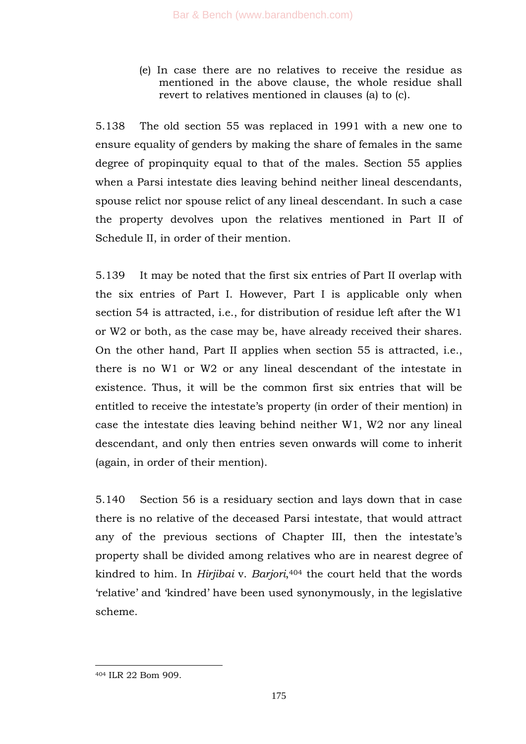(e) In case there are no relatives to receive the residue as mentioned in the above clause, the whole residue shall revert to relatives mentioned in clauses (a) to (c).

5.138 The old section 55 was replaced in 1991 with a new one to ensure equality of genders by making the share of females in the same degree of propinquity equal to that of the males. Section 55 applies when a Parsi intestate dies leaving behind neither lineal descendants, spouse relict nor spouse relict of any lineal descendant. In such a case the property devolves upon the relatives mentioned in Part II of Schedule II, in order of their mention.

5.139 It may be noted that the first six entries of Part II overlap with the six entries of Part I. However, Part I is applicable only when section 54 is attracted, i.e., for distribution of residue left after the W1 or W2 or both, as the case may be, have already received their shares. On the other hand, Part II applies when section 55 is attracted, i.e., there is no W1 or W2 or any lineal descendant of the intestate in existence. Thus, it will be the common first six entries that will be entitled to receive the intestate's property (in order of their mention) in case the intestate dies leaving behind neither W1, W2 nor any lineal descendant, and only then entries seven onwards will come to inherit (again, in order of their mention).

5.140 Section 56 is a residuary section and lays down that in case there is no relative of the deceased Parsi intestate, that would attract any of the previous sections of Chapter III, then the intestate's property shall be divided among relatives who are in nearest degree of kindred to him. In *Hirjibai* v. *Barjori*,[404] the court held that the words 'relative' and 'kindred' have been used synonymously, in the legislative scheme.

---

[404] ILR 22 Bom 909.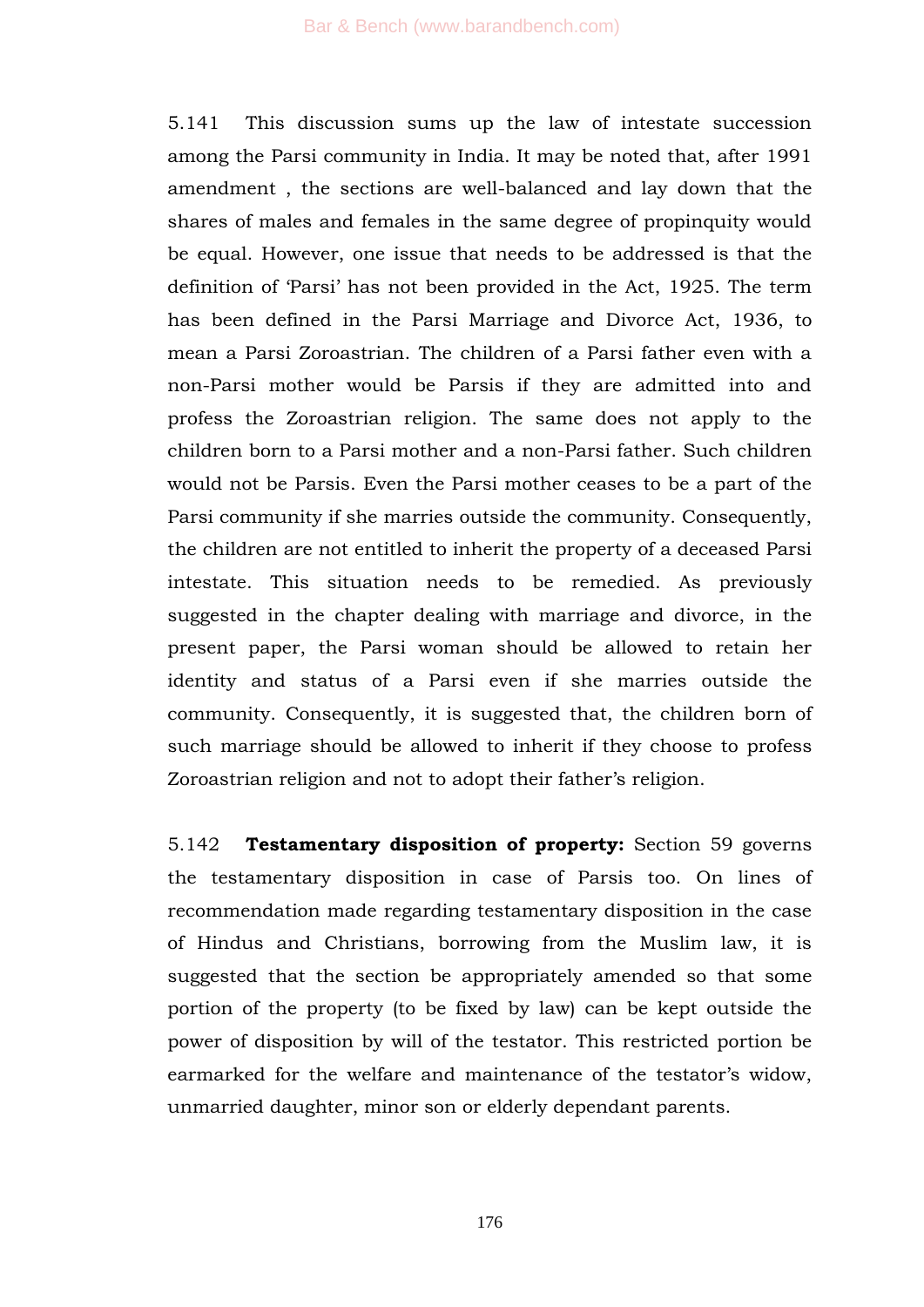5.141 This discussion sums up the law of intestate succession among the Parsi community in India. It may be noted that, after 1991 amendment , the sections are well-balanced and lay down that the shares of males and females in the same degree of propinquity would be equal. However, one issue that needs to be addressed is that the definition of 'Parsi' has not been provided in the Act, 1925. The term has been defined in the Parsi Marriage and Divorce Act, 1936, to mean a Parsi Zoroastrian. The children of a Parsi father even with a non-Parsi mother would be Parsis if they are admitted into and profess the Zoroastrian religion. The same does not apply to the children born to a Parsi mother and a non-Parsi father. Such children would not be Parsis. Even the Parsi mother ceases to be a part of the Parsi community if she marries outside the community. Consequently, the children are not entitled to inherit the property of a deceased Parsi intestate. This situation needs to be remedied. As previously suggested in the chapter dealing with marriage and divorce, in the present paper, the Parsi woman should be allowed to retain her identity and status of a Parsi even if she marries outside the community. Consequently, it is suggested that, the children born of such marriage should be allowed to inherit if they choose to profess Zoroastrian religion and not to adopt their father's religion.

5.142 **Testamentary disposition of property:** Section 59 governs the testamentary disposition in case of Parsis too. On lines of recommendation made regarding testamentary disposition in the case of Hindus and Christians, borrowing from the Muslim law, it is suggested that the section be appropriately amended so that some portion of the property (to be fixed by law) can be kept outside the power of disposition by will of the testator. This restricted portion be earmarked for the welfare and maintenance of the testator's widow, unmarried daughter, minor son or elderly dependant parents.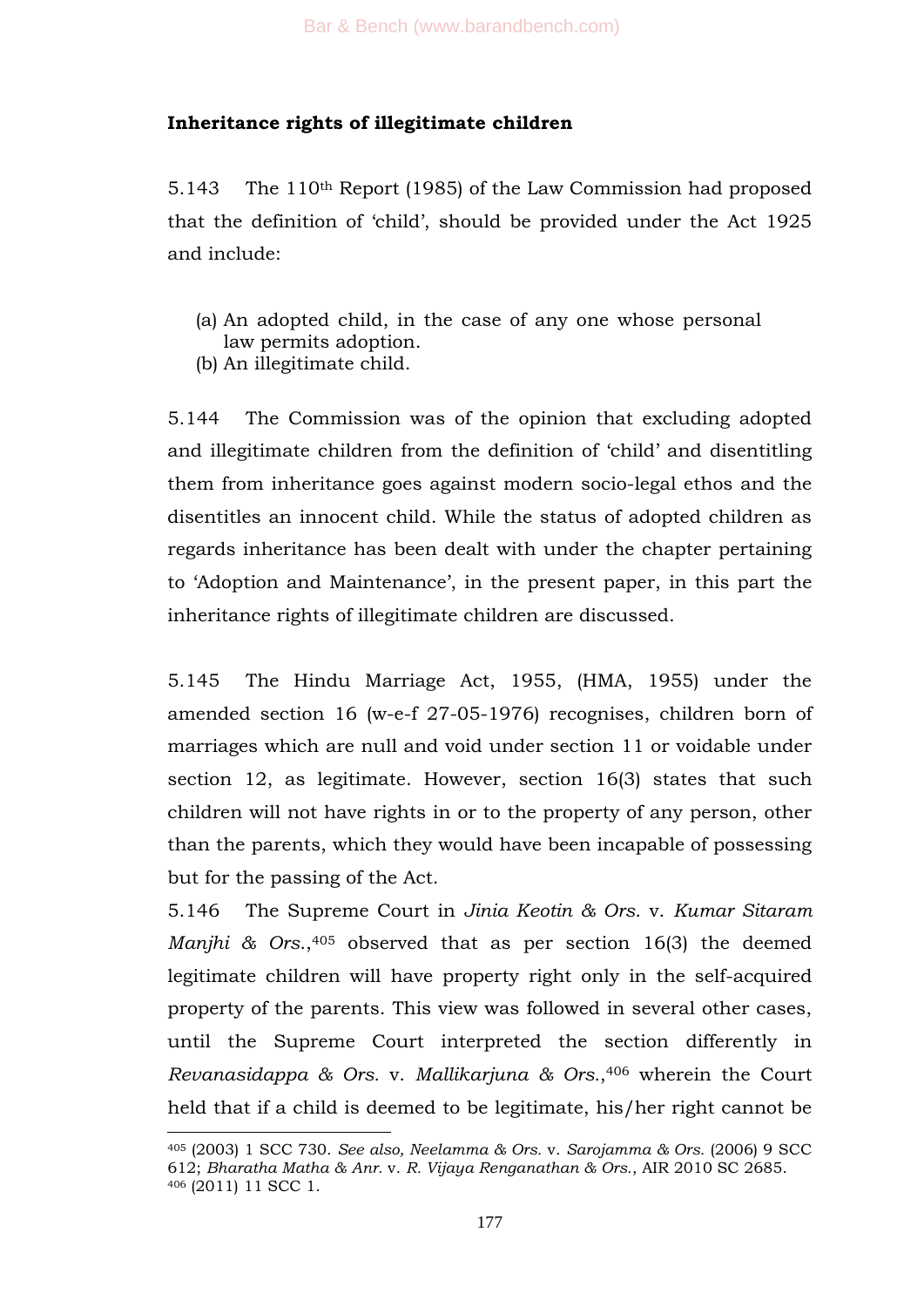**Inheritance rights of illegitimate children**

5.143 The 110th Report (1985) of the Law Commission had proposed that the definition of 'child', should be provided under the Act 1925 and include:

(a) An adopted child, in the case of any one whose personal law permits adoption.
(b) An illegitimate child.

5.144 The Commission was of the opinion that excluding adopted and illegitimate children from the definition of 'child' and disentitling them from inheritance goes against modern socio-legal ethos and the disentitles an innocent child. While the status of adopted children as regards inheritance has been dealt with under the chapter pertaining to 'Adoption and Maintenance', in the present paper, in this part the inheritance rights of illegitimate children are discussed.

5.145 The Hindu Marriage Act, 1955, (HMA, 1955) under the amended section 16 (w-e-f 27-05-1976) recognises, children born of marriages which are null and void under section 11 or voidable under section 12, as legitimate. However, section 16(3) states that such children will not have rights in or to the property of any person, other than the parents, which they would have been incapable of possessing but for the passing of the Act.

5.146 The Supreme Court in *Jinia Keotin & Ors.* v. *Kumar Sitaram Manjhi & Ors.*,[405] observed that as per section 16(3) the deemed legitimate children will have property right only in the self-acquired property of the parents. This view was followed in several other cases, until the Supreme Court interpreted the section differently in *Revanasidappa & Ors.* v. *Mallikarjuna & Ors.*,[406] wherein the Court held that if a child is deemed to be legitimate, his/her right cannot be

---

[405] (2003) 1 SCC 730. *See also, Neelamma & Ors.* v. *Sarojamma & Ors.* (2006) 9 SCC 612; *Bharatha Matha & Anr.* v. *R. Vijaya Renganathan & Ors.*, AIR 2010 SC 2685.

[406] (2011) 11 SCC 1.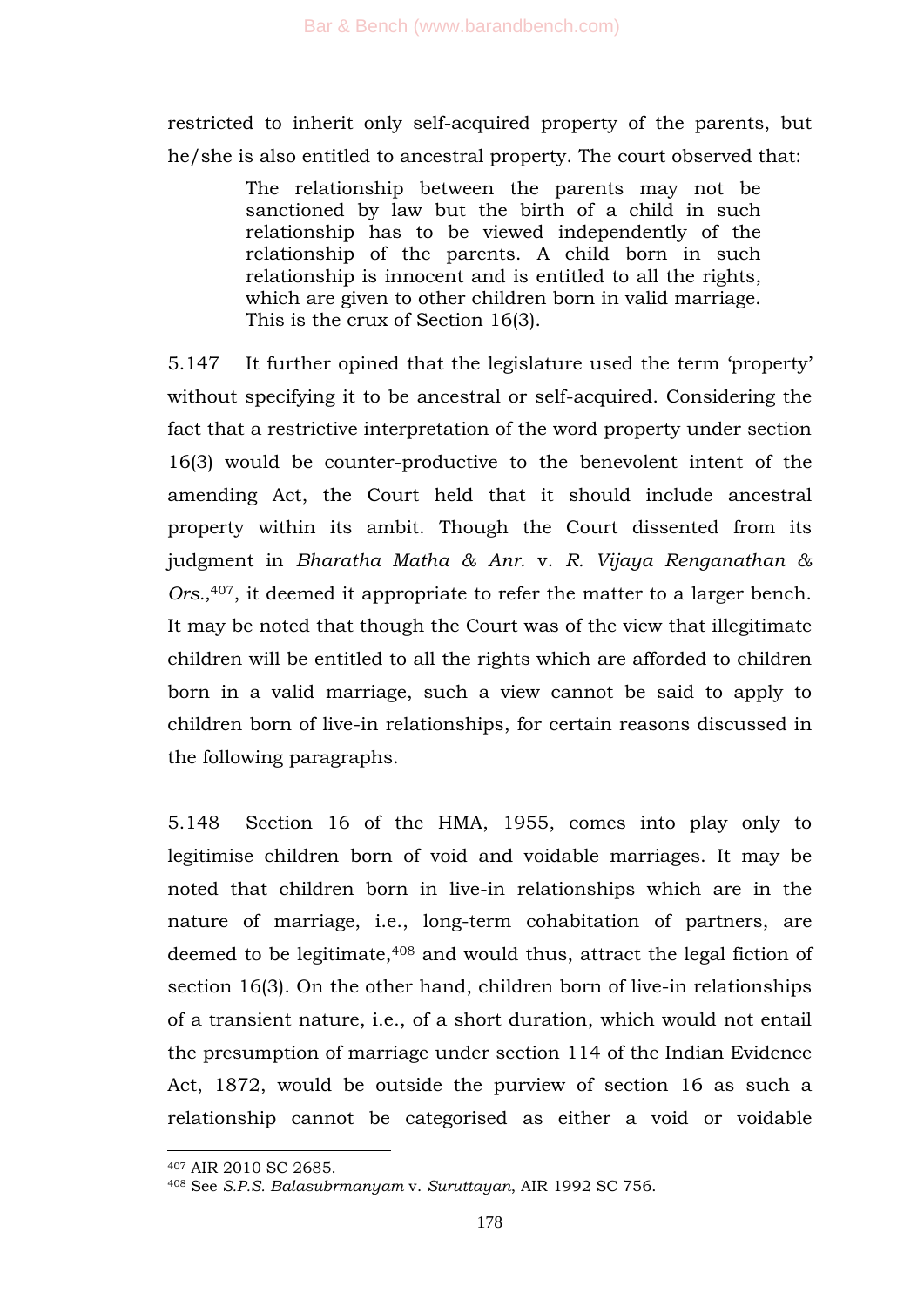restricted to inherit only self-acquired property of the parents, but he/she is also entitled to ancestral property. The court observed that:

> The relationship between the parents may not be sanctioned by law but the birth of a child in such relationship has to be viewed independently of the relationship of the parents. A child born in such relationship is innocent and is entitled to all the rights, which are given to other children born in valid marriage. This is the crux of Section 16(3).

5.147 It further opined that the legislature used the term 'property' without specifying it to be ancestral or self-acquired. Considering the fact that a restrictive interpretation of the word property under section 16(3) would be counter-productive to the benevolent intent of the amending Act, the Court held that it should include ancestral property within its ambit. Though the Court dissented from its judgment in *Bharatha Matha & Anr.* v. *R. Vijaya Renganathan & Ors.,*[407], it deemed it appropriate to refer the matter to a larger bench. It may be noted that though the Court was of the view that illegitimate children will be entitled to all the rights which are afforded to children born in a valid marriage, such a view cannot be said to apply to children born of live-in relationships, for certain reasons discussed in the following paragraphs.

5.148 Section 16 of the HMA, 1955, comes into play only to legitimise children born of void and voidable marriages. It may be noted that children born in live-in relationships which are in the nature of marriage, i.e., long-term cohabitation of partners, are deemed to be legitimate,[408] and would thus, attract the legal fiction of section 16(3). On the other hand, children born of live-in relationships of a transient nature, i.e., of a short duration, which would not entail the presumption of marriage under section 114 of the Indian Evidence Act, 1872, would be outside the purview of section 16 as such a relationship cannot be categorised as either a void or voidable

---

[407] AIR 2010 SC 2685.

[408] See *S.P.S. Balasubrmanyam* v. *Suruttayan*, AIR 1992 SC 756.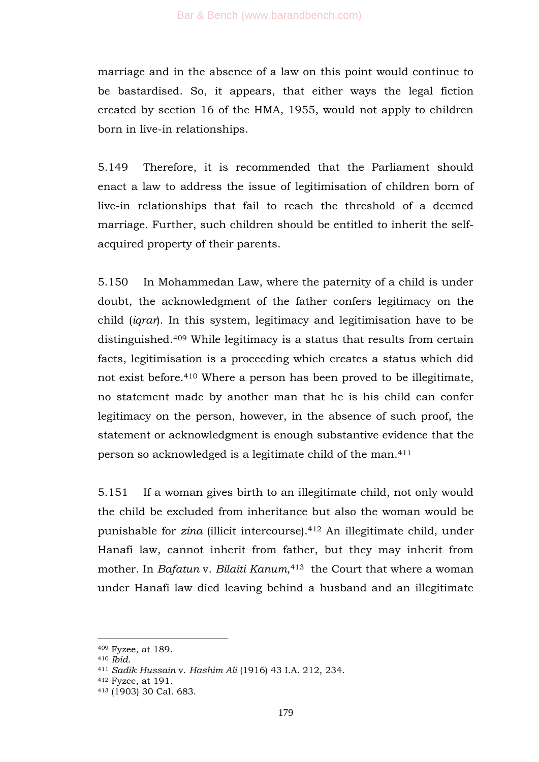marriage and in the absence of a law on this point would continue to be bastardised. So, it appears, that either ways the legal fiction created by section 16 of the HMA, 1955, would not apply to children born in live-in relationships.

5.149 Therefore, it is recommended that the Parliament should enact a law to address the issue of legitimisation of children born of live-in relationships that fail to reach the threshold of a deemed marriage. Further, such children should be entitled to inherit the self-acquired property of their parents.

5.150 In Mohammedan Law, where the paternity of a child is under doubt, the acknowledgment of the father confers legitimacy on the child (*iqrar*). In this system, legitimacy and legitimisation have to be distinguished.[409] While legitimacy is a status that results from certain facts, legitimisation is a proceeding which creates a status which did not exist before.[410] Where a person has been proved to be illegitimate, no statement made by another man that he is his child can confer legitimacy on the person, however, in the absence of such proof, the statement or acknowledgment is enough substantive evidence that the person so acknowledged is a legitimate child of the man.[411]

5.151 If a woman gives birth to an illegitimate child, not only would the child be excluded from inheritance but also the woman would be punishable for *zina* (illicit intercourse).[412] An illegitimate child, under Hanafi law, cannot inherit from father, but they may inherit from mother. In *Bafatun* v. *Bilaiti Kanum*,[413] the Court that where a woman under Hanafi law died leaving behind a husband and an illegitimate

---

[409] Fyzee, at 189.

[410] *Ibid.*

[411] *Sadik Hussain* v. *Hashim Ali* (1916) 43 I.A. 212, 234.

[412] Fyzee, at 191.

[413] (1903) 30 Cal. 683.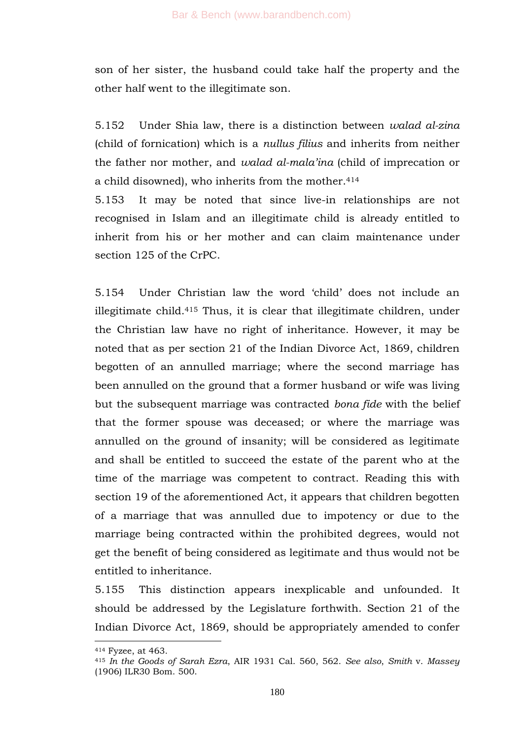son of her sister, the husband could take half the property and the other half went to the illegitimate son.

5.152 Under Shia law, there is a distinction between *walad al-zina* (child of fornication) which is a *nullus filius* and inherits from neither the father nor mother, and *walad al-mala'ina* (child of imprecation or a child disowned), who inherits from the mother.[414]

5.153 It may be noted that since live-in relationships are not recognised in Islam and an illegitimate child is already entitled to inherit from his or her mother and can claim maintenance under section 125 of the CrPC.

5.154 Under Christian law the word 'child' does not include an illegitimate child.[415] Thus, it is clear that illegitimate children, under the Christian law have no right of inheritance. However, it may be noted that as per section 21 of the Indian Divorce Act, 1869, children begotten of an annulled marriage; where the second marriage has been annulled on the ground that a former husband or wife was living but the subsequent marriage was contracted *bona fide* with the belief that the former spouse was deceased; or where the marriage was annulled on the ground of insanity; will be considered as legitimate and shall be entitled to succeed the estate of the parent who at the time of the marriage was competent to contract. Reading this with section 19 of the aforementioned Act, it appears that children begotten of a marriage that was annulled due to impotency or due to the marriage being contracted within the prohibited degrees, would not get the benefit of being considered as legitimate and thus would not be entitled to inheritance.

5.155 This distinction appears inexplicable and unfounded. It should be addressed by the Legislature forthwith. Section 21 of the Indian Divorce Act, 1869, should be appropriately amended to confer

---

[414] Fyzee, at 463.

[415] *In the Goods of Sarah Ezra*, AIR 1931 Cal. 560, 562. *See also*, *Smith* v. *Massey* (1906) ILR30 Bom. 500.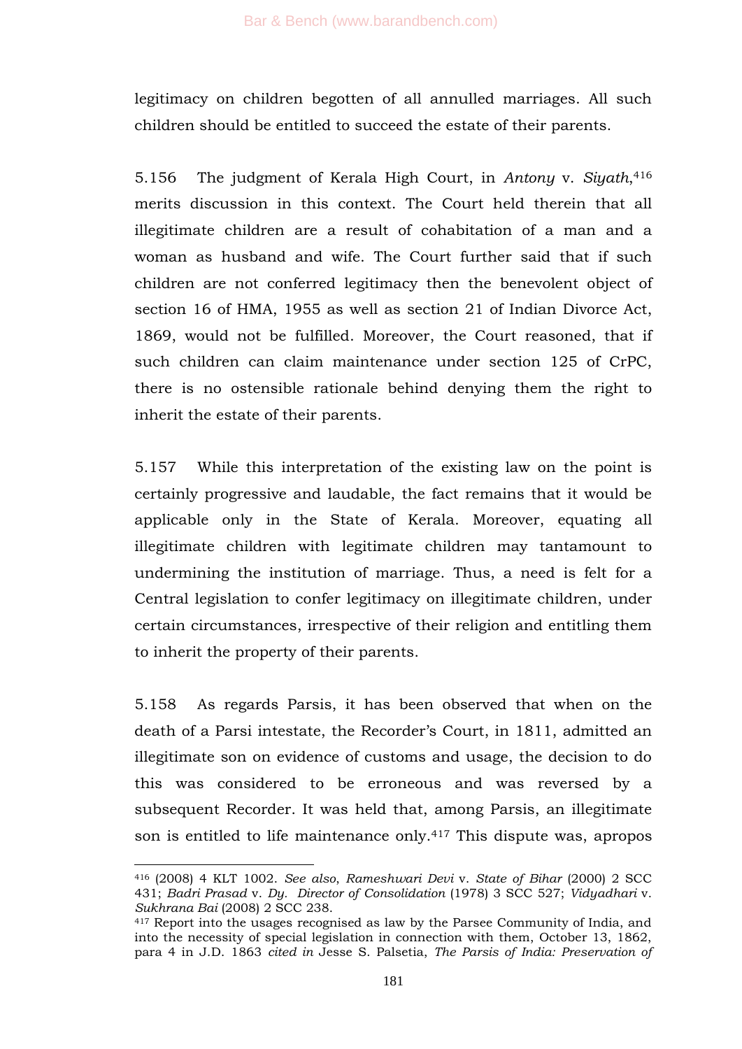legitimacy on children begotten of all annulled marriages. All such children should be entitled to succeed the estate of their parents.

5.156 The judgment of Kerala High Court, in *Antony* v. *Siyath*,[416] merits discussion in this context. The Court held therein that all illegitimate children are a result of cohabitation of a man and a woman as husband and wife. The Court further said that if such children are not conferred legitimacy then the benevolent object of section 16 of HMA, 1955 as well as section 21 of Indian Divorce Act, 1869, would not be fulfilled. Moreover, the Court reasoned, that if such children can claim maintenance under section 125 of CrPC, there is no ostensible rationale behind denying them the right to inherit the estate of their parents.

5.157 While this interpretation of the existing law on the point is certainly progressive and laudable, the fact remains that it would be applicable only in the State of Kerala. Moreover, equating all illegitimate children with legitimate children may tantamount to undermining the institution of marriage. Thus, a need is felt for a Central legislation to confer legitimacy on illegitimate children, under certain circumstances, irrespective of their religion and entitling them to inherit the property of their parents.

5.158 As regards Parsis, it has been observed that when on the death of a Parsi intestate, the Recorder's Court, in 1811, admitted an illegitimate son on evidence of customs and usage, the decision to do this was considered to be erroneous and was reversed by a subsequent Recorder. It was held that, among Parsis, an illegitimate son is entitled to life maintenance only.[417] This dispute was, apropos

---

[416] (2008) 4 KLT 1002. *See also*, *Rameshwari Devi* v. *State of Bihar* (2000) 2 SCC 431; *Badri Prasad* v. *Dy. Director of Consolidation* (1978) 3 SCC 527; *Vidyadhari* v. *Sukhrana Bai* (2008) 2 SCC 238.

[417] Report into the usages recognised as law by the Parsee Community of India, and into the necessity of special legislation in connection with them, October 13, 1862, para 4 in J.D. 1863 *cited in* Jesse S. Palsetia, *The Parsis of India: Preservation of*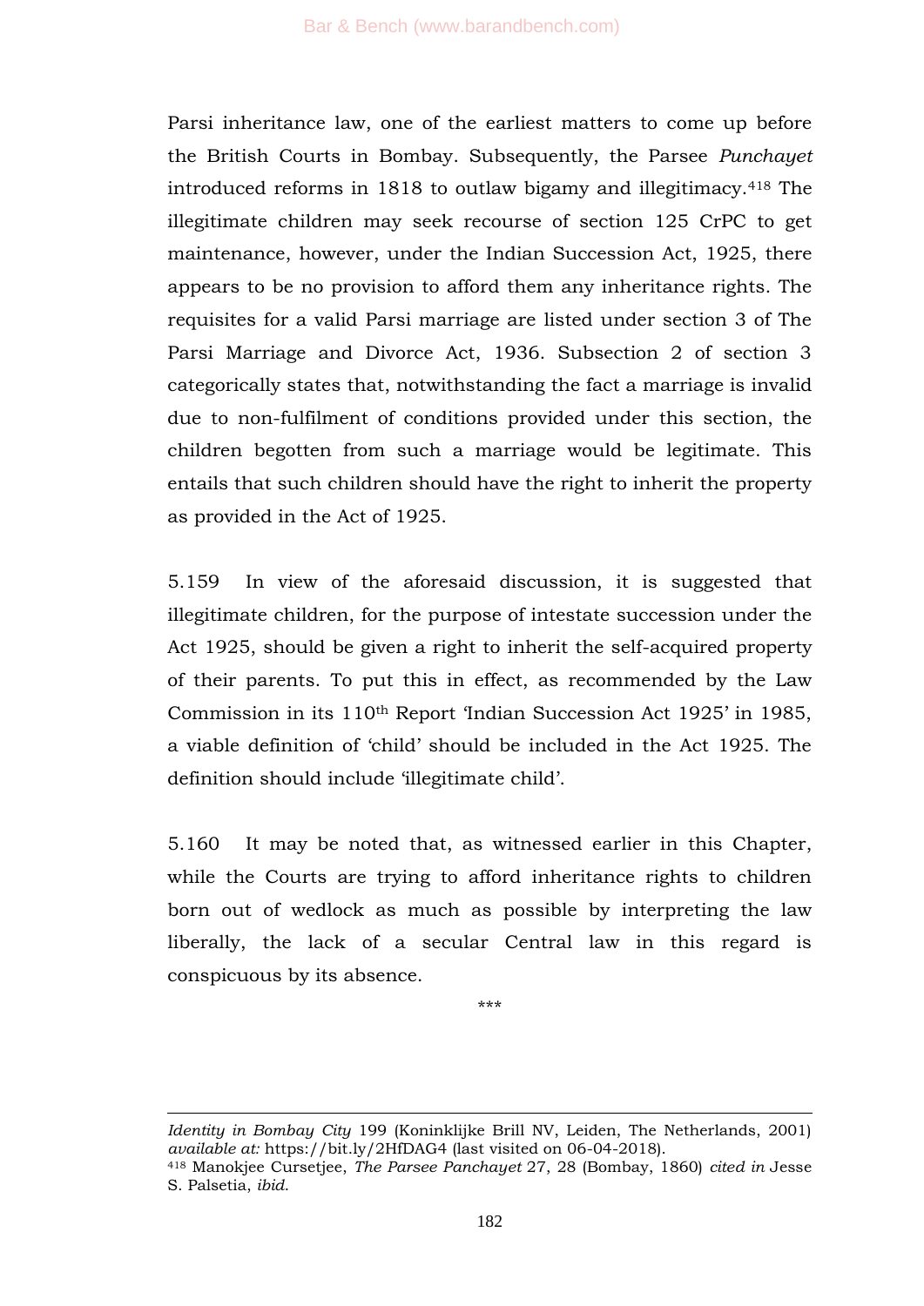Parsi inheritance law, one of the earliest matters to come up before the British Courts in Bombay. Subsequently, the Parsee *Punchayet* introduced reforms in 1818 to outlaw bigamy and illegitimacy.[418] The illegitimate children may seek recourse of section 125 CrPC to get maintenance, however, under the Indian Succession Act, 1925, there appears to be no provision to afford them any inheritance rights. The requisites for a valid Parsi marriage are listed under section 3 of The Parsi Marriage and Divorce Act, 1936. Subsection 2 of section 3 categorically states that, notwithstanding the fact a marriage is invalid due to non-fulfilment of conditions provided under this section, the children begotten from such a marriage would be legitimate. This entails that such children should have the right to inherit the property as provided in the Act of 1925.

5.159 In view of the aforesaid discussion, it is suggested that illegitimate children, for the purpose of intestate succession under the Act 1925, should be given a right to inherit the self-acquired property of their parents. To put this in effect, as recommended by the Law Commission in its 110th Report 'Indian Succession Act 1925' in 1985, a viable definition of 'child' should be included in the Act 1925. The definition should include 'illegitimate child'.

5.160 It may be noted that, as witnessed earlier in this Chapter, while the Courts are trying to afford inheritance rights to children born out of wedlock as much as possible by interpreting the law liberally, the lack of a secular Central law in this regard is conspicuous by its absence.

\*\*\*

---

*Identity in Bombay City* 199 (Koninklijke Brill NV, Leiden, The Netherlands, 2001) *available at:* https://bit.ly/2HfDAG4 (last visited on 06-04-2018).

[418] Manokjee Cursetjee, *The Parsee Panchayet* 27, 28 (Bombay, 1860) *cited in* Jesse S. Palsetia, *ibid.*